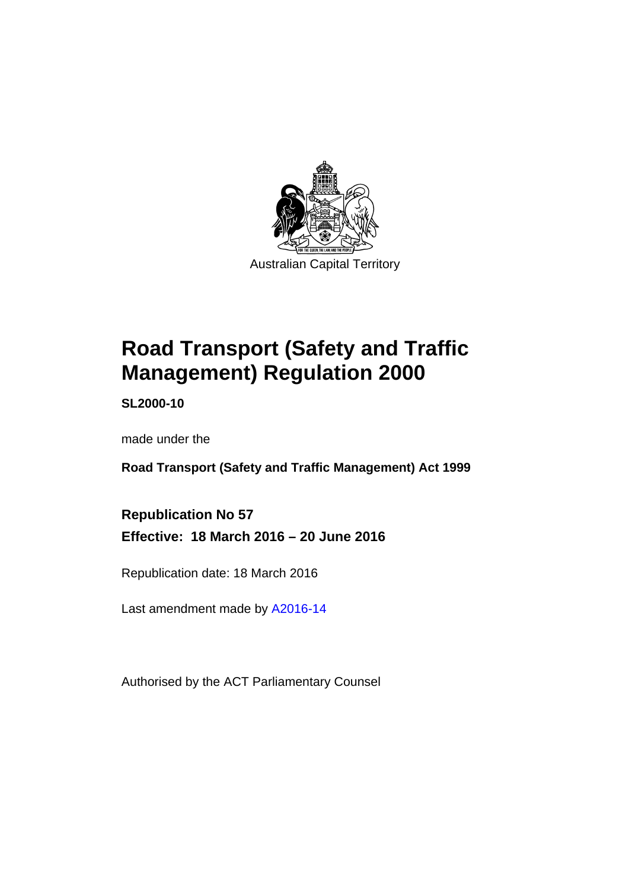Australian Capital Territory

# Road Transport (Safety and Traffic Management) Regulation 2000

**SL2000-10**

made under the

**Road Transport (Safety and Traffic Management) Act 1999**

## Republication No 57

**Effective: 18 March 2016 – 20 June 2016**

Republication date: 18 March 2016

Last amendment made by A2016-14

Authorised by the ACT Parliamentary Counsel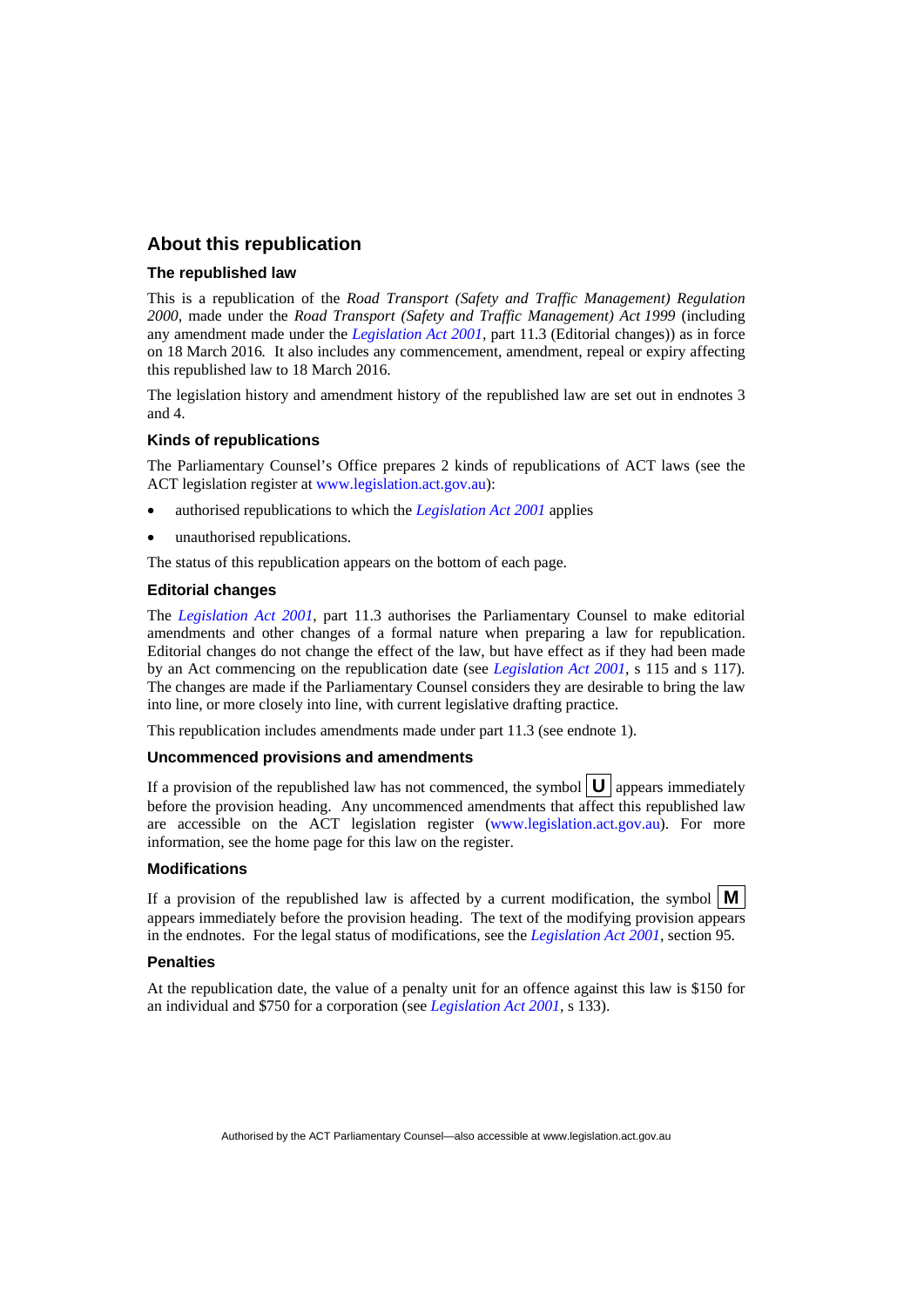## About this republication

### The republished law

This is a republication of the *Road Transport (Safety and Traffic Management) Regulation 2000*, made under the *Road Transport (Safety and Traffic Management) Act 1999* (including any amendment made under the *Legislation Act 2001*, part 11.3 (Editorial changes)) as in force on 18 March 2016*.* It also includes any commencement, amendment, repeal or expiry affecting this republished law to 18 March 2016.

The legislation history and amendment history of the republished law are set out in endnotes 3 and 4.

### Kinds of republications

The Parliamentary Counsel's Office prepares 2 kinds of republications of ACT laws (see the ACT legislation register at www.legislation.act.gov.au):

- authorised republications to which the *Legislation Act 2001* applies
- unauthorised republications.

The status of this republication appears on the bottom of each page.

### Editorial changes

The *Legislation Act 2001*, part 11.3 authorises the Parliamentary Counsel to make editorial amendments and other changes of a formal nature when preparing a law for republication. Editorial changes do not change the effect of the law, but have effect as if they had been made by an Act commencing on the republication date (see *Legislation Act 2001*, s 115 and s 117). The changes are made if the Parliamentary Counsel considers they are desirable to bring the law into line, or more closely into line, with current legislative drafting practice.

This republication includes amendments made under part 11.3 (see endnote 1).

### Uncommenced provisions and amendments

If a provision of the republished law has not commenced, the symbol **U** appears immediately before the provision heading. Any uncommenced amendments that affect this republished law are accessible on the ACT legislation register (www.legislation.act.gov.au). For more information, see the home page for this law on the register.

### Modifications

If a provision of the republished law is affected by a current modification, the symbol **M** appears immediately before the provision heading. The text of the modifying provision appears in the endnotes. For the legal status of modifications, see the *Legislation Act 2001*, section 95.

### Penalties

At the republication date, the value of a penalty unit for an offence against this law is $150 for an individual and $750 for a corporation (see *Legislation Act 2001*, s 133).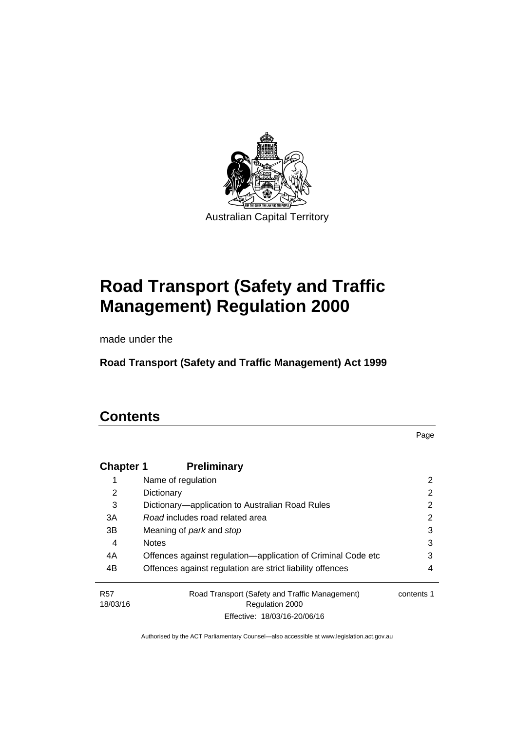Australian Capital Territory

# Road Transport (Safety and Traffic Management) Regulation 2000

made under the

**Road Transport (Safety and Traffic Management) Act 1999**

## Contents

| | | Page |
|---|---|---|
| **Chapter 1** | **Preliminary** | |
| 1 | Name of regulation | 2 |
| 2 | Dictionary | 2 |
| 3 | Dictionary—application to Australian Road Rules | 2 |
| 3A | *Road* includes road related area | 2 |
| 3B | Meaning of *park* and *stop* | 3 |
| 4 | Notes | 3 |
| 4A | Offences against regulation—application of Criminal Code etc | 3 |
| 4B | Offences against regulation are strict liability offences | 4 |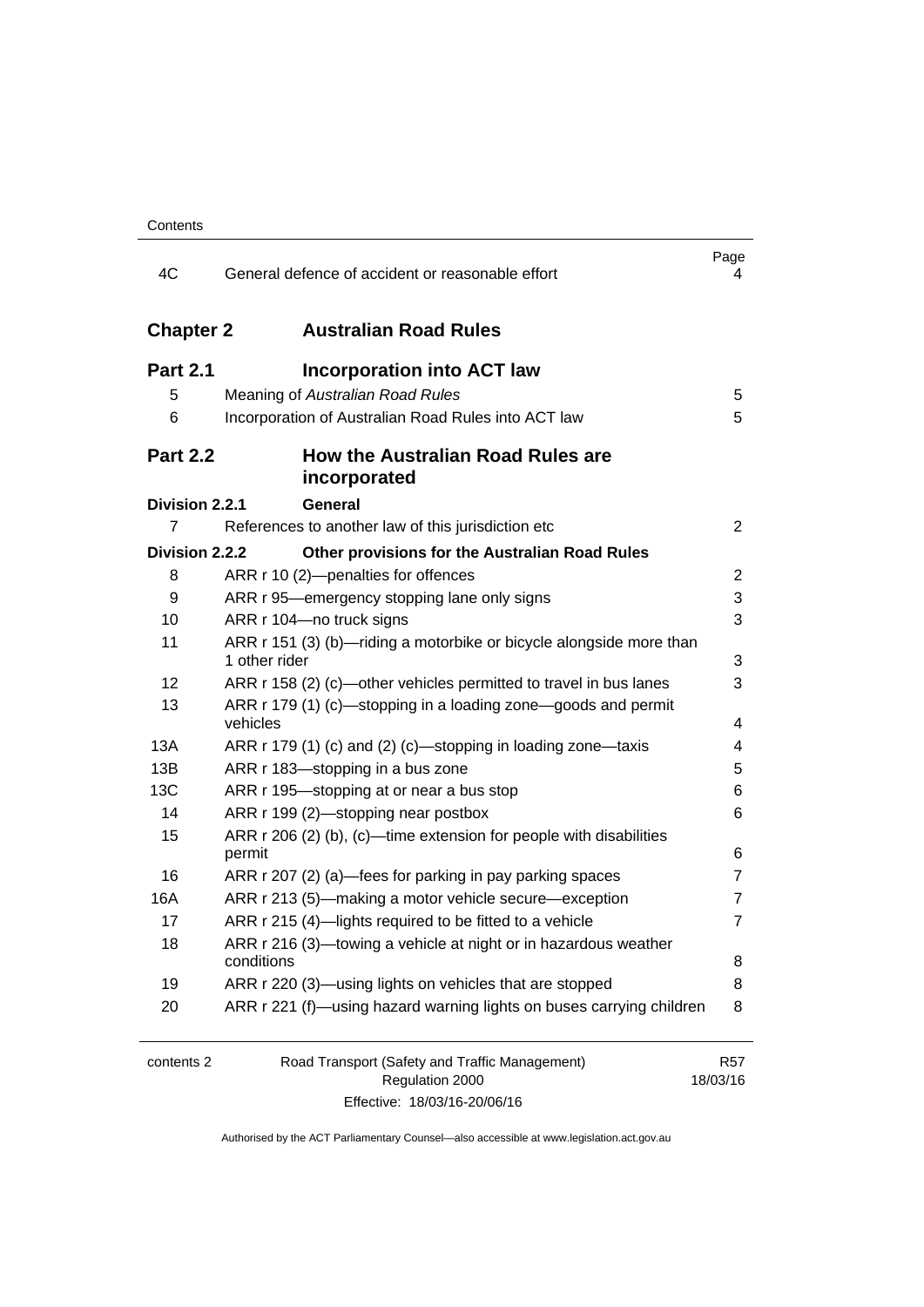| | | Page |
|---|---|---|
| 4C | General defence of accident or reasonable effort | 4 |
| **Chapter 2** | **Australian Road Rules** | |
| **Part 2.1** | **Incorporation into ACT law** | |
| 5 | Meaning of *Australian Road Rules* | 5 |
| 6 | Incorporation of Australian Road Rules into ACT law | 5 |
| **Part 2.2** | **How the Australian Road Rules are incorporated** | |
| **Division 2.2.1** | **General** | |
| 7 | References to another law of this jurisdiction etc | 2 |
| **Division 2.2.2** | **Other provisions for the Australian Road Rules** | |
| 8 | ARR r 10 (2)—penalties for offences | 2 |
| 9 | ARR r 95—emergency stopping lane only signs | 3 |
| 10 | ARR r 104—no truck signs | 3 |
| 11 | ARR r 151 (3) (b)—riding a motorbike or bicycle alongside more than 1 other rider | 3 |
| 12 | ARR r 158 (2) (c)—other vehicles permitted to travel in bus lanes | 3 |
| 13 | ARR r 179 (1) (c)—stopping in a loading zone—goods and permit vehicles | 4 |
| 13A | ARR r 179 (1) (c) and (2) (c)—stopping in loading zone—taxis | 4 |
| 13B | ARR r 183—stopping in a bus zone | 5 |
| 13C | ARR r 195—stopping at or near a bus stop | 6 |
| 14 | ARR r 199 (2)—stopping near postbox | 6 |
| 15 | ARR r 206 (2) (b), (c)—time extension for people with disabilities permit | 6 |
| 16 | ARR r 207 (2) (a)—fees for parking in pay parking spaces | 7 |
| 16A | ARR r 213 (5)—making a motor vehicle secure—exception | 7 |
| 17 | ARR r 215 (4)—lights required to be fitted to a vehicle | 7 |
| 18 | ARR r 216 (3)—towing a vehicle at night or in hazardous weather conditions | 8 |
| 19 | ARR r 220 (3)—using lights on vehicles that are stopped | 8 |
| 20 | ARR r 221 (f)—using hazard warning lights on buses carrying children | 8 |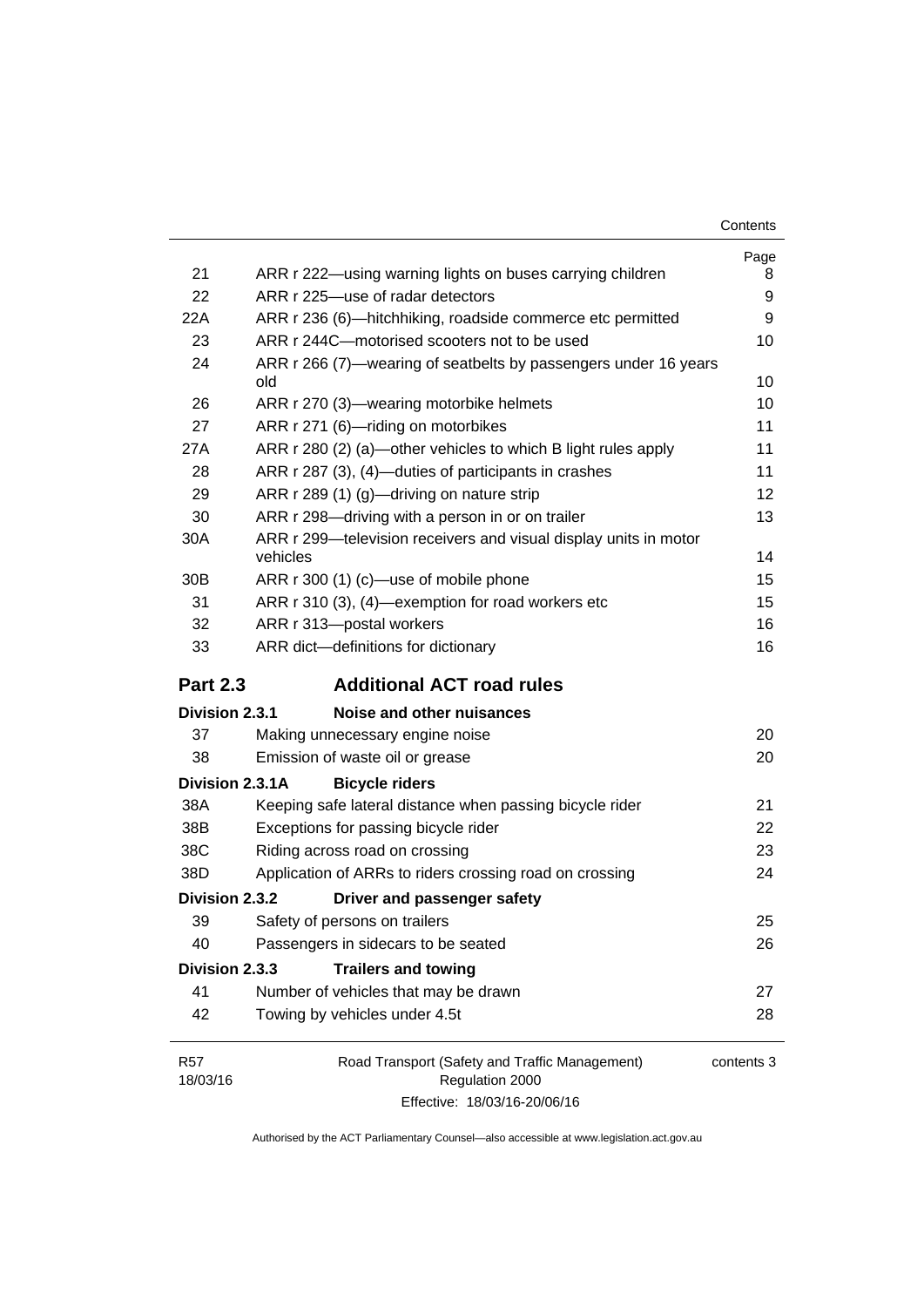| | | Page |
|---|---|---|
| 21 | ARR r 222—using warning lights on buses carrying children | 8 |
| 22 | ARR r 225—use of radar detectors | 9 |
| 22A | ARR r 236 (6)—hitchhiking, roadside commerce etc permitted | 9 |
| 23 | ARR r 244C—motorised scooters not to be used | 10 |
| 24 | ARR r 266 (7)—wearing of seatbelts by passengers under 16 years old | 10 |
| 26 | ARR r 270 (3)—wearing motorbike helmets | 10 |
| 27 | ARR r 271 (6)—riding on motorbikes | 11 |
| 27A | ARR r 280 (2) (a)—other vehicles to which B light rules apply | 11 |
| 28 | ARR r 287 (3), (4)—duties of participants in crashes | 11 |
| 29 | ARR r 289 (1) (g)—driving on nature strip | 12 |
| 30 | ARR r 298—driving with a person in or on trailer | 13 |
| 30A | ARR r 299—television receivers and visual display units in motor vehicles | 14 |
| 30B | ARR r 300 (1) (c)—use of mobile phone | 15 |
| 31 | ARR r 310 (3), (4)—exemption for road workers etc | 15 |
| 32 | ARR r 313—postal workers | 16 |
| 33 | ARR dict—definitions for dictionary | 16 |

## Part 2.3 Additional ACT road rules

**Division 2.3.1 Noise and other nuisances**

| | | |
|---|---|---|
| 37 | Making unnecessary engine noise | 20 |
| 38 | Emission of waste oil or grease | 20 |

**Division 2.3.1A Bicycle riders**

| | | |
|---|---|---|
| 38A | Keeping safe lateral distance when passing bicycle rider | 21 |
| 38B | Exceptions for passing bicycle rider | 22 |
| 38C | Riding across road on crossing | 23 |
| 38D | Application of ARRs to riders crossing road on crossing | 24 |

**Division 2.3.2 Driver and passenger safety**

| | | |
|---|---|---|
| 39 | Safety of persons on trailers | 25 |
| 40 | Passengers in sidecars to be seated | 26 |

**Division 2.3.3 Trailers and towing**

| | | |
|---|---|---|
| 41 | Number of vehicles that may be drawn | 27 |
| 42 | Towing by vehicles under 4.5t | 28 |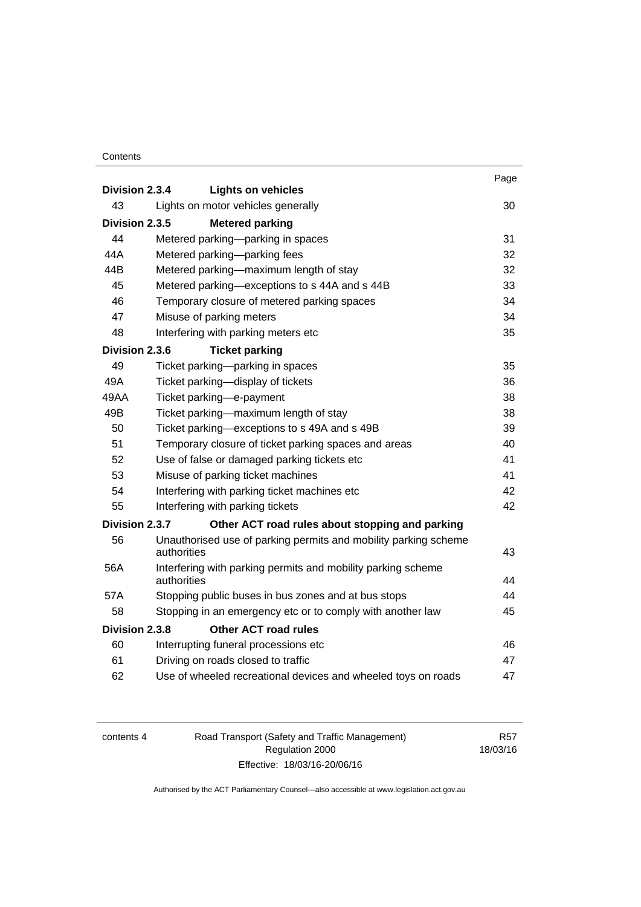| | | Page |
|---|---|---|
| **Division 2.3.4** | **Lights on vehicles** | |
| 43 | Lights on motor vehicles generally | 30 |
| **Division 2.3.5** | **Metered parking** | |
| 44 | Metered parking—parking in spaces | 31 |
| 44A | Metered parking—parking fees | 32 |
| 44B | Metered parking—maximum length of stay | 32 |
| 45 | Metered parking—exceptions to s 44A and s 44B | 33 |
| 46 | Temporary closure of metered parking spaces | 34 |
| 47 | Misuse of parking meters | 34 |
| 48 | Interfering with parking meters etc | 35 |
| **Division 2.3.6** | **Ticket parking** | |
| 49 | Ticket parking—parking in spaces | 35 |
| 49A | Ticket parking—display of tickets | 36 |
| 49AA | Ticket parking—e-payment | 38 |
| 49B | Ticket parking—maximum length of stay | 38 |
| 50 | Ticket parking—exceptions to s 49A and s 49B | 39 |
| 51 | Temporary closure of ticket parking spaces and areas | 40 |
| 52 | Use of false or damaged parking tickets etc | 41 |
| 53 | Misuse of parking ticket machines | 41 |
| 54 | Interfering with parking ticket machines etc | 42 |
| 55 | Interfering with parking tickets | 42 |
| **Division 2.3.7** | **Other ACT road rules about stopping and parking** | |
| 56 | Unauthorised use of parking permits and mobility parking scheme authorities | 43 |
| 56A | Interfering with parking permits and mobility parking scheme authorities | 44 |
| 57A | Stopping public buses in bus zones and at bus stops | 44 |
| 58 | Stopping in an emergency etc or to comply with another law | 45 |
| **Division 2.3.8** | **Other ACT road rules** | |
| 60 | Interrupting funeral processions etc | 46 |
| 61 | Driving on roads closed to traffic | 47 |
| 62 | Use of wheeled recreational devices and wheeled toys on roads | 47 |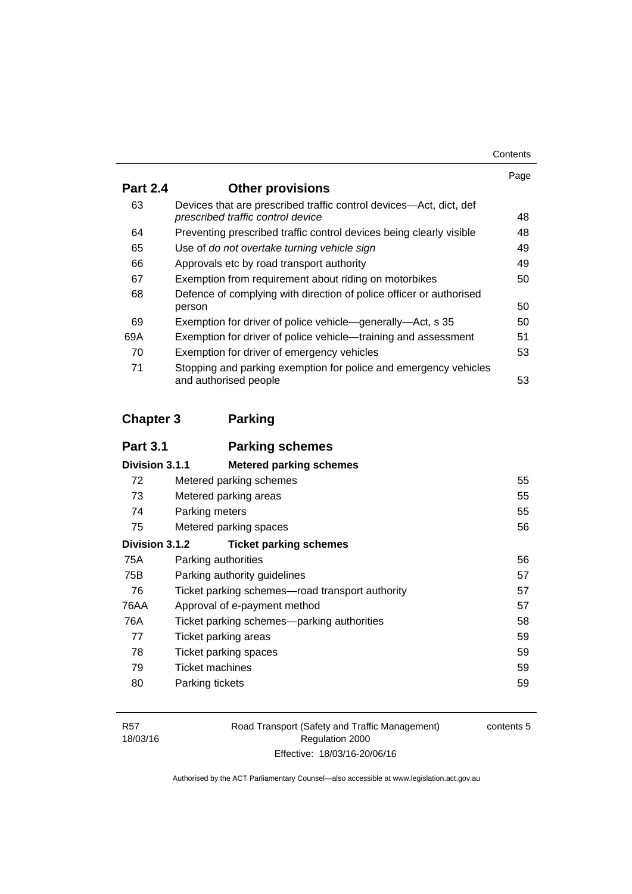| | | Page |
|---|---|---|
| **Part 2.4** | **Other provisions** | |
| 63 | Devices that are prescribed traffic control devices—Act, dict, def *prescribed traffic control device* | 48 |
| 64 | Preventing prescribed traffic control devices being clearly visible | 48 |
| 65 | Use of *do not overtake turning vehicle sign* | 49 |
| 66 | Approvals etc by road transport authority | 49 |
| 67 | Exemption from requirement about riding on motorbikes | 50 |
| 68 | Defence of complying with direction of police officer or authorised person | 50 |
| 69 | Exemption for driver of police vehicle—generally—Act, s 35 | 50 |
| 69A | Exemption for driver of police vehicle—training and assessment | 51 |
| 70 | Exemption for driver of emergency vehicles | 53 |
| 71 | Stopping and parking exemption for police and emergency vehicles and authorised people | 53 |
| **Chapter 3** | **Parking** | |
| **Part 3.1** | **Parking schemes** | |
| **Division 3.1.1** | **Metered parking schemes** | |
| 72 | Metered parking schemes | 55 |
| 73 | Metered parking areas | 55 |
| 74 | Parking meters | 55 |
| 75 | Metered parking spaces | 56 |
| **Division 3.1.2** | **Ticket parking schemes** | |
| 75A | Parking authorities | 56 |
| 75B | Parking authority guidelines | 57 |
| 76 | Ticket parking schemes—road transport authority | 57 |
| 76AA | Approval of e-payment method | 57 |
| 76A | Ticket parking schemes—parking authorities | 58 |
| 77 | Ticket parking areas | 59 |
| 78 | Ticket parking spaces | 59 |
| 79 | Ticket machines | 59 |
| 80 | Parking tickets | 59 |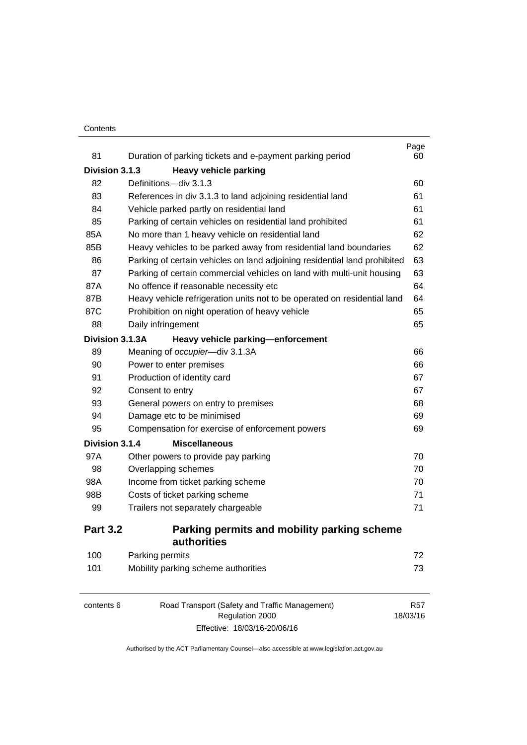| | | Page |
|---|---|---|
| 81 | Duration of parking tickets and e-payment parking period | 60 |
| **Division 3.1.3** | **Heavy vehicle parking** | |
| 82 | Definitions—div 3.1.3 | 60 |
| 83 | References in div 3.1.3 to land adjoining residential land | 61 |
| 84 | Vehicle parked partly on residential land | 61 |
| 85 | Parking of certain vehicles on residential land prohibited | 61 |
| 85A | No more than 1 heavy vehicle on residential land | 62 |
| 85B | Heavy vehicles to be parked away from residential land boundaries | 62 |
| 86 | Parking of certain vehicles on land adjoining residential land prohibited | 63 |
| 87 | Parking of certain commercial vehicles on land with multi-unit housing | 63 |
| 87A | No offence if reasonable necessity etc | 64 |
| 87B | Heavy vehicle refrigeration units not to be operated on residential land | 64 |
| 87C | Prohibition on night operation of heavy vehicle | 65 |
| 88 | Daily infringement | 65 |
| **Division 3.1.3A** | **Heavy vehicle parking—enforcement** | |
| 89 | Meaning of *occupier*—div 3.1.3A | 66 |
| 90 | Power to enter premises | 66 |
| 91 | Production of identity card | 67 |
| 92 | Consent to entry | 67 |
| 93 | General powers on entry to premises | 68 |
| 94 | Damage etc to be minimised | 69 |
| 95 | Compensation for exercise of enforcement powers | 69 |
| **Division 3.1.4** | **Miscellaneous** | |
| 97A | Other powers to provide pay parking | 70 |
| 98 | Overlapping schemes | 70 |
| 98A | Income from ticket parking scheme | 70 |
| 98B | Costs of ticket parking scheme | 71 |
| 99 | Trailers not separately chargeable | 71 |

## Part 3.2 Parking permits and mobility parking scheme authorities

| | | |
|---|---|---|
| 100 | Parking permits | 72 |
| 101 | Mobility parking scheme authorities | 73 |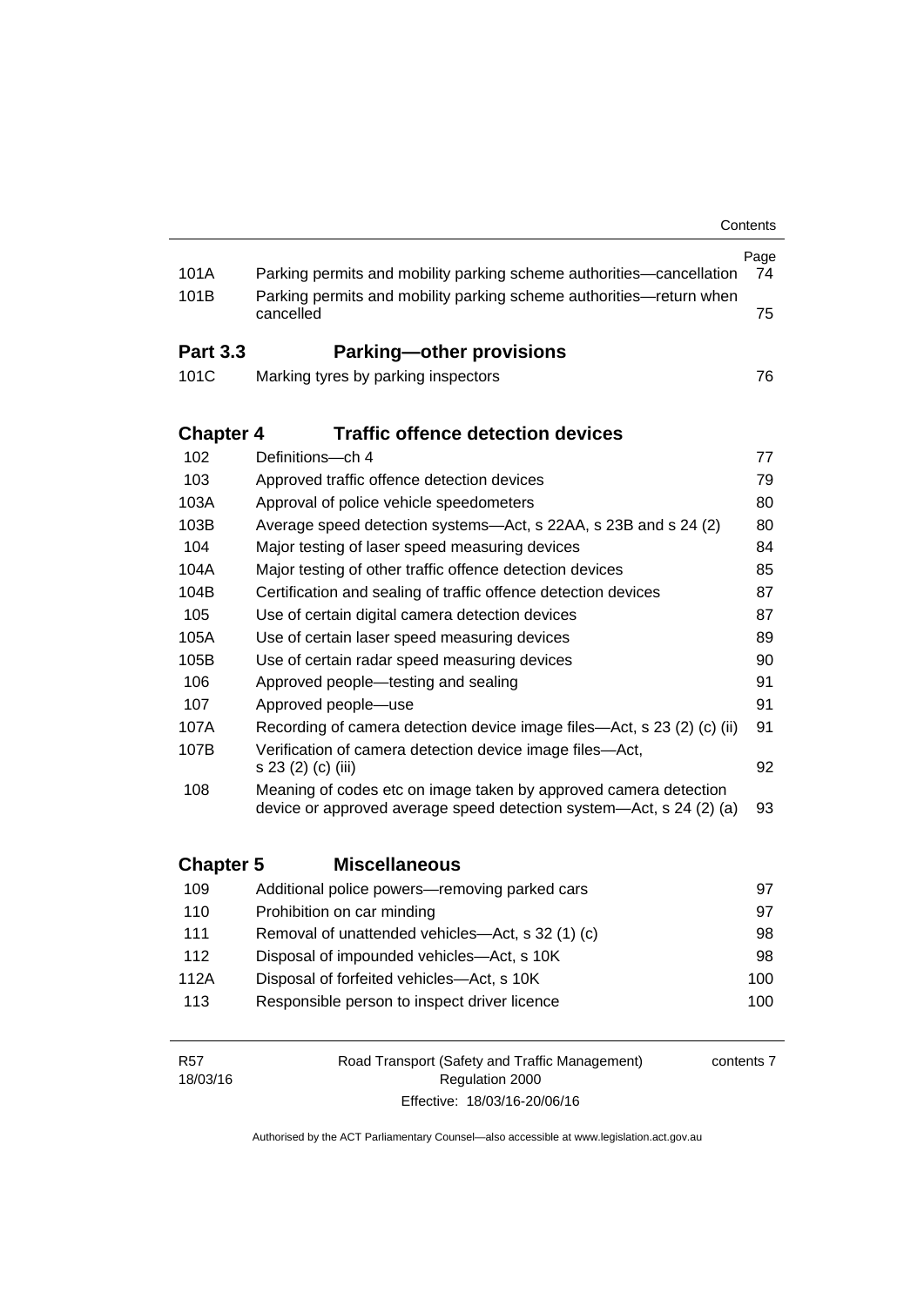| | | Page |
|---|---|---|
| 101A | Parking permits and mobility parking scheme authorities—cancellation | 74 |
| 101B | Parking permits and mobility parking scheme authorities—return when cancelled | 75 |

## Part 3.3 Parking—other provisions

| | | |
|---|---|---|
| 101C | Marking tyres by parking inspectors | 76 |

## Chapter 4 Traffic offence detection devices

| | | |
|---|---|---|
| 102 | Definitions—ch 4 | 77 |
| 103 | Approved traffic offence detection devices | 79 |
| 103A | Approval of police vehicle speedometers | 80 |
| 103B | Average speed detection systems—Act, s 22AA, s 23B and s 24 (2) | 80 |
| 104 | Major testing of laser speed measuring devices | 84 |
| 104A | Major testing of other traffic offence detection devices | 85 |
| 104B | Certification and sealing of traffic offence detection devices | 87 |
| 105 | Use of certain digital camera detection devices | 87 |
| 105A | Use of certain laser speed measuring devices | 89 |
| 105B | Use of certain radar speed measuring devices | 90 |
| 106 | Approved people—testing and sealing | 91 |
| 107 | Approved people—use | 91 |
| 107A | Recording of camera detection device image files—Act, s 23 (2) (c) (ii) | 91 |
| 107B | Verification of camera detection device image files—Act, s 23 (2) (c) (iii) | 92 |
| 108 | Meaning of codes etc on image taken by approved camera detection device or approved average speed detection system—Act, s 24 (2) (a) | 93 |

## Chapter 5 Miscellaneous

| | | |
|---|---|---|
| 109 | Additional police powers—removing parked cars | 97 |
| 110 | Prohibition on car minding | 97 |
| 111 | Removal of unattended vehicles—Act, s 32 (1) (c) | 98 |
| 112 | Disposal of impounded vehicles—Act, s 10K | 98 |
| 112A | Disposal of forfeited vehicles—Act, s 10K | 100 |
| 113 | Responsible person to inspect driver licence | 100 |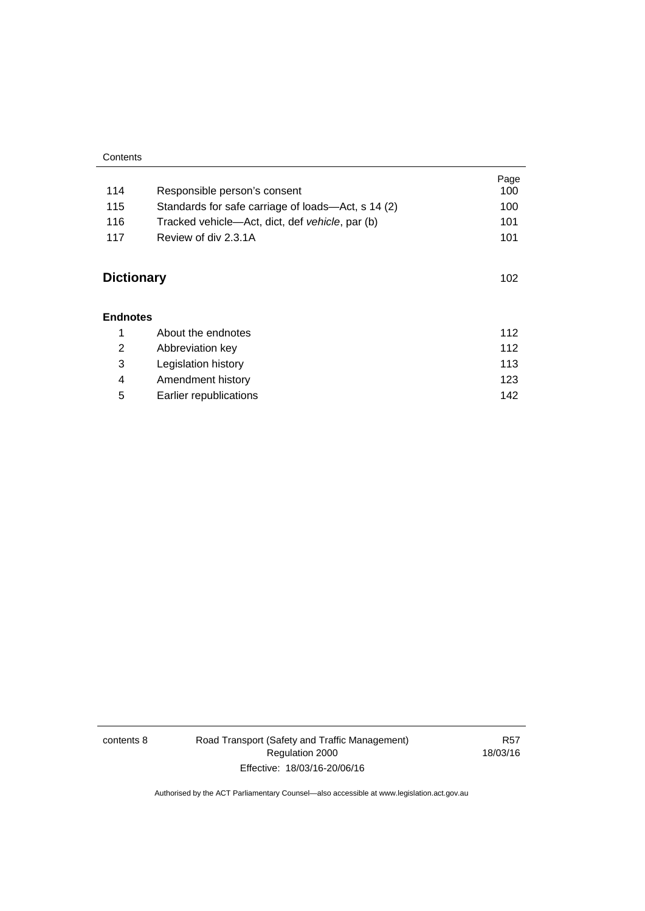| | | Page |
|---|---|---|
| 114 | Responsible person's consent | 100 |
| 115 | Standards for safe carriage of loads—Act, s 14 (2) | 100 |
| 116 | Tracked vehicle—Act, dict, def *vehicle*, par (b) | 101 |
| 117 | Review of div 2.3.1A | 101 |

**Dictionary** 102

**Endnotes**

| | | |
|---|---|---|
| 1 | About the endnotes | 112 |
| 2 | Abbreviation key | 112 |
| 3 | Legislation history | 113 |
| 4 | Amendment history | 123 |
| 5 | Earlier republications | 142 |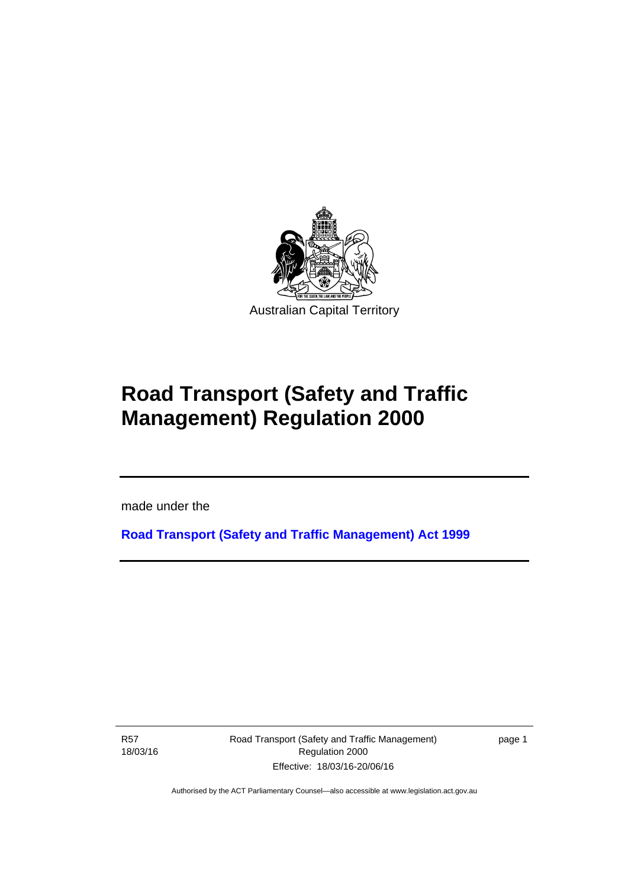Australian Capital Territory

# Road Transport (Safety and Traffic Management) Regulation 2000

made under the

**Road Transport (Safety and Traffic Management) Act 1999**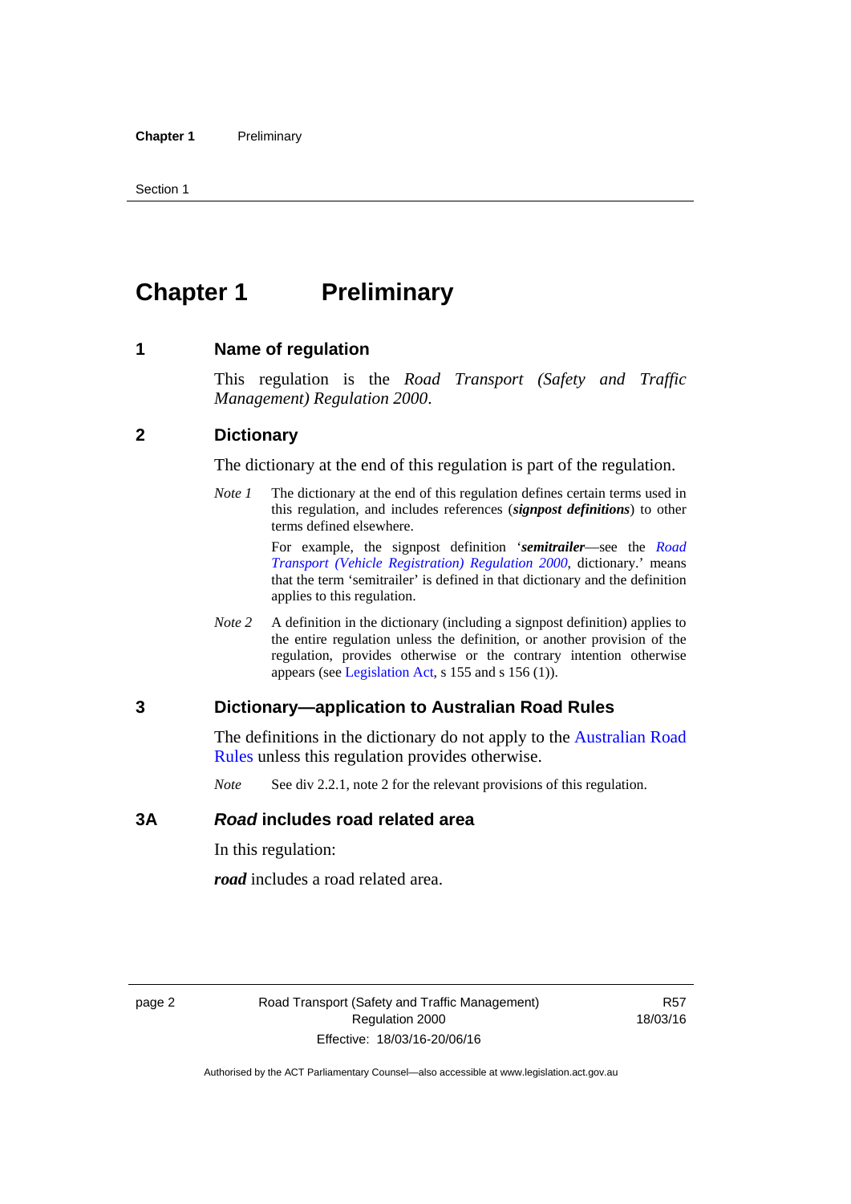# Chapter 1 Preliminary

## 1 Name of regulation

This regulation is the *Road Transport (Safety and Traffic Management) Regulation 2000*.

## 2 Dictionary

The dictionary at the end of this regulation is part of the regulation.

*Note 1* The dictionary at the end of this regulation defines certain terms used in this regulation, and includes references (***signpost definitions***) to other terms defined elsewhere.

For example, the signpost definition '***semitrailer***—see the *Road Transport (Vehicle Registration) Regulation 2000*, dictionary.' means that the term 'semitrailer' is defined in that dictionary and the definition applies to this regulation.

*Note 2* A definition in the dictionary (including a signpost definition) applies to the entire regulation unless the definition, or another provision of the regulation, provides otherwise or the contrary intention otherwise appears (see Legislation Act, s 155 and s 156 (1)).

## 3 Dictionary—application to Australian Road Rules

The definitions in the dictionary do not apply to the Australian Road Rules unless this regulation provides otherwise.

*Note* See div 2.2.1, note 2 for the relevant provisions of this regulation.

## 3A *Road* includes road related area

In this regulation:

***road*** includes a road related area.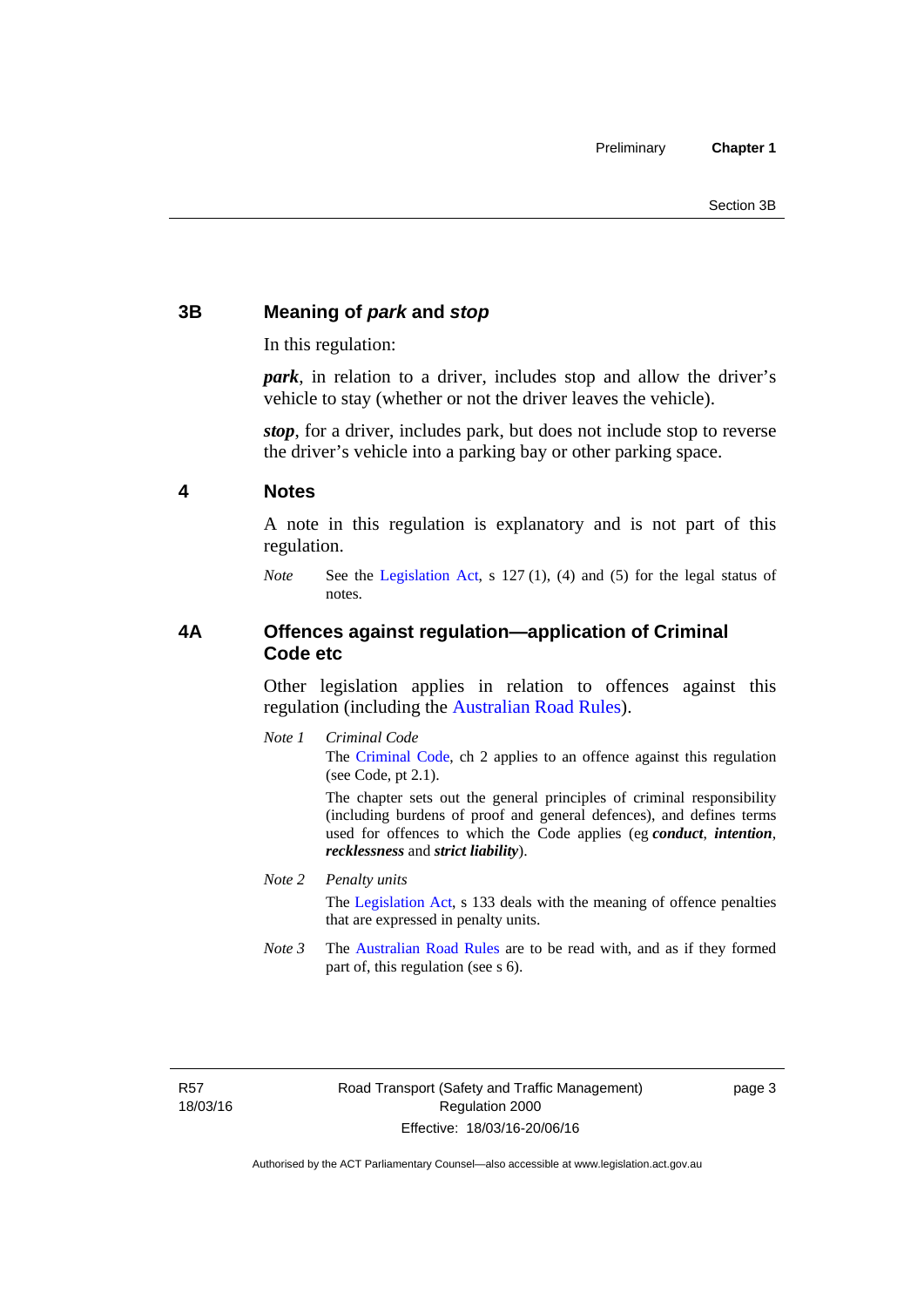## 3B Meaning of *park* and *stop*

In this regulation:

***park***, in relation to a driver, includes stop and allow the driver's vehicle to stay (whether or not the driver leaves the vehicle).

***stop***, for a driver, includes park, but does not include stop to reverse the driver's vehicle into a parking bay or other parking space.

## 4 Notes

A note in this regulation is explanatory and is not part of this regulation.

*Note* See the Legislation Act, s 127 (1), (4) and (5) for the legal status of notes.

## 4A Offences against regulation—application of Criminal Code etc

Other legislation applies in relation to offences against this regulation (including the Australian Road Rules).

*Note 1* *Criminal Code*

The Criminal Code, ch 2 applies to an offence against this regulation (see Code, pt 2.1).

The chapter sets out the general principles of criminal responsibility (including burdens of proof and general defences), and defines terms used for offences to which the Code applies (eg ***conduct***, ***intention***, ***recklessness*** and ***strict liability***).

*Note 2* *Penalty units*

The Legislation Act, s 133 deals with the meaning of offence penalties that are expressed in penalty units.

*Note 3* The Australian Road Rules are to be read with, and as if they formed part of, this regulation (see s 6).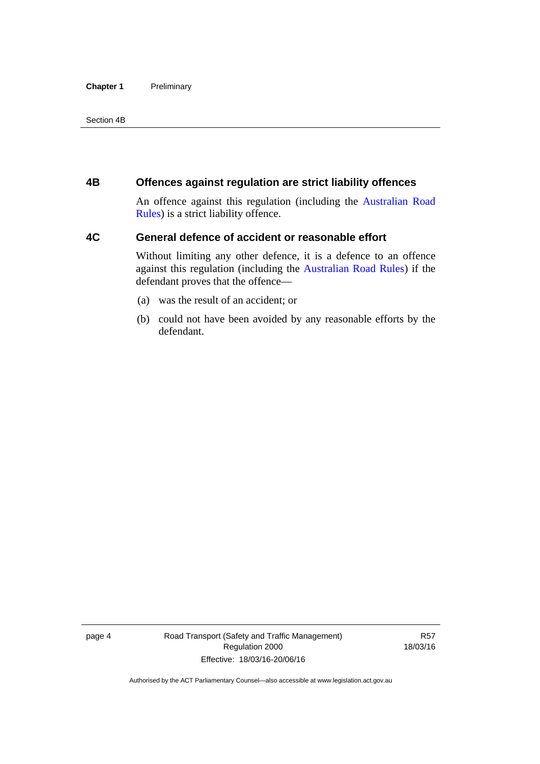## 4B Offences against regulation are strict liability offences

An offence against this regulation (including the Australian Road Rules) is a strict liability offence.

## 4C General defence of accident or reasonable effort

Without limiting any other defence, it is a defence to an offence against this regulation (including the Australian Road Rules) if the defendant proves that the offence—

(a) was the result of an accident; or

(b) could not have been avoided by any reasonable efforts by the defendant.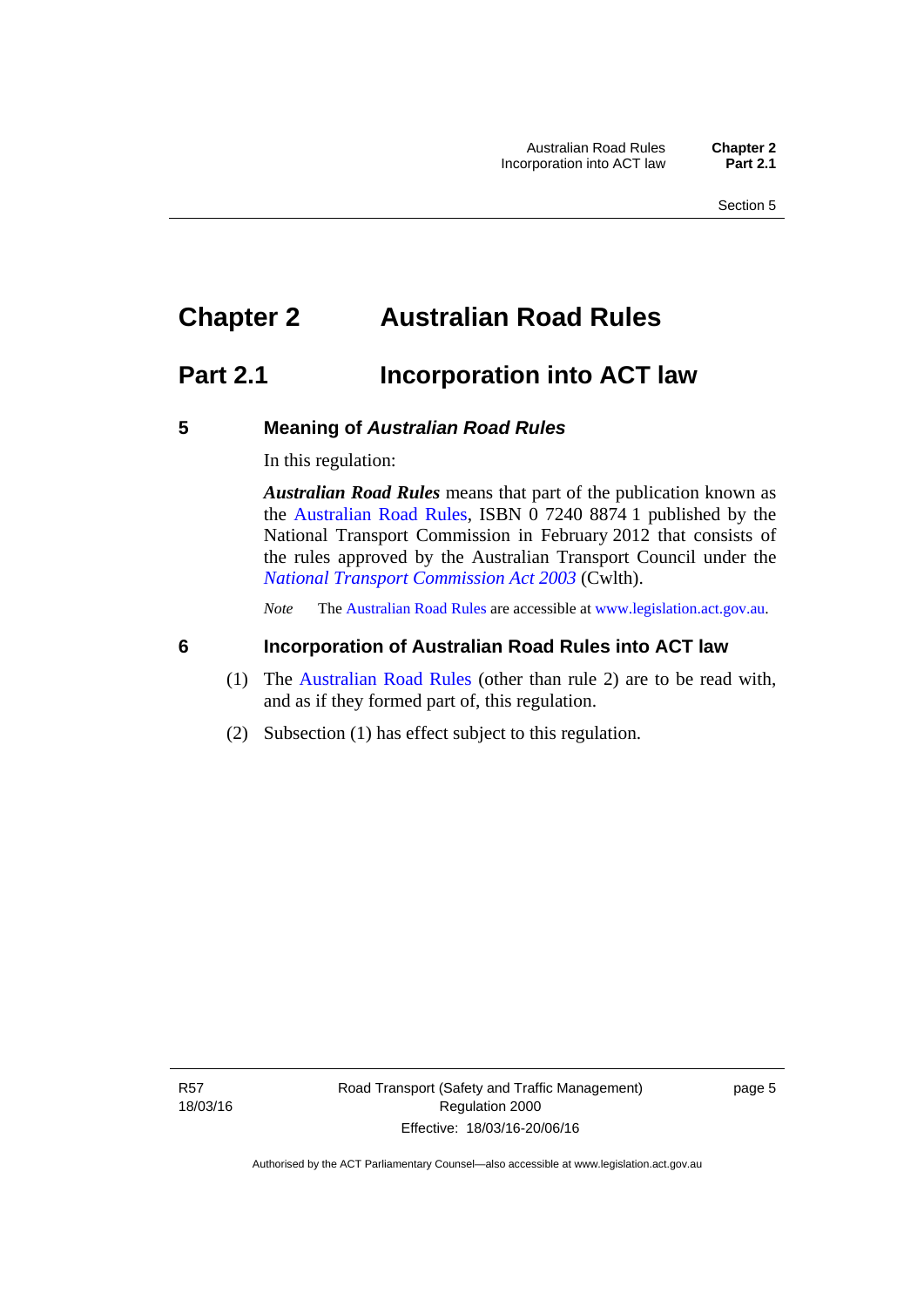# Chapter 2 Australian Road Rules

## Part 2.1 Incorporation into ACT law

### 5 Meaning of *Australian Road Rules*

In this regulation:

***Australian Road Rules*** means that part of the publication known as the Australian Road Rules, ISBN 0 7240 8874 1 published by the National Transport Commission in February 2012 that consists of the rules approved by the Australian Transport Council under the *National Transport Commission Act 2003* (Cwlth).

*Note* The Australian Road Rules are accessible at www.legislation.act.gov.au.

### 6 Incorporation of Australian Road Rules into ACT law

(1) The Australian Road Rules (other than rule 2) are to be read with, and as if they formed part of, this regulation.

(2) Subsection (1) has effect subject to this regulation.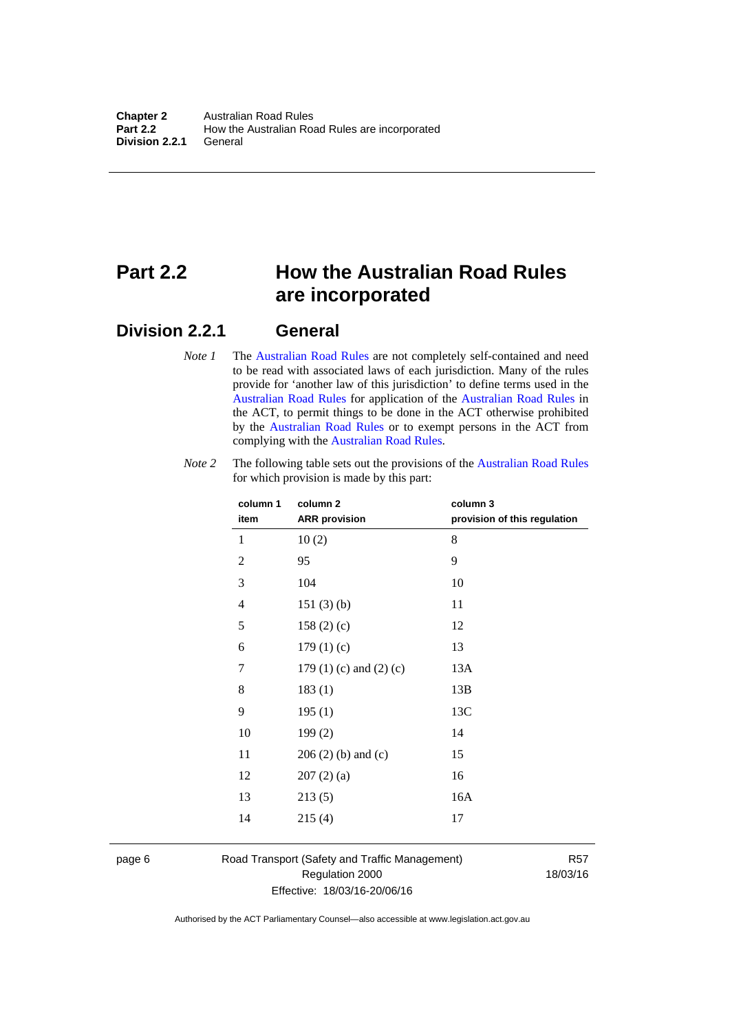# Part 2.2 How the Australian Road Rules are incorporated

## Division 2.2.1 General

*Note 1* The Australian Road Rules are not completely self-contained and need to be read with associated laws of each jurisdiction. Many of the rules provide for 'another law of this jurisdiction' to define terms used in the Australian Road Rules for application of the Australian Road Rules in the ACT, to permit things to be done in the ACT otherwise prohibited by the Australian Road Rules or to exempt persons in the ACT from complying with the Australian Road Rules.

*Note 2* The following table sets out the provisions of the Australian Road Rules for which provision is made by this part:

| column 1 item | column 2 ARR provision | column 3 provision of this regulation |
|---|---|---|
| 1 | 10 (2) | 8 |
| 2 | 95 | 9 |
| 3 | 104 | 10 |
| 4 | 151 (3) (b) | 11 |
| 5 | 158 (2) (c) | 12 |
| 6 | 179 (1) (c) | 13 |
| 7 | 179 (1) (c) and (2) (c) | 13A |
| 8 | 183 (1) | 13B |
| 9 | 195 (1) | 13C |
| 10 | 199 (2) | 14 |
| 11 | 206 (2) (b) and (c) | 15 |
| 12 | 207 (2) (a) | 16 |
| 13 | 213 (5) | 16A |
| 14 | 215 (4) | 17 |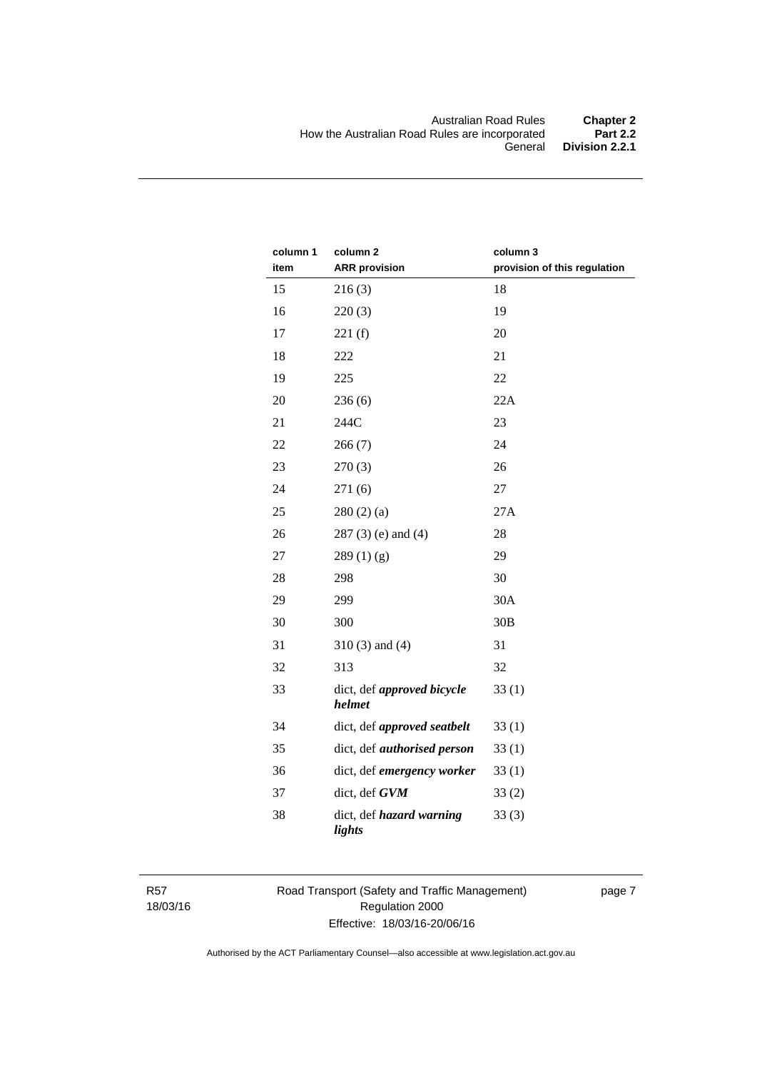| column 1 item | column 2 ARR provision | column 3 provision of this regulation |
|---|---|---|
| 15 | 216 (3) | 18 |
| 16 | 220 (3) | 19 |
| 17 | 221 (f) | 20 |
| 18 | 222 | 21 |
| 19 | 225 | 22 |
| 20 | 236 (6) | 22A |
| 21 | 244C | 23 |
| 22 | 266 (7) | 24 |
| 23 | 270 (3) | 26 |
| 24 | 271 (6) | 27 |
| 25 | 280 (2) (a) | 27A |
| 26 | 287 (3) (e) and (4) | 28 |
| 27 | 289 (1) (g) | 29 |
| 28 | 298 | 30 |
| 29 | 299 | 30A |
| 30 | 300 | 30B |
| 31 | 310 (3) and (4) | 31 |
| 32 | 313 | 32 |
| 33 | dict, def ***approved bicycle helmet*** | 33 (1) |
| 34 | dict, def ***approved seatbelt*** | 33 (1) |
| 35 | dict, def ***authorised person*** | 33 (1) |
| 36 | dict, def ***emergency worker*** | 33 (1) |
| 37 | dict, def ***GVM*** | 33 (2) |
| 38 | dict, def ***hazard warning lights*** | 33 (3) |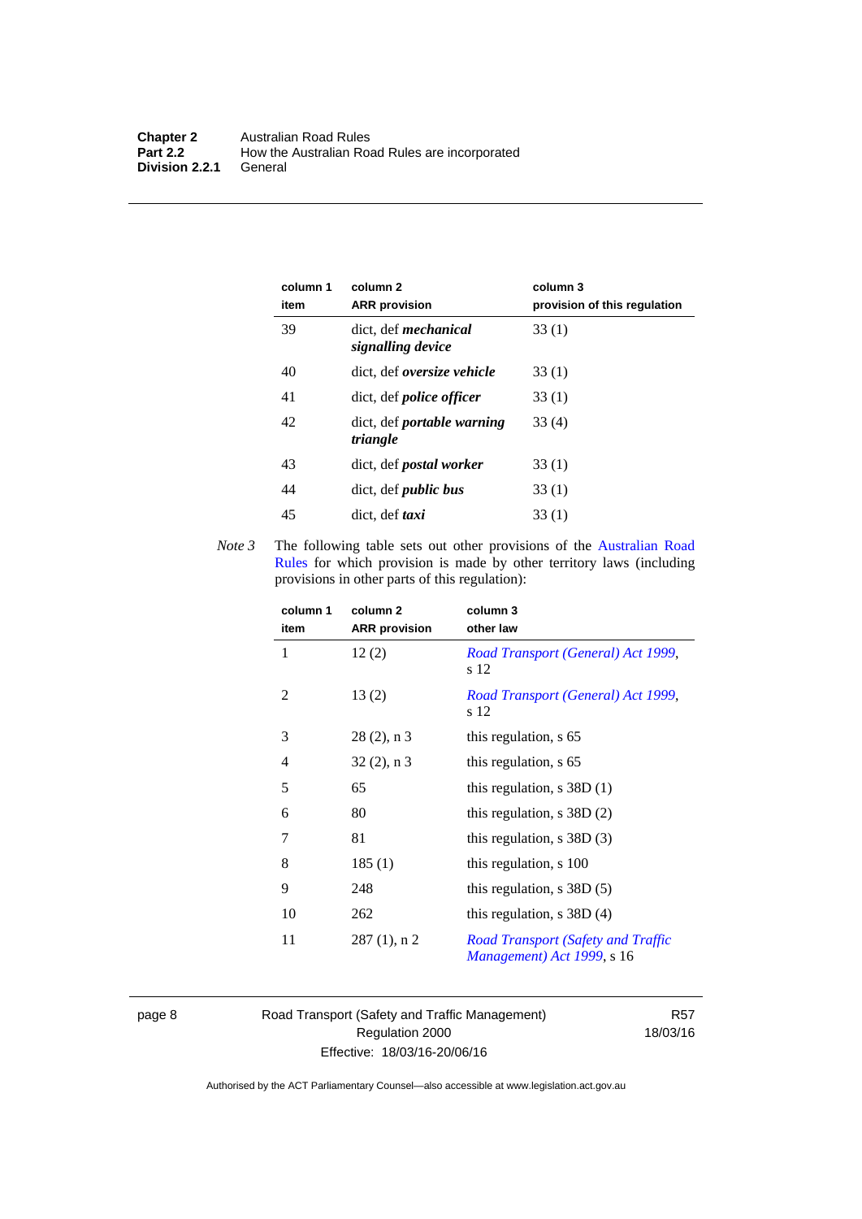| column 1 item | column 2 ARR provision | column 3 provision of this regulation |
|---|---|---|
| 39 | dict, def ***mechanical signalling device*** | 33 (1) |
| 40 | dict, def ***oversize vehicle*** | 33 (1) |
| 41 | dict, def ***police officer*** | 33 (1) |
| 42 | dict, def ***portable warning triangle*** | 33 (4) |
| 43 | dict, def ***postal worker*** | 33 (1) |
| 44 | dict, def ***public bus*** | 33 (1) |
| 45 | dict, def ***taxi*** | 33 (1) |

*Note 3* The following table sets out other provisions of the Australian Road Rules for which provision is made by other territory laws (including provisions in other parts of this regulation):

| column 1 item | column 2 ARR provision | column 3 other law |
|---|---|---|
| 1 | 12 (2) | *Road Transport (General) Act 1999*, s 12 |
| 2 | 13 (2) | *Road Transport (General) Act 1999*, s 12 |
| 3 | 28 (2), n 3 | this regulation, s 65 |
| 4 | 32 (2), n 3 | this regulation, s 65 |
| 5 | 65 | this regulation, s 38D (1) |
| 6 | 80 | this regulation, s 38D (2) |
| 7 | 81 | this regulation, s 38D (3) |
| 8 | 185 (1) | this regulation, s 100 |
| 9 | 248 | this regulation, s 38D (5) |
| 10 | 262 | this regulation, s 38D (4) |
| 11 | 287 (1), n 2 | *Road Transport (Safety and Traffic Management) Act 1999*, s 16 |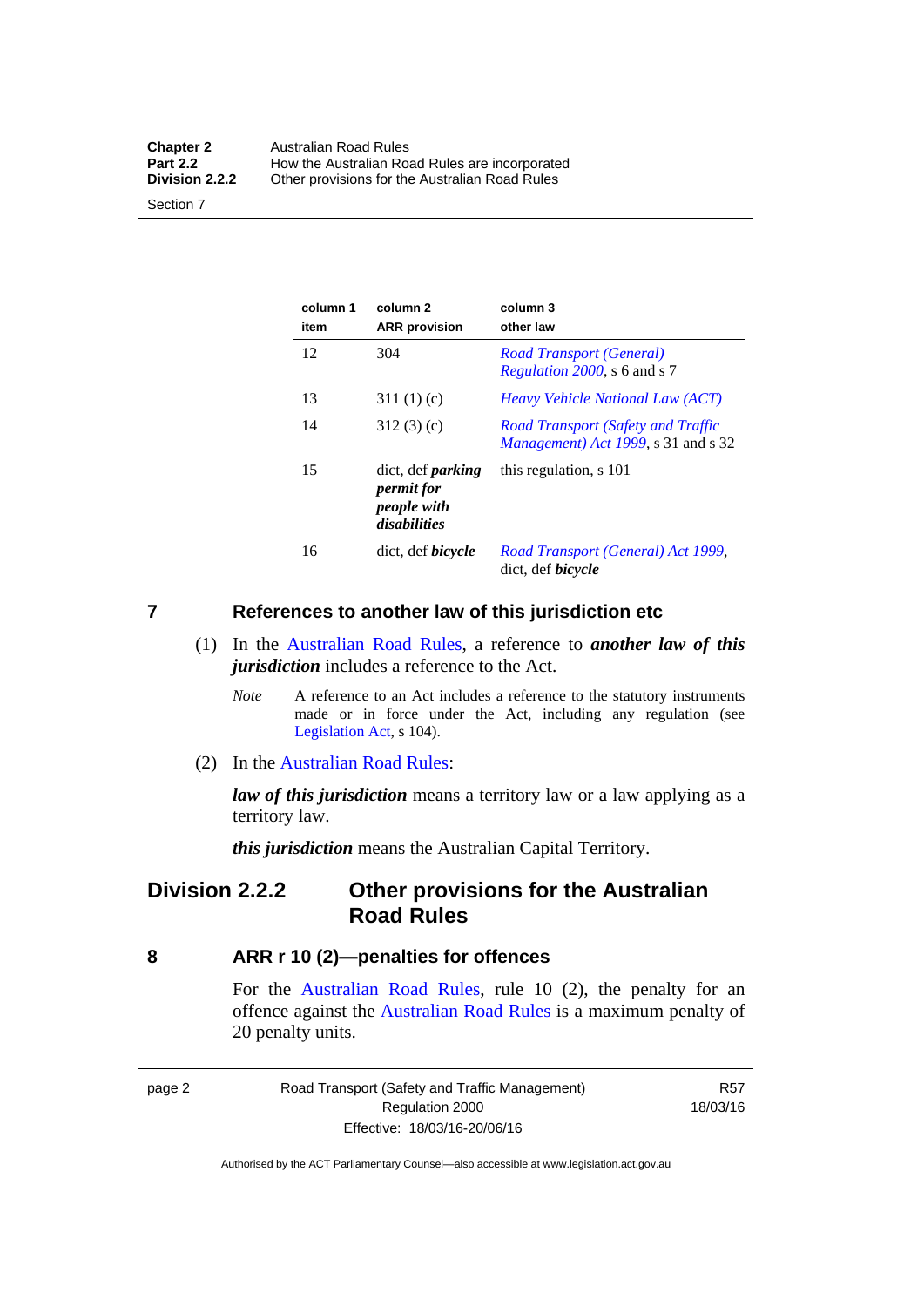| column 1 item | column 2 ARR provision | column 3 other law |
|---|---|---|
| 12 | 304 | *Road Transport (General) Regulation 2000*, s 6 and s 7 |
| 13 | 311 (1) (c) | *Heavy Vehicle National Law (ACT)* |
| 14 | 312 (3) (c) | *Road Transport (Safety and Traffic Management) Act 1999*, s 31 and s 32 |
| 15 | dict, def ***parking permit for people with disabilities*** | this regulation, s 101 |
| 16 | dict, def ***bicycle*** | *Road Transport (General) Act 1999*, dict, def ***bicycle*** |

## 7 References to another law of this jurisdiction etc

(1) In the Australian Road Rules, a reference to ***another law of this jurisdiction*** includes a reference to the Act.

*Note* A reference to an Act includes a reference to the statutory instruments made or in force under the Act, including any regulation (see Legislation Act, s 104).

(2) In the Australian Road Rules:

***law of this jurisdiction*** means a territory law or a law applying as a territory law.

***this jurisdiction*** means the Australian Capital Territory.

# Division 2.2.2 Other provisions for the Australian Road Rules

## 8 ARR r 10 (2)—penalties for offences

For the Australian Road Rules, rule 10 (2), the penalty for an offence against the Australian Road Rules is a maximum penalty of 20 penalty units.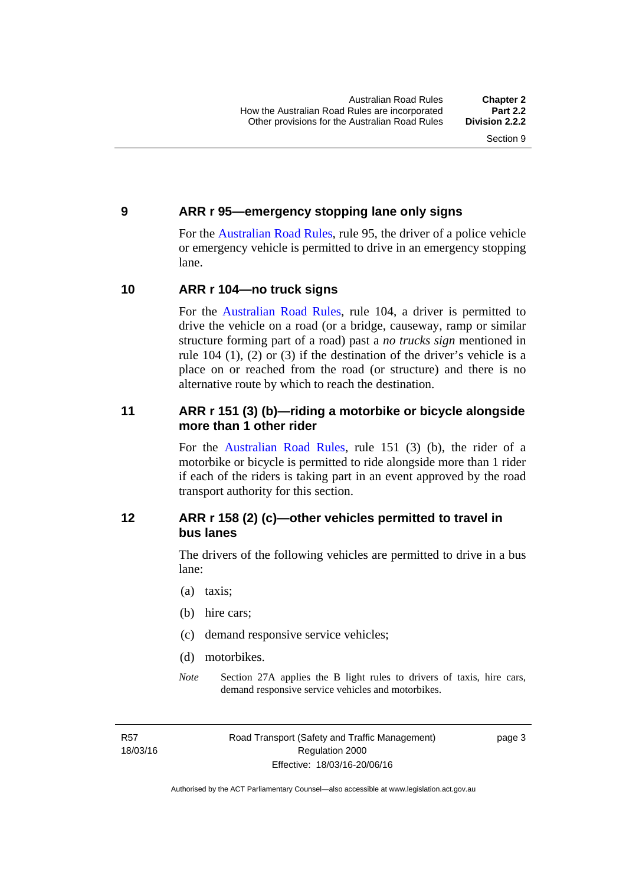## 9 ARR r 95—emergency stopping lane only signs

For the Australian Road Rules, rule 95, the driver of a police vehicle or emergency vehicle is permitted to drive in an emergency stopping lane.

## 10 ARR r 104—no truck signs

For the Australian Road Rules, rule 104, a driver is permitted to drive the vehicle on a road (or a bridge, causeway, ramp or similar structure forming part of a road) past a *no trucks sign* mentioned in rule 104 (1), (2) or (3) if the destination of the driver's vehicle is a place on or reached from the road (or structure) and there is no alternative route by which to reach the destination.

## 11 ARR r 151 (3) (b)—riding a motorbike or bicycle alongside more than 1 other rider

For the Australian Road Rules, rule 151 (3) (b), the rider of a motorbike or bicycle is permitted to ride alongside more than 1 rider if each of the riders is taking part in an event approved by the road transport authority for this section.

## 12 ARR r 158 (2) (c)—other vehicles permitted to travel in bus lanes

The drivers of the following vehicles are permitted to drive in a bus lane:

(a) taxis;

(b) hire cars;

(c) demand responsive service vehicles;

(d) motorbikes.

*Note* Section 27A applies the B light rules to drivers of taxis, hire cars, demand responsive service vehicles and motorbikes.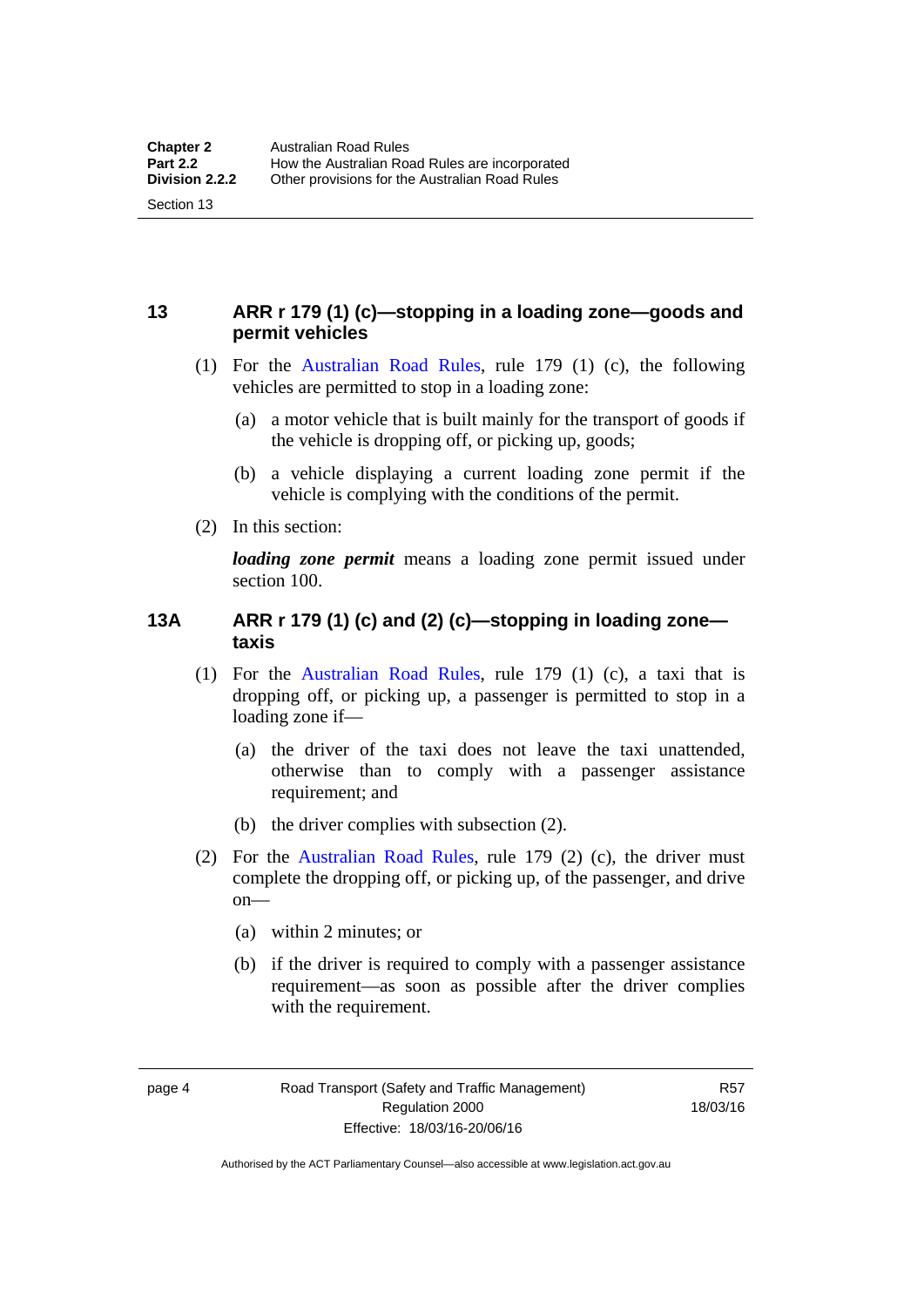## 13 ARR r 179 (1) (c)—stopping in a loading zone—goods and permit vehicles

(1) For the Australian Road Rules, rule 179 (1) (c), the following vehicles are permitted to stop in a loading zone:

(a) a motor vehicle that is built mainly for the transport of goods if the vehicle is dropping off, or picking up, goods;

(b) a vehicle displaying a current loading zone permit if the vehicle is complying with the conditions of the permit.

(2) In this section:

***loading zone permit*** means a loading zone permit issued under section 100.

## 13A ARR r 179 (1) (c) and (2) (c)—stopping in loading zone—taxis

(1) For the Australian Road Rules, rule 179 (1) (c), a taxi that is dropping off, or picking up, a passenger is permitted to stop in a loading zone if—

(a) the driver of the taxi does not leave the taxi unattended, otherwise than to comply with a passenger assistance requirement; and

(b) the driver complies with subsection (2).

(2) For the Australian Road Rules, rule 179 (2) (c), the driver must complete the dropping off, or picking up, of the passenger, and drive on—

(a) within 2 minutes; or

(b) if the driver is required to comply with a passenger assistance requirement—as soon as possible after the driver complies with the requirement.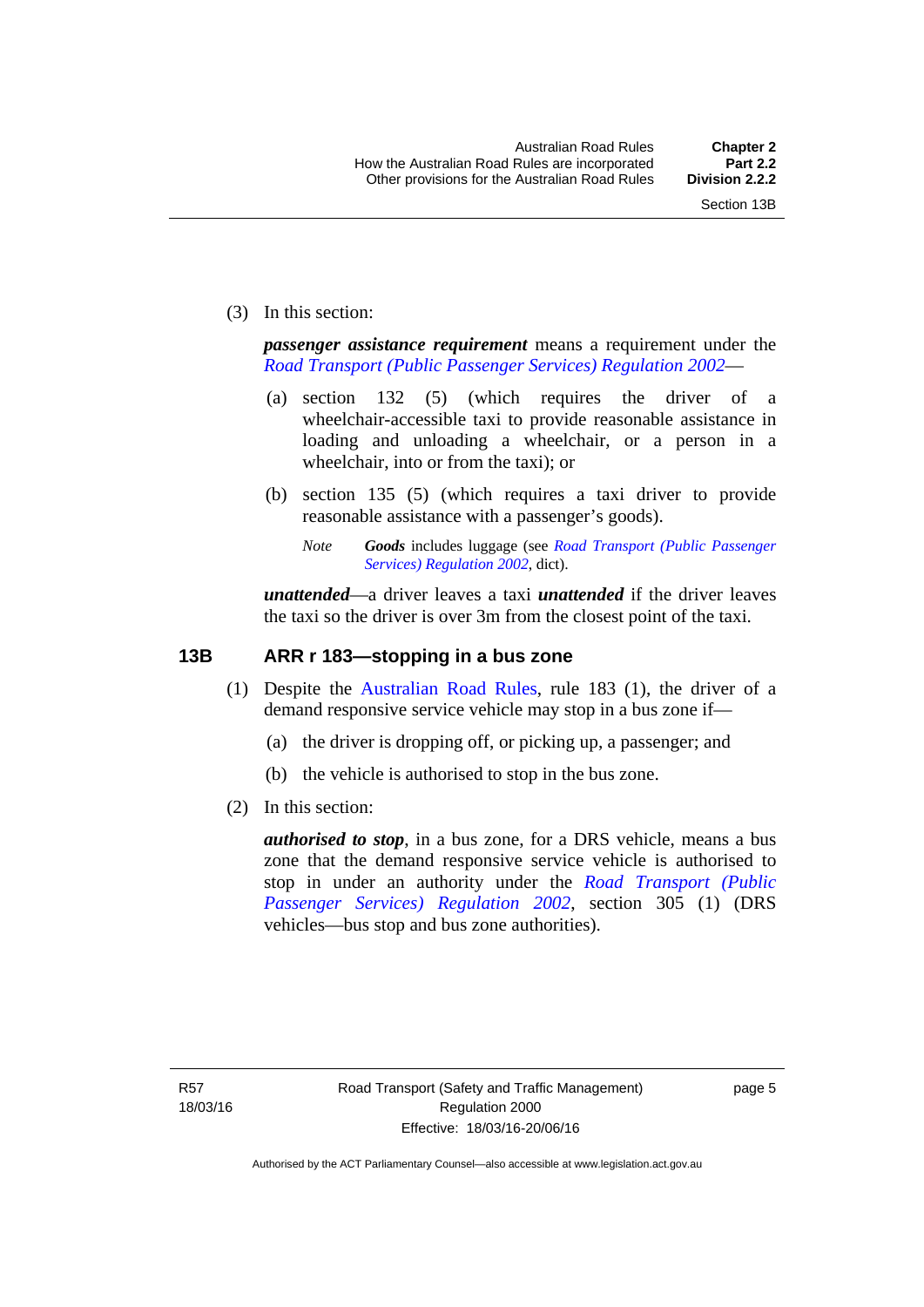(3) In this section:

***passenger assistance requirement*** means a requirement under the *Road Transport (Public Passenger Services) Regulation 2002*—

(a) section 132 (5) (which requires the driver of a wheelchair-accessible taxi to provide reasonable assistance in loading and unloading a wheelchair, or a person in a wheelchair, into or from the taxi); or

(b) section 135 (5) (which requires a taxi driver to provide reasonable assistance with a passenger's goods).

*Note* ***Goods*** includes luggage (see *Road Transport (Public Passenger Services) Regulation 2002*, dict).

***unattended***—a driver leaves a taxi ***unattended*** if the driver leaves the taxi so the driver is over 3m from the closest point of the taxi.

## 13B ARR r 183—stopping in a bus zone

(1) Despite the Australian Road Rules, rule 183 (1), the driver of a demand responsive service vehicle may stop in a bus zone if—

(a) the driver is dropping off, or picking up, a passenger; and

(b) the vehicle is authorised to stop in the bus zone.

(2) In this section:

***authorised to stop***, in a bus zone, for a DRS vehicle, means a bus zone that the demand responsive service vehicle is authorised to stop in under an authority under the *Road Transport (Public Passenger Services) Regulation 2002*, section 305 (1) (DRS vehicles—bus stop and bus zone authorities).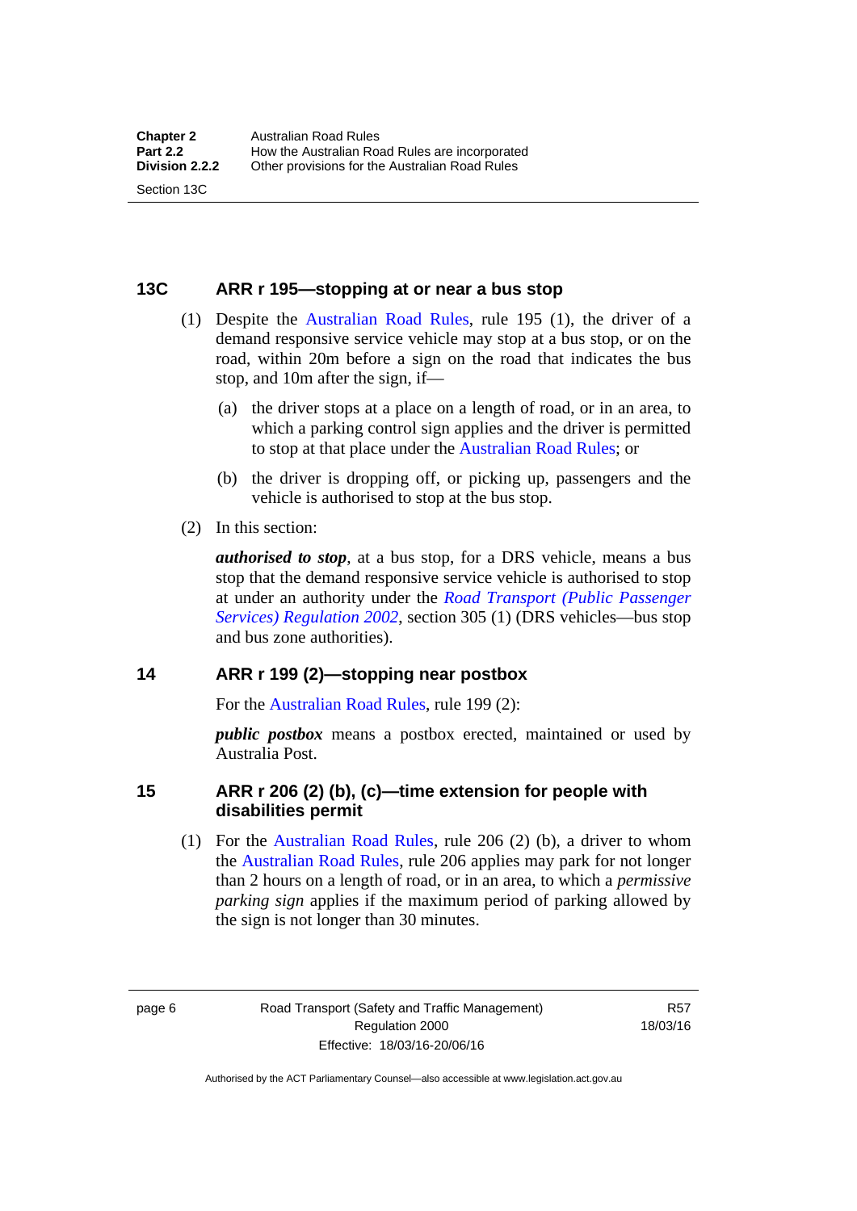### 13C ARR r 195—stopping at or near a bus stop

(1) Despite the Australian Road Rules, rule 195 (1), the driver of a demand responsive service vehicle may stop at a bus stop, or on the road, within 20m before a sign on the road that indicates the bus stop, and 10m after the sign, if—

(a) the driver stops at a place on a length of road, or in an area, to which a parking control sign applies and the driver is permitted to stop at that place under the Australian Road Rules; or

(b) the driver is dropping off, or picking up, passengers and the vehicle is authorised to stop at the bus stop.

(2) In this section:

***authorised to stop***, at a bus stop, for a DRS vehicle, means a bus stop that the demand responsive service vehicle is authorised to stop at under an authority under the *Road Transport (Public Passenger Services) Regulation 2002*, section 305 (1) (DRS vehicles—bus stop and bus zone authorities).

### 14 ARR r 199 (2)—stopping near postbox

For the Australian Road Rules, rule 199 (2):

***public postbox*** means a postbox erected, maintained or used by Australia Post.

### 15 ARR r 206 (2) (b), (c)—time extension for people with disabilities permit

(1) For the Australian Road Rules, rule 206 (2) (b), a driver to whom the Australian Road Rules, rule 206 applies may park for not longer than 2 hours on a length of road, or in an area, to which a *permissive parking sign* applies if the maximum period of parking allowed by the sign is not longer than 30 minutes.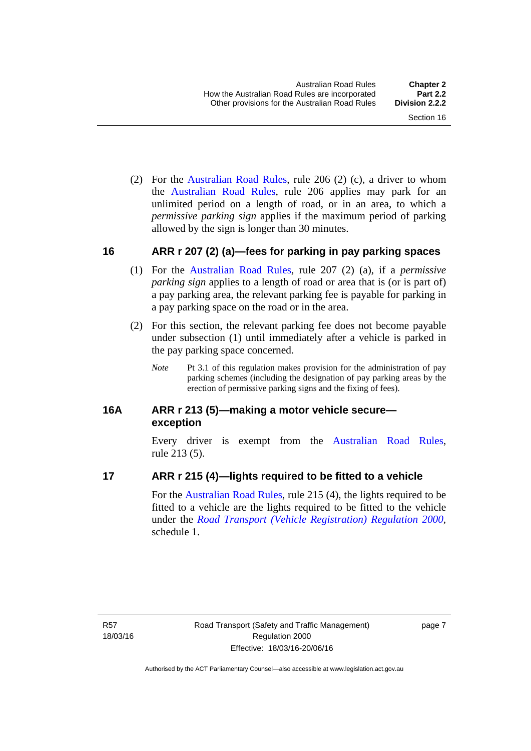(2) For the Australian Road Rules, rule 206 (2) (c), a driver to whom the Australian Road Rules, rule 206 applies may park for an unlimited period on a length of road, or in an area, to which a *permissive parking sign* applies if the maximum period of parking allowed by the sign is longer than 30 minutes.

## 16 ARR r 207 (2) (a)—fees for parking in pay parking spaces

(1) For the Australian Road Rules, rule 207 (2) (a), if a *permissive parking sign* applies to a length of road or area that is (or is part of) a pay parking area, the relevant parking fee is payable for parking in a pay parking space on the road or in the area.

(2) For this section, the relevant parking fee does not become payable under subsection (1) until immediately after a vehicle is parked in the pay parking space concerned.

*Note* Pt 3.1 of this regulation makes provision for the administration of pay parking schemes (including the designation of pay parking areas by the erection of permissive parking signs and the fixing of fees).

## 16A ARR r 213 (5)—making a motor vehicle secure—exception

Every driver is exempt from the Australian Road Rules, rule 213 (5).

## 17 ARR r 215 (4)—lights required to be fitted to a vehicle

For the Australian Road Rules, rule 215 (4), the lights required to be fitted to a vehicle are the lights required to be fitted to the vehicle under the *Road Transport (Vehicle Registration) Regulation 2000*, schedule 1.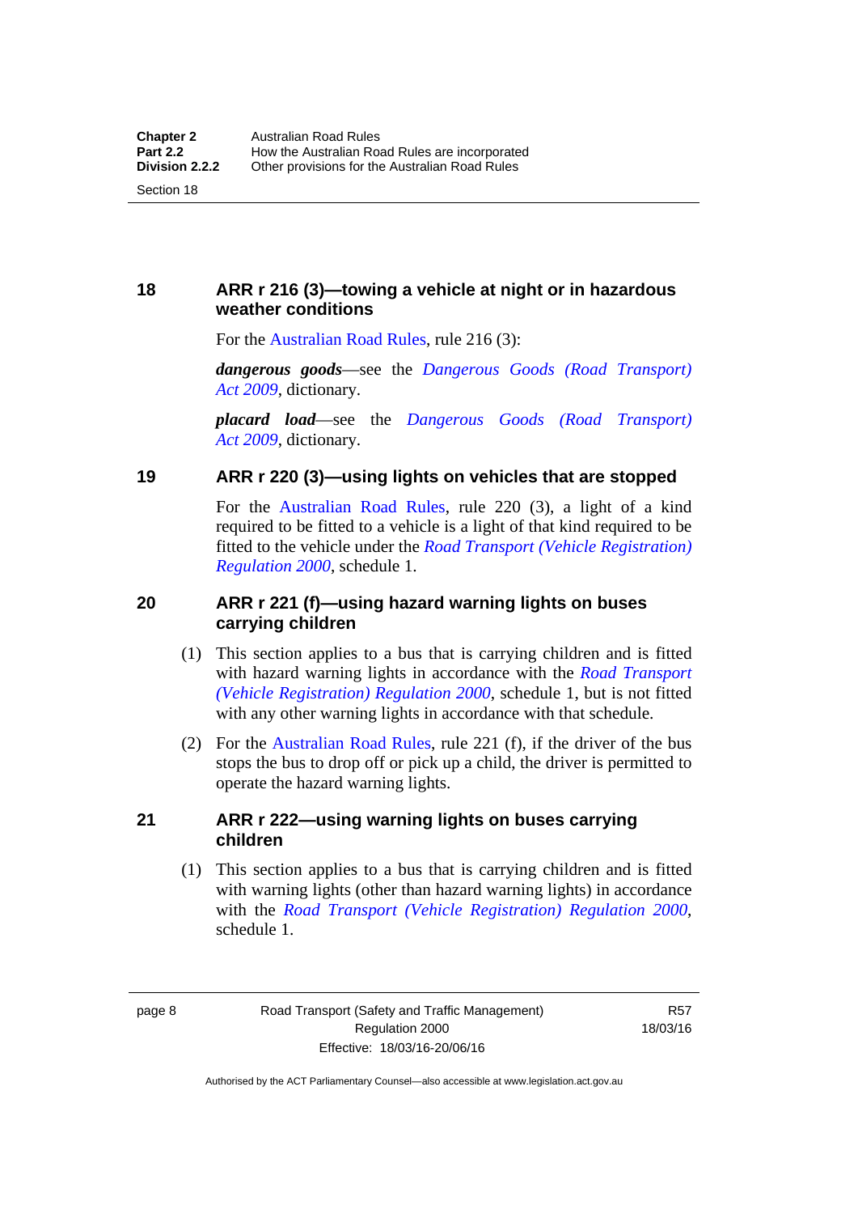## 18 ARR r 216 (3)—towing a vehicle at night or in hazardous weather conditions

For the Australian Road Rules, rule 216 (3):

***dangerous goods***—see the *Dangerous Goods (Road Transport) Act 2009*, dictionary.

***placard load***—see the *Dangerous Goods (Road Transport) Act 2009*, dictionary.

## 19 ARR r 220 (3)—using lights on vehicles that are stopped

For the Australian Road Rules, rule 220 (3), a light of a kind required to be fitted to a vehicle is a light of that kind required to be fitted to the vehicle under the *Road Transport (Vehicle Registration) Regulation 2000*, schedule 1.

## 20 ARR r 221 (f)—using hazard warning lights on buses carrying children

(1) This section applies to a bus that is carrying children and is fitted with hazard warning lights in accordance with the *Road Transport (Vehicle Registration) Regulation 2000*, schedule 1, but is not fitted with any other warning lights in accordance with that schedule.

(2) For the Australian Road Rules, rule 221 (f), if the driver of the bus stops the bus to drop off or pick up a child, the driver is permitted to operate the hazard warning lights.

## 21 ARR r 222—using warning lights on buses carrying children

(1) This section applies to a bus that is carrying children and is fitted with warning lights (other than hazard warning lights) in accordance with the *Road Transport (Vehicle Registration) Regulation 2000*, schedule 1.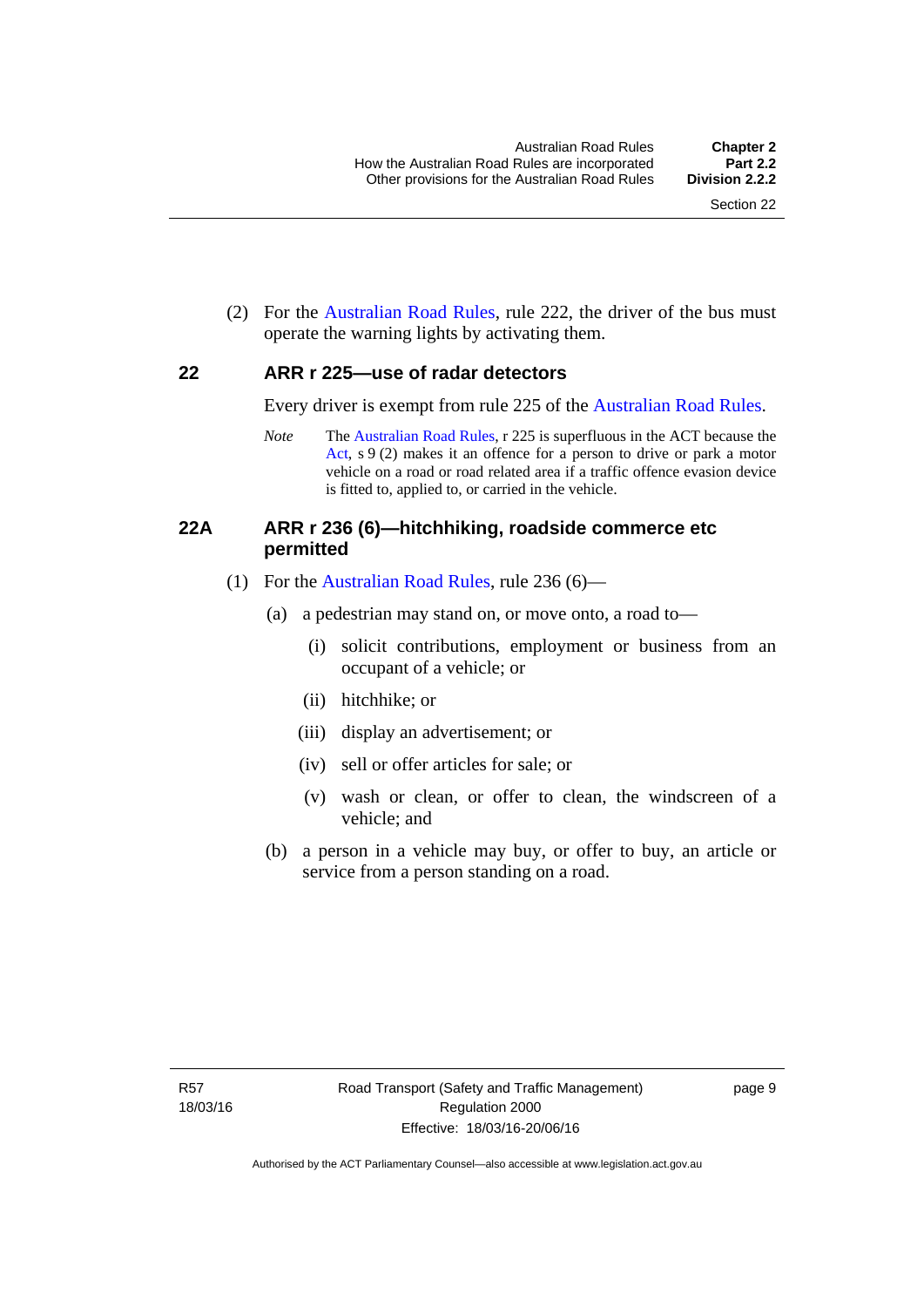(2) For the Australian Road Rules, rule 222, the driver of the bus must operate the warning lights by activating them.

## 22 ARR r 225—use of radar detectors

Every driver is exempt from rule 225 of the Australian Road Rules.

*Note* The Australian Road Rules, r 225 is superfluous in the ACT because the Act, s 9 (2) makes it an offence for a person to drive or park a motor vehicle on a road or road related area if a traffic offence evasion device is fitted to, applied to, or carried in the vehicle.

## 22A ARR r 236 (6)—hitchhiking, roadside commerce etc permitted

(1) For the Australian Road Rules, rule 236 (6)—

(a) a pedestrian may stand on, or move onto, a road to—

(i) solicit contributions, employment or business from an occupant of a vehicle; or

(ii) hitchhike; or

(iii) display an advertisement; or

(iv) sell or offer articles for sale; or

(v) wash or clean, or offer to clean, the windscreen of a vehicle; and

(b) a person in a vehicle may buy, or offer to buy, an article or service from a person standing on a road.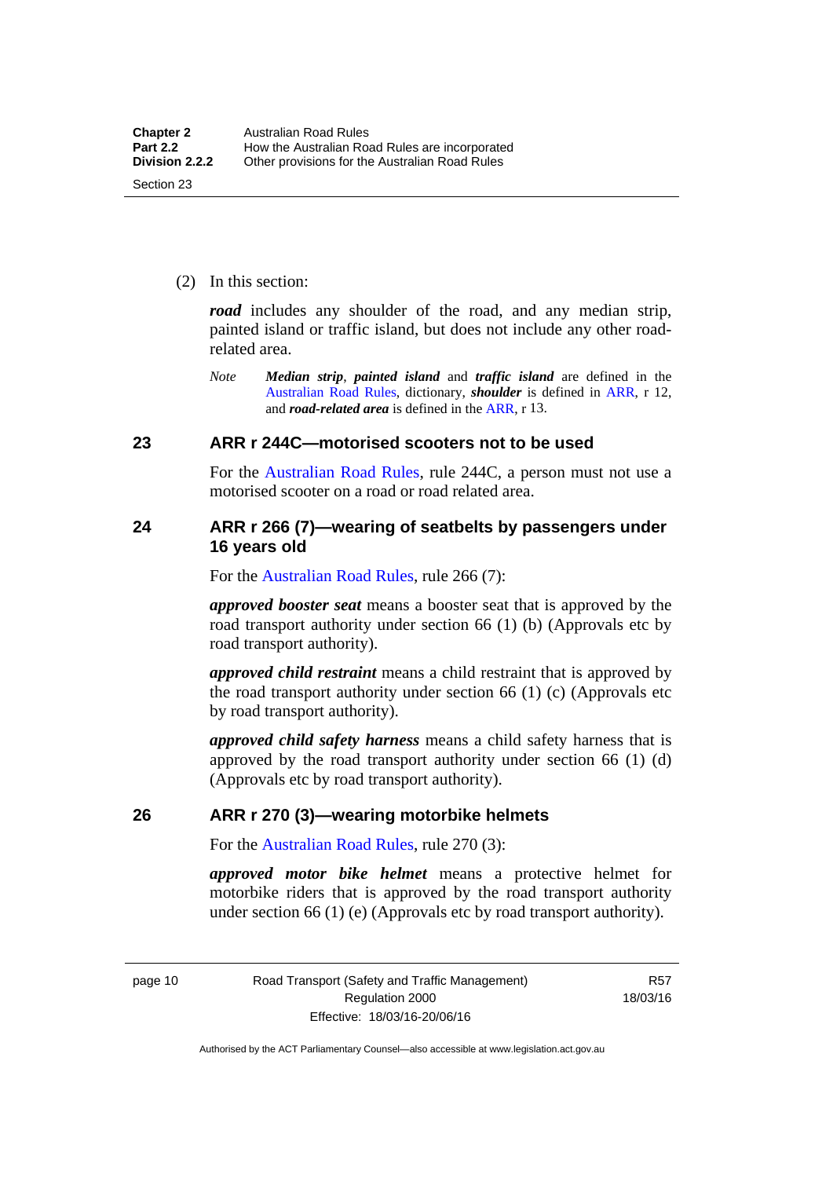(2) In this section:

***road*** includes any shoulder of the road, and any median strip, painted island or traffic island, but does not include any other road-related area.

*Note* ***Median strip***, ***painted island*** and ***traffic island*** are defined in the Australian Road Rules, dictionary, ***shoulder*** is defined in ARR, r 12, and ***road-related area*** is defined in the ARR, r 13.

## 23 ARR r 244C—motorised scooters not to be used

For the Australian Road Rules, rule 244C, a person must not use a motorised scooter on a road or road related area.

## 24 ARR r 266 (7)—wearing of seatbelts by passengers under 16 years old

For the Australian Road Rules, rule 266 (7):

***approved booster seat*** means a booster seat that is approved by the road transport authority under section 66 (1) (b) (Approvals etc by road transport authority).

***approved child restraint*** means a child restraint that is approved by the road transport authority under section 66 (1) (c) (Approvals etc by road transport authority).

***approved child safety harness*** means a child safety harness that is approved by the road transport authority under section 66 (1) (d) (Approvals etc by road transport authority).

## 26 ARR r 270 (3)—wearing motorbike helmets

For the Australian Road Rules, rule 270 (3):

***approved motor bike helmet*** means a protective helmet for motorbike riders that is approved by the road transport authority under section 66 (1) (e) (Approvals etc by road transport authority).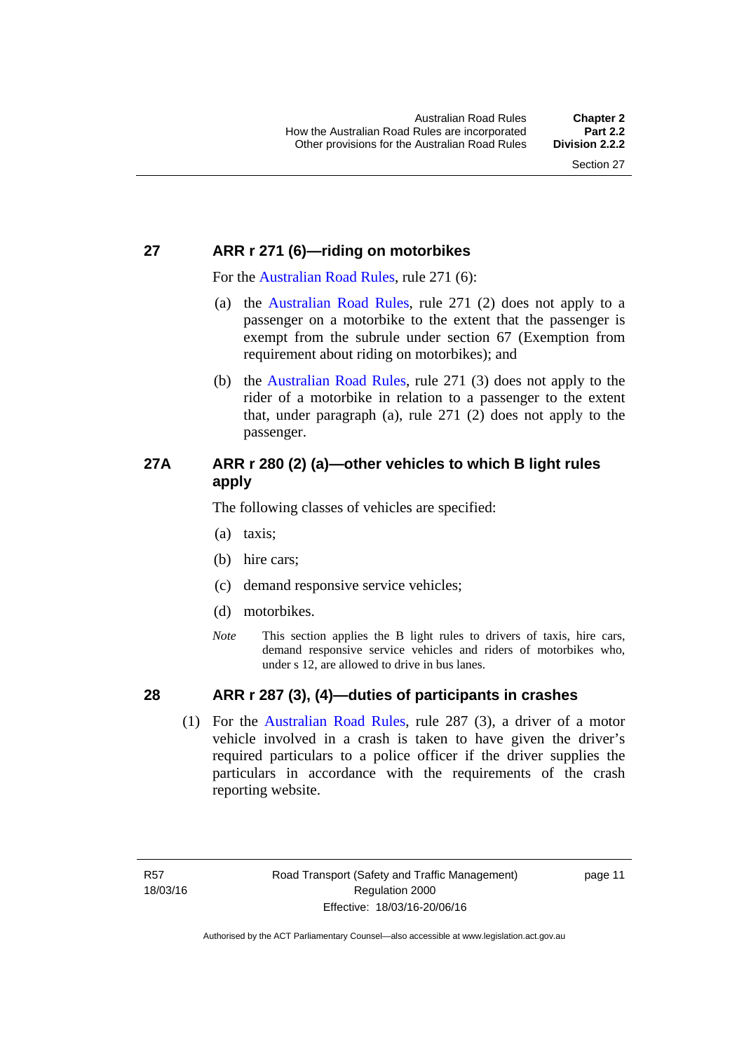## 27 ARR r 271 (6)—riding on motorbikes

For the Australian Road Rules, rule 271 (6):

(a) the Australian Road Rules, rule 271 (2) does not apply to a passenger on a motorbike to the extent that the passenger is exempt from the subrule under section 67 (Exemption from requirement about riding on motorbikes); and

(b) the Australian Road Rules, rule 271 (3) does not apply to the rider of a motorbike in relation to a passenger to the extent that, under paragraph (a), rule 271 (2) does not apply to the passenger.

## 27A ARR r 280 (2) (a)—other vehicles to which B light rules apply

The following classes of vehicles are specified:

(a) taxis;

(b) hire cars;

(c) demand responsive service vehicles;

(d) motorbikes.

*Note* This section applies the B light rules to drivers of taxis, hire cars, demand responsive service vehicles and riders of motorbikes who, under s 12, are allowed to drive in bus lanes.

## 28 ARR r 287 (3), (4)—duties of participants in crashes

(1) For the Australian Road Rules, rule 287 (3), a driver of a motor vehicle involved in a crash is taken to have given the driver's required particulars to a police officer if the driver supplies the particulars in accordance with the requirements of the crash reporting website.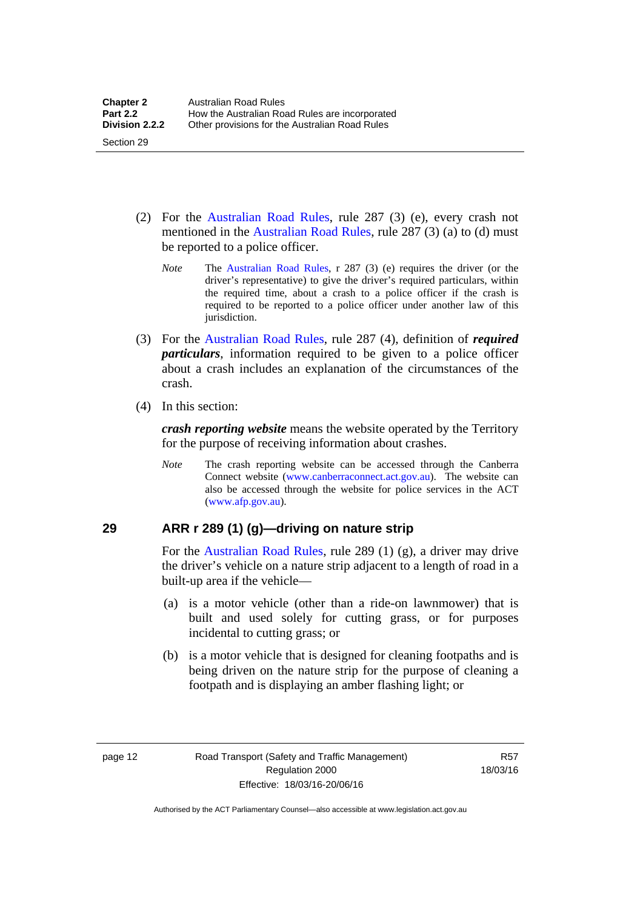(2) For the Australian Road Rules, rule 287 (3) (e), every crash not mentioned in the Australian Road Rules, rule 287 (3) (a) to (d) must be reported to a police officer.

*Note* The Australian Road Rules, r 287 (3) (e) requires the driver (or the driver's representative) to give the driver's required particulars, within the required time, about a crash to a police officer if the crash is required to be reported to a police officer under another law of this jurisdiction.

(3) For the Australian Road Rules, rule 287 (4), definition of ***required particulars***, information required to be given to a police officer about a crash includes an explanation of the circumstances of the crash.

(4) In this section:

***crash reporting website*** means the website operated by the Territory for the purpose of receiving information about crashes.

*Note* The crash reporting website can be accessed through the Canberra Connect website (www.canberraconnect.act.gov.au). The website can also be accessed through the website for police services in the ACT (www.afp.gov.au).

## 29 ARR r 289 (1) (g)—driving on nature strip

For the Australian Road Rules, rule 289 (1) (g), a driver may drive the driver's vehicle on a nature strip adjacent to a length of road in a built-up area if the vehicle—

(a) is a motor vehicle (other than a ride-on lawnmower) that is built and used solely for cutting grass, or for purposes incidental to cutting grass; or

(b) is a motor vehicle that is designed for cleaning footpaths and is being driven on the nature strip for the purpose of cleaning a footpath and is displaying an amber flashing light; or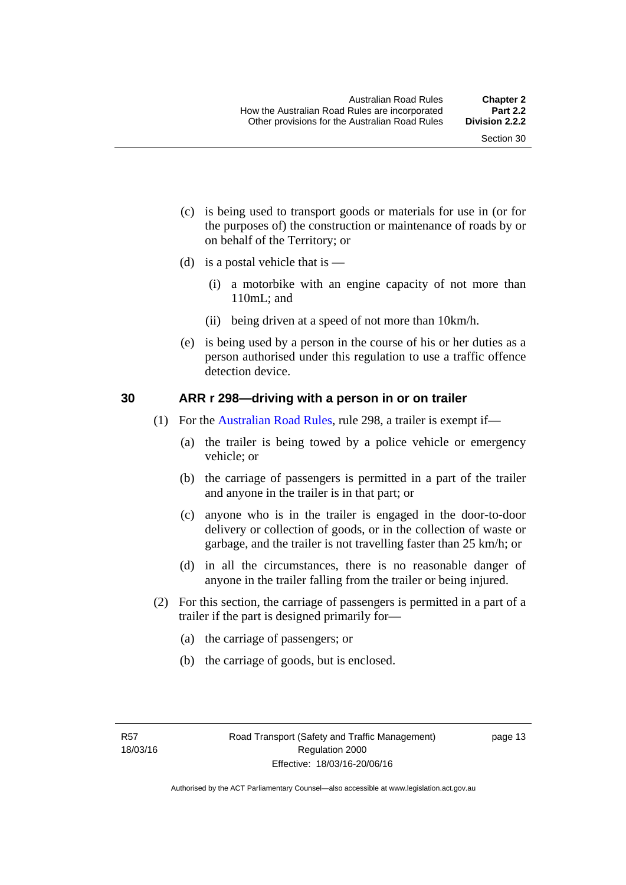(c) is being used to transport goods or materials for use in (or for the purposes of) the construction or maintenance of roads by or on behalf of the Territory; or

(d) is a postal vehicle that is —

(i) a motorbike with an engine capacity of not more than 110mL; and

(ii) being driven at a speed of not more than 10km/h.

(e) is being used by a person in the course of his or her duties as a person authorised under this regulation to use a traffic offence detection device.

## 30 ARR r 298—driving with a person in or on trailer

(1) For the Australian Road Rules, rule 298, a trailer is exempt if—

(a) the trailer is being towed by a police vehicle or emergency vehicle; or

(b) the carriage of passengers is permitted in a part of the trailer and anyone in the trailer is in that part; or

(c) anyone who is in the trailer is engaged in the door-to-door delivery or collection of goods, or in the collection of waste or garbage, and the trailer is not travelling faster than 25 km/h; or

(d) in all the circumstances, there is no reasonable danger of anyone in the trailer falling from the trailer or being injured.

(2) For this section, the carriage of passengers is permitted in a part of a trailer if the part is designed primarily for—

(a) the carriage of passengers; or

(b) the carriage of goods, but is enclosed.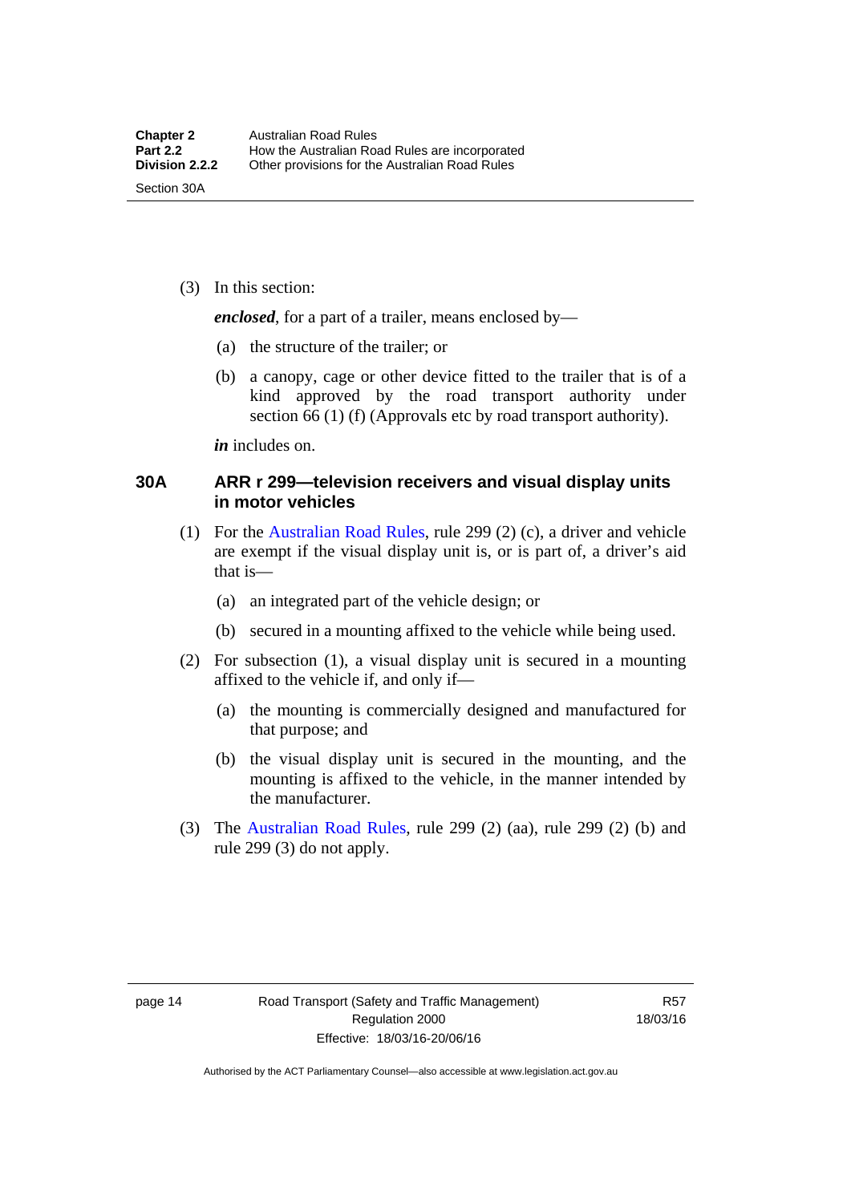(3) In this section:

***enclosed***, for a part of a trailer, means enclosed by—

(a) the structure of the trailer; or

(b) a canopy, cage or other device fitted to the trailer that is of a kind approved by the road transport authority under section 66 (1) (f) (Approvals etc by road transport authority).

***in*** includes on.

### 30A ARR r 299—television receivers and visual display units in motor vehicles

(1) For the Australian Road Rules, rule 299 (2) (c), a driver and vehicle are exempt if the visual display unit is, or is part of, a driver's aid that is—

(a) an integrated part of the vehicle design; or

(b) secured in a mounting affixed to the vehicle while being used.

(2) For subsection (1), a visual display unit is secured in a mounting affixed to the vehicle if, and only if—

(a) the mounting is commercially designed and manufactured for that purpose; and

(b) the visual display unit is secured in the mounting, and the mounting is affixed to the vehicle, in the manner intended by the manufacturer.

(3) The Australian Road Rules, rule 299 (2) (aa), rule 299 (2) (b) and rule 299 (3) do not apply.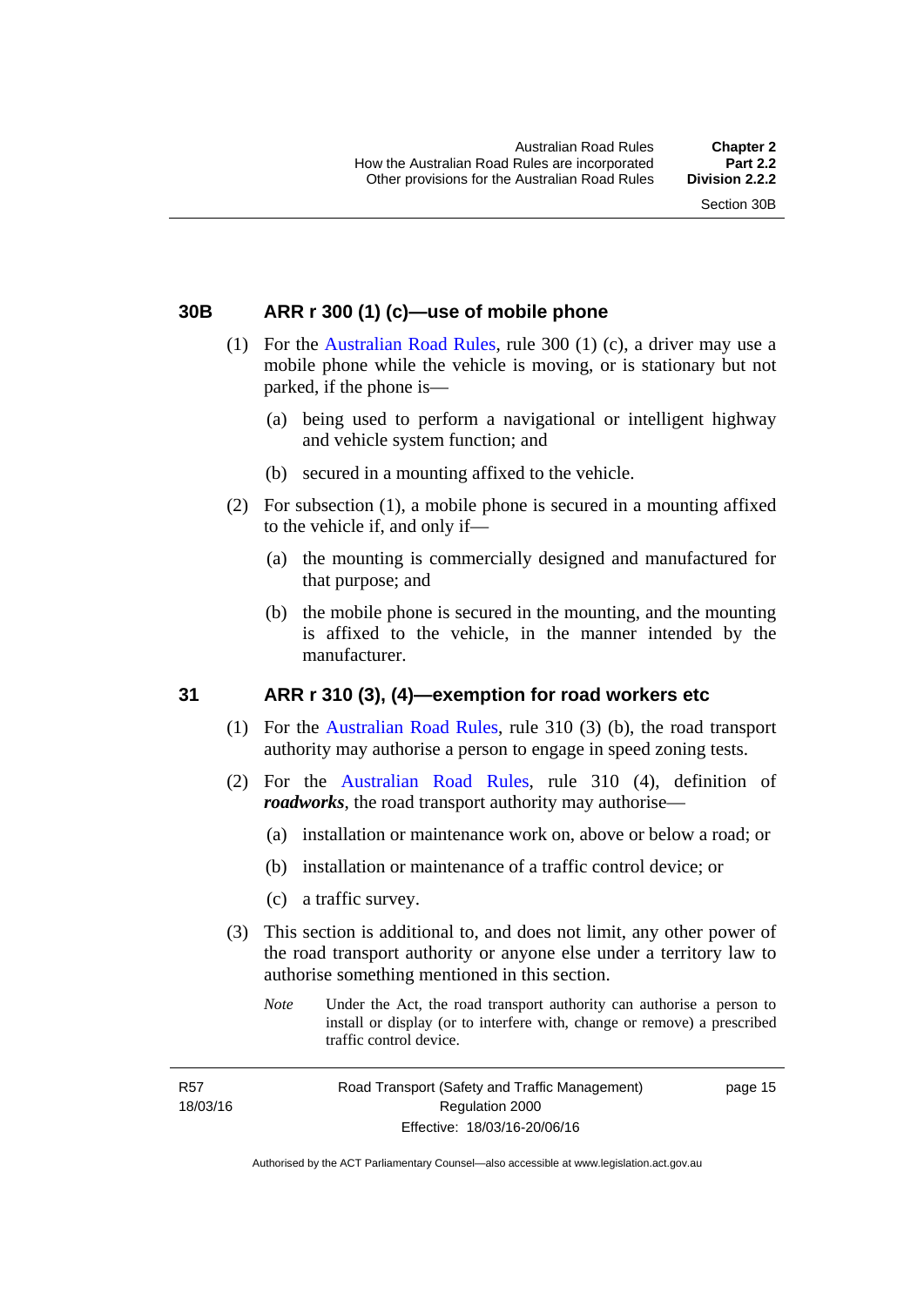## 30B ARR r 300 (1) (c)—use of mobile phone

(1) For the Australian Road Rules, rule 300 (1) (c), a driver may use a mobile phone while the vehicle is moving, or is stationary but not parked, if the phone is—

(a) being used to perform a navigational or intelligent highway and vehicle system function; and

(b) secured in a mounting affixed to the vehicle.

(2) For subsection (1), a mobile phone is secured in a mounting affixed to the vehicle if, and only if—

(a) the mounting is commercially designed and manufactured for that purpose; and

(b) the mobile phone is secured in the mounting, and the mounting is affixed to the vehicle, in the manner intended by the manufacturer.

## 31 ARR r 310 (3), (4)—exemption for road workers etc

(1) For the Australian Road Rules, rule 310 (3) (b), the road transport authority may authorise a person to engage in speed zoning tests.

(2) For the Australian Road Rules, rule 310 (4), definition of ***roadworks***, the road transport authority may authorise—

(a) installation or maintenance work on, above or below a road; or

(b) installation or maintenance of a traffic control device; or

(c) a traffic survey.

(3) This section is additional to, and does not limit, any other power of the road transport authority or anyone else under a territory law to authorise something mentioned in this section.

*Note* Under the Act, the road transport authority can authorise a person to install or display (or to interfere with, change or remove) a prescribed traffic control device.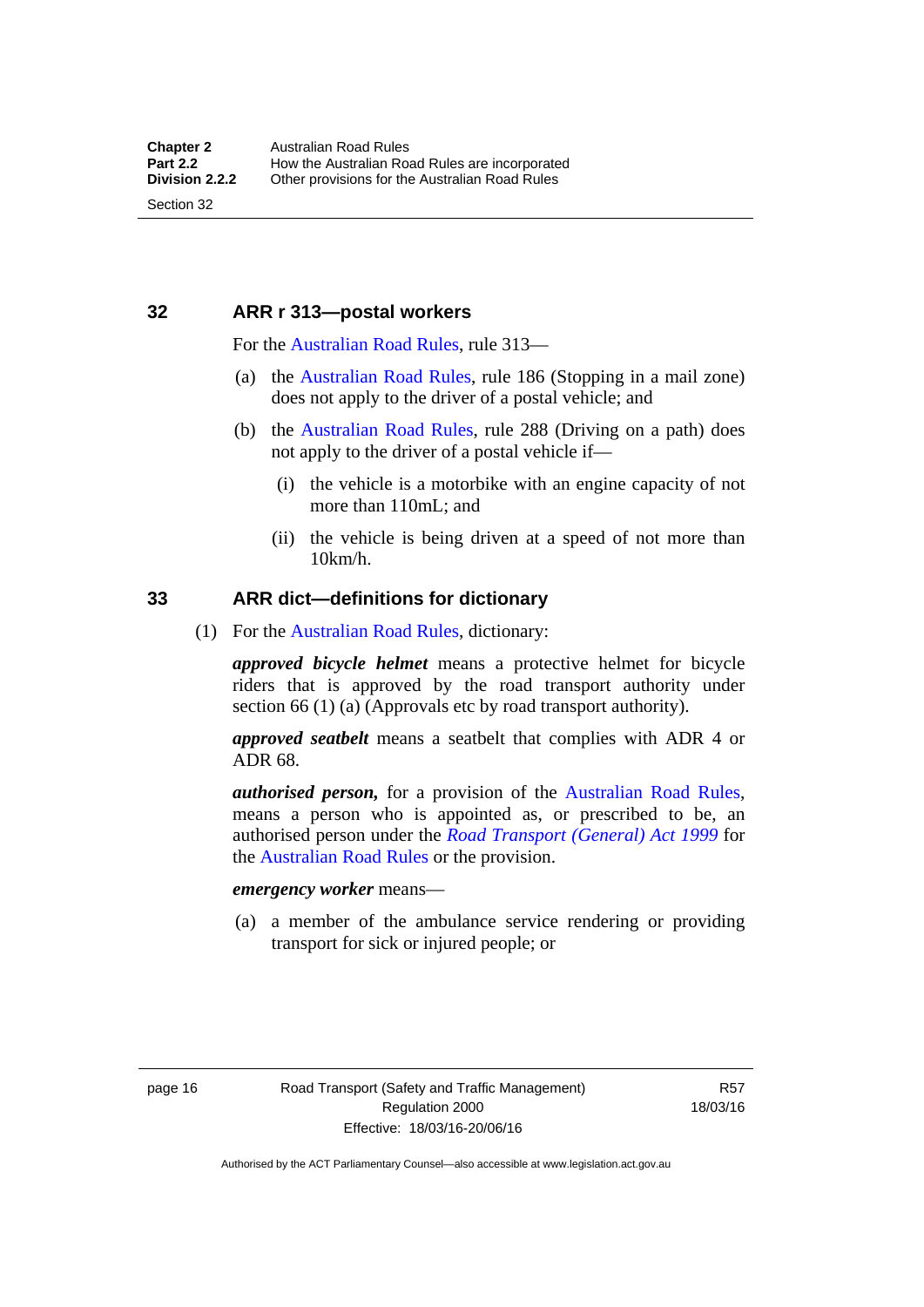## 32 ARR r 313—postal workers

For the Australian Road Rules, rule 313—

(a) the Australian Road Rules, rule 186 (Stopping in a mail zone) does not apply to the driver of a postal vehicle; and

(b) the Australian Road Rules, rule 288 (Driving on a path) does not apply to the driver of a postal vehicle if—

  (i) the vehicle is a motorbike with an engine capacity of not more than 110mL; and

  (ii) the vehicle is being driven at a speed of not more than 10km/h.

## 33 ARR dict—definitions for dictionary

(1) For the Australian Road Rules, dictionary:

***approved bicycle helmet*** means a protective helmet for bicycle riders that is approved by the road transport authority under section 66 (1) (a) (Approvals etc by road transport authority).

***approved seatbelt*** means a seatbelt that complies with ADR 4 or ADR 68.

***authorised person,*** for a provision of the Australian Road Rules, means a person who is appointed as, or prescribed to be, an authorised person under the *Road Transport (General) Act 1999* for the Australian Road Rules or the provision.

***emergency worker*** means—

(a) a member of the ambulance service rendering or providing transport for sick or injured people; or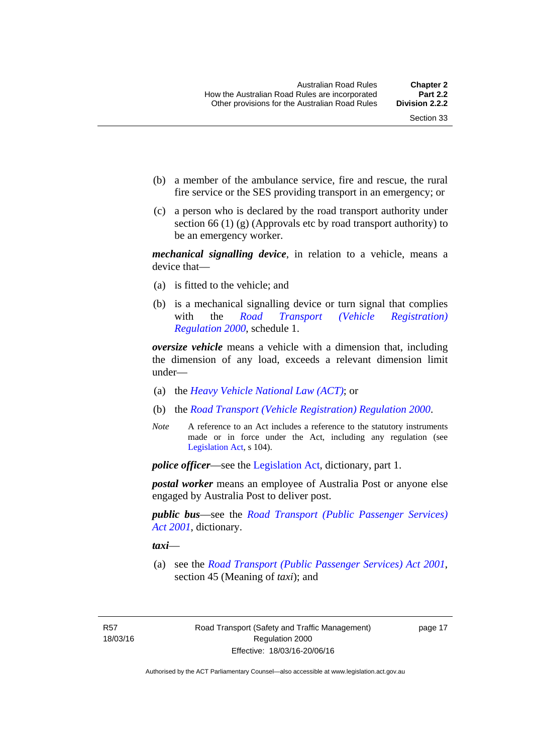(b) a member of the ambulance service, fire and rescue, the rural fire service or the SES providing transport in an emergency; or

(c) a person who is declared by the road transport authority under section 66 (1) (g) (Approvals etc by road transport authority) to be an emergency worker.

***mechanical signalling device***, in relation to a vehicle, means a device that—

(a) is fitted to the vehicle; and

(b) is a mechanical signalling device or turn signal that complies with the *Road Transport (Vehicle Registration) Regulation 2000*, schedule 1.

***oversize vehicle*** means a vehicle with a dimension that, including the dimension of any load, exceeds a relevant dimension limit under—

(a) the *Heavy Vehicle National Law (ACT)*; or

(b) the *Road Transport (Vehicle Registration) Regulation 2000*.

*Note* A reference to an Act includes a reference to the statutory instruments made or in force under the Act, including any regulation (see Legislation Act, s 104).

***police officer***—see the Legislation Act, dictionary, part 1.

***postal worker*** means an employee of Australia Post or anyone else engaged by Australia Post to deliver post.

***public bus***—see the *Road Transport (Public Passenger Services) Act 2001*, dictionary.

***taxi***—

(a) see the *Road Transport (Public Passenger Services) Act 2001*, section 45 (Meaning of *taxi*); and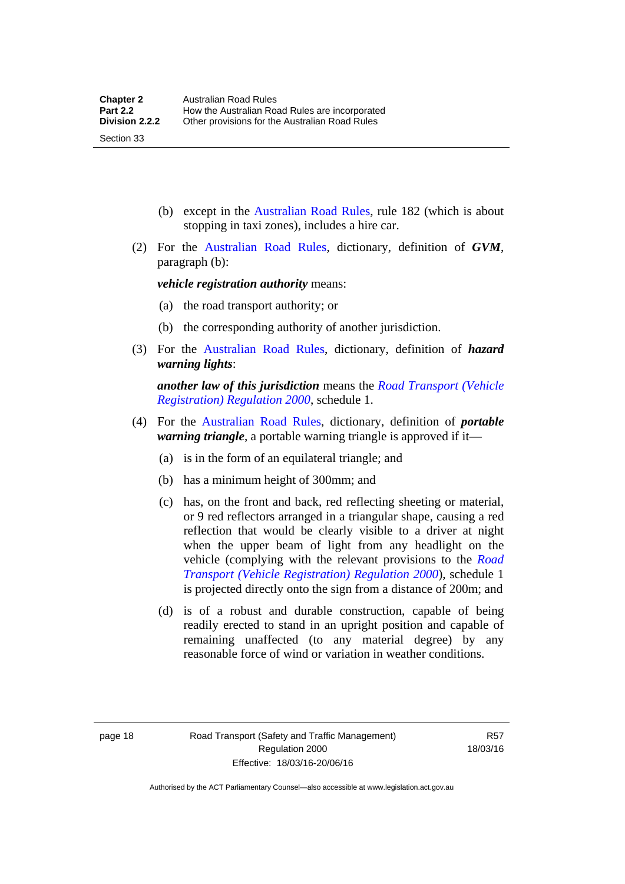(b) except in the Australian Road Rules, rule 182 (which is about stopping in taxi zones), includes a hire car.

(2) For the Australian Road Rules, dictionary, definition of ***GVM***, paragraph (b):

***vehicle registration authority*** means:

(a) the road transport authority; or

(b) the corresponding authority of another jurisdiction.

(3) For the Australian Road Rules, dictionary, definition of ***hazard warning lights***:

***another law of this jurisdiction*** means the *Road Transport (Vehicle Registration) Regulation 2000*, schedule 1.

(4) For the Australian Road Rules, dictionary, definition of ***portable warning triangle***, a portable warning triangle is approved if it—

(a) is in the form of an equilateral triangle; and

(b) has a minimum height of 300mm; and

(c) has, on the front and back, red reflecting sheeting or material, or 9 red reflectors arranged in a triangular shape, causing a red reflection that would be clearly visible to a driver at night when the upper beam of light from any headlight on the vehicle (complying with the relevant provisions to the *Road Transport (Vehicle Registration) Regulation 2000*), schedule 1 is projected directly onto the sign from a distance of 200m; and

(d) is of a robust and durable construction, capable of being readily erected to stand in an upright position and capable of remaining unaffected (to any material degree) by any reasonable force of wind or variation in weather conditions.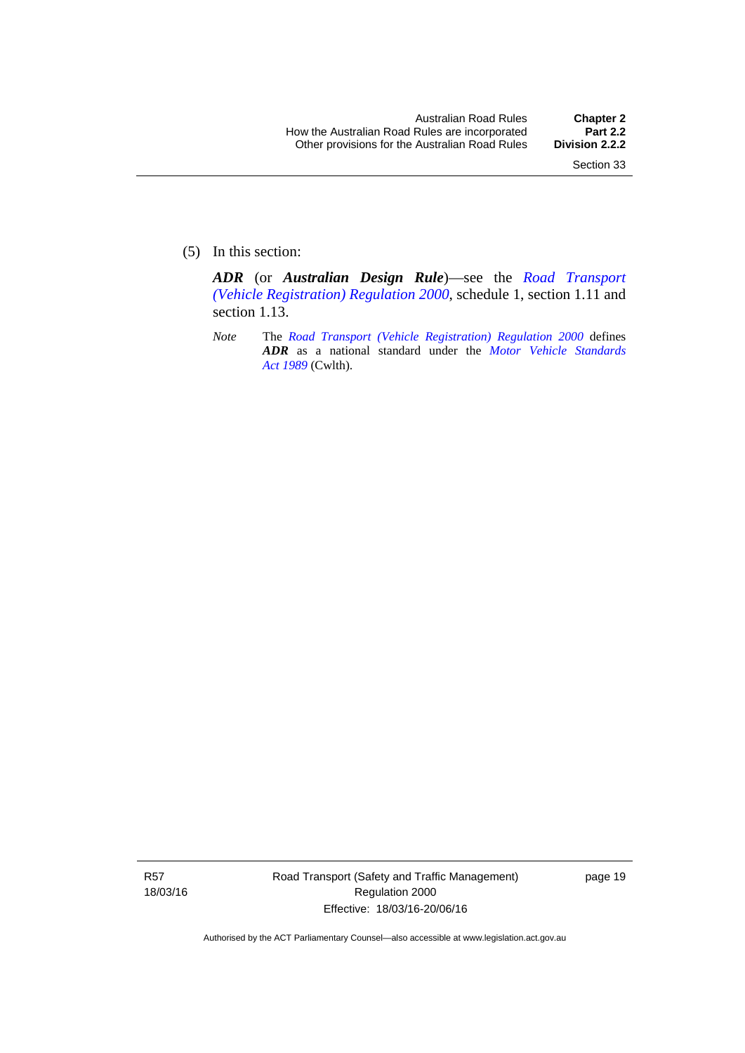(5) In this section:

***ADR*** (or ***Australian Design Rule***)—see the *Road Transport (Vehicle Registration) Regulation 2000*, schedule 1, section 1.11 and section 1.13.

*Note* The *Road Transport (Vehicle Registration) Regulation 2000* defines ***ADR*** as a national standard under the *Motor Vehicle Standards Act 1989* (Cwlth).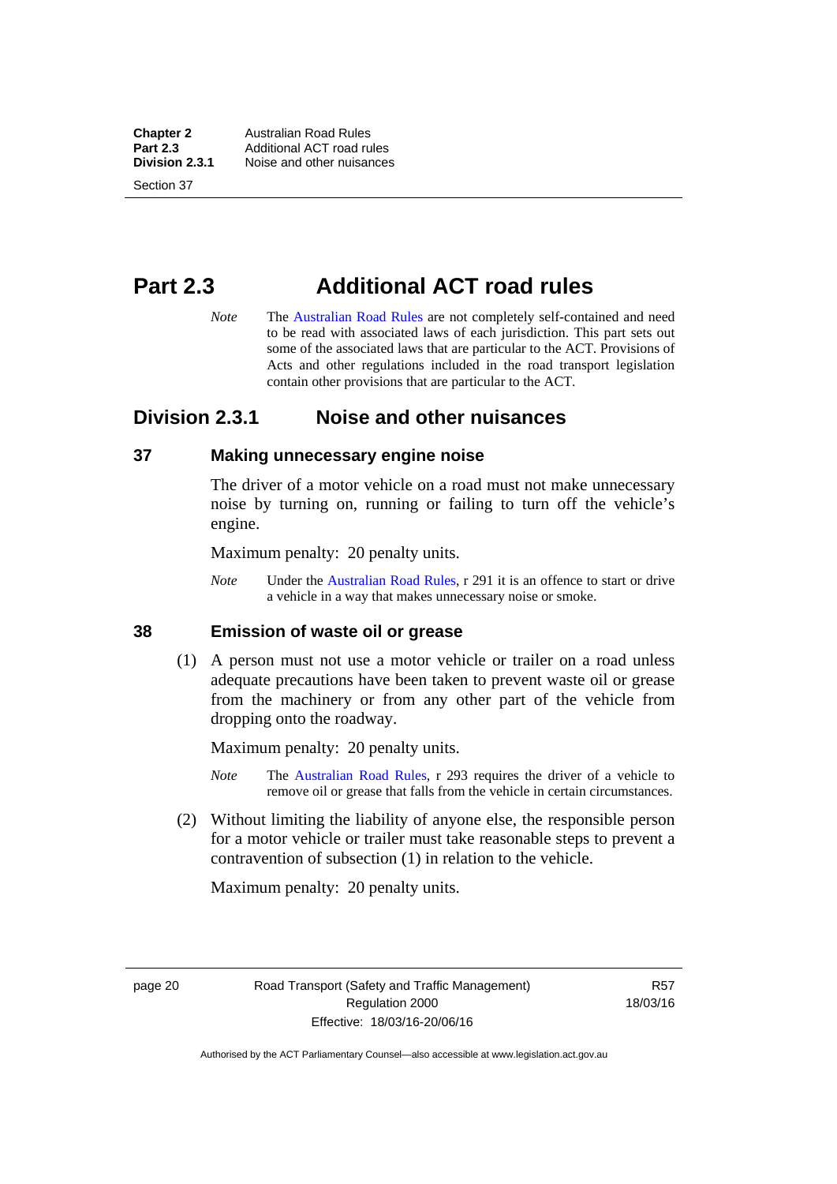# Part 2.3 Additional ACT road rules

*Note* The Australian Road Rules are not completely self-contained and need to be read with associated laws of each jurisdiction. This part sets out some of the associated laws that are particular to the ACT. Provisions of Acts and other regulations included in the road transport legislation contain other provisions that are particular to the ACT.

## Division 2.3.1 Noise and other nuisances

### 37 Making unnecessary engine noise

The driver of a motor vehicle on a road must not make unnecessary noise by turning on, running or failing to turn off the vehicle's engine.

Maximum penalty: 20 penalty units.

*Note* Under the Australian Road Rules, r 291 it is an offence to start or drive a vehicle in a way that makes unnecessary noise or smoke.

### 38 Emission of waste oil or grease

(1) A person must not use a motor vehicle or trailer on a road unless adequate precautions have been taken to prevent waste oil or grease from the machinery or from any other part of the vehicle from dropping onto the roadway.

Maximum penalty: 20 penalty units.

*Note* The Australian Road Rules, r 293 requires the driver of a vehicle to remove oil or grease that falls from the vehicle in certain circumstances.

(2) Without limiting the liability of anyone else, the responsible person for a motor vehicle or trailer must take reasonable steps to prevent a contravention of subsection (1) in relation to the vehicle.

Maximum penalty: 20 penalty units.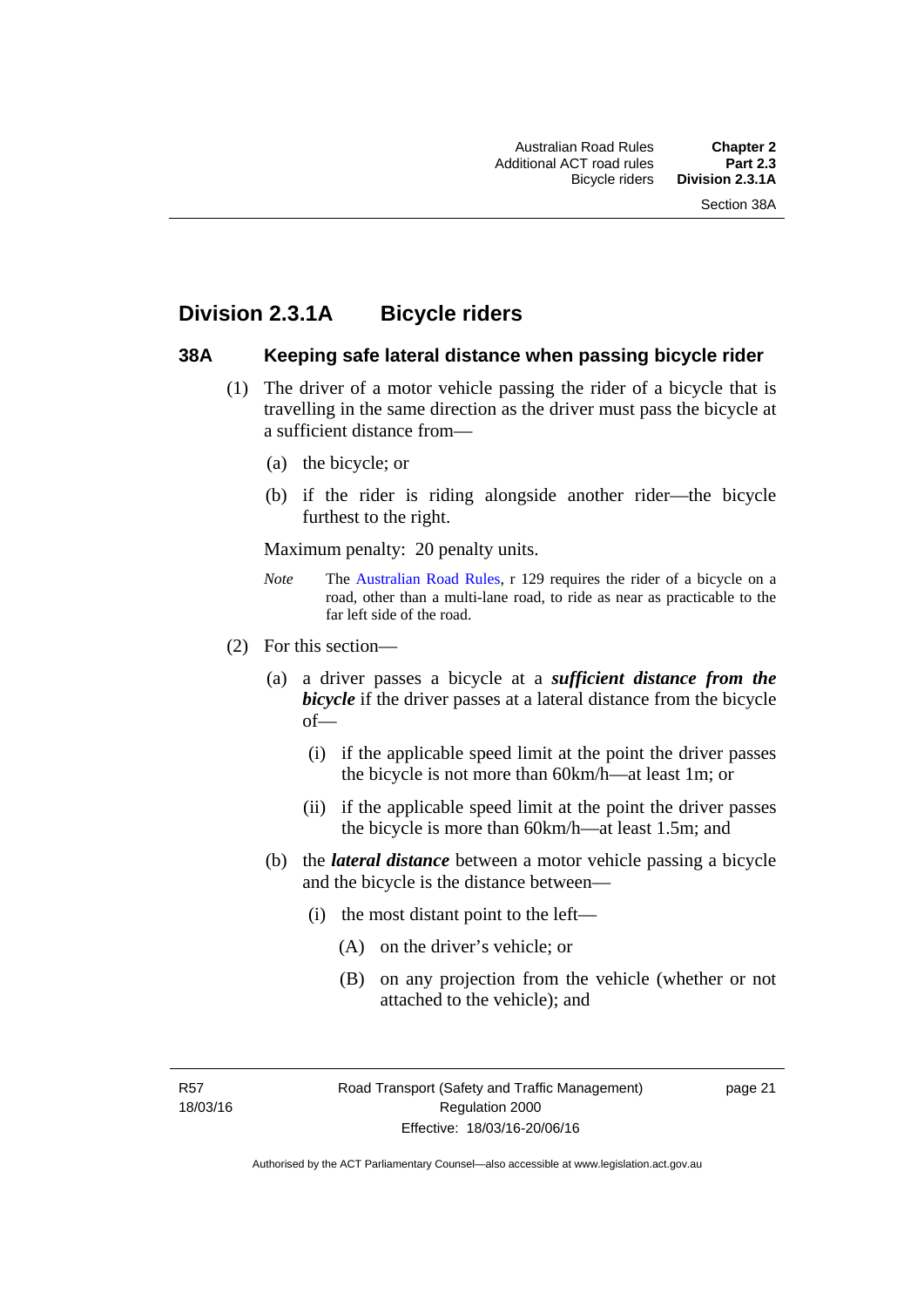## Division 2.3.1A Bicycle riders

### 38A Keeping safe lateral distance when passing bicycle rider

(1) The driver of a motor vehicle passing the rider of a bicycle that is travelling in the same direction as the driver must pass the bicycle at a sufficient distance from—

(a) the bicycle; or

(b) if the rider is riding alongside another rider—the bicycle furthest to the right.

Maximum penalty: 20 penalty units.

*Note* The Australian Road Rules, r 129 requires the rider of a bicycle on a road, other than a multi-lane road, to ride as near as practicable to the far left side of the road.

(2) For this section—

(a) a driver passes a bicycle at a ***sufficient distance from the bicycle*** if the driver passes at a lateral distance from the bicycle of—

(i) if the applicable speed limit at the point the driver passes the bicycle is not more than 60km/h—at least 1m; or

(ii) if the applicable speed limit at the point the driver passes the bicycle is more than 60km/h—at least 1.5m; and

(b) the ***lateral distance*** between a motor vehicle passing a bicycle and the bicycle is the distance between—

(i) the most distant point to the left—

(A) on the driver's vehicle; or

(B) on any projection from the vehicle (whether or not attached to the vehicle); and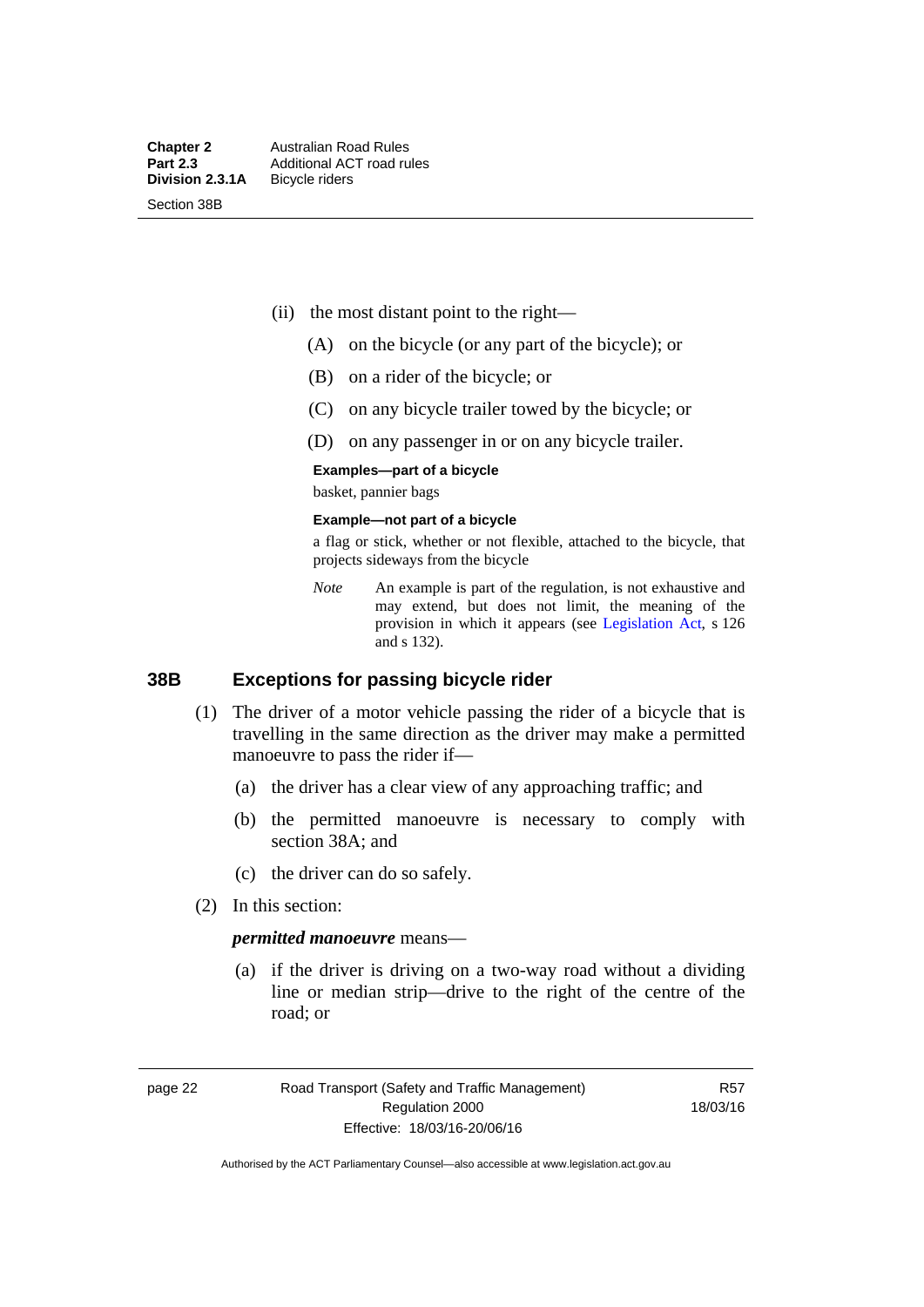(ii) the most distant point to the right—

(A) on the bicycle (or any part of the bicycle); or

(B) on a rider of the bicycle; or

(C) on any bicycle trailer towed by the bicycle; or

(D) on any passenger in or on any bicycle trailer.

**Examples—part of a bicycle**

basket, pannier bags

**Example—not part of a bicycle**

a flag or stick, whether or not flexible, attached to the bicycle, that projects sideways from the bicycle

*Note* An example is part of the regulation, is not exhaustive and may extend, but does not limit, the meaning of the provision in which it appears (see Legislation Act, s 126 and s 132).

## 38B Exceptions for passing bicycle rider

(1) The driver of a motor vehicle passing the rider of a bicycle that is travelling in the same direction as the driver may make a permitted manoeuvre to pass the rider if—

(a) the driver has a clear view of any approaching traffic; and

(b) the permitted manoeuvre is necessary to comply with section 38A; and

(c) the driver can do so safely.

(2) In this section:

***permitted manoeuvre*** means—

(a) if the driver is driving on a two-way road without a dividing line or median strip—drive to the right of the centre of the road; or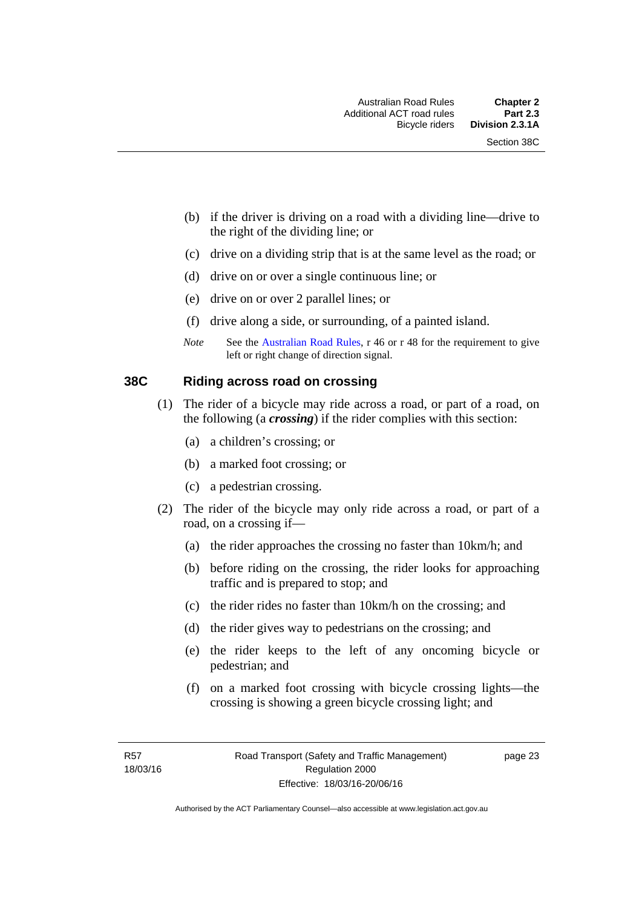(b) if the driver is driving on a road with a dividing line—drive to the right of the dividing line; or

(c) drive on a dividing strip that is at the same level as the road; or

(d) drive on or over a single continuous line; or

(e) drive on or over 2 parallel lines; or

(f) drive along a side, or surrounding, of a painted island.

*Note* See the Australian Road Rules, r 46 or r 48 for the requirement to give left or right change of direction signal.

## 38C Riding across road on crossing

(1) The rider of a bicycle may ride across a road, or part of a road, on the following (a ***crossing***) if the rider complies with this section:

(a) a children's crossing; or

(b) a marked foot crossing; or

(c) a pedestrian crossing.

(2) The rider of the bicycle may only ride across a road, or part of a road, on a crossing if—

(a) the rider approaches the crossing no faster than 10km/h; and

(b) before riding on the crossing, the rider looks for approaching traffic and is prepared to stop; and

(c) the rider rides no faster than 10km/h on the crossing; and

(d) the rider gives way to pedestrians on the crossing; and

(e) the rider keeps to the left of any oncoming bicycle or pedestrian; and

(f) on a marked foot crossing with bicycle crossing lights—the crossing is showing a green bicycle crossing light; and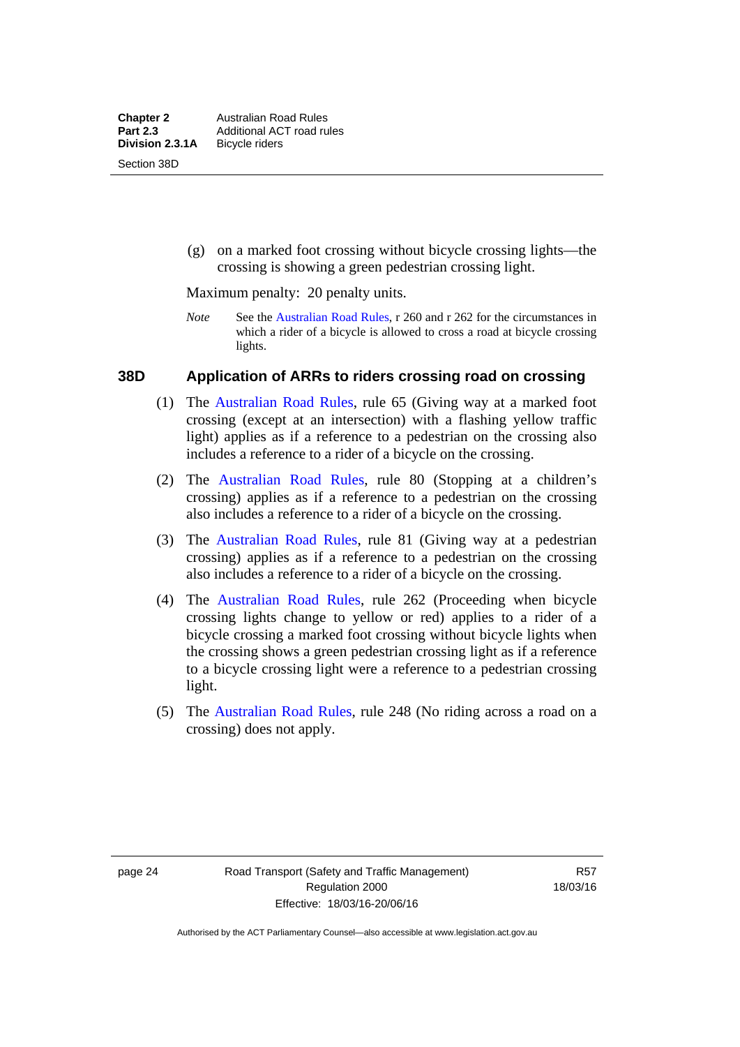(g) on a marked foot crossing without bicycle crossing lights—the crossing is showing a green pedestrian crossing light.

Maximum penalty: 20 penalty units.

*Note* See the Australian Road Rules, r 260 and r 262 for the circumstances in which a rider of a bicycle is allowed to cross a road at bicycle crossing lights.

### 38D Application of ARRs to riders crossing road on crossing

(1) The Australian Road Rules, rule 65 (Giving way at a marked foot crossing (except at an intersection) with a flashing yellow traffic light) applies as if a reference to a pedestrian on the crossing also includes a reference to a rider of a bicycle on the crossing.

(2) The Australian Road Rules, rule 80 (Stopping at a children's crossing) applies as if a reference to a pedestrian on the crossing also includes a reference to a rider of a bicycle on the crossing.

(3) The Australian Road Rules, rule 81 (Giving way at a pedestrian crossing) applies as if a reference to a pedestrian on the crossing also includes a reference to a rider of a bicycle on the crossing.

(4) The Australian Road Rules, rule 262 (Proceeding when bicycle crossing lights change to yellow or red) applies to a rider of a bicycle crossing a marked foot crossing without bicycle lights when the crossing shows a green pedestrian crossing light as if a reference to a bicycle crossing light were a reference to a pedestrian crossing light.

(5) The Australian Road Rules, rule 248 (No riding across a road on a crossing) does not apply.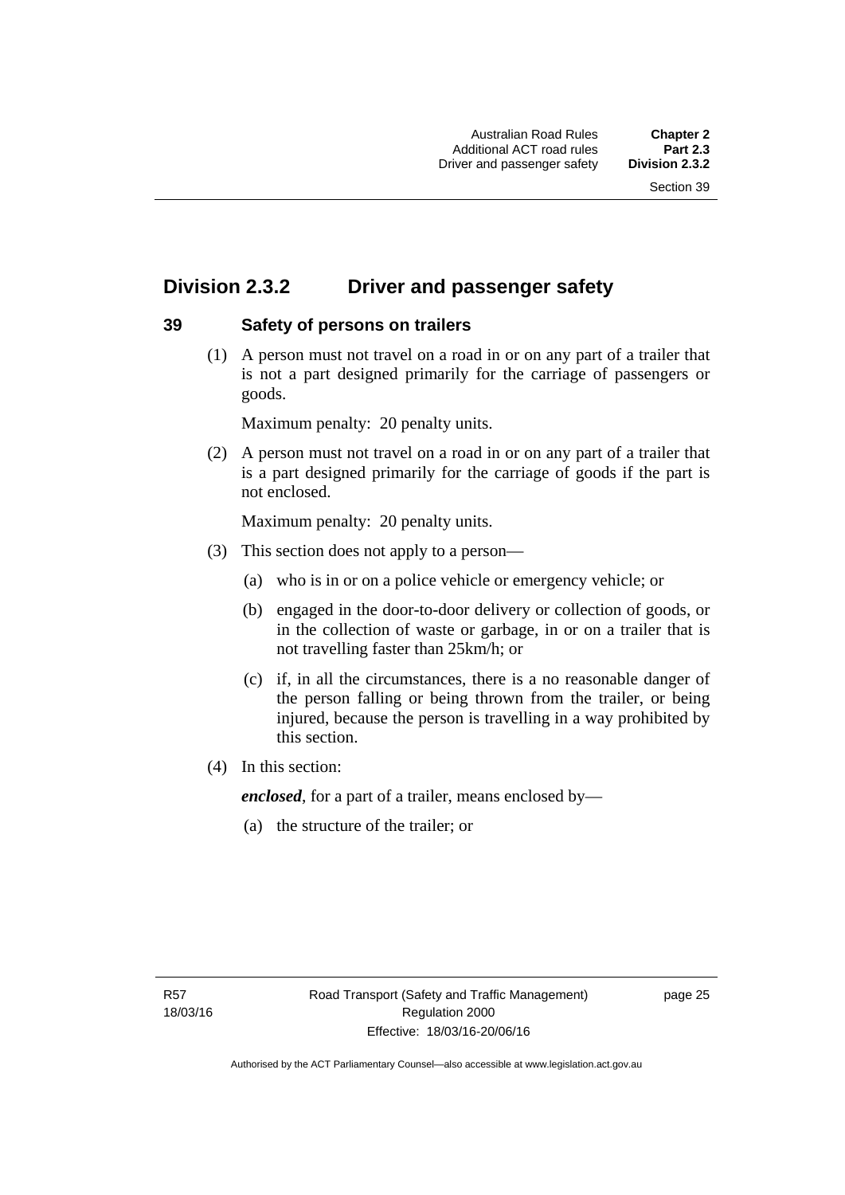## Division 2.3.2 Driver and passenger safety

### 39 Safety of persons on trailers

(1) A person must not travel on a road in or on any part of a trailer that is not a part designed primarily for the carriage of passengers or goods.

Maximum penalty: 20 penalty units.

(2) A person must not travel on a road in or on any part of a trailer that is a part designed primarily for the carriage of goods if the part is not enclosed.

Maximum penalty: 20 penalty units.

(3) This section does not apply to a person—

(a) who is in or on a police vehicle or emergency vehicle; or

(b) engaged in the door-to-door delivery or collection of goods, or in the collection of waste or garbage, in or on a trailer that is not travelling faster than 25km/h; or

(c) if, in all the circumstances, there is a no reasonable danger of the person falling or being thrown from the trailer, or being injured, because the person is travelling in a way prohibited by this section.

(4) In this section:

***enclosed***, for a part of a trailer, means enclosed by—

(a) the structure of the trailer; or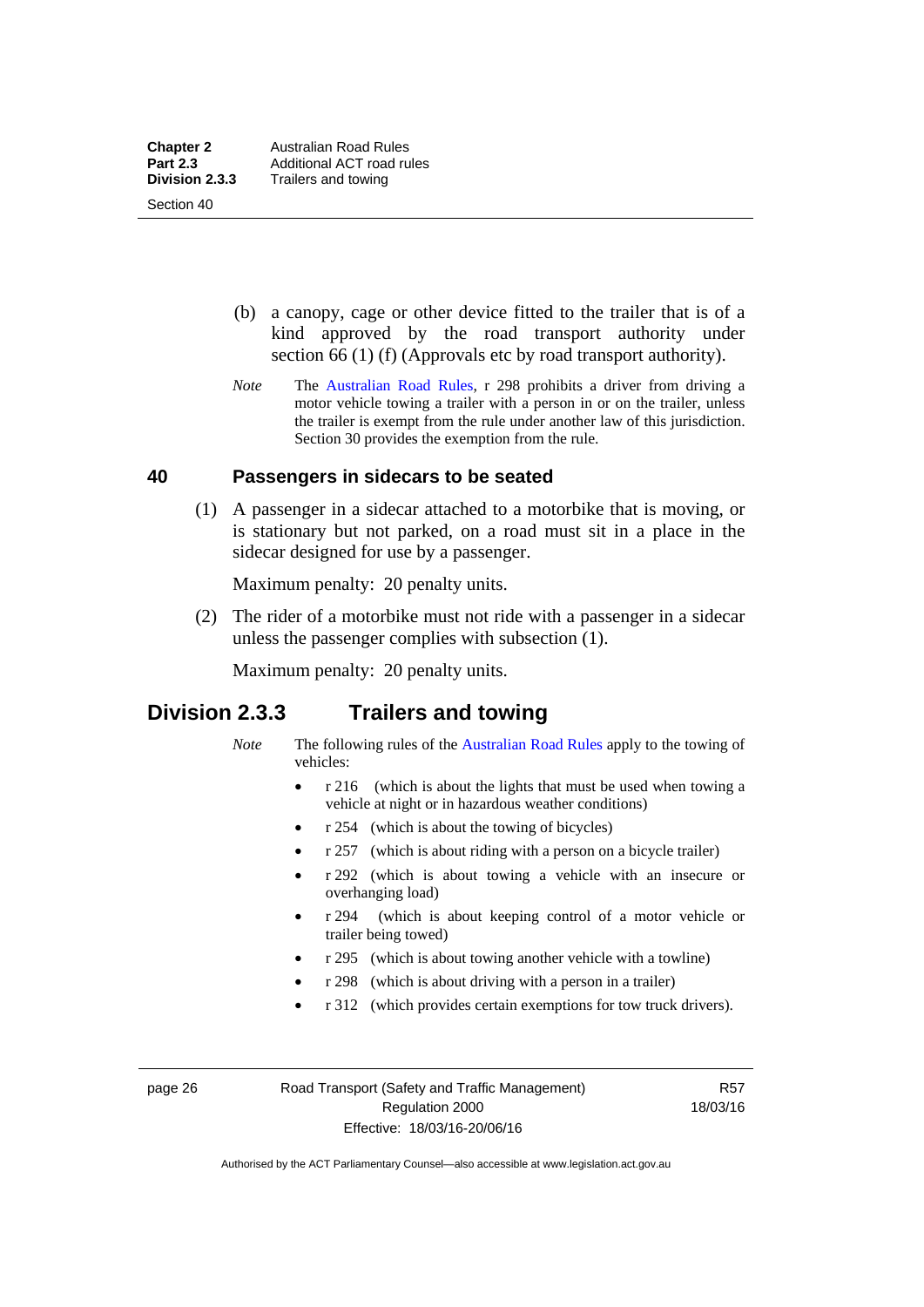(b) a canopy, cage or other device fitted to the trailer that is of a kind approved by the road transport authority under section 66 (1) (f) (Approvals etc by road transport authority).

*Note* The Australian Road Rules, r 298 prohibits a driver from driving a motor vehicle towing a trailer with a person in or on the trailer, unless the trailer is exempt from the rule under another law of this jurisdiction. Section 30 provides the exemption from the rule.

### 40 Passengers in sidecars to be seated

(1) A passenger in a sidecar attached to a motorbike that is moving, or is stationary but not parked, on a road must sit in a place in the sidecar designed for use by a passenger.

Maximum penalty: 20 penalty units.

(2) The rider of a motorbike must not ride with a passenger in a sidecar unless the passenger complies with subsection (1).

Maximum penalty: 20 penalty units.

## Division 2.3.3 Trailers and towing

*Note* The following rules of the Australian Road Rules apply to the towing of vehicles:

- r 216 (which is about the lights that must be used when towing a vehicle at night or in hazardous weather conditions)
- r 254 (which is about the towing of bicycles)
- r 257 (which is about riding with a person on a bicycle trailer)
- r 292 (which is about towing a vehicle with an insecure or overhanging load)
- r 294 (which is about keeping control of a motor vehicle or trailer being towed)
- r 295 (which is about towing another vehicle with a towline)
- r 298 (which is about driving with a person in a trailer)
- r 312 (which provides certain exemptions for tow truck drivers).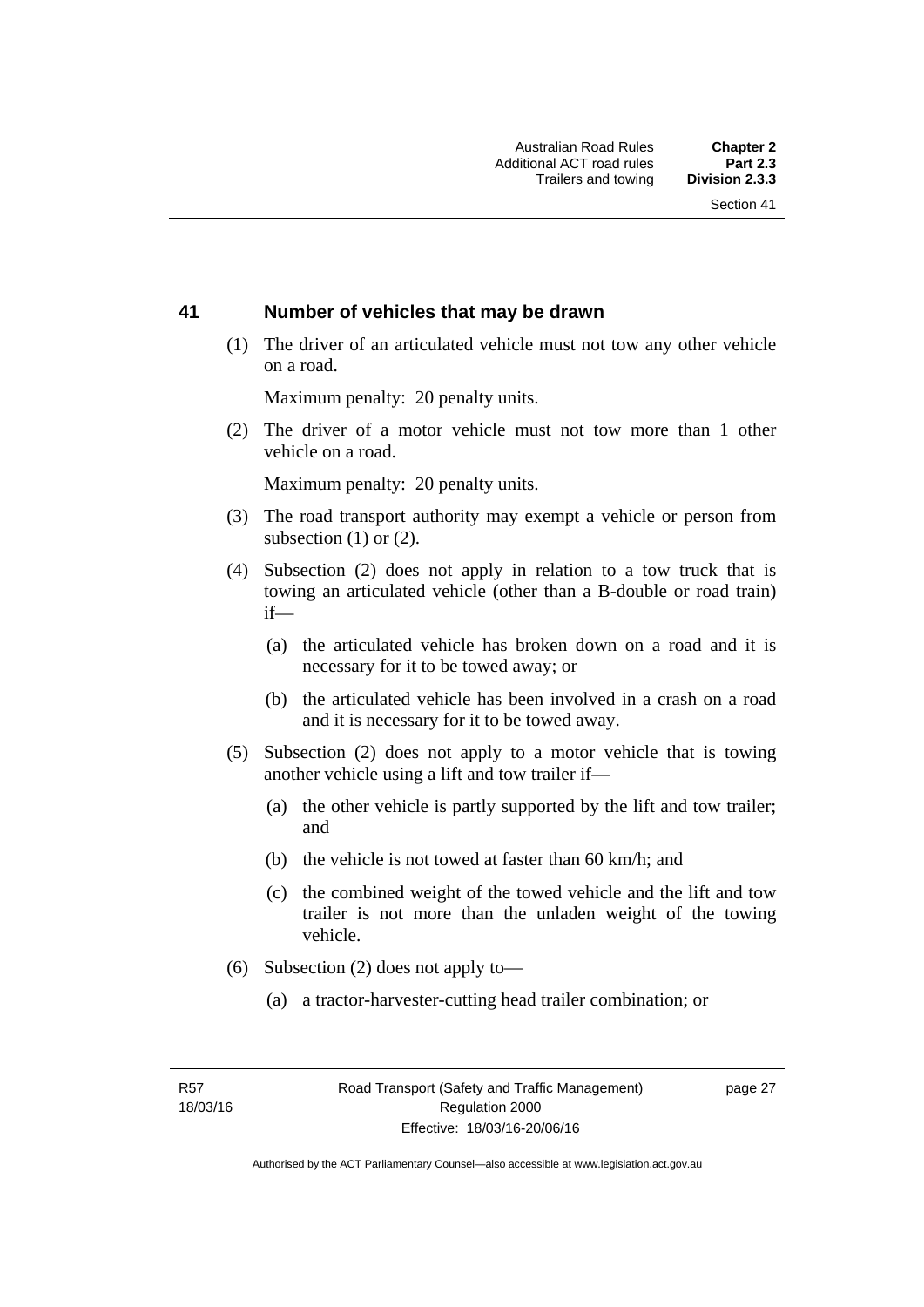## 41 Number of vehicles that may be drawn

(1) The driver of an articulated vehicle must not tow any other vehicle on a road.

Maximum penalty: 20 penalty units.

(2) The driver of a motor vehicle must not tow more than 1 other vehicle on a road.

Maximum penalty: 20 penalty units.

(3) The road transport authority may exempt a vehicle or person from subsection (1) or (2).

(4) Subsection (2) does not apply in relation to a tow truck that is towing an articulated vehicle (other than a B-double or road train) if—

   (a) the articulated vehicle has broken down on a road and it is necessary for it to be towed away; or

   (b) the articulated vehicle has been involved in a crash on a road and it is necessary for it to be towed away.

(5) Subsection (2) does not apply to a motor vehicle that is towing another vehicle using a lift and tow trailer if—

   (a) the other vehicle is partly supported by the lift and tow trailer; and

   (b) the vehicle is not towed at faster than 60 km/h; and

   (c) the combined weight of the towed vehicle and the lift and tow trailer is not more than the unladen weight of the towing vehicle.

(6) Subsection (2) does not apply to—

   (a) a tractor-harvester-cutting head trailer combination; or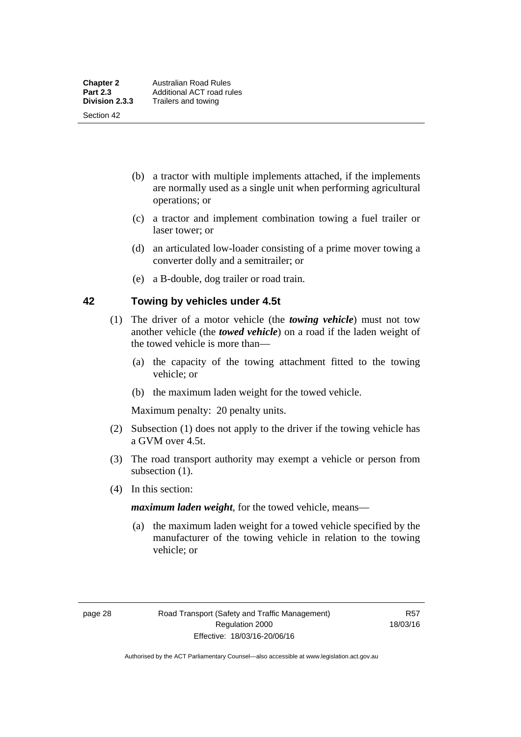(b) a tractor with multiple implements attached, if the implements are normally used as a single unit when performing agricultural operations; or

(c) a tractor and implement combination towing a fuel trailer or laser tower; or

(d) an articulated low-loader consisting of a prime mover towing a converter dolly and a semitrailer; or

(e) a B-double, dog trailer or road train.

## 42 Towing by vehicles under 4.5t

(1) The driver of a motor vehicle (the ***towing vehicle***) must not tow another vehicle (the ***towed vehicle***) on a road if the laden weight of the towed vehicle is more than—

(a) the capacity of the towing attachment fitted to the towing vehicle; or

(b) the maximum laden weight for the towed vehicle.

Maximum penalty: 20 penalty units.

(2) Subsection (1) does not apply to the driver if the towing vehicle has a GVM over 4.5t.

(3) The road transport authority may exempt a vehicle or person from subsection (1).

(4) In this section:

***maximum laden weight***, for the towed vehicle, means—

(a) the maximum laden weight for a towed vehicle specified by the manufacturer of the towing vehicle in relation to the towing vehicle; or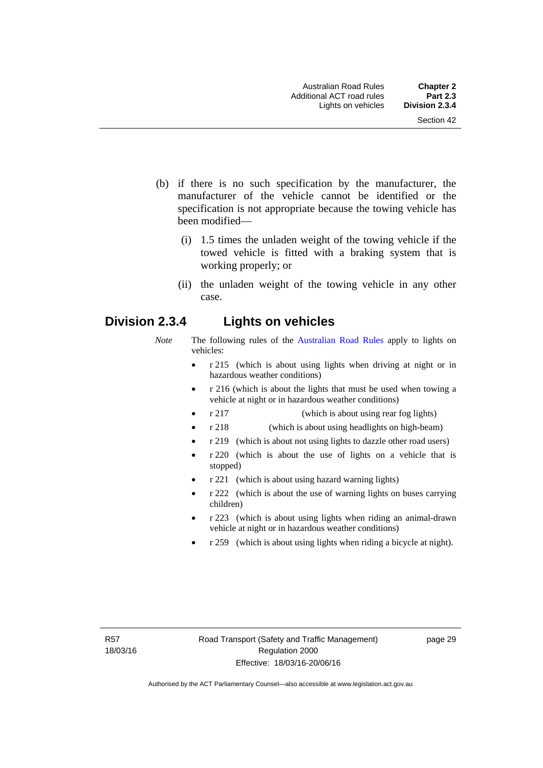(b) if there is no such specification by the manufacturer, the manufacturer of the vehicle cannot be identified or the specification is not appropriate because the towing vehicle has been modified—

   (i) 1.5 times the unladen weight of the towing vehicle if the towed vehicle is fitted with a braking system that is working properly; or

   (ii) the unladen weight of the towing vehicle in any other case.

## Division 2.3.4 Lights on vehicles

*Note* The following rules of the Australian Road Rules apply to lights on vehicles:

- r 215 (which is about using lights when driving at night or in hazardous weather conditions)
- r 216 (which is about the lights that must be used when towing a vehicle at night or in hazardous weather conditions)
- r 217 (which is about using rear fog lights)
- r 218 (which is about using headlights on high-beam)
- r 219 (which is about not using lights to dazzle other road users)
- r 220 (which is about the use of lights on a vehicle that is stopped)
- r 221 (which is about using hazard warning lights)
- r 222 (which is about the use of warning lights on buses carrying children)
- r 223 (which is about using lights when riding an animal-drawn vehicle at night or in hazardous weather conditions)
- r 259 (which is about using lights when riding a bicycle at night).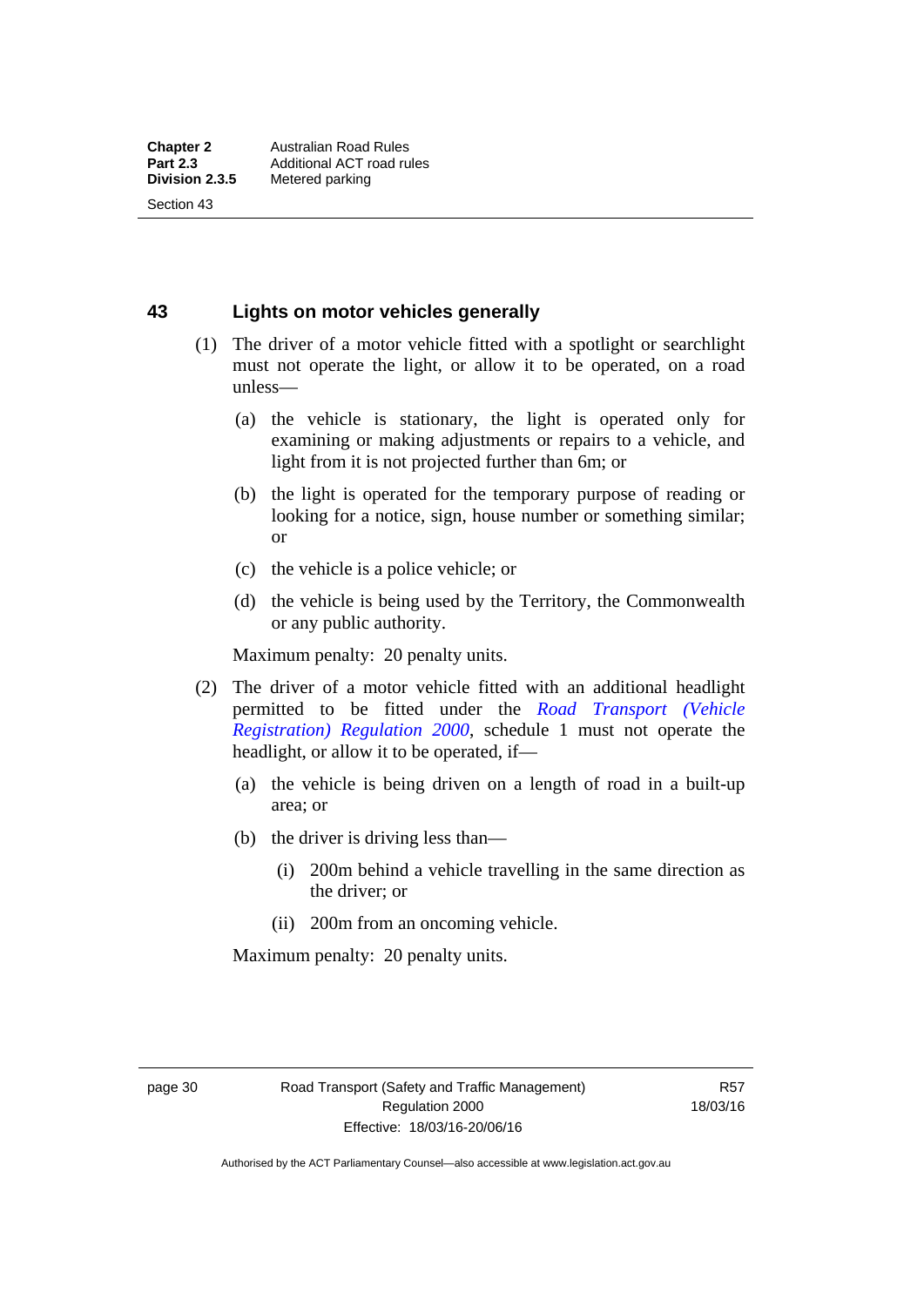## 43 Lights on motor vehicles generally

(1) The driver of a motor vehicle fitted with a spotlight or searchlight must not operate the light, or allow it to be operated, on a road unless—

(a) the vehicle is stationary, the light is operated only for examining or making adjustments or repairs to a vehicle, and light from it is not projected further than 6m; or

(b) the light is operated for the temporary purpose of reading or looking for a notice, sign, house number or something similar; or

(c) the vehicle is a police vehicle; or

(d) the vehicle is being used by the Territory, the Commonwealth or any public authority.

Maximum penalty: 20 penalty units.

(2) The driver of a motor vehicle fitted with an additional headlight permitted to be fitted under the *Road Transport (Vehicle Registration) Regulation 2000*, schedule 1 must not operate the headlight, or allow it to be operated, if—

(a) the vehicle is being driven on a length of road in a built-up area; or

(b) the driver is driving less than—

(i) 200m behind a vehicle travelling in the same direction as the driver; or

(ii) 200m from an oncoming vehicle.

Maximum penalty: 20 penalty units.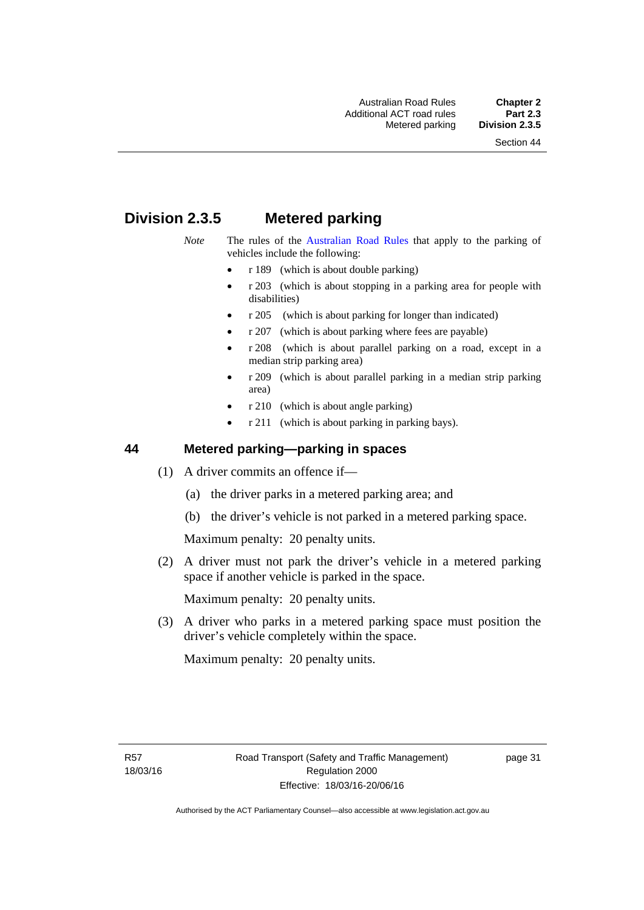## Division 2.3.5 Metered parking

*Note* The rules of the Australian Road Rules that apply to the parking of vehicles include the following:

- r 189 (which is about double parking)
- r 203 (which is about stopping in a parking area for people with disabilities)
- r 205 (which is about parking for longer than indicated)
- r 207 (which is about parking where fees are payable)
- r 208 (which is about parallel parking on a road, except in a median strip parking area)
- r 209 (which is about parallel parking in a median strip parking area)
- r 210 (which is about angle parking)
- r 211 (which is about parking in parking bays).

### 44 Metered parking—parking in spaces

(1) A driver commits an offence if—

(a) the driver parks in a metered parking area; and

(b) the driver's vehicle is not parked in a metered parking space.

Maximum penalty: 20 penalty units.

(2) A driver must not park the driver's vehicle in a metered parking space if another vehicle is parked in the space.

Maximum penalty: 20 penalty units.

(3) A driver who parks in a metered parking space must position the driver's vehicle completely within the space.

Maximum penalty: 20 penalty units.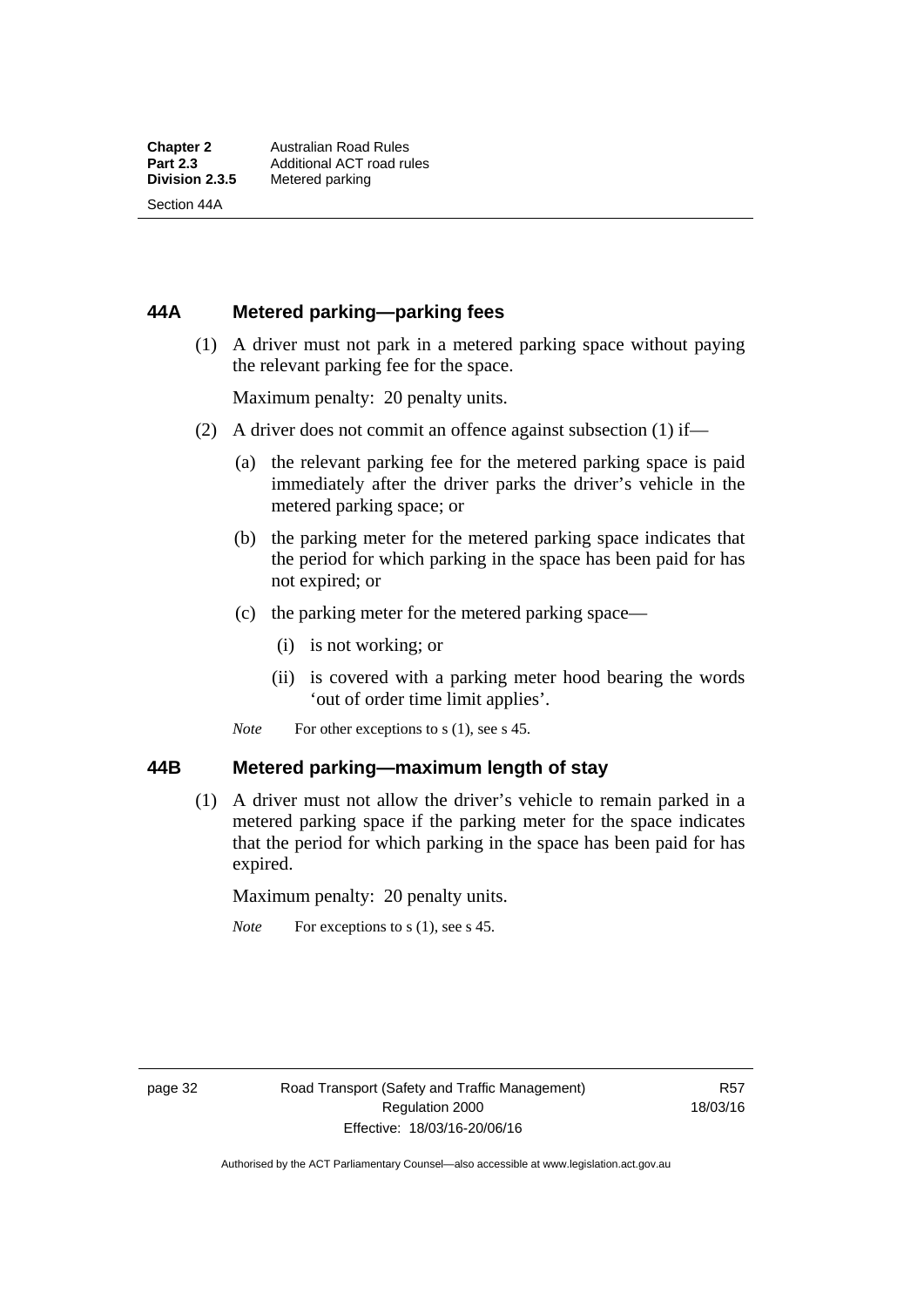## 44A Metered parking—parking fees

(1) A driver must not park in a metered parking space without paying the relevant parking fee for the space.

Maximum penalty: 20 penalty units.

(2) A driver does not commit an offence against subsection (1) if—

(a) the relevant parking fee for the metered parking space is paid immediately after the driver parks the driver's vehicle in the metered parking space; or

(b) the parking meter for the metered parking space indicates that the period for which parking in the space has been paid for has not expired; or

(c) the parking meter for the metered parking space—

(i) is not working; or

(ii) is covered with a parking meter hood bearing the words 'out of order time limit applies'.

*Note* For other exceptions to s (1), see s 45.

## 44B Metered parking—maximum length of stay

(1) A driver must not allow the driver's vehicle to remain parked in a metered parking space if the parking meter for the space indicates that the period for which parking in the space has been paid for has expired.

Maximum penalty: 20 penalty units.

*Note* For exceptions to s (1), see s 45.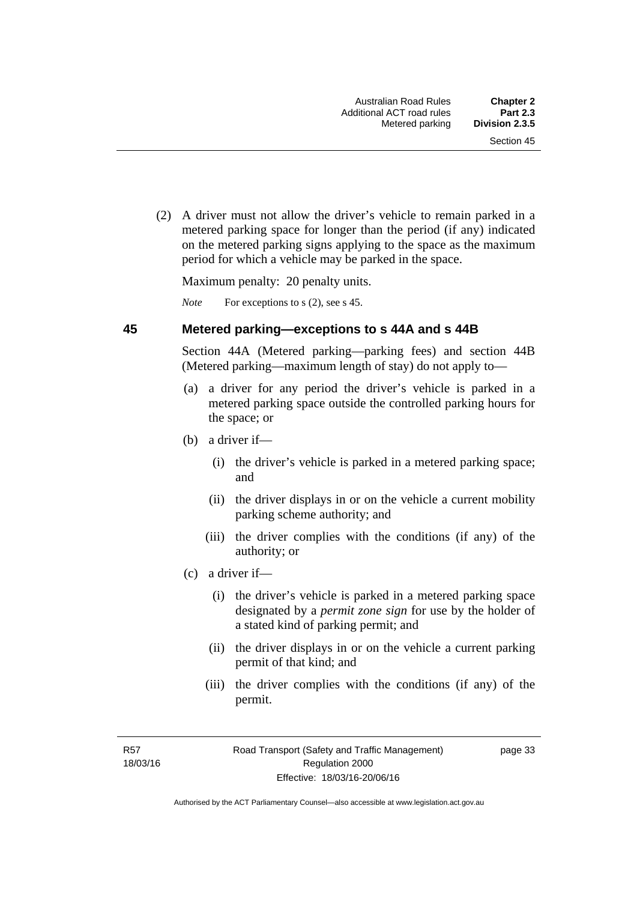(2) A driver must not allow the driver's vehicle to remain parked in a metered parking space for longer than the period (if any) indicated on the metered parking signs applying to the space as the maximum period for which a vehicle may be parked in the space.

Maximum penalty: 20 penalty units.

*Note* For exceptions to s (2), see s 45.

## 45 Metered parking—exceptions to s 44A and s 44B

Section 44A (Metered parking—parking fees) and section 44B (Metered parking—maximum length of stay) do not apply to—

(a) a driver for any period the driver's vehicle is parked in a metered parking space outside the controlled parking hours for the space; or

(b) a driver if—

  (i) the driver's vehicle is parked in a metered parking space; and

  (ii) the driver displays in or on the vehicle a current mobility parking scheme authority; and

  (iii) the driver complies with the conditions (if any) of the authority; or

(c) a driver if—

  (i) the driver's vehicle is parked in a metered parking space designated by a ***permit zone sign*** for use by the holder of a stated kind of parking permit; and

  (ii) the driver displays in or on the vehicle a current parking permit of that kind; and

  (iii) the driver complies with the conditions (if any) of the permit.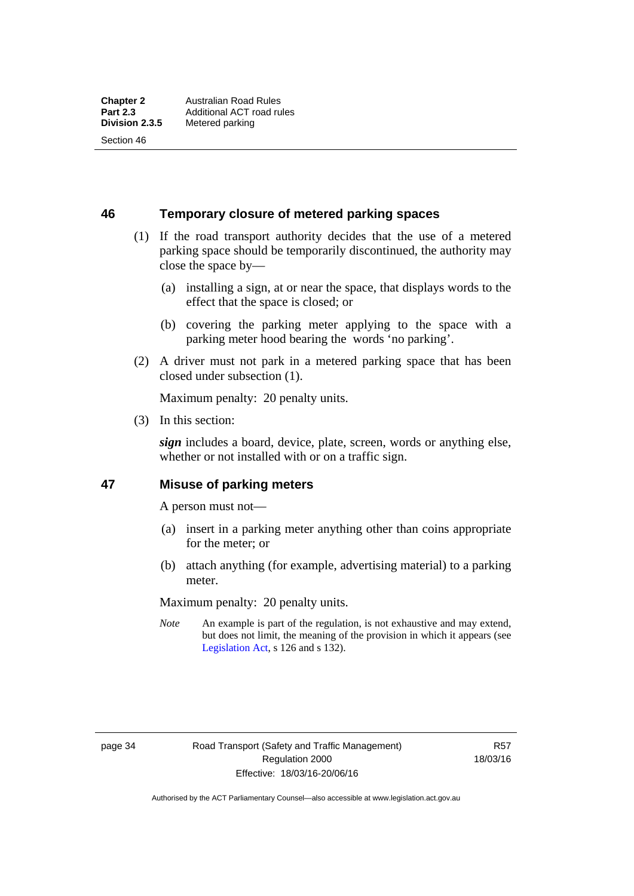## 46 Temporary closure of metered parking spaces

(1) If the road transport authority decides that the use of a metered parking space should be temporarily discontinued, the authority may close the space by—

(a) installing a sign, at or near the space, that displays words to the effect that the space is closed; or

(b) covering the parking meter applying to the space with a parking meter hood bearing the words 'no parking'.

(2) A driver must not park in a metered parking space that has been closed under subsection (1).

Maximum penalty: 20 penalty units.

(3) In this section:

***sign*** includes a board, device, plate, screen, words or anything else, whether or not installed with or on a traffic sign.

## 47 Misuse of parking meters

A person must not—

(a) insert in a parking meter anything other than coins appropriate for the meter; or

(b) attach anything (for example, advertising material) to a parking meter.

Maximum penalty: 20 penalty units.

*Note* An example is part of the regulation, is not exhaustive and may extend, but does not limit, the meaning of the provision in which it appears (see Legislation Act, s 126 and s 132).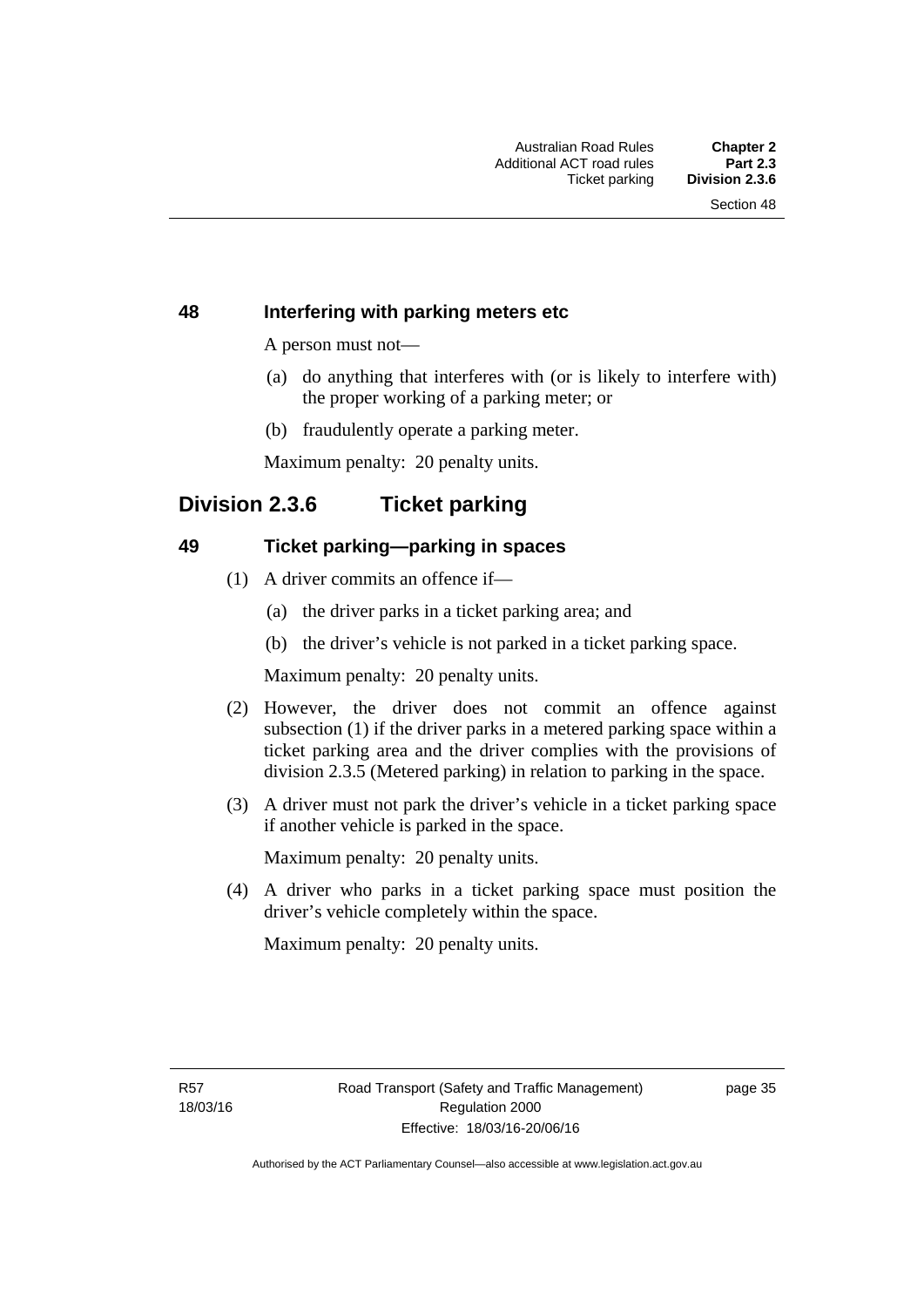### 48 Interfering with parking meters etc

A person must not—

(a) do anything that interferes with (or is likely to interfere with) the proper working of a parking meter; or

(b) fraudulently operate a parking meter.

Maximum penalty: 20 penalty units.

## Division 2.3.6 Ticket parking

### 49 Ticket parking—parking in spaces

(1) A driver commits an offence if—

(a) the driver parks in a ticket parking area; and

(b) the driver's vehicle is not parked in a ticket parking space.

Maximum penalty: 20 penalty units.

(2) However, the driver does not commit an offence against subsection (1) if the driver parks in a metered parking space within a ticket parking area and the driver complies with the provisions of division 2.3.5 (Metered parking) in relation to parking in the space.

(3) A driver must not park the driver's vehicle in a ticket parking space if another vehicle is parked in the space.

Maximum penalty: 20 penalty units.

(4) A driver who parks in a ticket parking space must position the driver's vehicle completely within the space.

Maximum penalty: 20 penalty units.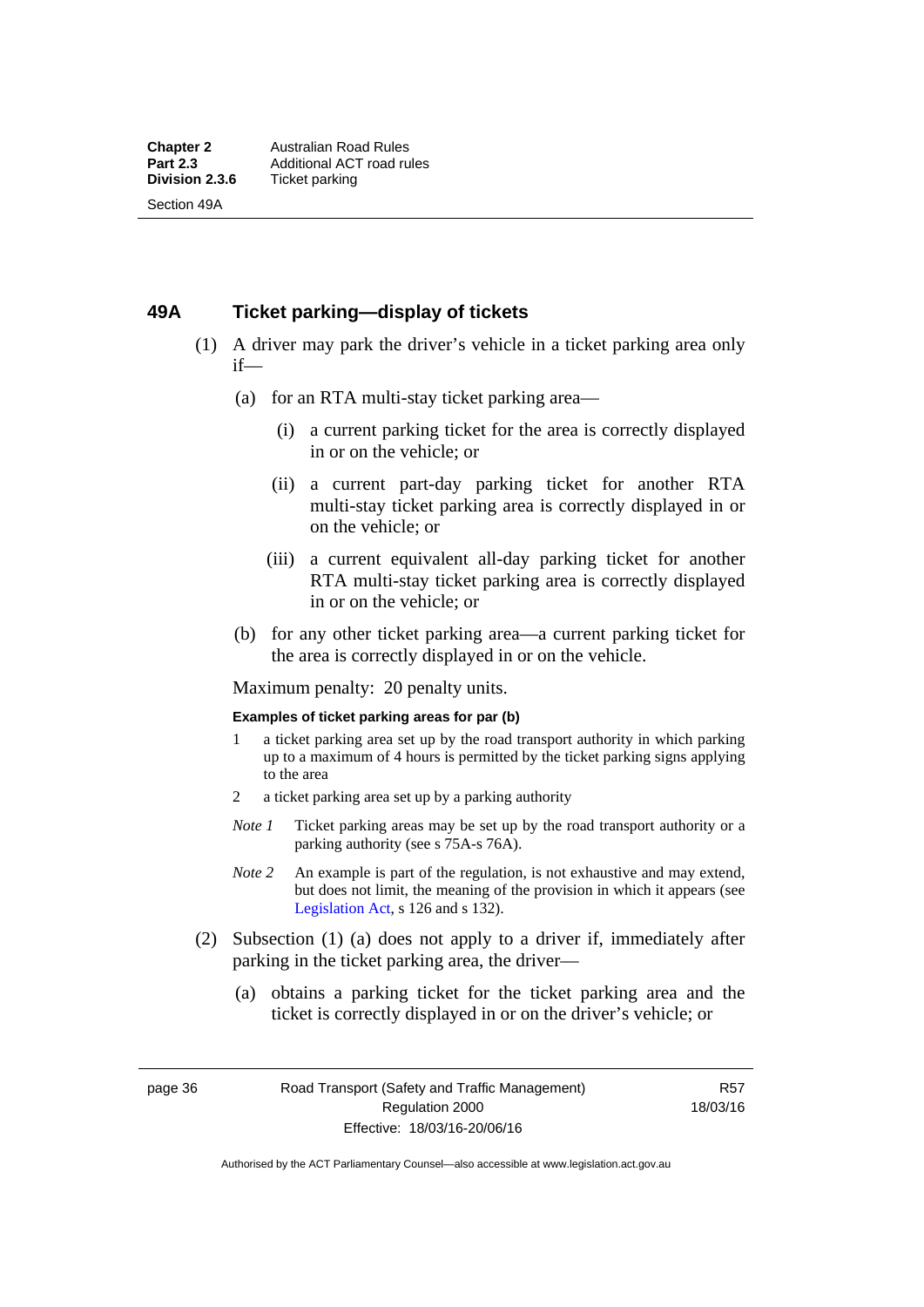## 49A Ticket parking—display of tickets

(1) A driver may park the driver's vehicle in a ticket parking area only if—

(a) for an RTA multi-stay ticket parking area—

(i) a current parking ticket for the area is correctly displayed in or on the vehicle; or

(ii) a current part-day parking ticket for another RTA multi-stay ticket parking area is correctly displayed in or on the vehicle; or

(iii) a current equivalent all-day parking ticket for another RTA multi-stay ticket parking area is correctly displayed in or on the vehicle; or

(b) for any other ticket parking area—a current parking ticket for the area is correctly displayed in or on the vehicle.

Maximum penalty: 20 penalty units.

**Examples of ticket parking areas for par (b)**

1 a ticket parking area set up by the road transport authority in which parking up to a maximum of 4 hours is permitted by the ticket parking signs applying to the area

2 a ticket parking area set up by a parking authority

*Note 1* Ticket parking areas may be set up by the road transport authority or a parking authority (see s 75A-s 76A).

*Note 2* An example is part of the regulation, is not exhaustive and may extend, but does not limit, the meaning of the provision in which it appears (see Legislation Act, s 126 and s 132).

(2) Subsection (1) (a) does not apply to a driver if, immediately after parking in the ticket parking area, the driver—

(a) obtains a parking ticket for the ticket parking area and the ticket is correctly displayed in or on the driver's vehicle; or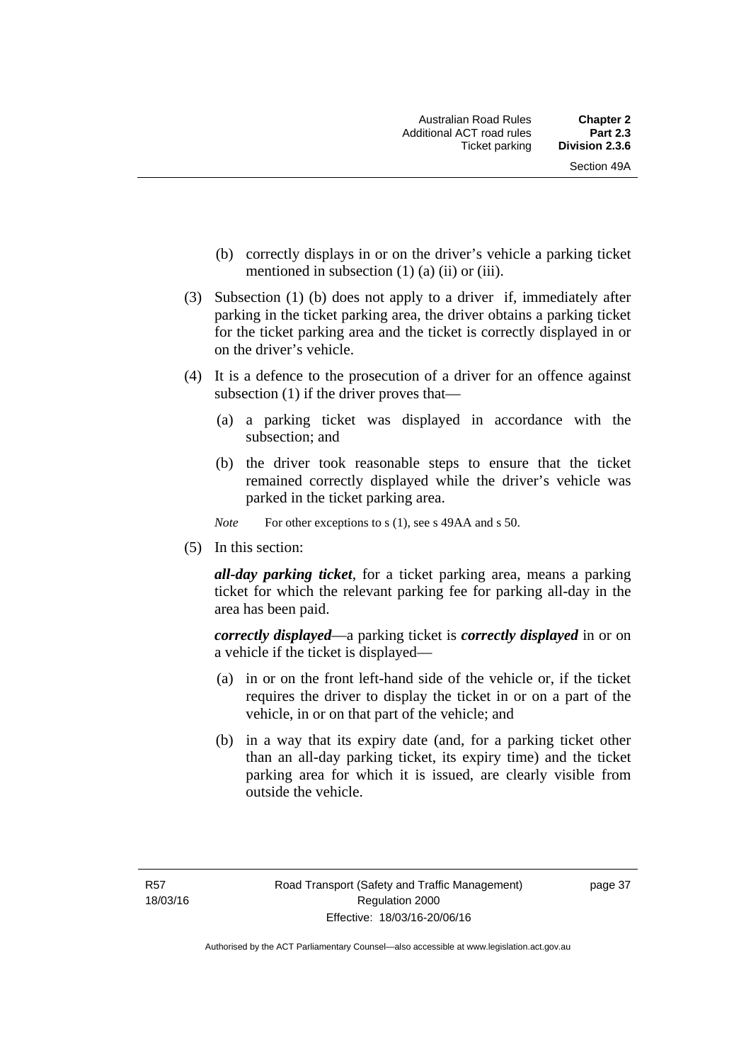(b) correctly displays in or on the driver's vehicle a parking ticket mentioned in subsection (1) (a) (ii) or (iii).

(3) Subsection (1) (b) does not apply to a driver if, immediately after parking in the ticket parking area, the driver obtains a parking ticket for the ticket parking area and the ticket is correctly displayed in or on the driver's vehicle.

(4) It is a defence to the prosecution of a driver for an offence against subsection (1) if the driver proves that—

(a) a parking ticket was displayed in accordance with the subsection; and

(b) the driver took reasonable steps to ensure that the ticket remained correctly displayed while the driver's vehicle was parked in the ticket parking area.

*Note* For other exceptions to s (1), see s 49AA and s 50.

(5) In this section:

***all-day parking ticket***, for a ticket parking area, means a parking ticket for which the relevant parking fee for parking all-day in the area has been paid.

***correctly displayed***—a parking ticket is ***correctly displayed*** in or on a vehicle if the ticket is displayed—

(a) in or on the front left-hand side of the vehicle or, if the ticket requires the driver to display the ticket in or on a part of the vehicle, in or on that part of the vehicle; and

(b) in a way that its expiry date (and, for a parking ticket other than an all-day parking ticket, its expiry time) and the ticket parking area for which it is issued, are clearly visible from outside the vehicle.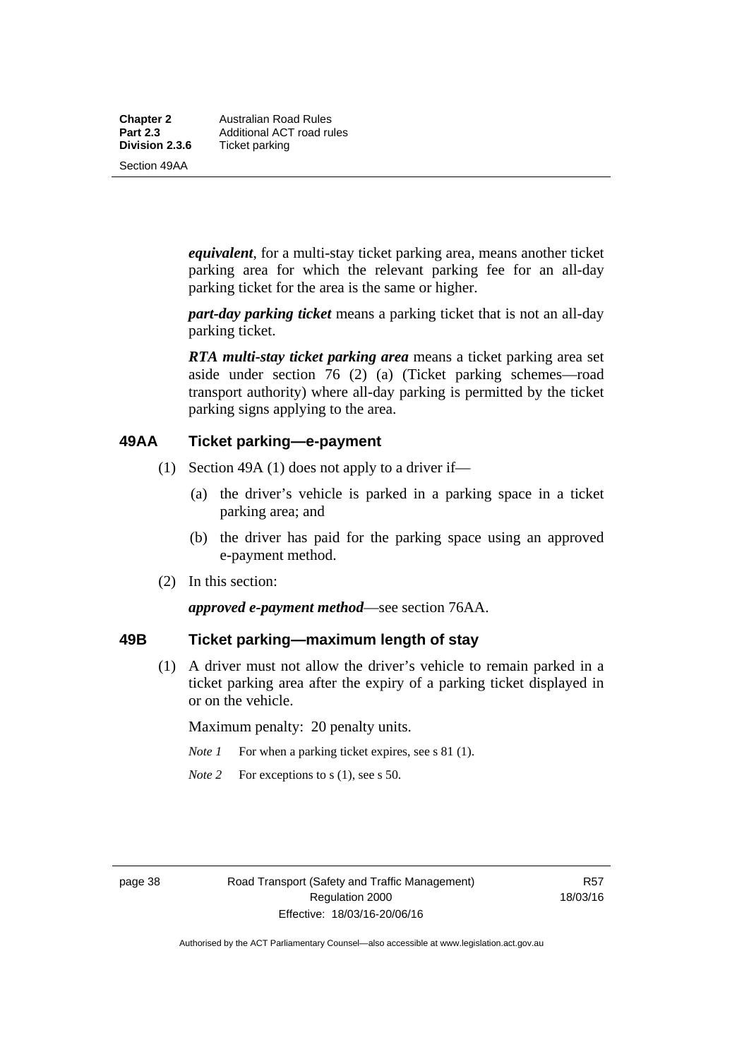***equivalent***, for a multi-stay ticket parking area, means another ticket parking area for which the relevant parking fee for an all-day parking ticket for the area is the same or higher.

***part-day parking ticket*** means a parking ticket that is not an all-day parking ticket.

***RTA multi-stay ticket parking area*** means a ticket parking area set aside under section 76 (2) (a) (Ticket parking schemes—road transport authority) where all-day parking is permitted by the ticket parking signs applying to the area.

## 49AA Ticket parking—e-payment

(1) Section 49A (1) does not apply to a driver if—

(a) the driver's vehicle is parked in a parking space in a ticket parking area; and

(b) the driver has paid for the parking space using an approved e-payment method.

(2) In this section:

***approved e-payment method***—see section 76AA.

## 49B Ticket parking—maximum length of stay

(1) A driver must not allow the driver's vehicle to remain parked in a ticket parking area after the expiry of a parking ticket displayed in or on the vehicle.

Maximum penalty: 20 penalty units.

*Note 1* For when a parking ticket expires, see s 81 (1).

*Note 2* For exceptions to s (1), see s 50.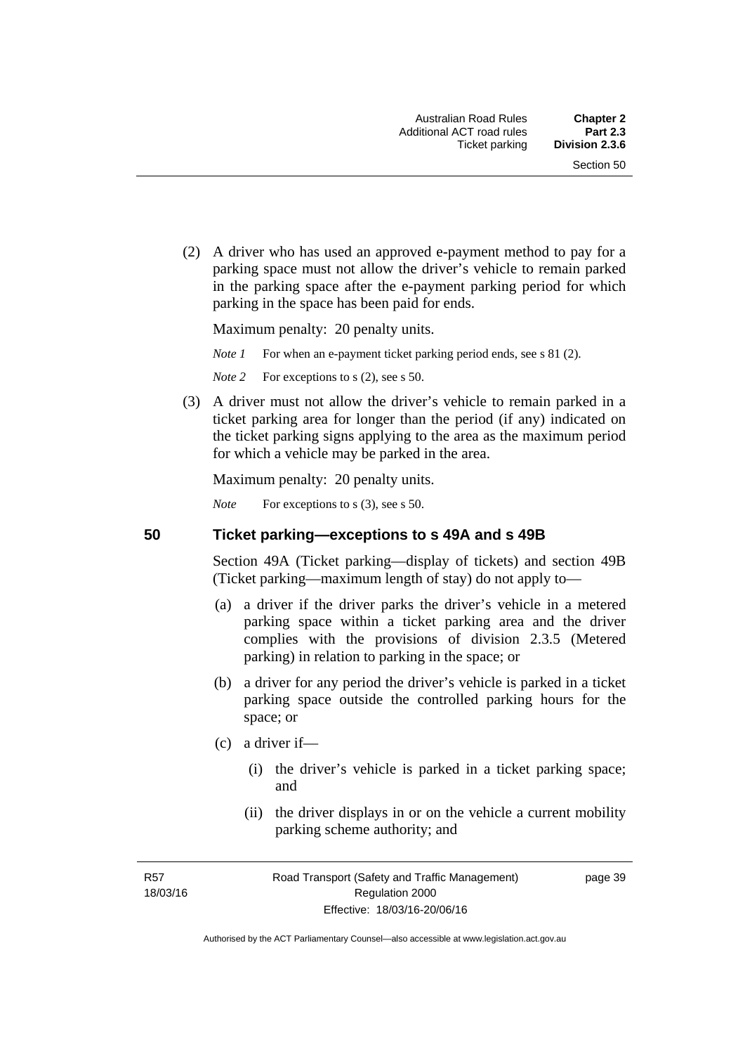(2) A driver who has used an approved e-payment method to pay for a parking space must not allow the driver's vehicle to remain parked in the parking space after the e-payment parking period for which parking in the space has been paid for ends.

Maximum penalty: 20 penalty units.

*Note 1* For when an e-payment ticket parking period ends, see s 81 (2).

*Note 2* For exceptions to s (2), see s 50.

(3) A driver must not allow the driver's vehicle to remain parked in a ticket parking area for longer than the period (if any) indicated on the ticket parking signs applying to the area as the maximum period for which a vehicle may be parked in the area.

Maximum penalty: 20 penalty units.

*Note* For exceptions to s (3), see s 50.

## 50 Ticket parking—exceptions to s 49A and s 49B

Section 49A (Ticket parking—display of tickets) and section 49B (Ticket parking—maximum length of stay) do not apply to—

(a) a driver if the driver parks the driver's vehicle in a metered parking space within a ticket parking area and the driver complies with the provisions of division 2.3.5 (Metered parking) in relation to parking in the space; or

(b) a driver for any period the driver's vehicle is parked in a ticket parking space outside the controlled parking hours for the space; or

(c) a driver if—

(i) the driver's vehicle is parked in a ticket parking space; and

(ii) the driver displays in or on the vehicle a current mobility parking scheme authority; and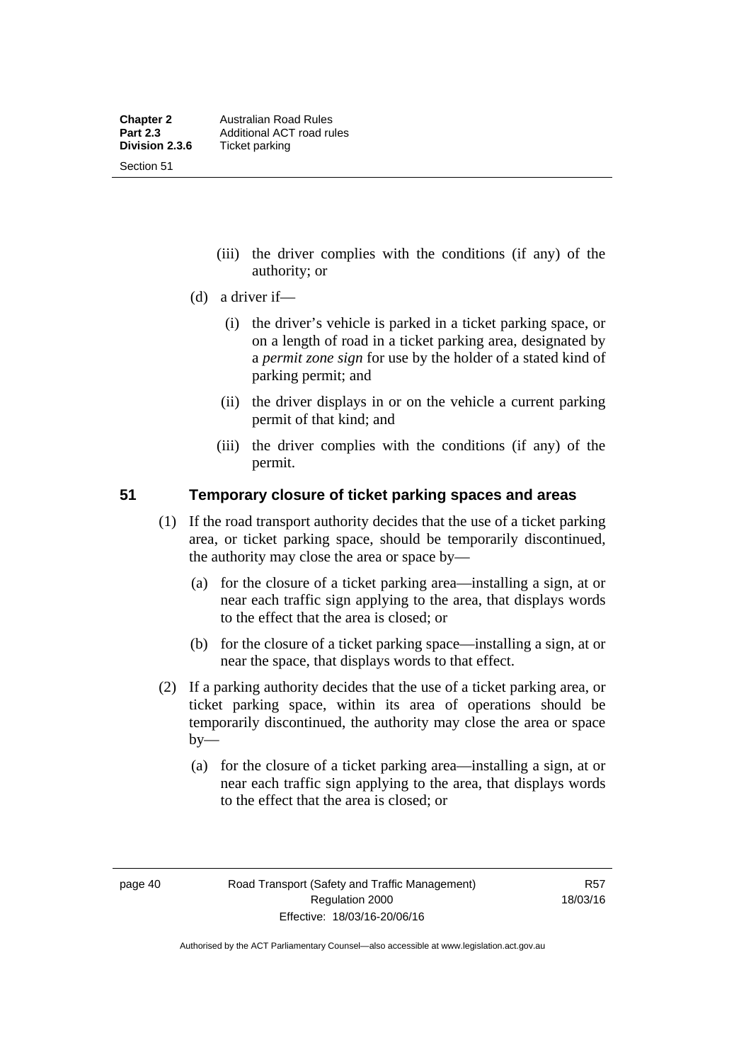(iii) the driver complies with the conditions (if any) of the authority; or

(d) a driver if—

(i) the driver's vehicle is parked in a ticket parking space, or on a length of road in a ticket parking area, designated by a *permit zone sign* for use by the holder of a stated kind of parking permit; and

(ii) the driver displays in or on the vehicle a current parking permit of that kind; and

(iii) the driver complies with the conditions (if any) of the permit.

## 51 Temporary closure of ticket parking spaces and areas

(1) If the road transport authority decides that the use of a ticket parking area, or ticket parking space, should be temporarily discontinued, the authority may close the area or space by—

(a) for the closure of a ticket parking area—installing a sign, at or near each traffic sign applying to the area, that displays words to the effect that the area is closed; or

(b) for the closure of a ticket parking space—installing a sign, at or near the space, that displays words to that effect.

(2) If a parking authority decides that the use of a ticket parking area, or ticket parking space, within its area of operations should be temporarily discontinued, the authority may close the area or space by—

(a) for the closure of a ticket parking area—installing a sign, at or near each traffic sign applying to the area, that displays words to the effect that the area is closed; or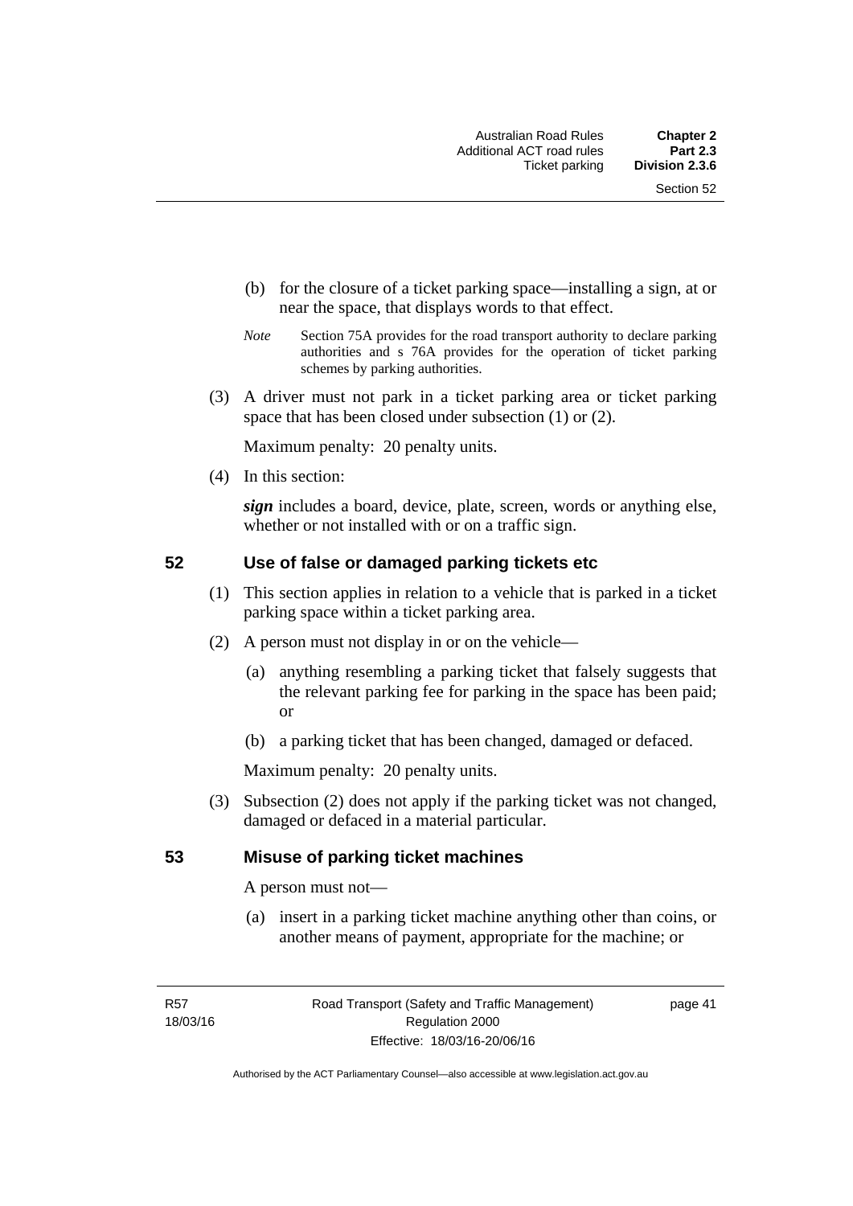(b) for the closure of a ticket parking space—installing a sign, at or near the space, that displays words to that effect.

*Note* Section 75A provides for the road transport authority to declare parking authorities and s 76A provides for the operation of ticket parking schemes by parking authorities.

(3) A driver must not park in a ticket parking area or ticket parking space that has been closed under subsection (1) or (2).

Maximum penalty: 20 penalty units.

(4) In this section:

***sign*** includes a board, device, plate, screen, words or anything else, whether or not installed with or on a traffic sign.

## 52 Use of false or damaged parking tickets etc

(1) This section applies in relation to a vehicle that is parked in a ticket parking space within a ticket parking area.

(2) A person must not display in or on the vehicle—

(a) anything resembling a parking ticket that falsely suggests that the relevant parking fee for parking in the space has been paid; or

(b) a parking ticket that has been changed, damaged or defaced.

Maximum penalty: 20 penalty units.

(3) Subsection (2) does not apply if the parking ticket was not changed, damaged or defaced in a material particular.

## 53 Misuse of parking ticket machines

A person must not—

(a) insert in a parking ticket machine anything other than coins, or another means of payment, appropriate for the machine; or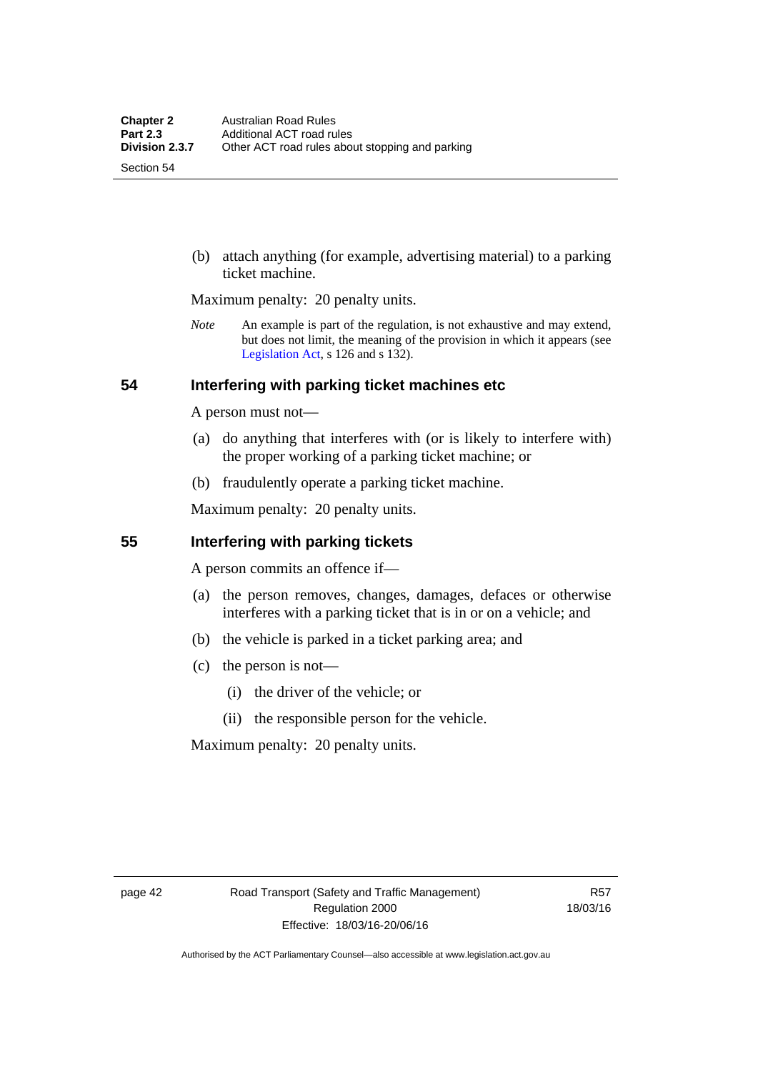(b) attach anything (for example, advertising material) to a parking ticket machine.

Maximum penalty: 20 penalty units.

*Note* An example is part of the regulation, is not exhaustive and may extend, but does not limit, the meaning of the provision in which it appears (see Legislation Act, s 126 and s 132).

## 54 Interfering with parking ticket machines etc

A person must not—

(a) do anything that interferes with (or is likely to interfere with) the proper working of a parking ticket machine; or

(b) fraudulently operate a parking ticket machine.

Maximum penalty: 20 penalty units.

## 55 Interfering with parking tickets

A person commits an offence if—

(a) the person removes, changes, damages, defaces or otherwise interferes with a parking ticket that is in or on a vehicle; and

(b) the vehicle is parked in a ticket parking area; and

(c) the person is not—

(i) the driver of the vehicle; or

(ii) the responsible person for the vehicle.

Maximum penalty: 20 penalty units.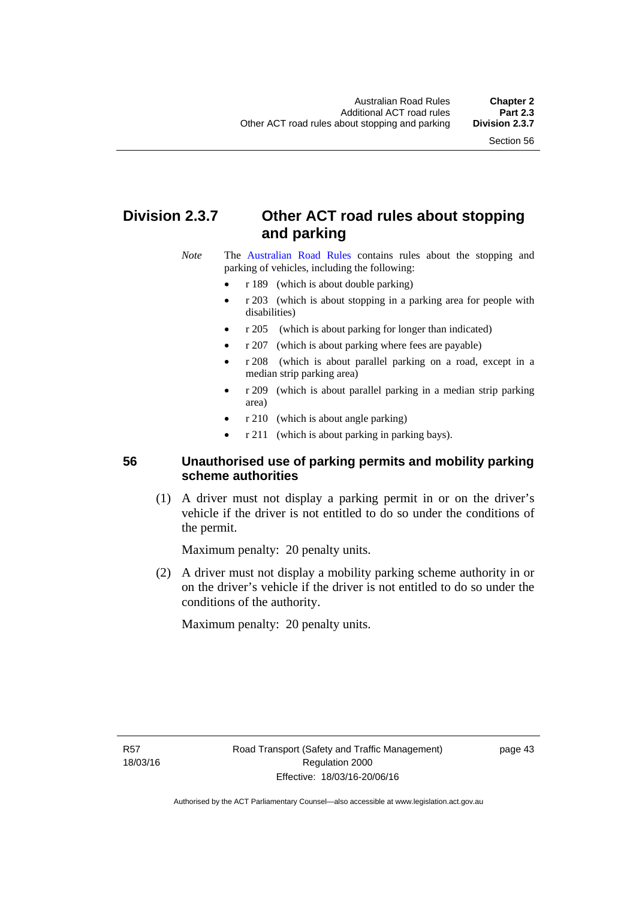## Division 2.3.7 Other ACT road rules about stopping and parking

*Note* The Australian Road Rules contains rules about the stopping and parking of vehicles, including the following:

- r 189 (which is about double parking)
- r 203 (which is about stopping in a parking area for people with disabilities)
- r 205 (which is about parking for longer than indicated)
- r 207 (which is about parking where fees are payable)
- r 208 (which is about parallel parking on a road, except in a median strip parking area)
- r 209 (which is about parallel parking in a median strip parking area)
- r 210 (which is about angle parking)
- r 211 (which is about parking in parking bays).

### 56 Unauthorised use of parking permits and mobility parking scheme authorities

(1) A driver must not display a parking permit in or on the driver's vehicle if the driver is not entitled to do so under the conditions of the permit.

Maximum penalty: 20 penalty units.

(2) A driver must not display a mobility parking scheme authority in or on the driver's vehicle if the driver is not entitled to do so under the conditions of the authority.

Maximum penalty: 20 penalty units.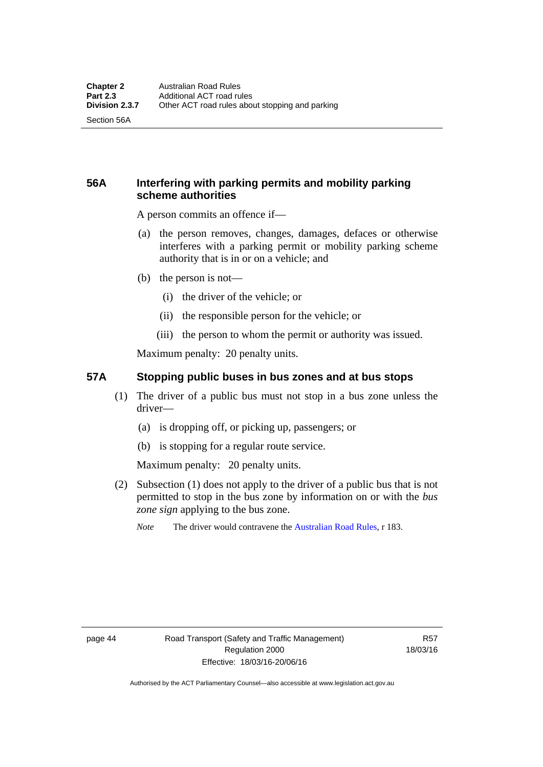## 56A Interfering with parking permits and mobility parking scheme authorities

A person commits an offence if—

(a) the person removes, changes, damages, defaces or otherwise interferes with a parking permit or mobility parking scheme authority that is in or on a vehicle; and

(b) the person is not—

(i) the driver of the vehicle; or

(ii) the responsible person for the vehicle; or

(iii) the person to whom the permit or authority was issued.

Maximum penalty: 20 penalty units.

## 57A Stopping public buses in bus zones and at bus stops

(1) The driver of a public bus must not stop in a bus zone unless the driver—

(a) is dropping off, or picking up, passengers; or

(b) is stopping for a regular route service.

Maximum penalty: 20 penalty units.

(2) Subsection (1) does not apply to the driver of a public bus that is not permitted to stop in the bus zone by information on or with the *bus zone sign* applying to the bus zone.

*Note* The driver would contravene the Australian Road Rules, r 183.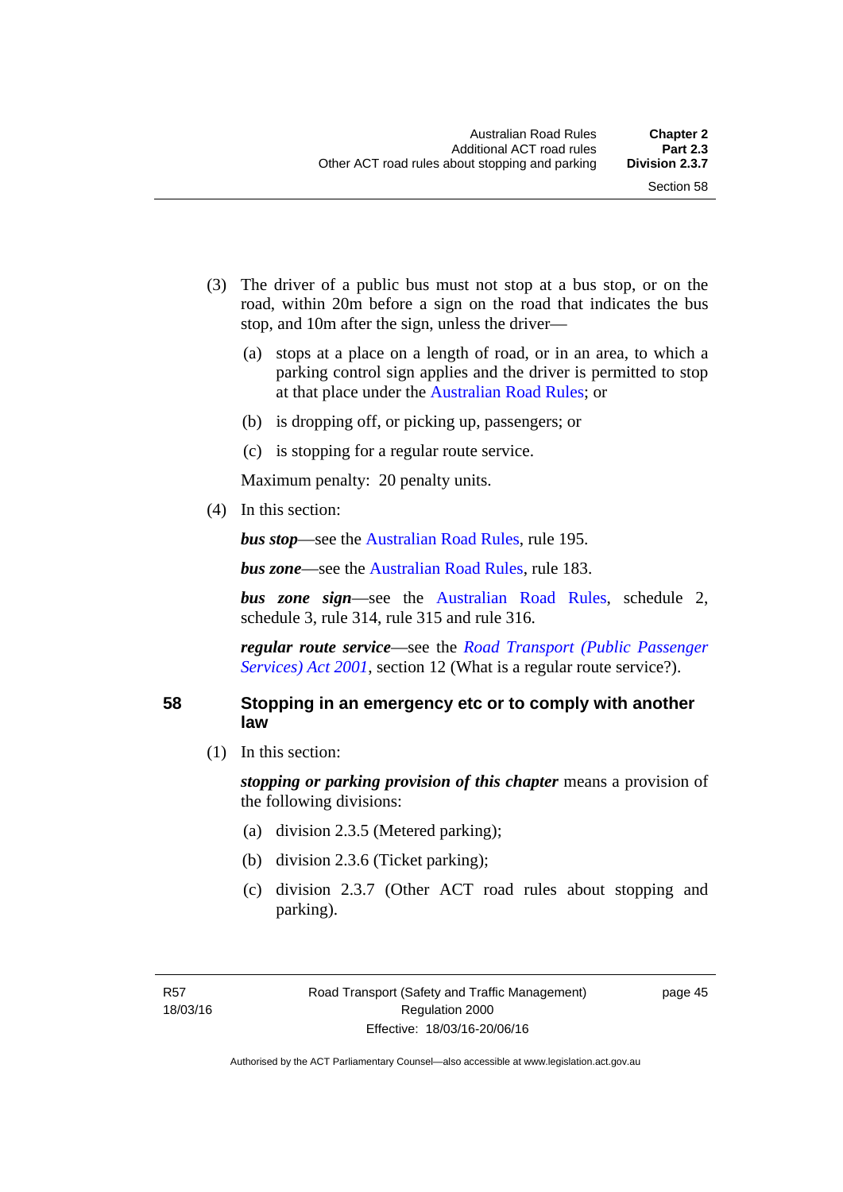(3) The driver of a public bus must not stop at a bus stop, or on the road, within 20m before a sign on the road that indicates the bus stop, and 10m after the sign, unless the driver—

(a) stops at a place on a length of road, or in an area, to which a parking control sign applies and the driver is permitted to stop at that place under the Australian Road Rules; or

(b) is dropping off, or picking up, passengers; or

(c) is stopping for a regular route service.

Maximum penalty: 20 penalty units.

(4) In this section:

***bus stop***—see the Australian Road Rules, rule 195.

***bus zone***—see the Australian Road Rules, rule 183.

***bus zone sign***—see the Australian Road Rules, schedule 2, schedule 3, rule 314, rule 315 and rule 316.

***regular route service***—see the *Road Transport (Public Passenger Services) Act 2001*, section 12 (What is a regular route service?).

## 58 Stopping in an emergency etc or to comply with another law

(1) In this section:

***stopping or parking provision of this chapter*** means a provision of the following divisions:

(a) division 2.3.5 (Metered parking);

(b) division 2.3.6 (Ticket parking);

(c) division 2.3.7 (Other ACT road rules about stopping and parking).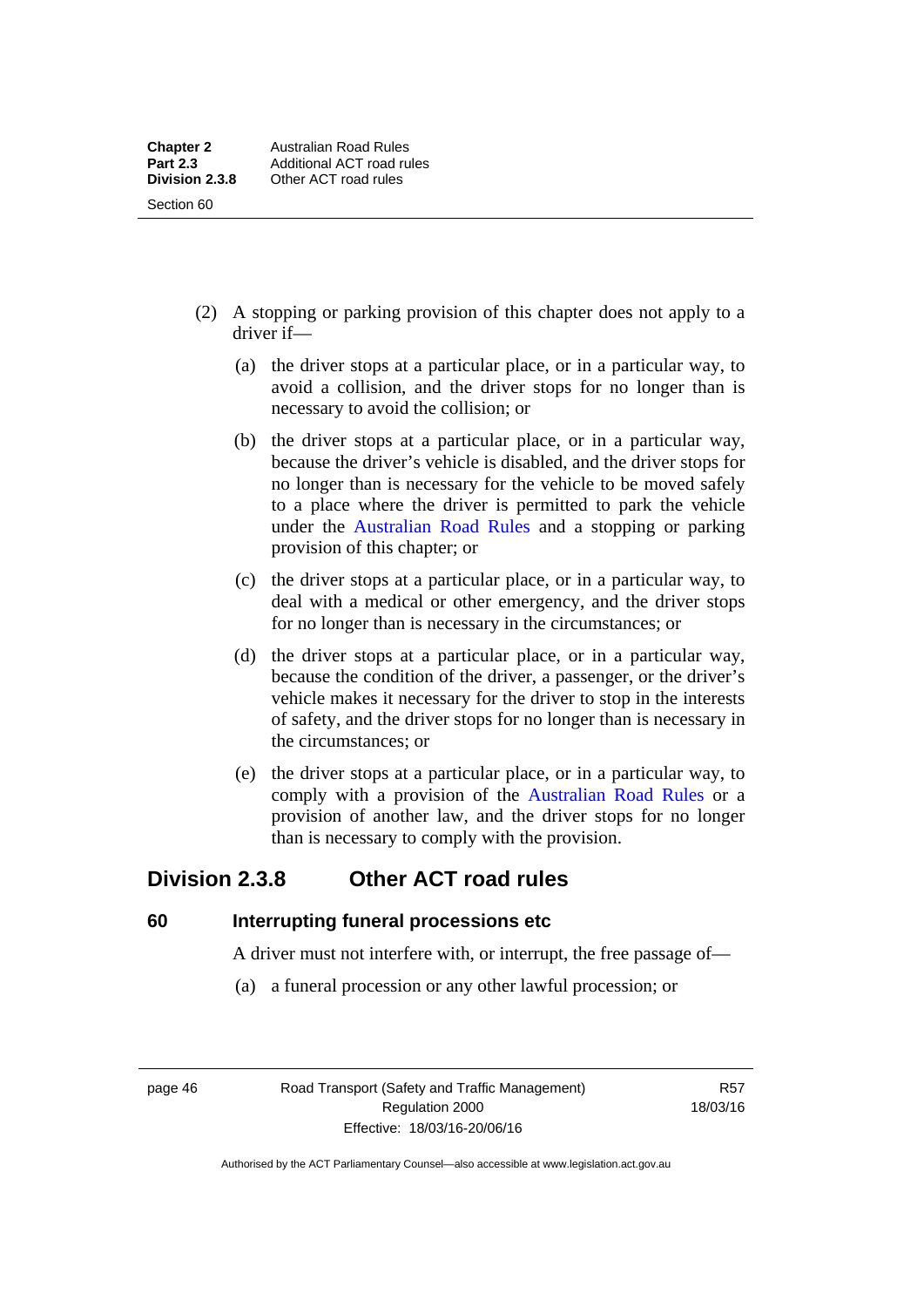(2) A stopping or parking provision of this chapter does not apply to a driver if—

(a) the driver stops at a particular place, or in a particular way, to avoid a collision, and the driver stops for no longer than is necessary to avoid the collision; or

(b) the driver stops at a particular place, or in a particular way, because the driver's vehicle is disabled, and the driver stops for no longer than is necessary for the vehicle to be moved safely to a place where the driver is permitted to park the vehicle under the Australian Road Rules and a stopping or parking provision of this chapter; or

(c) the driver stops at a particular place, or in a particular way, to deal with a medical or other emergency, and the driver stops for no longer than is necessary in the circumstances; or

(d) the driver stops at a particular place, or in a particular way, because the condition of the driver, a passenger, or the driver's vehicle makes it necessary for the driver to stop in the interests of safety, and the driver stops for no longer than is necessary in the circumstances; or

(e) the driver stops at a particular place, or in a particular way, to comply with a provision of the Australian Road Rules or a provision of another law, and the driver stops for no longer than is necessary to comply with the provision.

## Division 2.3.8 Other ACT road rules

### 60 Interrupting funeral processions etc

A driver must not interfere with, or interrupt, the free passage of—

(a) a funeral procession or any other lawful procession; or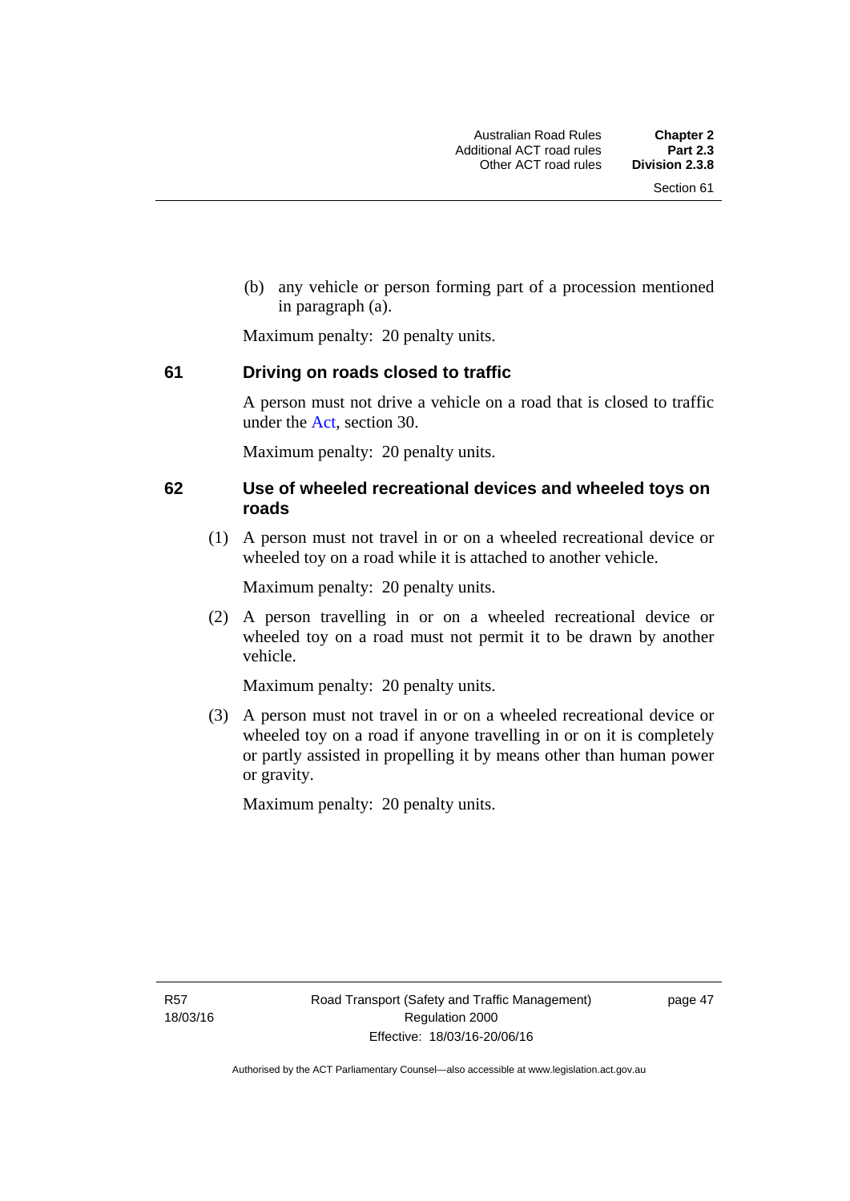(b) any vehicle or person forming part of a procession mentioned in paragraph (a).

Maximum penalty: 20 penalty units.

### 61 Driving on roads closed to traffic

A person must not drive a vehicle on a road that is closed to traffic under the Act, section 30.

Maximum penalty: 20 penalty units.

### 62 Use of wheeled recreational devices and wheeled toys on roads

(1) A person must not travel in or on a wheeled recreational device or wheeled toy on a road while it is attached to another vehicle.

Maximum penalty: 20 penalty units.

(2) A person travelling in or on a wheeled recreational device or wheeled toy on a road must not permit it to be drawn by another vehicle.

Maximum penalty: 20 penalty units.

(3) A person must not travel in or on a wheeled recreational device or wheeled toy on a road if anyone travelling in or on it is completely or partly assisted in propelling it by means other than human power or gravity.

Maximum penalty: 20 penalty units.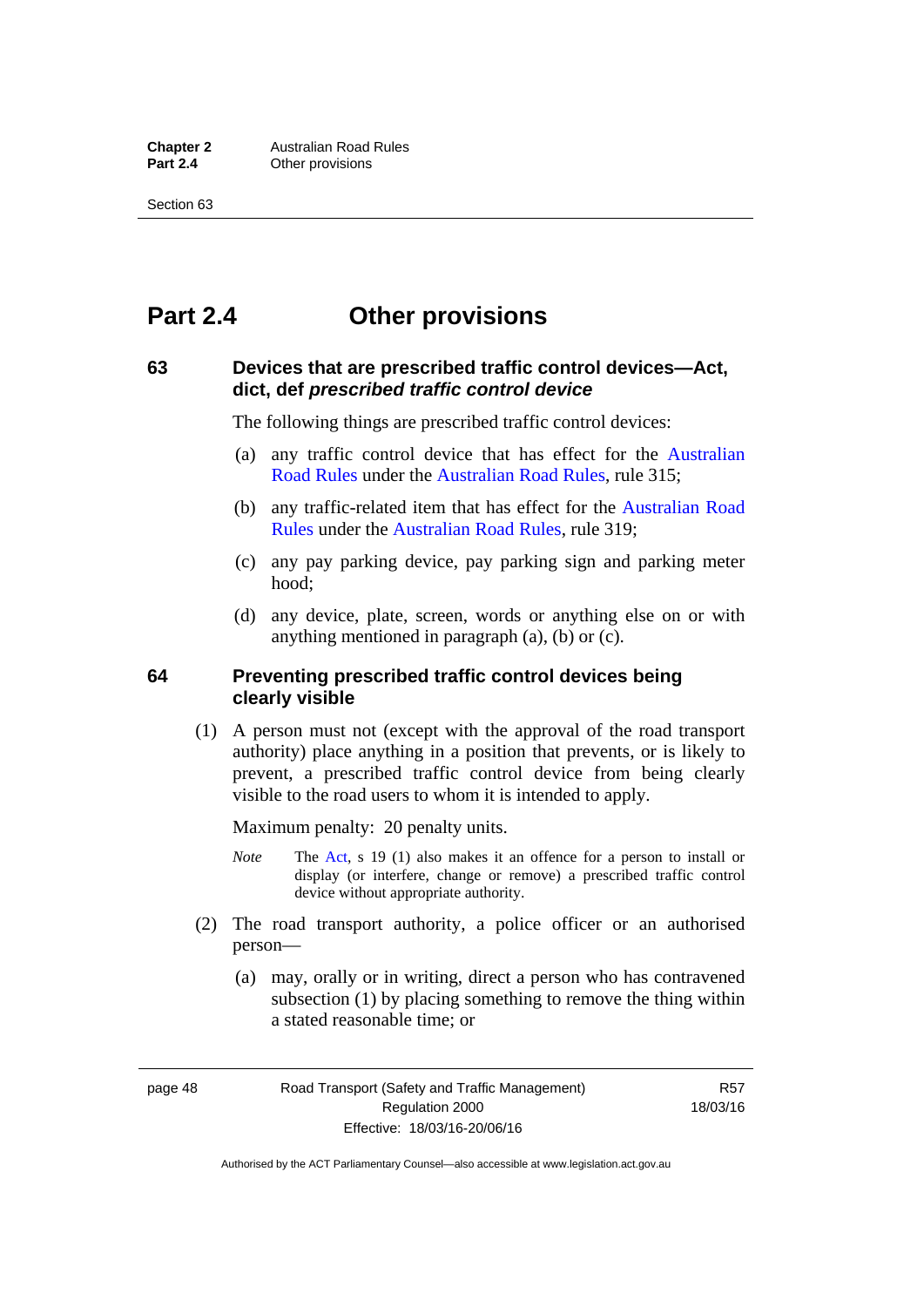# Part 2.4 Other provisions

## 63 Devices that are prescribed traffic control devices—Act, dict, def *prescribed traffic control device*

The following things are prescribed traffic control devices:

(a) any traffic control device that has effect for the Australian Road Rules under the Australian Road Rules, rule 315;

(b) any traffic-related item that has effect for the Australian Road Rules under the Australian Road Rules, rule 319;

(c) any pay parking device, pay parking sign and parking meter hood;

(d) any device, plate, screen, words or anything else on or with anything mentioned in paragraph (a), (b) or (c).

## 64 Preventing prescribed traffic control devices being clearly visible

(1) A person must not (except with the approval of the road transport authority) place anything in a position that prevents, or is likely to prevent, a prescribed traffic control device from being clearly visible to the road users to whom it is intended to apply.

Maximum penalty: 20 penalty units.

*Note* The Act, s 19 (1) also makes it an offence for a person to install or display (or interfere, change or remove) a prescribed traffic control device without appropriate authority.

(2) The road transport authority, a police officer or an authorised person—

(a) may, orally or in writing, direct a person who has contravened subsection (1) by placing something to remove the thing within a stated reasonable time; or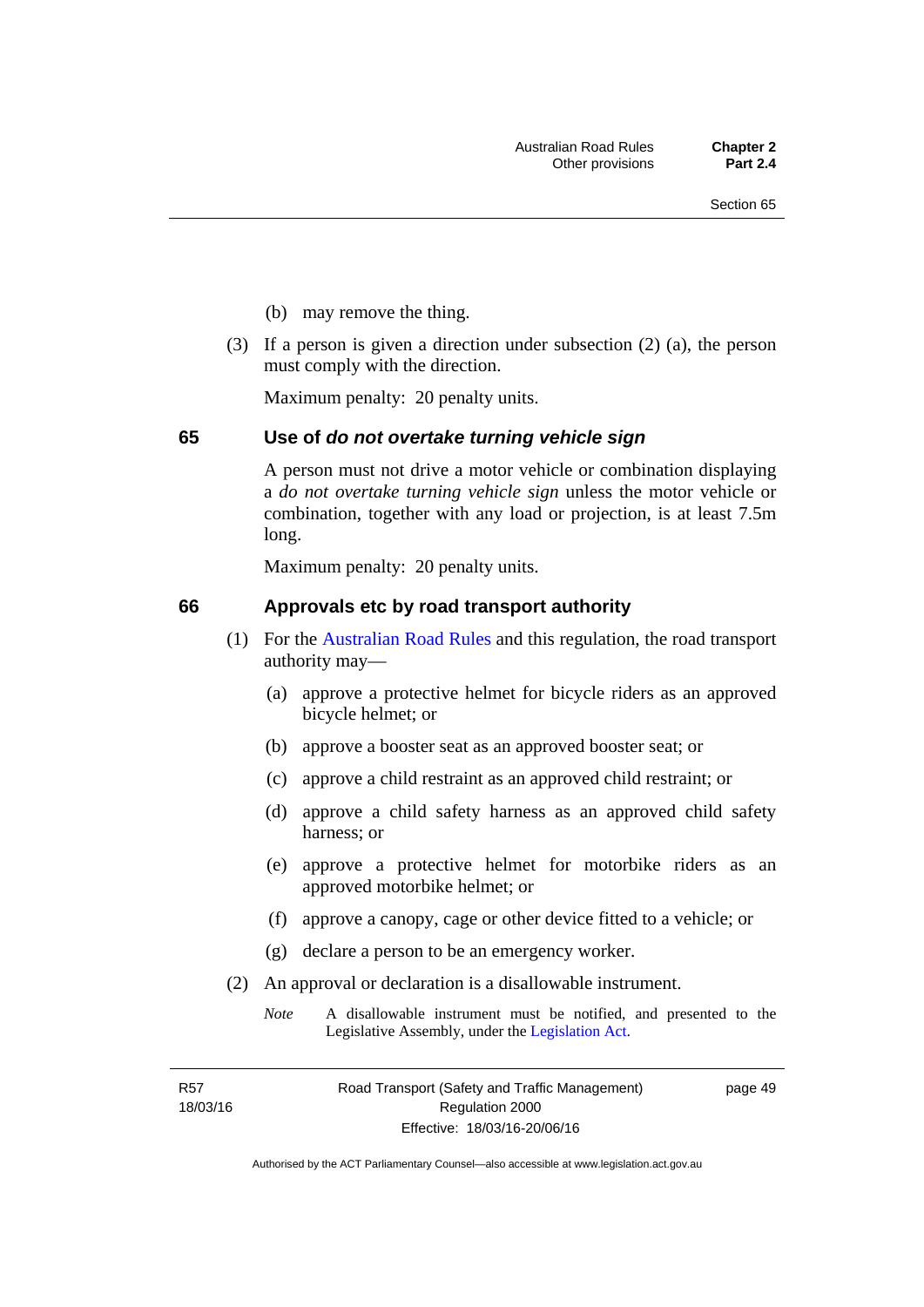(b) may remove the thing.

(3) If a person is given a direction under subsection (2) (a), the person must comply with the direction.

Maximum penalty: 20 penalty units.

## 65 Use of *do not overtake turning vehicle sign*

A person must not drive a motor vehicle or combination displaying a *do not overtake turning vehicle sign* unless the motor vehicle or combination, together with any load or projection, is at least 7.5m long.

Maximum penalty: 20 penalty units.

## 66 Approvals etc by road transport authority

(1) For the Australian Road Rules and this regulation, the road transport authority may—

(a) approve a protective helmet for bicycle riders as an approved bicycle helmet; or

(b) approve a booster seat as an approved booster seat; or

(c) approve a child restraint as an approved child restraint; or

(d) approve a child safety harness as an approved child safety harness; or

(e) approve a protective helmet for motorbike riders as an approved motorbike helmet; or

(f) approve a canopy, cage or other device fitted to a vehicle; or

(g) declare a person to be an emergency worker.

(2) An approval or declaration is a disallowable instrument.

*Note* A disallowable instrument must be notified, and presented to the Legislative Assembly, under the Legislation Act.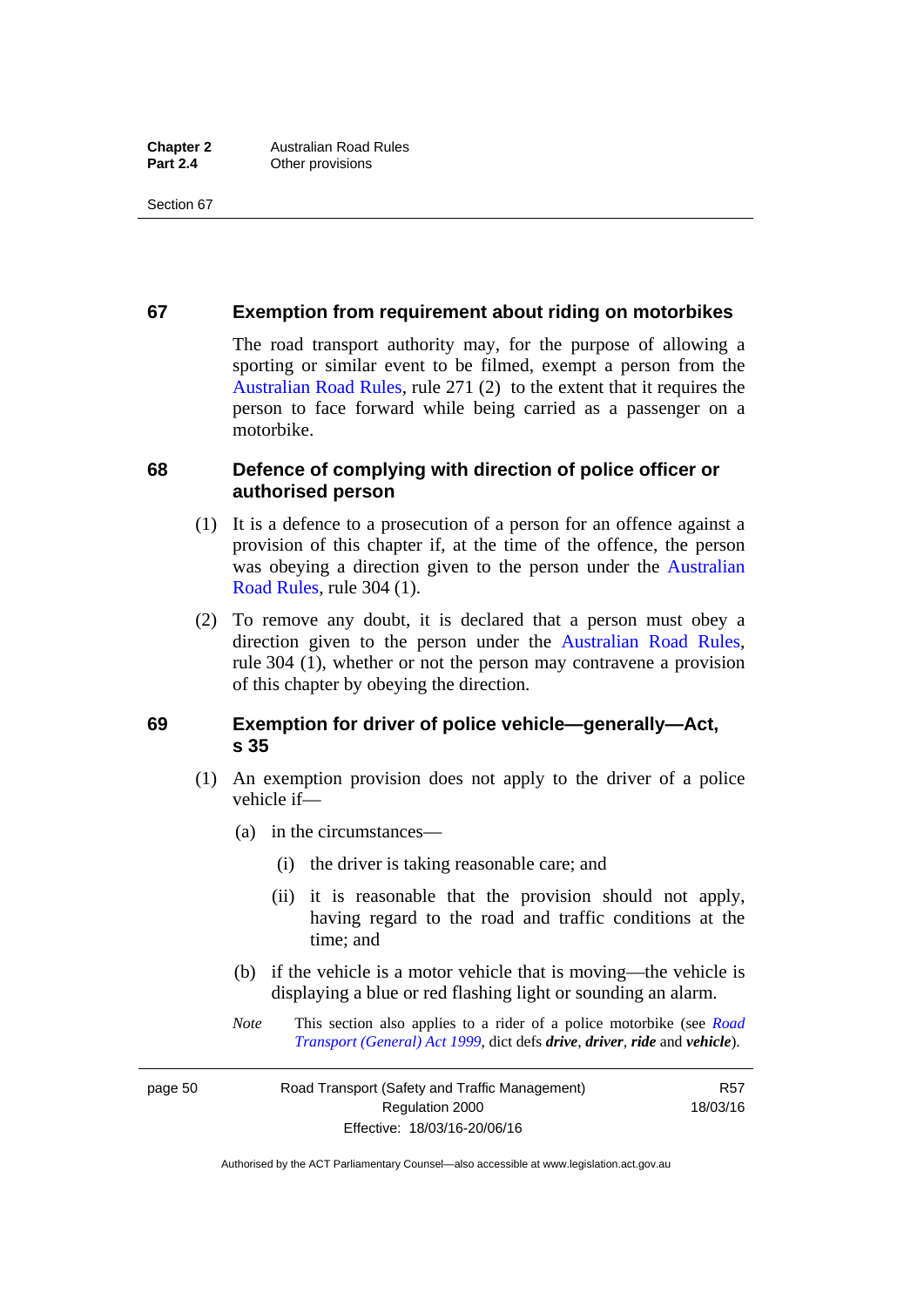## 67 Exemption from requirement about riding on motorbikes

The road transport authority may, for the purpose of allowing a sporting or similar event to be filmed, exempt a person from the Australian Road Rules, rule 271 (2) to the extent that it requires the person to face forward while being carried as a passenger on a motorbike.

## 68 Defence of complying with direction of police officer or authorised person

(1) It is a defence to a prosecution of a person for an offence against a provision of this chapter if, at the time of the offence, the person was obeying a direction given to the person under the Australian Road Rules, rule 304 (1).

(2) To remove any doubt, it is declared that a person must obey a direction given to the person under the Australian Road Rules, rule 304 (1), whether or not the person may contravene a provision of this chapter by obeying the direction.

## 69 Exemption for driver of police vehicle—generally—Act, s 35

(1) An exemption provision does not apply to the driver of a police vehicle if—

(a) in the circumstances—

(i) the driver is taking reasonable care; and

(ii) it is reasonable that the provision should not apply, having regard to the road and traffic conditions at the time; and

(b) if the vehicle is a motor vehicle that is moving—the vehicle is displaying a blue or red flashing light or sounding an alarm.

*Note* This section also applies to a rider of a police motorbike (see *Road Transport (General) Act 1999*, dict defs ***drive***, ***driver***, ***ride*** and ***vehicle***).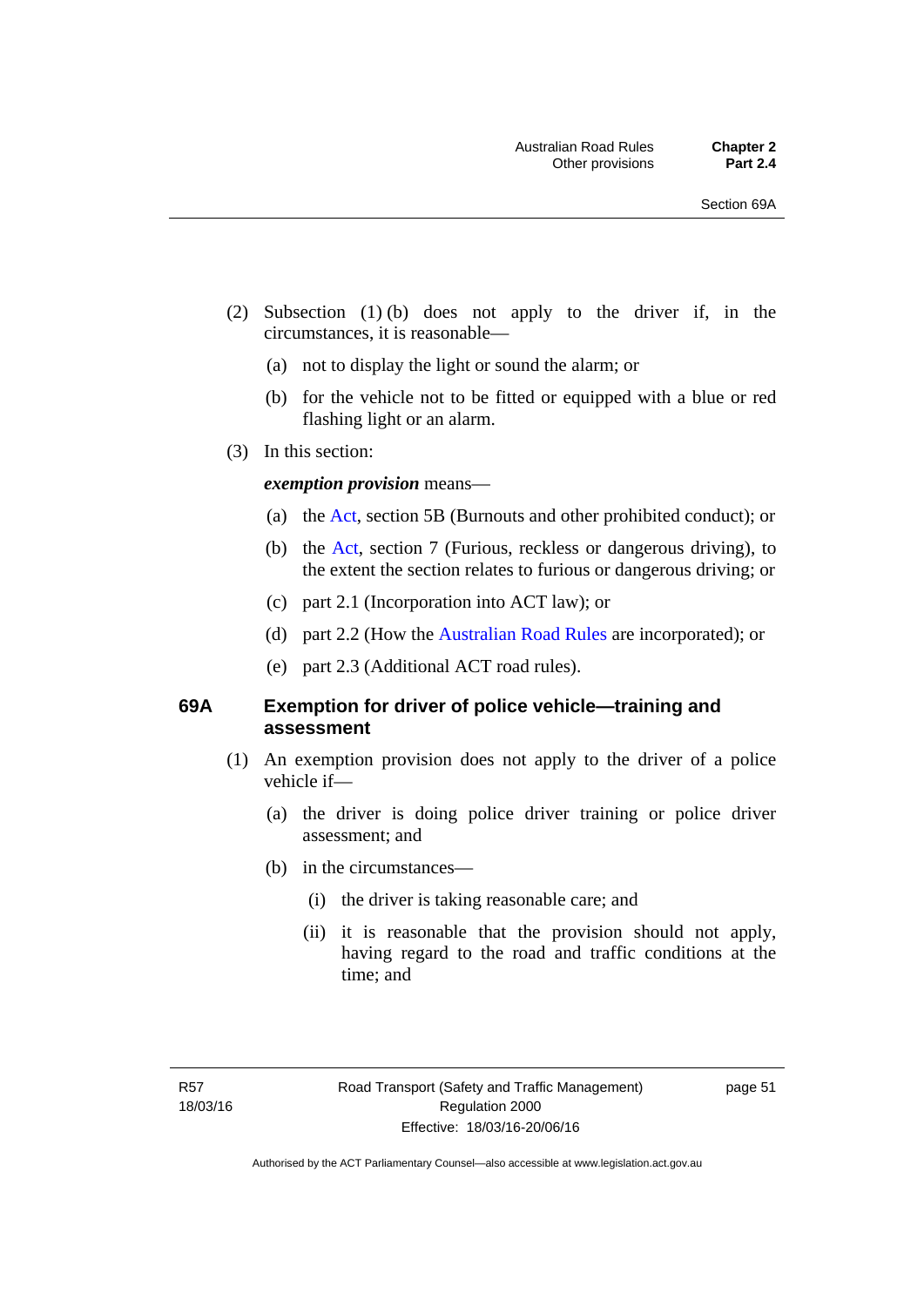(2) Subsection (1) (b) does not apply to the driver if, in the circumstances, it is reasonable—

(a) not to display the light or sound the alarm; or

(b) for the vehicle not to be fitted or equipped with a blue or red flashing light or an alarm.

(3) In this section:

***exemption provision*** means—

(a) the Act, section 5B (Burnouts and other prohibited conduct); or

(b) the Act, section 7 (Furious, reckless or dangerous driving), to the extent the section relates to furious or dangerous driving; or

(c) part 2.1 (Incorporation into ACT law); or

(d) part 2.2 (How the Australian Road Rules are incorporated); or

(e) part 2.3 (Additional ACT road rules).

### 69A Exemption for driver of police vehicle—training and assessment

(1) An exemption provision does not apply to the driver of a police vehicle if—

(a) the driver is doing police driver training or police driver assessment; and

(b) in the circumstances—

(i) the driver is taking reasonable care; and

(ii) it is reasonable that the provision should not apply, having regard to the road and traffic conditions at the time; and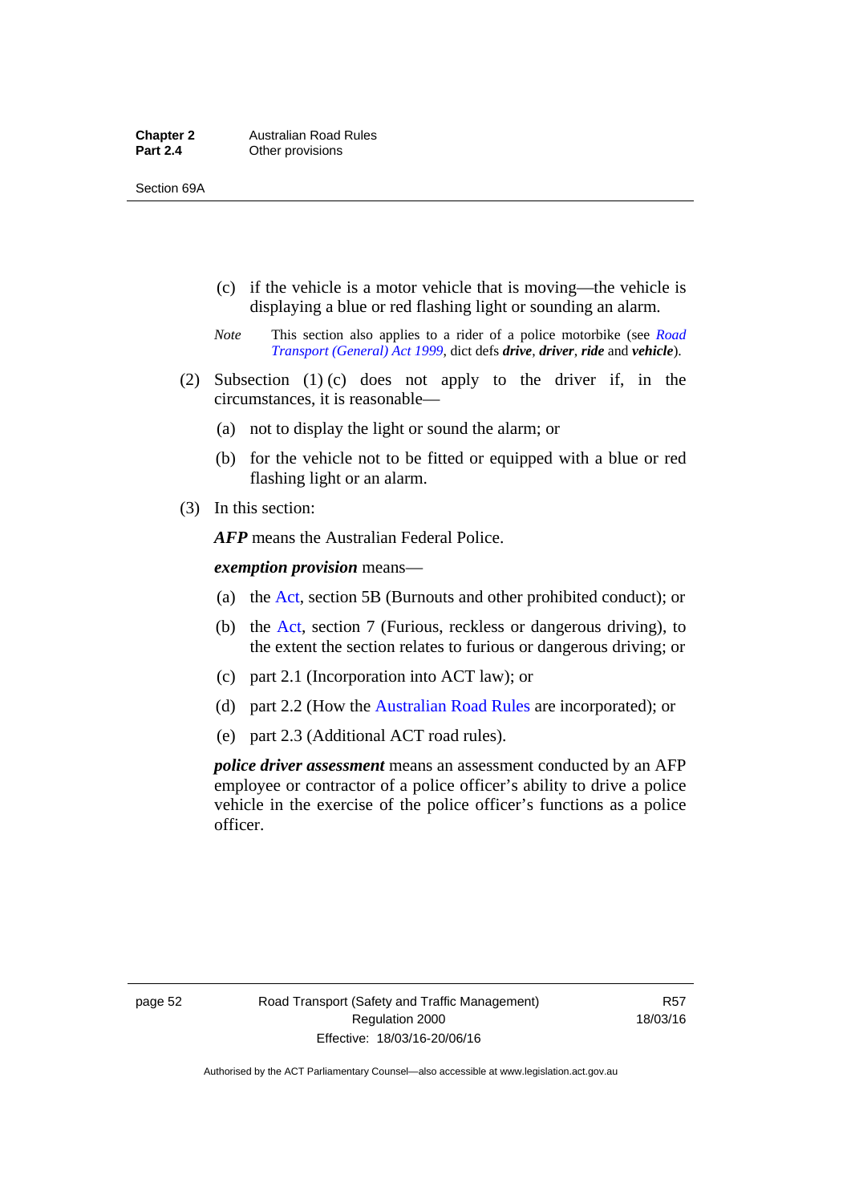(c) if the vehicle is a motor vehicle that is moving—the vehicle is displaying a blue or red flashing light or sounding an alarm.

*Note* This section also applies to a rider of a police motorbike (see *Road Transport (General) Act 1999*, dict defs ***drive***, ***driver***, ***ride*** and ***vehicle***).

(2) Subsection (1) (c) does not apply to the driver if, in the circumstances, it is reasonable—

(a) not to display the light or sound the alarm; or

(b) for the vehicle not to be fitted or equipped with a blue or red flashing light or an alarm.

(3) In this section:

***AFP*** means the Australian Federal Police.

***exemption provision*** means—

(a) the Act, section 5B (Burnouts and other prohibited conduct); or

(b) the Act, section 7 (Furious, reckless or dangerous driving), to the extent the section relates to furious or dangerous driving; or

(c) part 2.1 (Incorporation into ACT law); or

(d) part 2.2 (How the Australian Road Rules are incorporated); or

(e) part 2.3 (Additional ACT road rules).

***police driver assessment*** means an assessment conducted by an AFP employee or contractor of a police officer's ability to drive a police vehicle in the exercise of the police officer's functions as a police officer.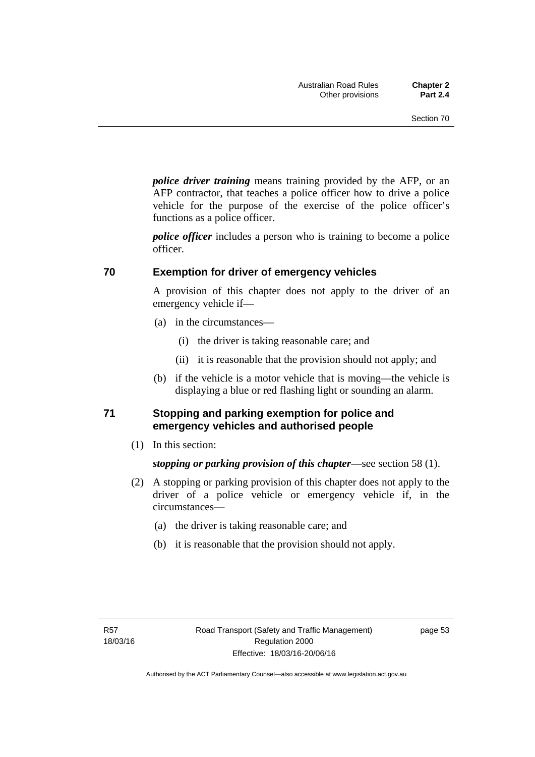***police driver training*** means training provided by the AFP, or an AFP contractor, that teaches a police officer how to drive a police vehicle for the purpose of the exercise of the police officer's functions as a police officer.

***police officer*** includes a person who is training to become a police officer.

### 70 Exemption for driver of emergency vehicles

A provision of this chapter does not apply to the driver of an emergency vehicle if—

(a) in the circumstances—

  (i) the driver is taking reasonable care; and

  (ii) it is reasonable that the provision should not apply; and

(b) if the vehicle is a motor vehicle that is moving—the vehicle is displaying a blue or red flashing light or sounding an alarm.

### 71 Stopping and parking exemption for police and emergency vehicles and authorised people

(1) In this section:

***stopping or parking provision of this chapter***—see section 58 (1).

(2) A stopping or parking provision of this chapter does not apply to the driver of a police vehicle or emergency vehicle if, in the circumstances—

  (a) the driver is taking reasonable care; and

  (b) it is reasonable that the provision should not apply.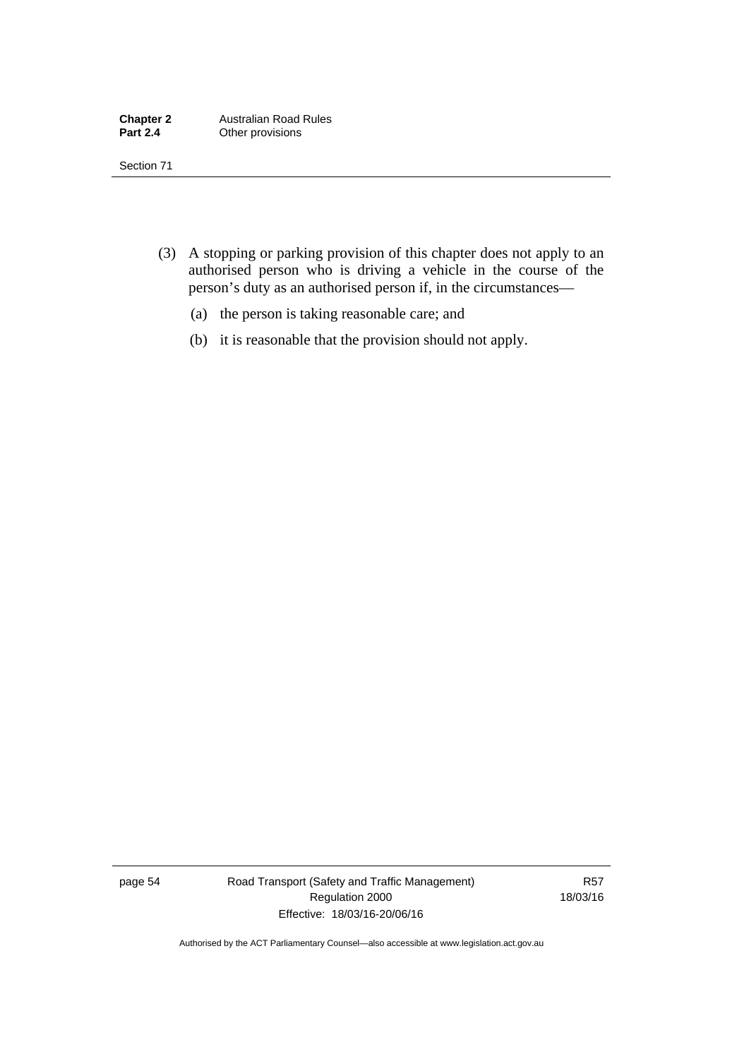(3) A stopping or parking provision of this chapter does not apply to an authorised person who is driving a vehicle in the course of the person's duty as an authorised person if, in the circumstances—

(a) the person is taking reasonable care; and

(b) it is reasonable that the provision should not apply.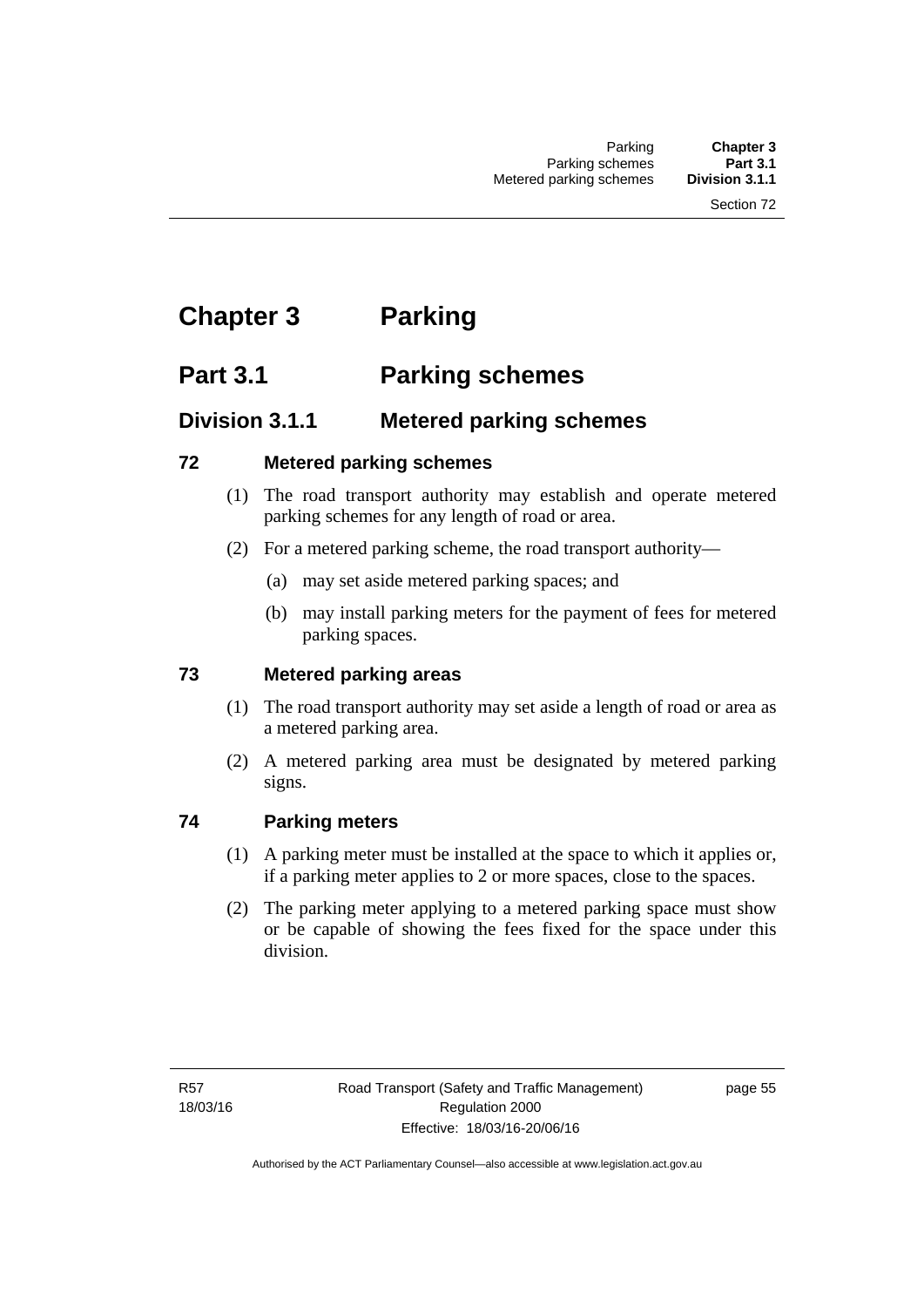# Chapter 3 Parking

## Part 3.1 Parking schemes

### Division 3.1.1 Metered parking schemes

#### 72 Metered parking schemes

(1) The road transport authority may establish and operate metered parking schemes for any length of road or area.

(2) For a metered parking scheme, the road transport authority—

(a) may set aside metered parking spaces; and

(b) may install parking meters for the payment of fees for metered parking spaces.

#### 73 Metered parking areas

(1) The road transport authority may set aside a length of road or area as a metered parking area.

(2) A metered parking area must be designated by metered parking signs.

#### 74 Parking meters

(1) A parking meter must be installed at the space to which it applies or, if a parking meter applies to 2 or more spaces, close to the spaces.

(2) The parking meter applying to a metered parking space must show or be capable of showing the fees fixed for the space under this division.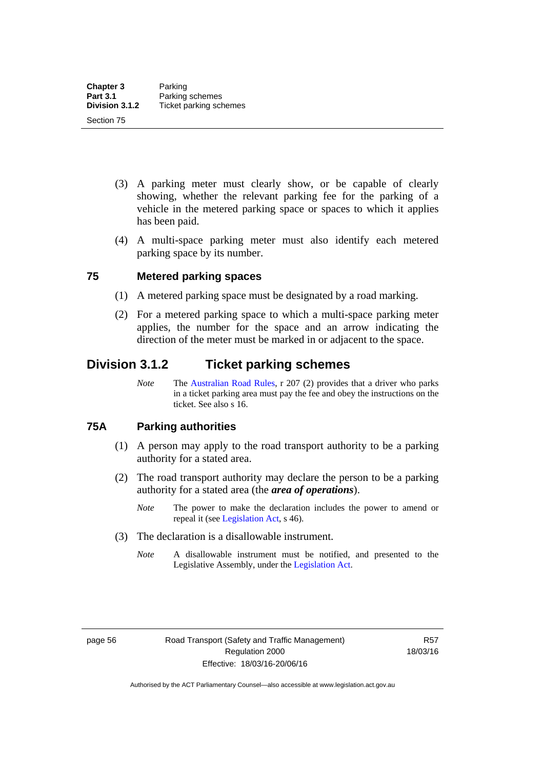(3) A parking meter must clearly show, or be capable of clearly showing, whether the relevant parking fee for the parking of a vehicle in the metered parking space or spaces to which it applies has been paid.

(4) A multi-space parking meter must also identify each metered parking space by its number.

### 75 Metered parking spaces

(1) A metered parking space must be designated by a road marking.

(2) For a metered parking space to which a multi-space parking meter applies, the number for the space and an arrow indicating the direction of the meter must be marked in or adjacent to the space.

## Division 3.1.2 Ticket parking schemes

*Note* The Australian Road Rules, r 207 (2) provides that a driver who parks in a ticket parking area must pay the fee and obey the instructions on the ticket. See also s 16.

### 75A Parking authorities

(1) A person may apply to the road transport authority to be a parking authority for a stated area.

(2) The road transport authority may declare the person to be a parking authority for a stated area (the ***area of operations***).

*Note* The power to make the declaration includes the power to amend or repeal it (see Legislation Act, s 46).

(3) The declaration is a disallowable instrument.

*Note* A disallowable instrument must be notified, and presented to the Legislative Assembly, under the Legislation Act.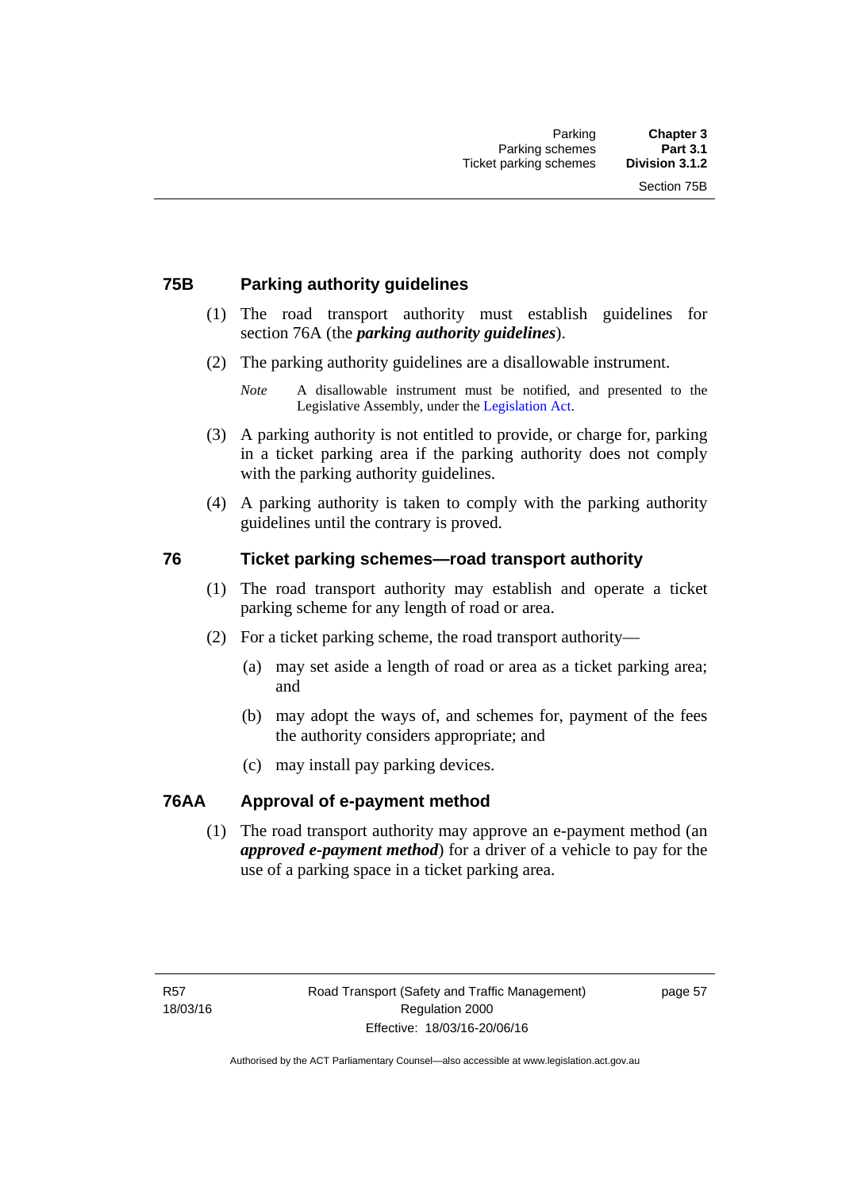### 75B Parking authority guidelines

(1) The road transport authority must establish guidelines for section 76A (the ***parking authority guidelines***).

(2) The parking authority guidelines are a disallowable instrument.

*Note* A disallowable instrument must be notified, and presented to the Legislative Assembly, under the Legislation Act.

(3) A parking authority is not entitled to provide, or charge for, parking in a ticket parking area if the parking authority does not comply with the parking authority guidelines.

(4) A parking authority is taken to comply with the parking authority guidelines until the contrary is proved.

### 76 Ticket parking schemes—road transport authority

(1) The road transport authority may establish and operate a ticket parking scheme for any length of road or area.

(2) For a ticket parking scheme, the road transport authority—

(a) may set aside a length of road or area as a ticket parking area; and

(b) may adopt the ways of, and schemes for, payment of the fees the authority considers appropriate; and

(c) may install pay parking devices.

### 76AA Approval of e-payment method

(1) The road transport authority may approve an e-payment method (an ***approved e-payment method***) for a driver of a vehicle to pay for the use of a parking space in a ticket parking area.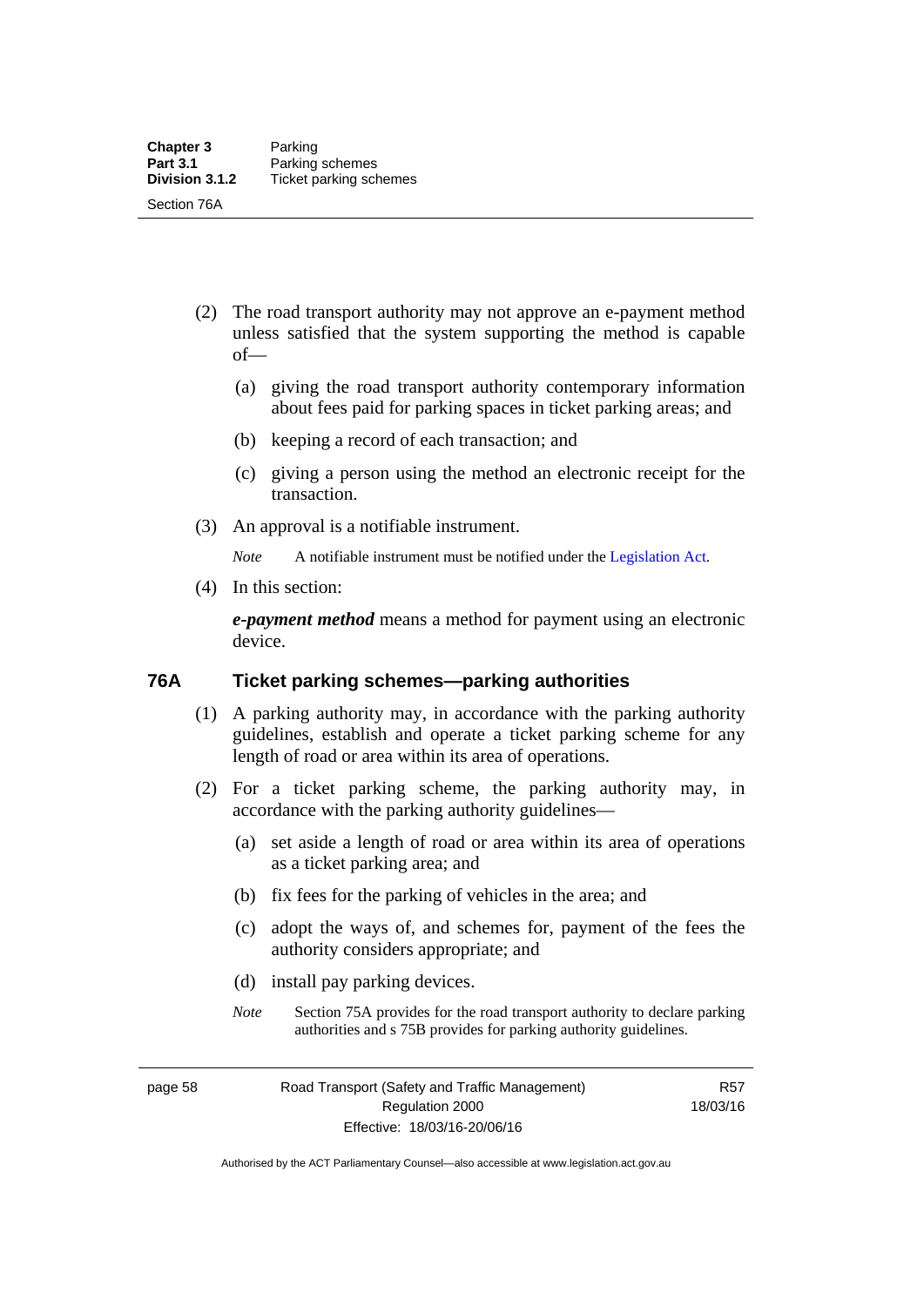(2) The road transport authority may not approve an e-payment method unless satisfied that the system supporting the method is capable of—

(a) giving the road transport authority contemporary information about fees paid for parking spaces in ticket parking areas; and

(b) keeping a record of each transaction; and

(c) giving a person using the method an electronic receipt for the transaction.

(3) An approval is a notifiable instrument.

*Note* A notifiable instrument must be notified under the Legislation Act.

(4) In this section:

***e-payment method*** means a method for payment using an electronic device.

### 76A Ticket parking schemes—parking authorities

(1) A parking authority may, in accordance with the parking authority guidelines, establish and operate a ticket parking scheme for any length of road or area within its area of operations.

(2) For a ticket parking scheme, the parking authority may, in accordance with the parking authority guidelines—

(a) set aside a length of road or area within its area of operations as a ticket parking area; and

(b) fix fees for the parking of vehicles in the area; and

(c) adopt the ways of, and schemes for, payment of the fees the authority considers appropriate; and

(d) install pay parking devices.

*Note* Section 75A provides for the road transport authority to declare parking authorities and s 75B provides for parking authority guidelines.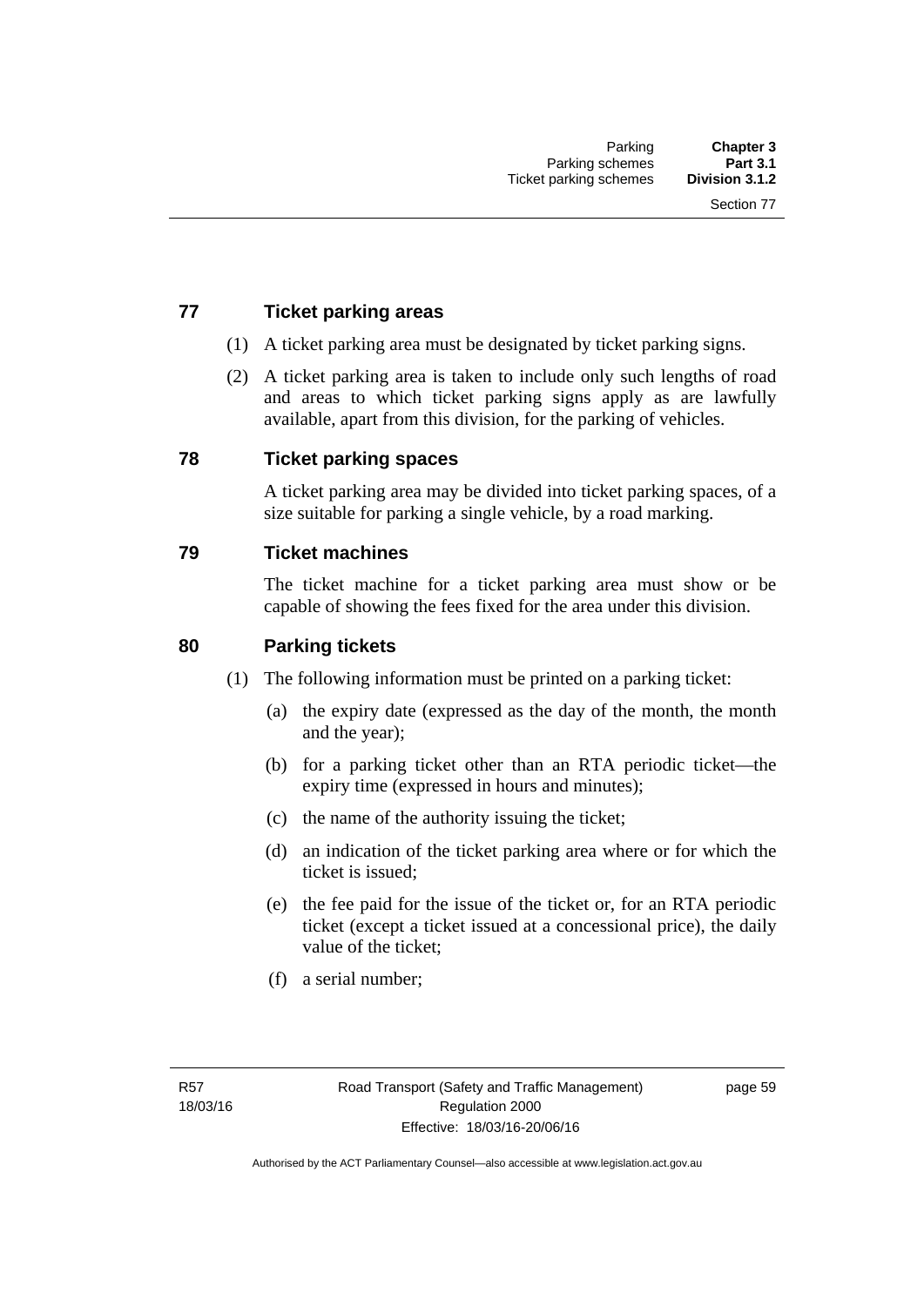### 77 Ticket parking areas

(1) A ticket parking area must be designated by ticket parking signs.

(2) A ticket parking area is taken to include only such lengths of road and areas to which ticket parking signs apply as are lawfully available, apart from this division, for the parking of vehicles.

### 78 Ticket parking spaces

A ticket parking area may be divided into ticket parking spaces, of a size suitable for parking a single vehicle, by a road marking.

### 79 Ticket machines

The ticket machine for a ticket parking area must show or be capable of showing the fees fixed for the area under this division.

### 80 Parking tickets

(1) The following information must be printed on a parking ticket:

(a) the expiry date (expressed as the day of the month, the month and the year);

(b) for a parking ticket other than an RTA periodic ticket—the expiry time (expressed in hours and minutes);

(c) the name of the authority issuing the ticket;

(d) an indication of the ticket parking area where or for which the ticket is issued;

(e) the fee paid for the issue of the ticket or, for an RTA periodic ticket (except a ticket issued at a concessional price), the daily value of the ticket;

(f) a serial number;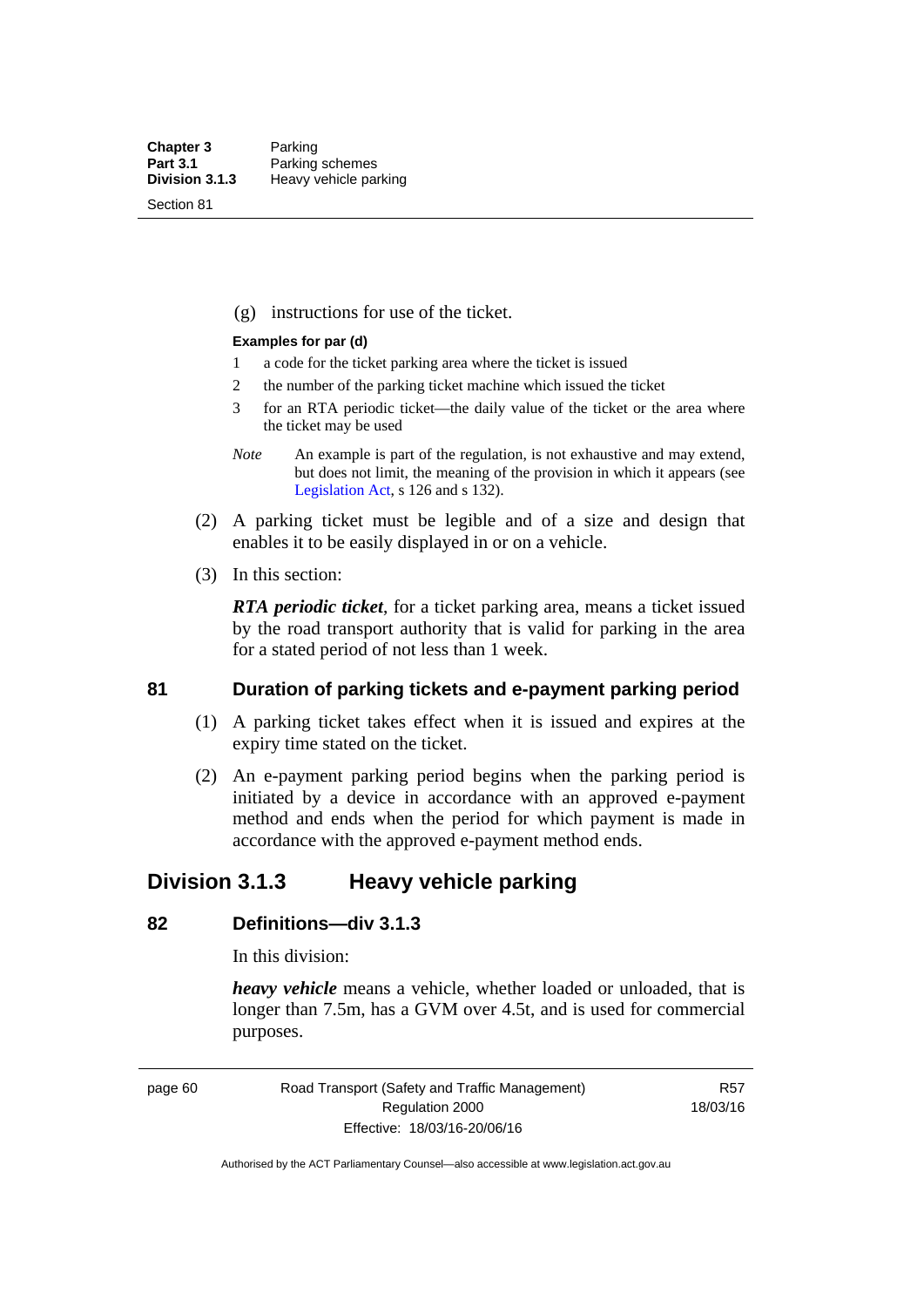(g) instructions for use of the ticket.

**Examples for par (d)**

1. a code for the ticket parking area where the ticket is issued
2. the number of the parking ticket machine which issued the ticket
3. for an RTA periodic ticket—the daily value of the ticket or the area where the ticket may be used

*Note* An example is part of the regulation, is not exhaustive and may extend, but does not limit, the meaning of the provision in which it appears (see Legislation Act, s 126 and s 132).

(2) A parking ticket must be legible and of a size and design that enables it to be easily displayed in or on a vehicle.

(3) In this section:

***RTA periodic ticket***, for a ticket parking area, means a ticket issued by the road transport authority that is valid for parking in the area for a stated period of not less than 1 week.

### 81 Duration of parking tickets and e-payment parking period

(1) A parking ticket takes effect when it is issued and expires at the expiry time stated on the ticket.

(2) An e-payment parking period begins when the parking period is initiated by a device in accordance with an approved e-payment method and ends when the period for which payment is made in accordance with the approved e-payment method ends.

## Division 3.1.3 Heavy vehicle parking

### 82 Definitions—div 3.1.3

In this division:

***heavy vehicle*** means a vehicle, whether loaded or unloaded, that is longer than 7.5m, has a GVM over 4.5t, and is used for commercial purposes.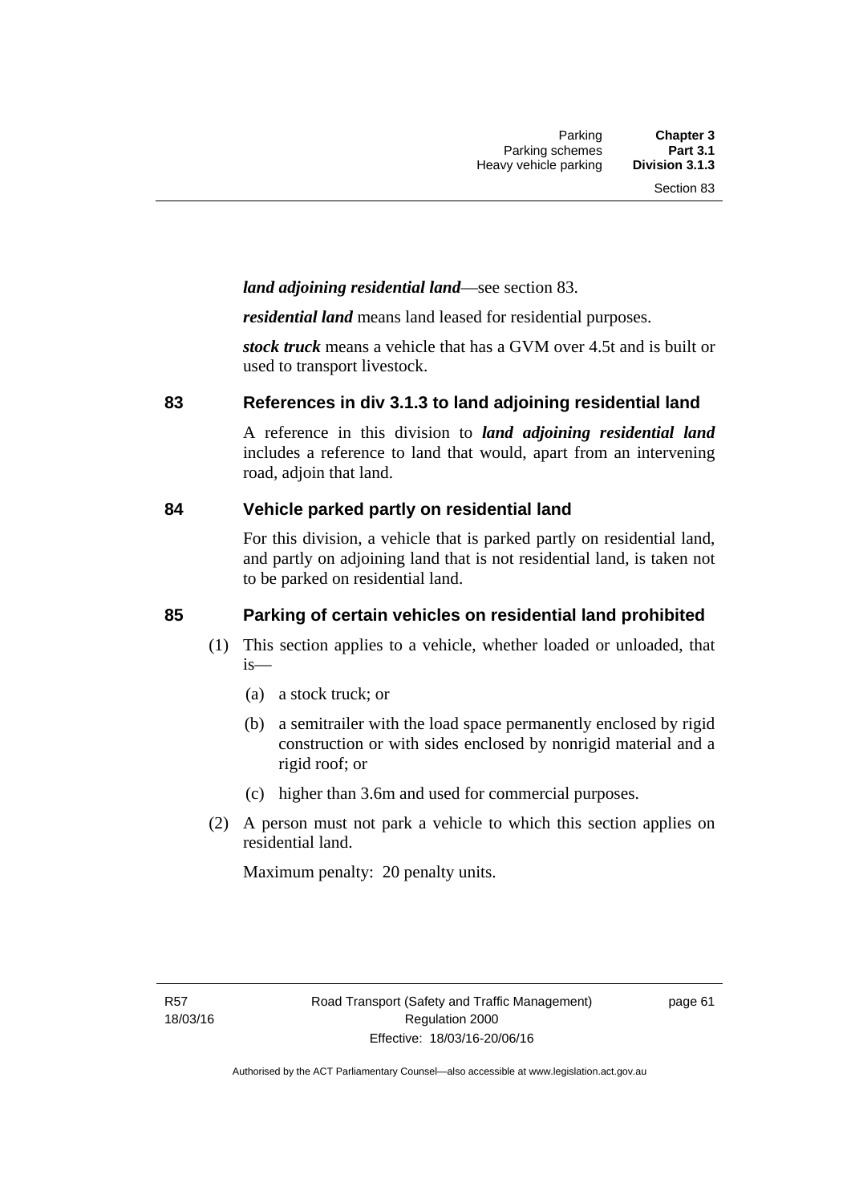***land adjoining residential land***—see section 83.

***residential land*** means land leased for residential purposes.

***stock truck*** means a vehicle that has a GVM over 4.5t and is built or used to transport livestock.

## 83 References in div 3.1.3 to land adjoining residential land

A reference in this division to ***land adjoining residential land*** includes a reference to land that would, apart from an intervening road, adjoin that land.

## 84 Vehicle parked partly on residential land

For this division, a vehicle that is parked partly on residential land, and partly on adjoining land that is not residential land, is taken not to be parked on residential land.

## 85 Parking of certain vehicles on residential land prohibited

(1) This section applies to a vehicle, whether loaded or unloaded, that is—

- (a) a stock truck; or
- (b) a semitrailer with the load space permanently enclosed by rigid construction or with sides enclosed by nonrigid material and a rigid roof; or
- (c) higher than 3.6m and used for commercial purposes.

(2) A person must not park a vehicle to which this section applies on residential land.

Maximum penalty: 20 penalty units.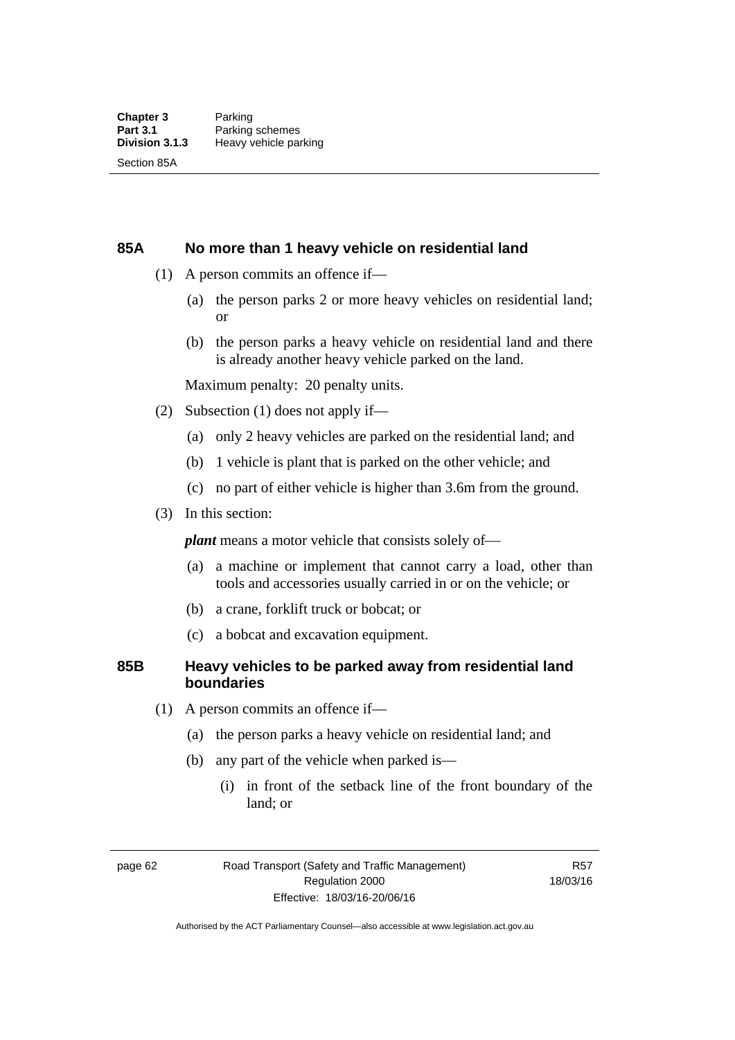### 85A No more than 1 heavy vehicle on residential land

(1) A person commits an offence if—

(a) the person parks 2 or more heavy vehicles on residential land; or

(b) the person parks a heavy vehicle on residential land and there is already another heavy vehicle parked on the land.

Maximum penalty: 20 penalty units.

(2) Subsection (1) does not apply if—

(a) only 2 heavy vehicles are parked on the residential land; and

(b) 1 vehicle is plant that is parked on the other vehicle; and

(c) no part of either vehicle is higher than 3.6m from the ground.

(3) In this section:

***plant*** means a motor vehicle that consists solely of—

(a) a machine or implement that cannot carry a load, other than tools and accessories usually carried in or on the vehicle; or

(b) a crane, forklift truck or bobcat; or

(c) a bobcat and excavation equipment.

### 85B Heavy vehicles to be parked away from residential land boundaries

(1) A person commits an offence if—

(a) the person parks a heavy vehicle on residential land; and

(b) any part of the vehicle when parked is—

(i) in front of the setback line of the front boundary of the land; or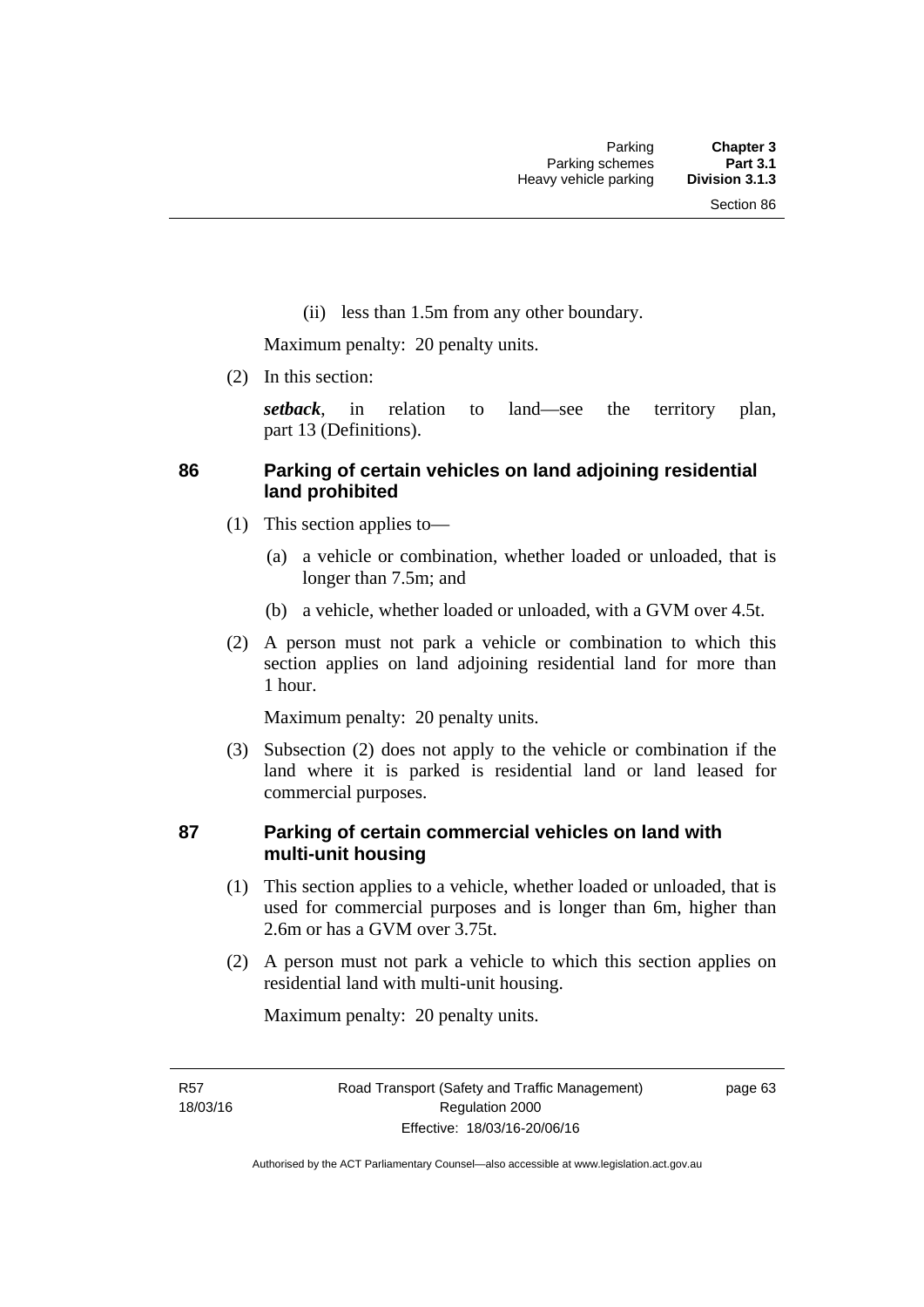(ii) less than 1.5m from any other boundary.

Maximum penalty: 20 penalty units.

(2) In this section:

***setback***, in relation to land—see the territory plan, part 13 (Definitions).

## 86 Parking of certain vehicles on land adjoining residential land prohibited

(1) This section applies to—

(a) a vehicle or combination, whether loaded or unloaded, that is longer than 7.5m; and

(b) a vehicle, whether loaded or unloaded, with a GVM over 4.5t.

(2) A person must not park a vehicle or combination to which this section applies on land adjoining residential land for more than 1 hour.

Maximum penalty: 20 penalty units.

(3) Subsection (2) does not apply to the vehicle or combination if the land where it is parked is residential land or land leased for commercial purposes.

## 87 Parking of certain commercial vehicles on land with multi-unit housing

(1) This section applies to a vehicle, whether loaded or unloaded, that is used for commercial purposes and is longer than 6m, higher than 2.6m or has a GVM over 3.75t.

(2) A person must not park a vehicle to which this section applies on residential land with multi-unit housing.

Maximum penalty: 20 penalty units.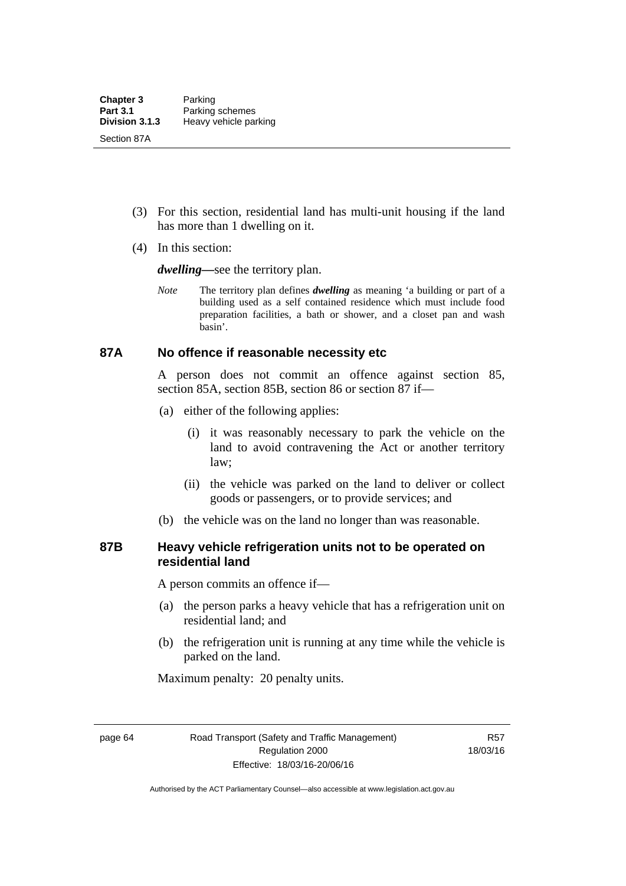(3) For this section, residential land has multi-unit housing if the land has more than 1 dwelling on it.

(4) In this section:

***dwelling***—see the territory plan.

*Note* The territory plan defines ***dwelling*** as meaning 'a building or part of a building used as a self contained residence which must include food preparation facilities, a bath or shower, and a closet pan and wash basin'.

### 87A No offence if reasonable necessity etc

A person does not commit an offence against section 85, section 85A, section 85B, section 86 or section 87 if—

(a) either of the following applies:

(i) it was reasonably necessary to park the vehicle on the land to avoid contravening the Act or another territory law;

(ii) the vehicle was parked on the land to deliver or collect goods or passengers, or to provide services; and

(b) the vehicle was on the land no longer than was reasonable.

### 87B Heavy vehicle refrigeration units not to be operated on residential land

A person commits an offence if—

(a) the person parks a heavy vehicle that has a refrigeration unit on residential land; and

(b) the refrigeration unit is running at any time while the vehicle is parked on the land.

Maximum penalty: 20 penalty units.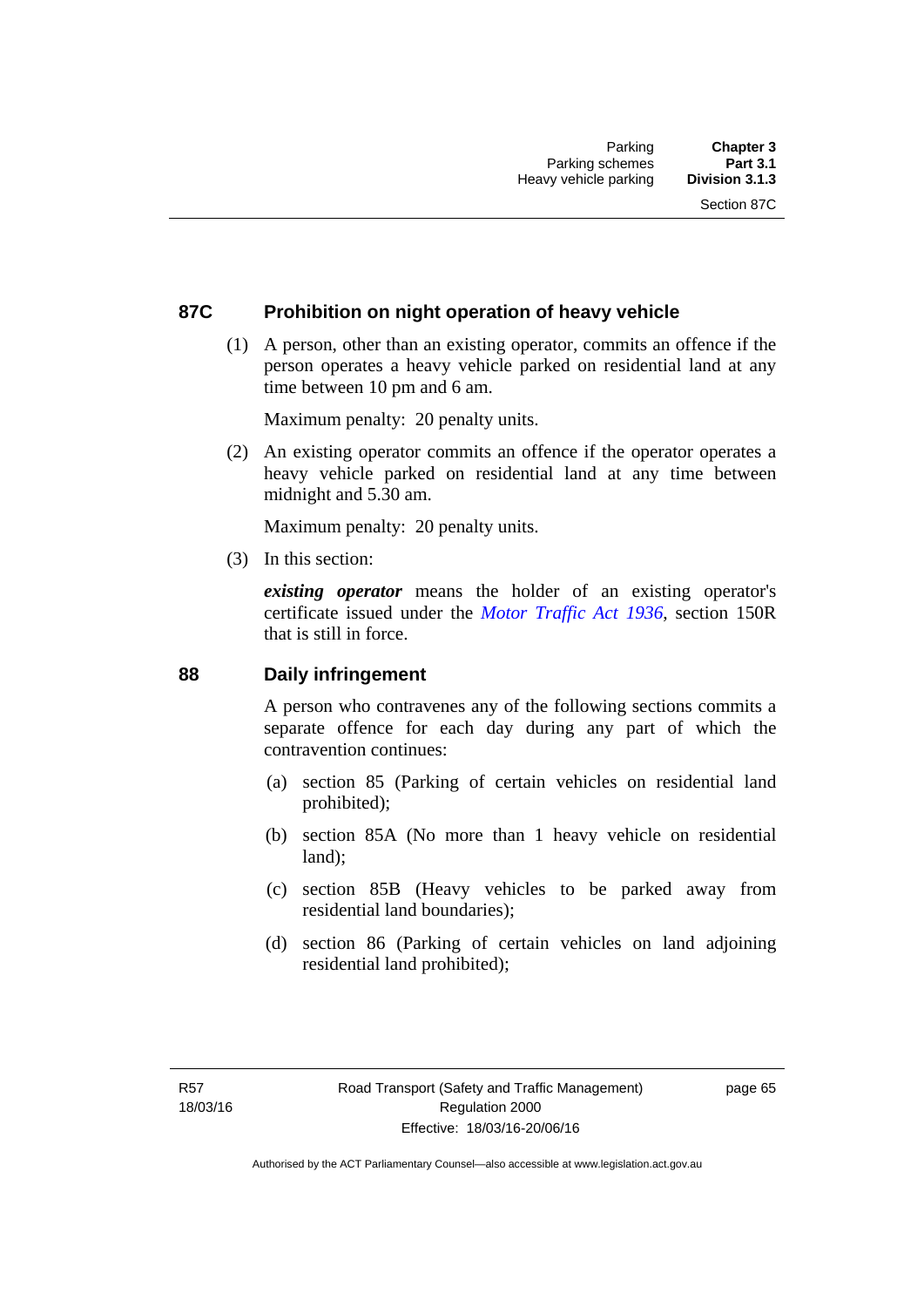## 87C Prohibition on night operation of heavy vehicle

(1) A person, other than an existing operator, commits an offence if the person operates a heavy vehicle parked on residential land at any time between 10 pm and 6 am.

Maximum penalty: 20 penalty units.

(2) An existing operator commits an offence if the operator operates a heavy vehicle parked on residential land at any time between midnight and 5.30 am.

Maximum penalty: 20 penalty units.

(3) In this section:

***existing operator*** means the holder of an existing operator's certificate issued under the *Motor Traffic Act 1936*, section 150R that is still in force.

## 88 Daily infringement

A person who contravenes any of the following sections commits a separate offence for each day during any part of which the contravention continues:

(a) section 85 (Parking of certain vehicles on residential land prohibited);

(b) section 85A (No more than 1 heavy vehicle on residential land);

(c) section 85B (Heavy vehicles to be parked away from residential land boundaries);

(d) section 86 (Parking of certain vehicles on land adjoining residential land prohibited);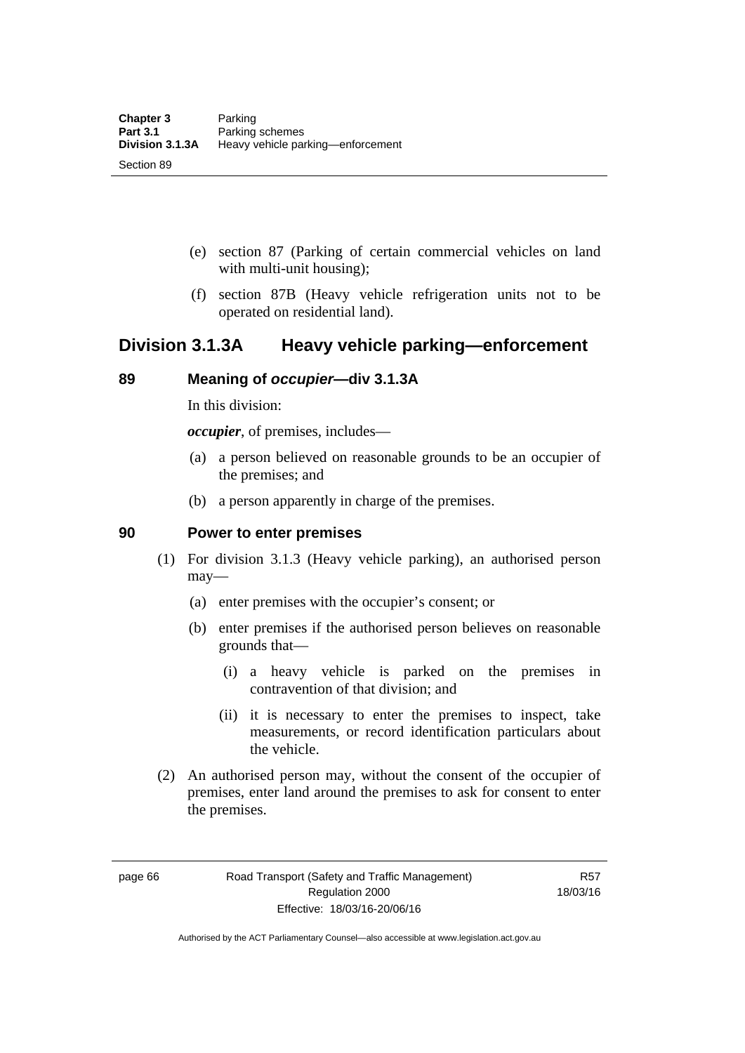(e) section 87 (Parking of certain commercial vehicles on land with multi-unit housing);

(f) section 87B (Heavy vehicle refrigeration units not to be operated on residential land).

## Division 3.1.3A Heavy vehicle parking—enforcement

### 89 Meaning of *occupier*—div 3.1.3A

In this division:

***occupier***, of premises, includes—

(a) a person believed on reasonable grounds to be an occupier of the premises; and

(b) a person apparently in charge of the premises.

### 90 Power to enter premises

(1) For division 3.1.3 (Heavy vehicle parking), an authorised person may—

(a) enter premises with the occupier's consent; or

(b) enter premises if the authorised person believes on reasonable grounds that—

(i) a heavy vehicle is parked on the premises in contravention of that division; and

(ii) it is necessary to enter the premises to inspect, take measurements, or record identification particulars about the vehicle.

(2) An authorised person may, without the consent of the occupier of premises, enter land around the premises to ask for consent to enter the premises.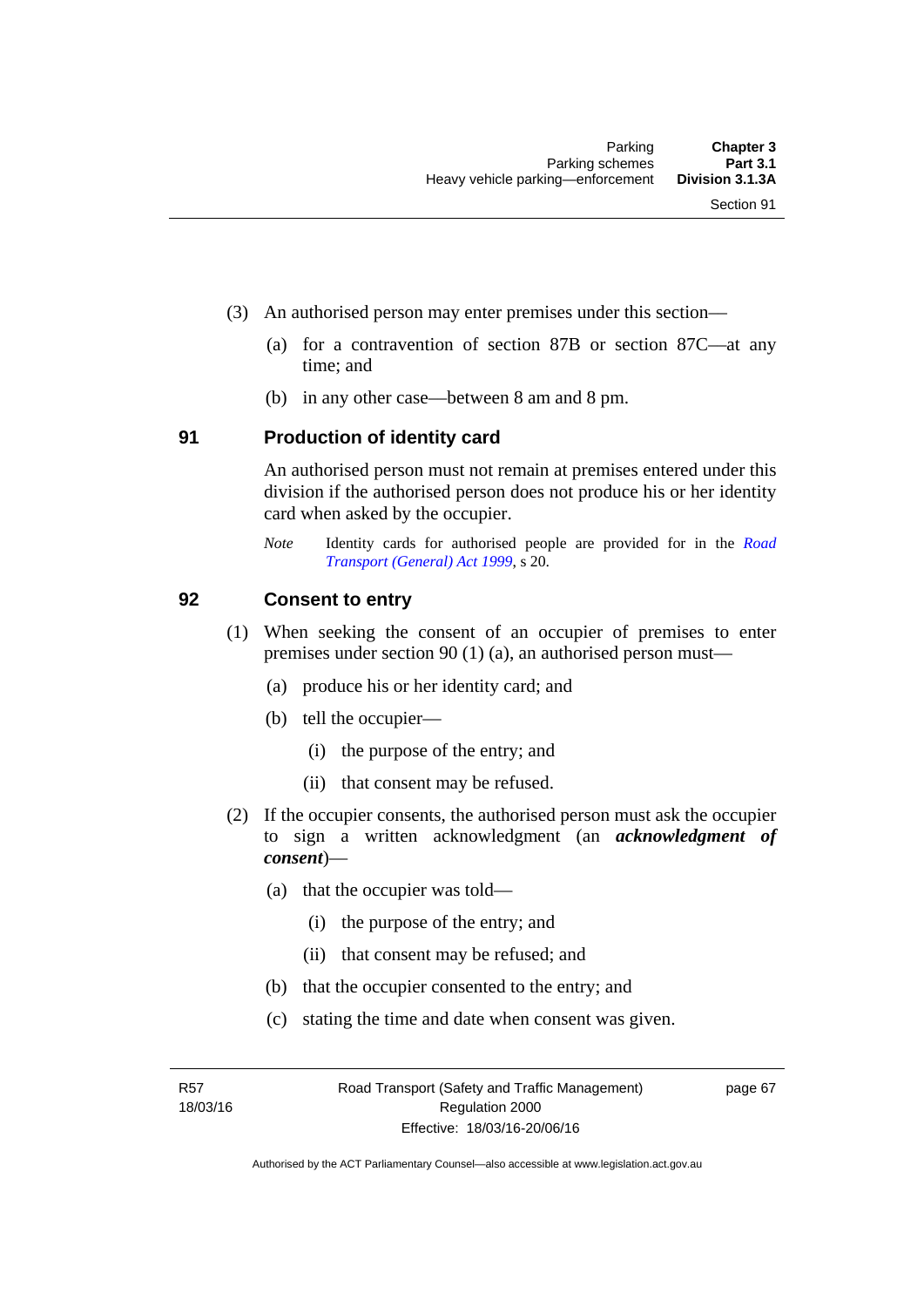(3) An authorised person may enter premises under this section—

(a) for a contravention of section 87B or section 87C—at any time; and

(b) in any other case—between 8 am and 8 pm.

### 91 Production of identity card

An authorised person must not remain at premises entered under this division if the authorised person does not produce his or her identity card when asked by the occupier.

*Note* Identity cards for authorised people are provided for in the *Road Transport (General) Act 1999*, s 20.

### 92 Consent to entry

(1) When seeking the consent of an occupier of premises to enter premises under section 90 (1) (a), an authorised person must—

(a) produce his or her identity card; and

(b) tell the occupier—

(i) the purpose of the entry; and

(ii) that consent may be refused.

(2) If the occupier consents, the authorised person must ask the occupier to sign a written acknowledgment (an ***acknowledgment of consent***)—

(a) that the occupier was told—

(i) the purpose of the entry; and

(ii) that consent may be refused; and

(b) that the occupier consented to the entry; and

(c) stating the time and date when consent was given.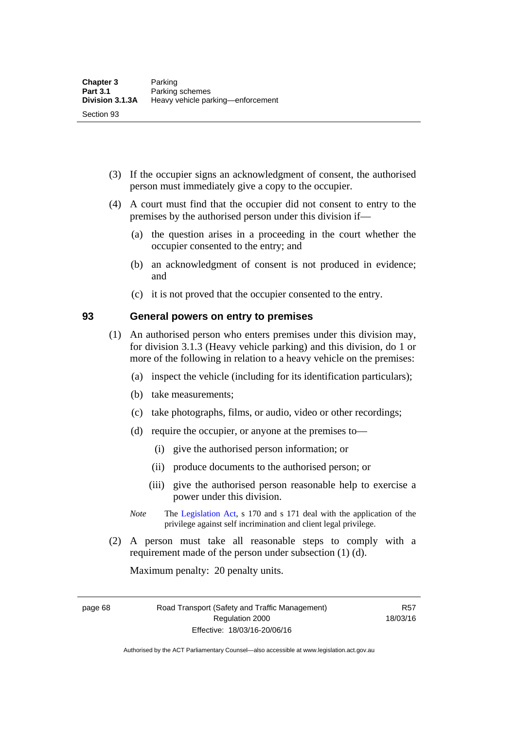(3) If the occupier signs an acknowledgment of consent, the authorised person must immediately give a copy to the occupier.

(4) A court must find that the occupier did not consent to entry to the premises by the authorised person under this division if—

(a) the question arises in a proceeding in the court whether the occupier consented to the entry; and

(b) an acknowledgment of consent is not produced in evidence; and

(c) it is not proved that the occupier consented to the entry.

## 93 General powers on entry to premises

(1) An authorised person who enters premises under this division may, for division 3.1.3 (Heavy vehicle parking) and this division, do 1 or more of the following in relation to a heavy vehicle on the premises:

(a) inspect the vehicle (including for its identification particulars);

(b) take measurements;

(c) take photographs, films, or audio, video or other recordings;

(d) require the occupier, or anyone at the premises to—

(i) give the authorised person information; or

(ii) produce documents to the authorised person; or

(iii) give the authorised person reasonable help to exercise a power under this division.

*Note* The Legislation Act, s 170 and s 171 deal with the application of the privilege against self incrimination and client legal privilege.

(2) A person must take all reasonable steps to comply with a requirement made of the person under subsection (1) (d).

Maximum penalty: 20 penalty units.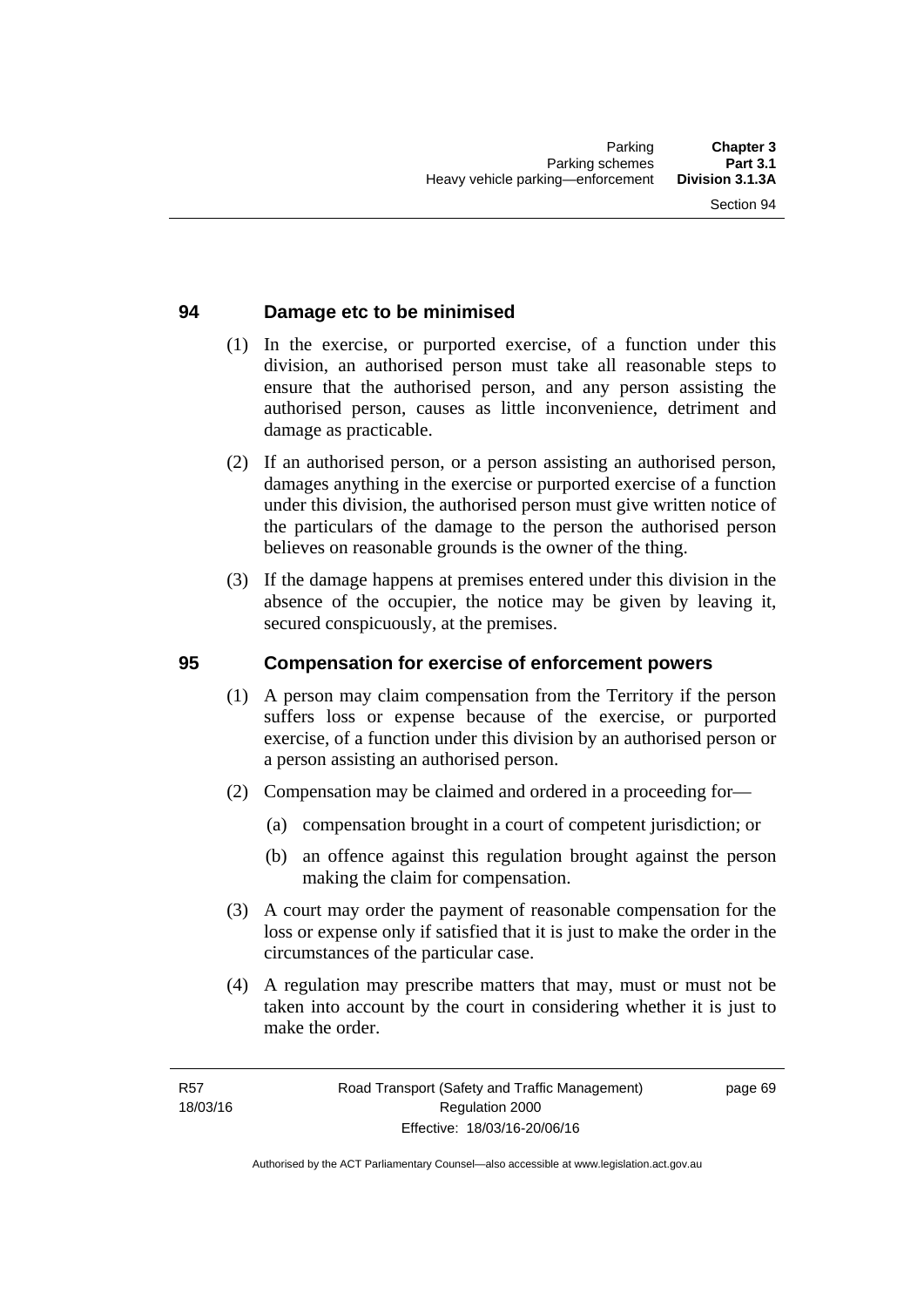## 94 Damage etc to be minimised

(1) In the exercise, or purported exercise, of a function under this division, an authorised person must take all reasonable steps to ensure that the authorised person, and any person assisting the authorised person, causes as little inconvenience, detriment and damage as practicable.

(2) If an authorised person, or a person assisting an authorised person, damages anything in the exercise or purported exercise of a function under this division, the authorised person must give written notice of the particulars of the damage to the person the authorised person believes on reasonable grounds is the owner of the thing.

(3) If the damage happens at premises entered under this division in the absence of the occupier, the notice may be given by leaving it, secured conspicuously, at the premises.

## 95 Compensation for exercise of enforcement powers

(1) A person may claim compensation from the Territory if the person suffers loss or expense because of the exercise, or purported exercise, of a function under this division by an authorised person or a person assisting an authorised person.

(2) Compensation may be claimed and ordered in a proceeding for—

(a) compensation brought in a court of competent jurisdiction; or

(b) an offence against this regulation brought against the person making the claim for compensation.

(3) A court may order the payment of reasonable compensation for the loss or expense only if satisfied that it is just to make the order in the circumstances of the particular case.

(4) A regulation may prescribe matters that may, must or must not be taken into account by the court in considering whether it is just to make the order.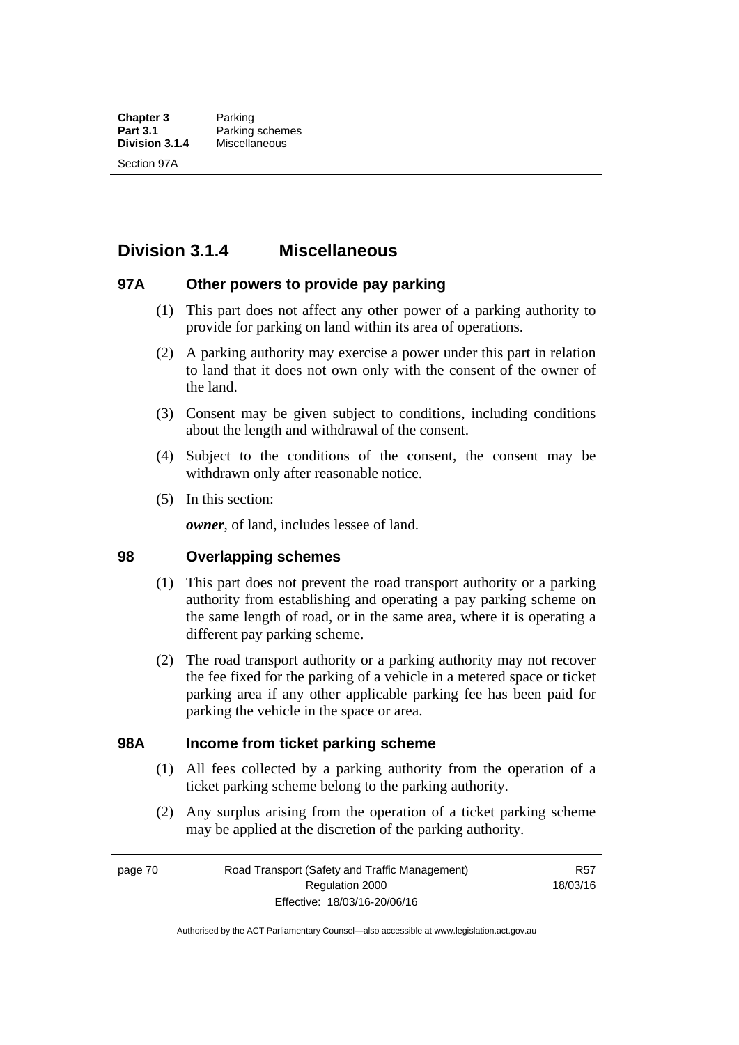## Division 3.1.4 Miscellaneous

### 97A Other powers to provide pay parking

(1) This part does not affect any other power of a parking authority to provide for parking on land within its area of operations.

(2) A parking authority may exercise a power under this part in relation to land that it does not own only with the consent of the owner of the land.

(3) Consent may be given subject to conditions, including conditions about the length and withdrawal of the consent.

(4) Subject to the conditions of the consent, the consent may be withdrawn only after reasonable notice.

(5) In this section:

***owner***, of land, includes lessee of land.

### 98 Overlapping schemes

(1) This part does not prevent the road transport authority or a parking authority from establishing and operating a pay parking scheme on the same length of road, or in the same area, where it is operating a different pay parking scheme.

(2) The road transport authority or a parking authority may not recover the fee fixed for the parking of a vehicle in a metered space or ticket parking area if any other applicable parking fee has been paid for parking the vehicle in the space or area.

### 98A Income from ticket parking scheme

(1) All fees collected by a parking authority from the operation of a ticket parking scheme belong to the parking authority.

(2) Any surplus arising from the operation of a ticket parking scheme may be applied at the discretion of the parking authority.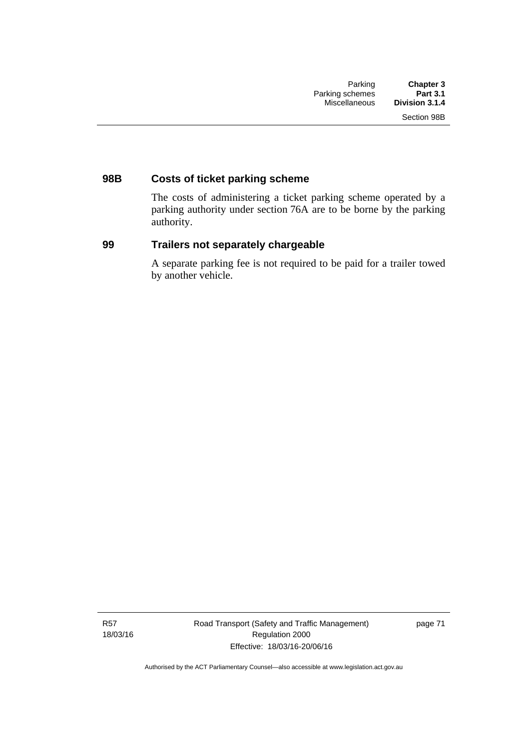### 98B Costs of ticket parking scheme

The costs of administering a ticket parking scheme operated by a parking authority under section 76A are to be borne by the parking authority.

### 99 Trailers not separately chargeable

A separate parking fee is not required to be paid for a trailer towed by another vehicle.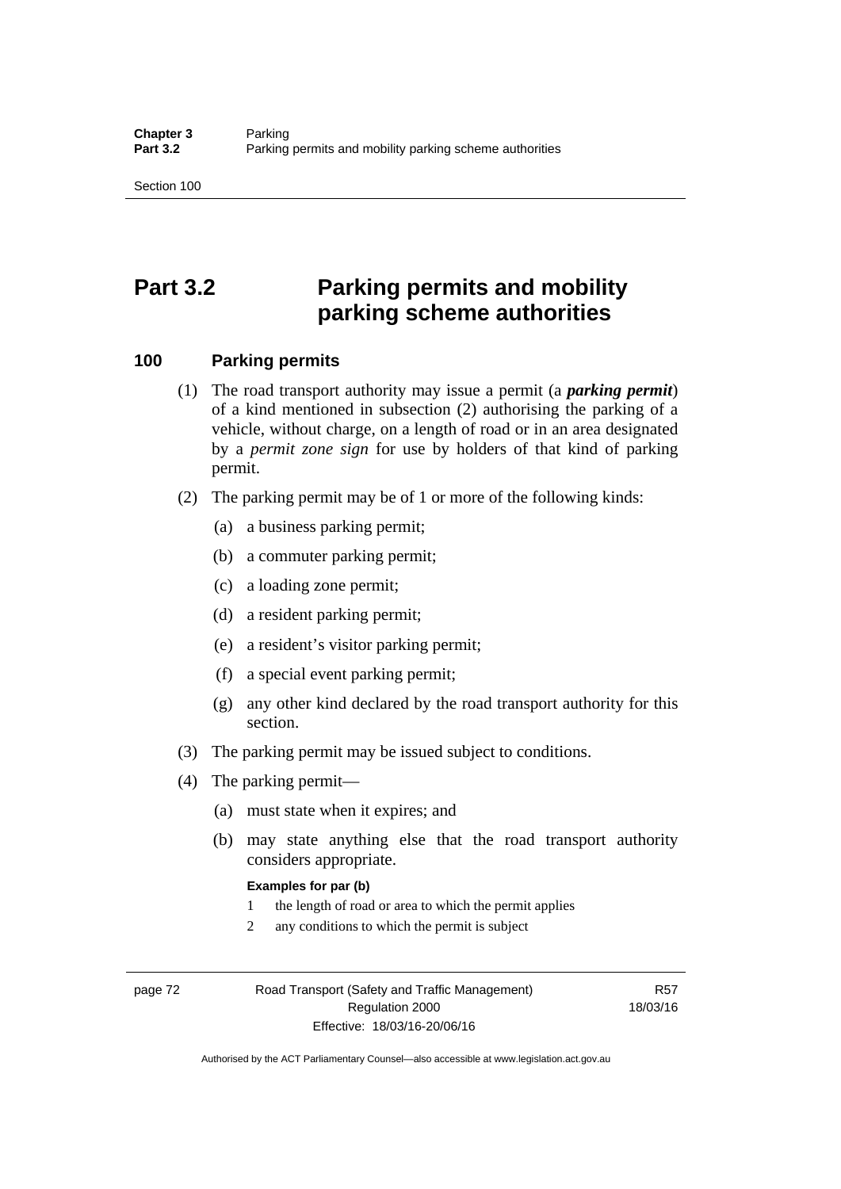# Part 3.2 Parking permits and mobility parking scheme authorities

## 100 Parking permits

(1) The road transport authority may issue a permit (a ***parking permit***) of a kind mentioned in subsection (2) authorising the parking of a vehicle, without charge, on a length of road or in an area designated by a *permit zone sign* for use by holders of that kind of parking permit.

(2) The parking permit may be of 1 or more of the following kinds:

(a) a business parking permit;

(b) a commuter parking permit;

(c) a loading zone permit;

(d) a resident parking permit;

(e) a resident's visitor parking permit;

(f) a special event parking permit;

(g) any other kind declared by the road transport authority for this section.

(3) The parking permit may be issued subject to conditions.

(4) The parking permit—

(a) must state when it expires; and

(b) may state anything else that the road transport authority considers appropriate.

**Examples for par (b)**

1 the length of road or area to which the permit applies

2 any conditions to which the permit is subject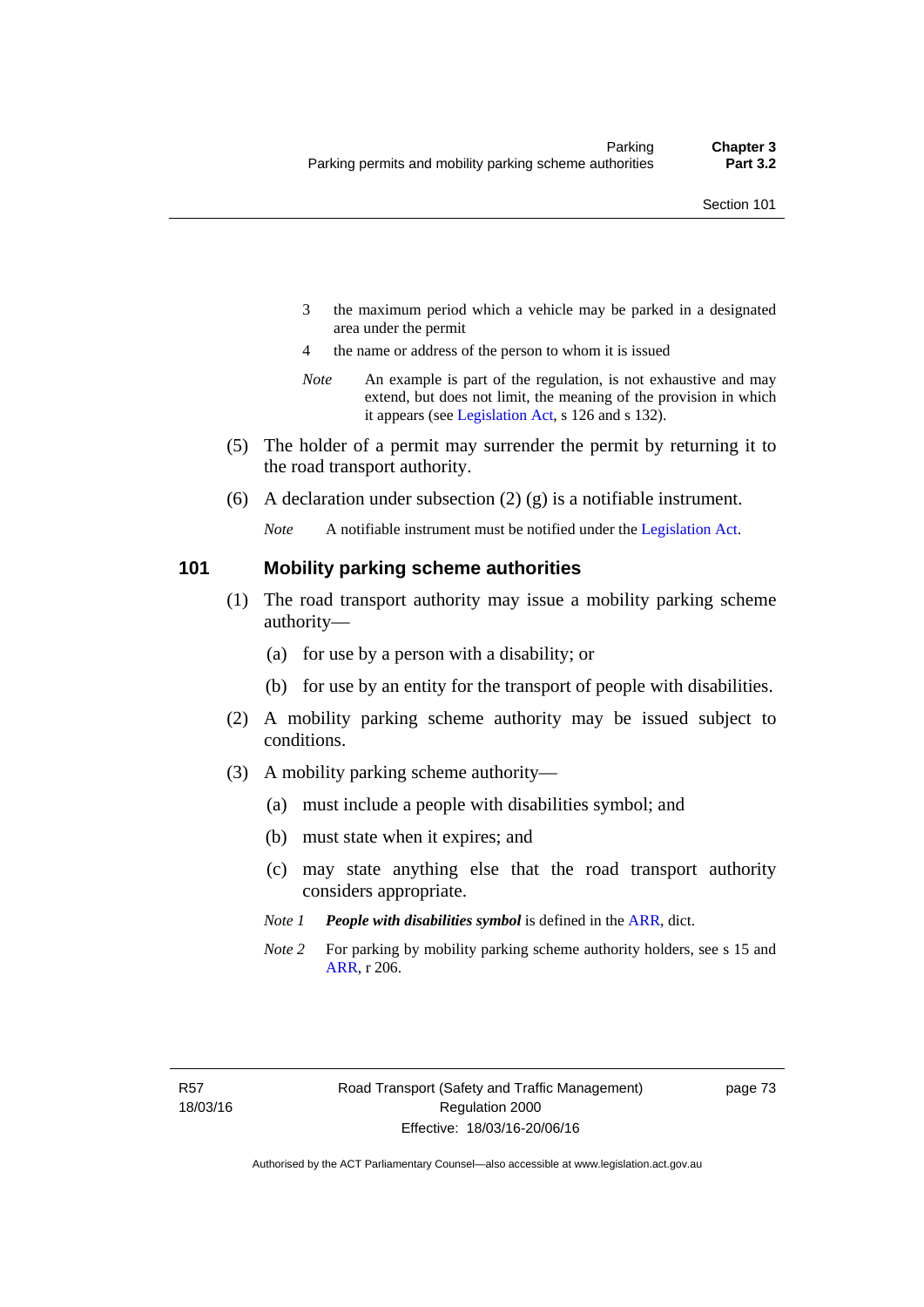3 the maximum period which a vehicle may be parked in a designated area under the permit

4 the name or address of the person to whom it is issued

*Note* An example is part of the regulation, is not exhaustive and may extend, but does not limit, the meaning of the provision in which it appears (see Legislation Act, s 126 and s 132).

(5) The holder of a permit may surrender the permit by returning it to the road transport authority.

(6) A declaration under subsection (2) (g) is a notifiable instrument.

*Note* A notifiable instrument must be notified under the Legislation Act.

## 101 Mobility parking scheme authorities

(1) The road transport authority may issue a mobility parking scheme authority—

(a) for use by a person with a disability; or

(b) for use by an entity for the transport of people with disabilities.

(2) A mobility parking scheme authority may be issued subject to conditions.

(3) A mobility parking scheme authority—

(a) must include a people with disabilities symbol; and

(b) must state when it expires; and

(c) may state anything else that the road transport authority considers appropriate.

*Note 1* ***People with disabilities symbol*** is defined in the ARR, dict.

*Note 2* For parking by mobility parking scheme authority holders, see s 15 and ARR, r 206.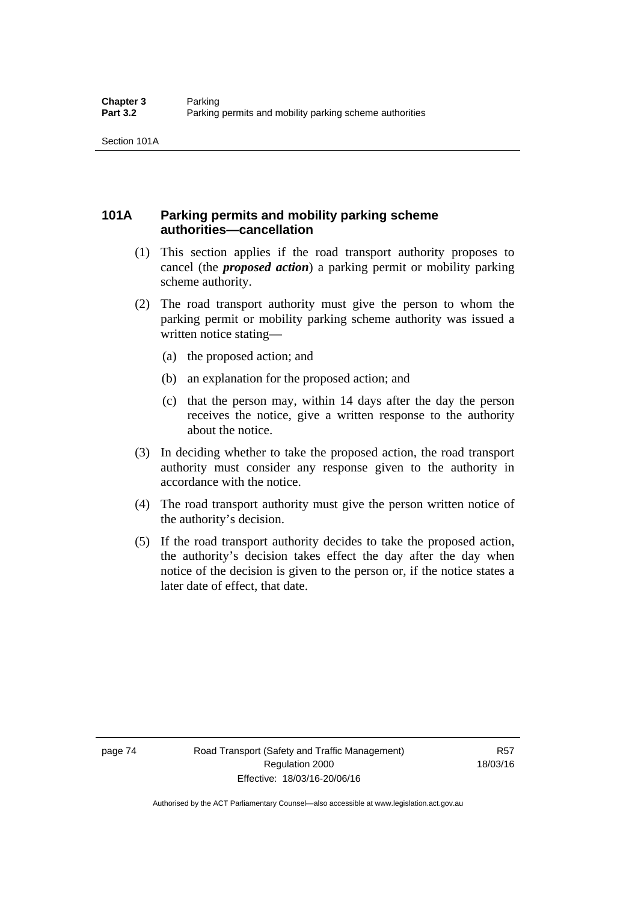## 101A Parking permits and mobility parking scheme authorities—cancellation

(1) This section applies if the road transport authority proposes to cancel (the ***proposed action***) a parking permit or mobility parking scheme authority.

(2) The road transport authority must give the person to whom the parking permit or mobility parking scheme authority was issued a written notice stating—

(a) the proposed action; and

(b) an explanation for the proposed action; and

(c) that the person may, within 14 days after the day the person receives the notice, give a written response to the authority about the notice.

(3) In deciding whether to take the proposed action, the road transport authority must consider any response given to the authority in accordance with the notice.

(4) The road transport authority must give the person written notice of the authority's decision.

(5) If the road transport authority decides to take the proposed action, the authority's decision takes effect the day after the day when notice of the decision is given to the person or, if the notice states a later date of effect, that date.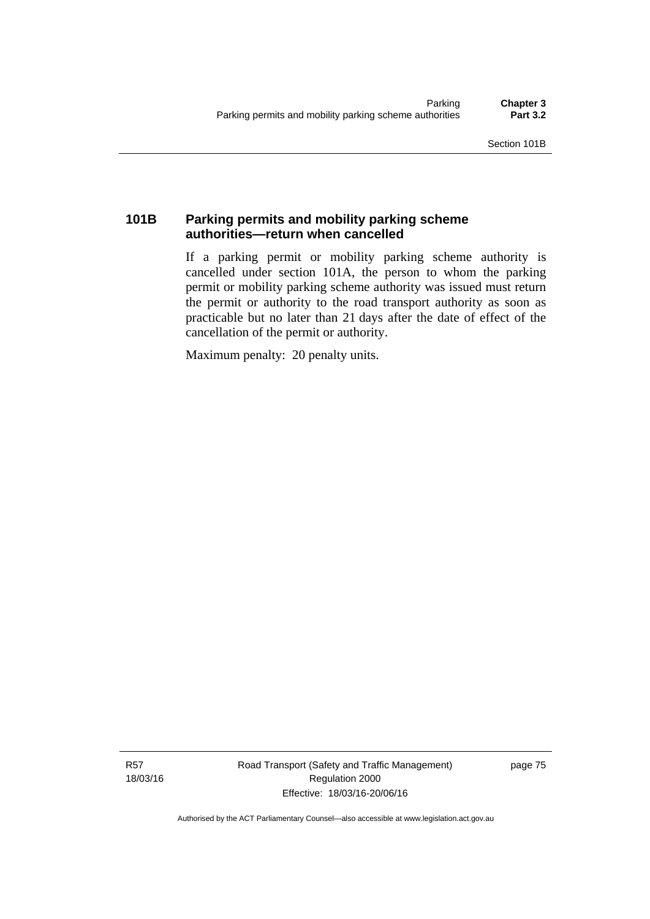### 101B Parking permits and mobility parking scheme authorities—return when cancelled

If a parking permit or mobility parking scheme authority is cancelled under section 101A, the person to whom the parking permit or mobility parking scheme authority was issued must return the permit or authority to the road transport authority as soon as practicable but no later than 21 days after the date of effect of the cancellation of the permit or authority.

Maximum penalty: 20 penalty units.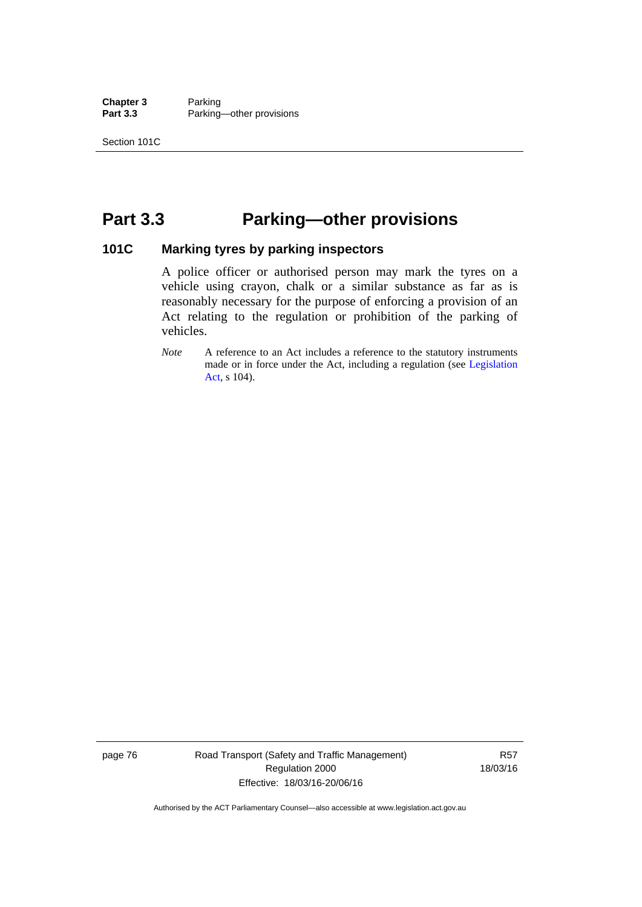# Part 3.3 Parking—other provisions

## 101C Marking tyres by parking inspectors

A police officer or authorised person may mark the tyres on a vehicle using crayon, chalk or a similar substance as far as is reasonably necessary for the purpose of enforcing a provision of an Act relating to the regulation or prohibition of the parking of vehicles.

*Note* A reference to an Act includes a reference to the statutory instruments made or in force under the Act, including a regulation (see Legislation Act, s 104).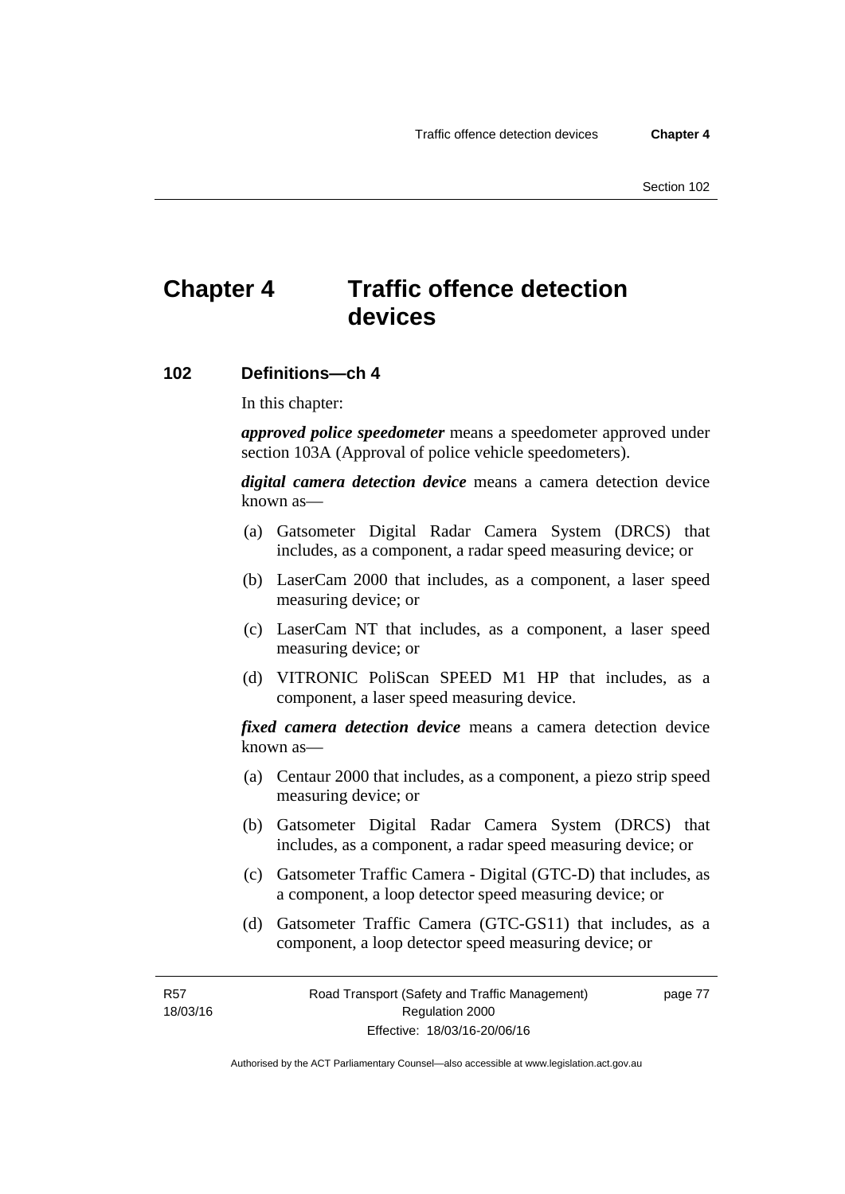# Chapter 4 Traffic offence detection devices

## 102 Definitions—ch 4

In this chapter:

***approved police speedometer*** means a speedometer approved under section 103A (Approval of police vehicle speedometers).

***digital camera detection device*** means a camera detection device known as—

(a) Gatsometer Digital Radar Camera System (DRCS) that includes, as a component, a radar speed measuring device; or

(b) LaserCam 2000 that includes, as a component, a laser speed measuring device; or

(c) LaserCam NT that includes, as a component, a laser speed measuring device; or

(d) VITRONIC PoliScan SPEED M1 HP that includes, as a component, a laser speed measuring device.

***fixed camera detection device*** means a camera detection device known as—

(a) Centaur 2000 that includes, as a component, a piezo strip speed measuring device; or

(b) Gatsometer Digital Radar Camera System (DRCS) that includes, as a component, a radar speed measuring device; or

(c) Gatsometer Traffic Camera - Digital (GTC-D) that includes, as a component, a loop detector speed measuring device; or

(d) Gatsometer Traffic Camera (GTC-GS11) that includes, as a component, a loop detector speed measuring device; or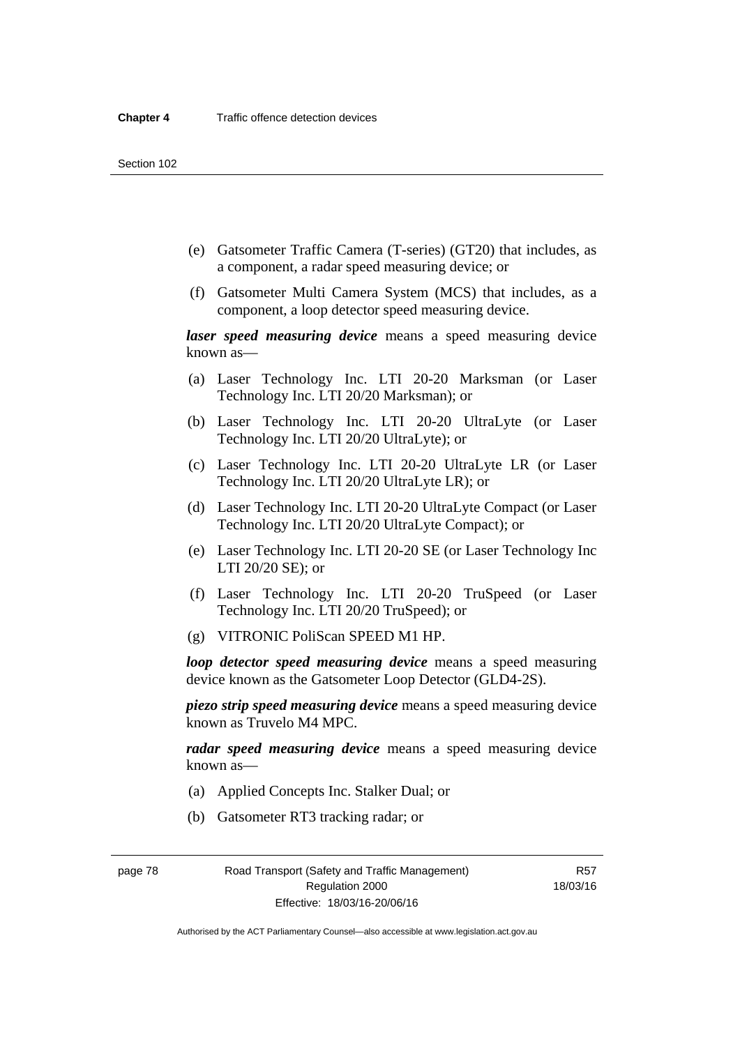(e) Gatsometer Traffic Camera (T-series) (GT20) that includes, as a component, a radar speed measuring device; or

(f) Gatsometer Multi Camera System (MCS) that includes, as a component, a loop detector speed measuring device.

***laser speed measuring device*** means a speed measuring device known as—

(a) Laser Technology Inc. LTI 20-20 Marksman (or Laser Technology Inc. LTI 20/20 Marksman); or

(b) Laser Technology Inc. LTI 20-20 UltraLyte (or Laser Technology Inc. LTI 20/20 UltraLyte); or

(c) Laser Technology Inc. LTI 20-20 UltraLyte LR (or Laser Technology Inc. LTI 20/20 UltraLyte LR); or

(d) Laser Technology Inc. LTI 20-20 UltraLyte Compact (or Laser Technology Inc. LTI 20/20 UltraLyte Compact); or

(e) Laser Technology Inc. LTI 20-20 SE (or Laser Technology Inc LTI 20/20 SE); or

(f) Laser Technology Inc. LTI 20-20 TruSpeed (or Laser Technology Inc. LTI 20/20 TruSpeed); or

(g) VITRONIC PoliScan SPEED M1 HP.

***loop detector speed measuring device*** means a speed measuring device known as the Gatsometer Loop Detector (GLD4-2S).

***piezo strip speed measuring device*** means a speed measuring device known as Truvelo M4 MPC.

***radar speed measuring device*** means a speed measuring device known as—

(a) Applied Concepts Inc. Stalker Dual; or

(b) Gatsometer RT3 tracking radar; or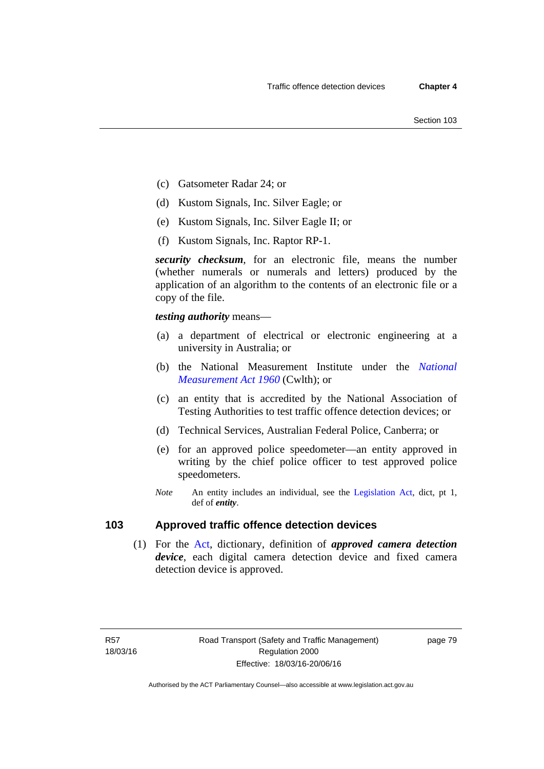(c) Gatsometer Radar 24; or

(d) Kustom Signals, Inc. Silver Eagle; or

(e) Kustom Signals, Inc. Silver Eagle II; or

(f) Kustom Signals, Inc. Raptor RP-1.

***security checksum***, for an electronic file, means the number (whether numerals or numerals and letters) produced by the application of an algorithm to the contents of an electronic file or a copy of the file.

***testing authority*** means—

(a) a department of electrical or electronic engineering at a university in Australia; or

(b) the National Measurement Institute under the *National Measurement Act 1960* (Cwlth); or

(c) an entity that is accredited by the National Association of Testing Authorities to test traffic offence detection devices; or

(d) Technical Services, Australian Federal Police, Canberra; or

(e) for an approved police speedometer—an entity approved in writing by the chief police officer to test approved police speedometers.

*Note* An entity includes an individual, see the Legislation Act, dict, pt 1, def of ***entity***.

## 103 Approved traffic offence detection devices

(1) For the Act, dictionary, definition of ***approved camera detection device***, each digital camera detection device and fixed camera detection device is approved.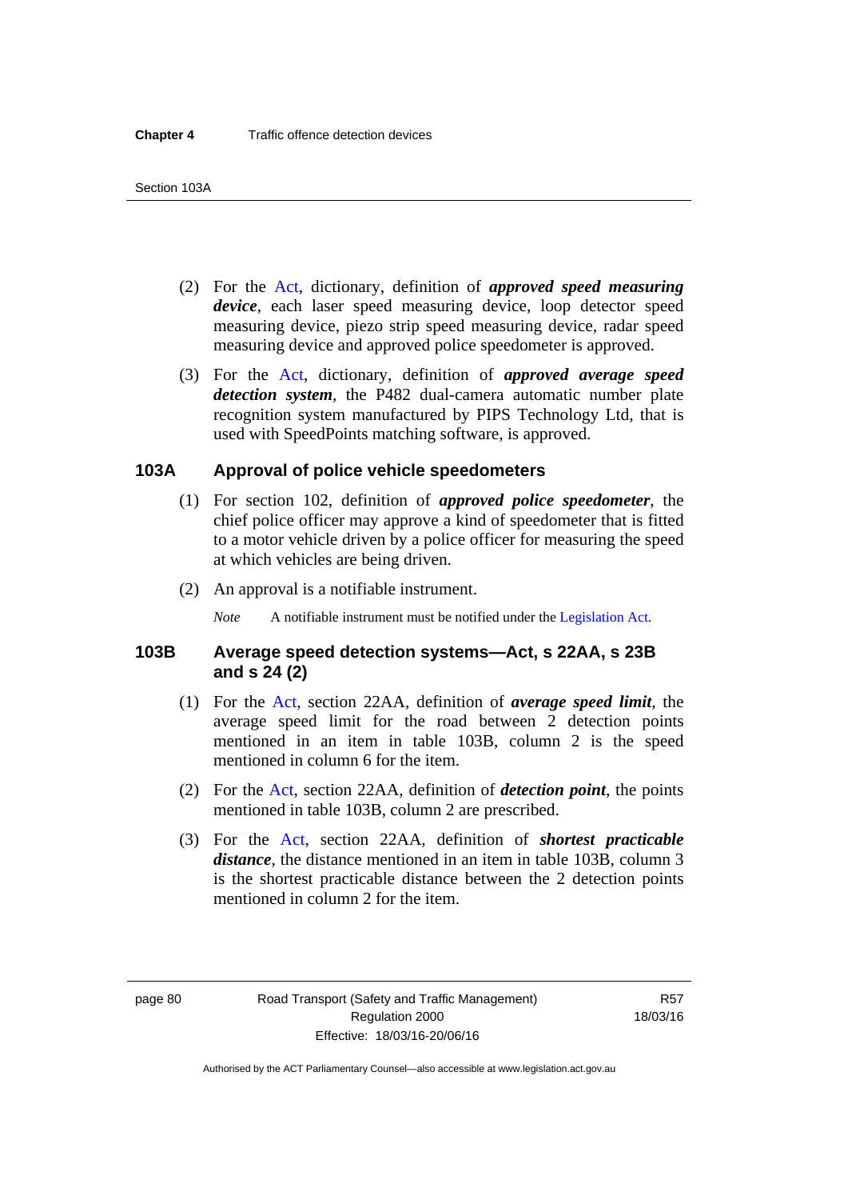(2) For the Act, dictionary, definition of ***approved speed measuring device***, each laser speed measuring device, loop detector speed measuring device, piezo strip speed measuring device, radar speed measuring device and approved police speedometer is approved.

(3) For the Act, dictionary, definition of ***approved average speed detection system***, the P482 dual-camera automatic number plate recognition system manufactured by PIPS Technology Ltd, that is used with SpeedPoints matching software, is approved.

### 103A Approval of police vehicle speedometers

(1) For section 102, definition of ***approved police speedometer***, the chief police officer may approve a kind of speedometer that is fitted to a motor vehicle driven by a police officer for measuring the speed at which vehicles are being driven.

(2) An approval is a notifiable instrument.

*Note* A notifiable instrument must be notified under the Legislation Act.

### 103B Average speed detection systems—Act, s 22AA, s 23B and s 24 (2)

(1) For the Act, section 22AA, definition of ***average speed limit***, the average speed limit for the road between 2 detection points mentioned in an item in table 103B, column 2 is the speed mentioned in column 6 for the item.

(2) For the Act, section 22AA, definition of ***detection point***, the points mentioned in table 103B, column 2 are prescribed.

(3) For the Act, section 22AA, definition of ***shortest practicable distance***, the distance mentioned in an item in table 103B, column 3 is the shortest practicable distance between the 2 detection points mentioned in column 2 for the item.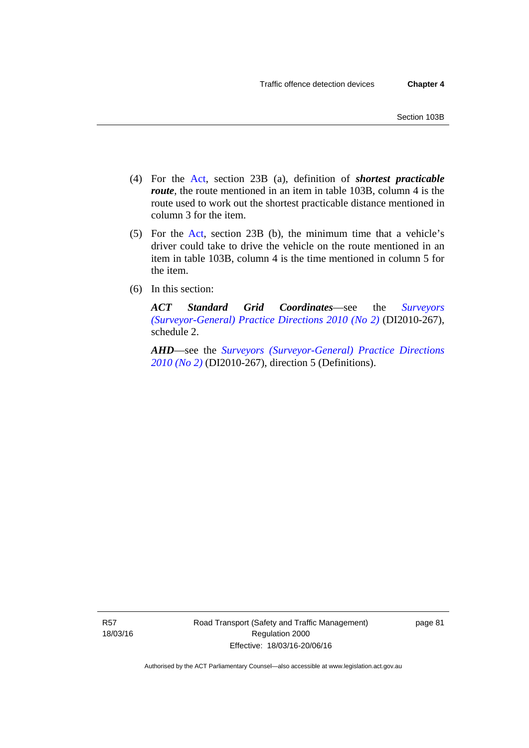(4) For the Act, section 23B (a), definition of ***shortest practicable route***, the route mentioned in an item in table 103B, column 4 is the route used to work out the shortest practicable distance mentioned in column 3 for the item.

(5) For the Act, section 23B (b), the minimum time that a vehicle's driver could take to drive the vehicle on the route mentioned in an item in table 103B, column 4 is the time mentioned in column 5 for the item.

(6) In this section:

***ACT Standard Grid Coordinates***—see the *Surveyors (Surveyor-General) Practice Directions 2010 (No 2)* (DI2010-267), schedule 2.

***AHD***—see the *Surveyors (Surveyor-General) Practice Directions 2010 (No 2)* (DI2010-267), direction 5 (Definitions).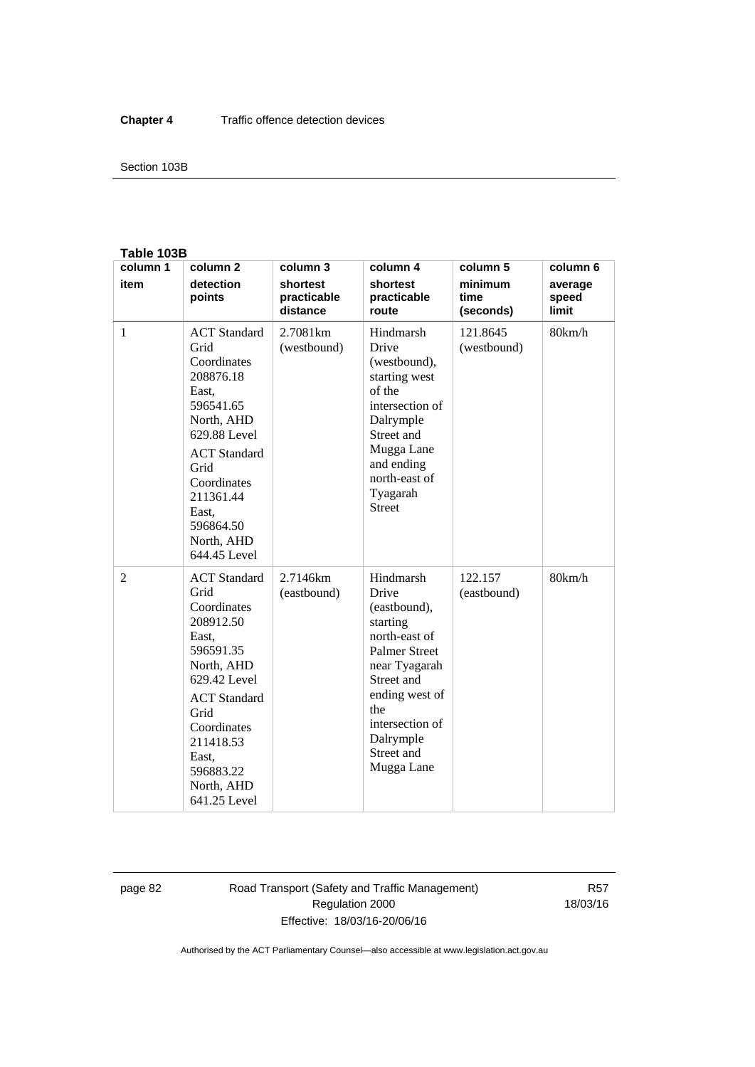**Table 103B**

| column 1 item | column 2 detection points | column 3 shortest practicable distance | column 4 shortest practicable route | column 5 minimum time (seconds) | column 6 average speed limit |
|---|---|---|---|---|---|
| 1 | ACT Standard Grid Coordinates 208876.18 East, 596541.65 North, AHD 629.88 Level<br>ACT Standard Grid Coordinates 211361.44 East, 596864.50 North, AHD 644.45 Level | 2.7081km (westbound) | Hindmarsh Drive (westbound), starting west of the intersection of Dalrymple Street and Mugga Lane and ending north-east of Tyagarah Street | 121.8645 (westbound) | 80km/h |
| 2 | ACT Standard Grid Coordinates 208912.50 East, 596591.35 North, AHD 629.42 Level<br>ACT Standard Grid Coordinates 211418.53 East, 596883.22 North, AHD 641.25 Level | 2.7146km (eastbound) | Hindmarsh Drive (eastbound), starting north-east of Palmer Street near Tyagarah Street and ending west of the intersection of Dalrymple Street and Mugga Lane | 122.157 (eastbound) | 80km/h |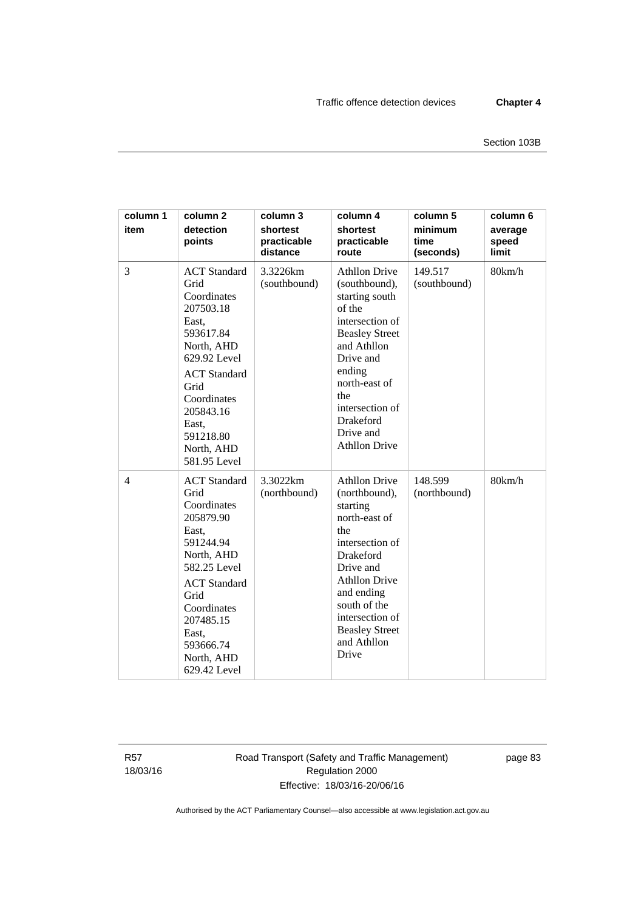| column 1<br>item | column 2<br>detection points | column 3<br>shortest practicable distance | column 4<br>shortest practicable route | column 5<br>minimum time (seconds) | column 6<br>average speed limit |
|---|---|---|---|---|---|
| 3 | ACT Standard Grid Coordinates 207503.18 East, 593617.84 North, AHD 629.92 Level<br>ACT Standard Grid Coordinates 205843.16 East, 591218.80 North, AHD 581.95 Level | 3.3226km (southbound) | Athllon Drive (southbound), starting south of the intersection of Beasley Street and Athllon Drive and ending north-east of the intersection of Drakeford Drive and Athllon Drive | 149.517 (southbound) | 80km/h |
| 4 | ACT Standard Grid Coordinates 205879.90 East, 591244.94 North, AHD 582.25 Level<br>ACT Standard Grid Coordinates 207485.15 East, 593666.74 North, AHD 629.42 Level | 3.3022km (northbound) | Athllon Drive (northbound), starting north-east of the intersection of Drakeford Drive and Athllon Drive and ending south of the intersection of Beasley Street and Athllon Drive | 148.599 (northbound) | 80km/h |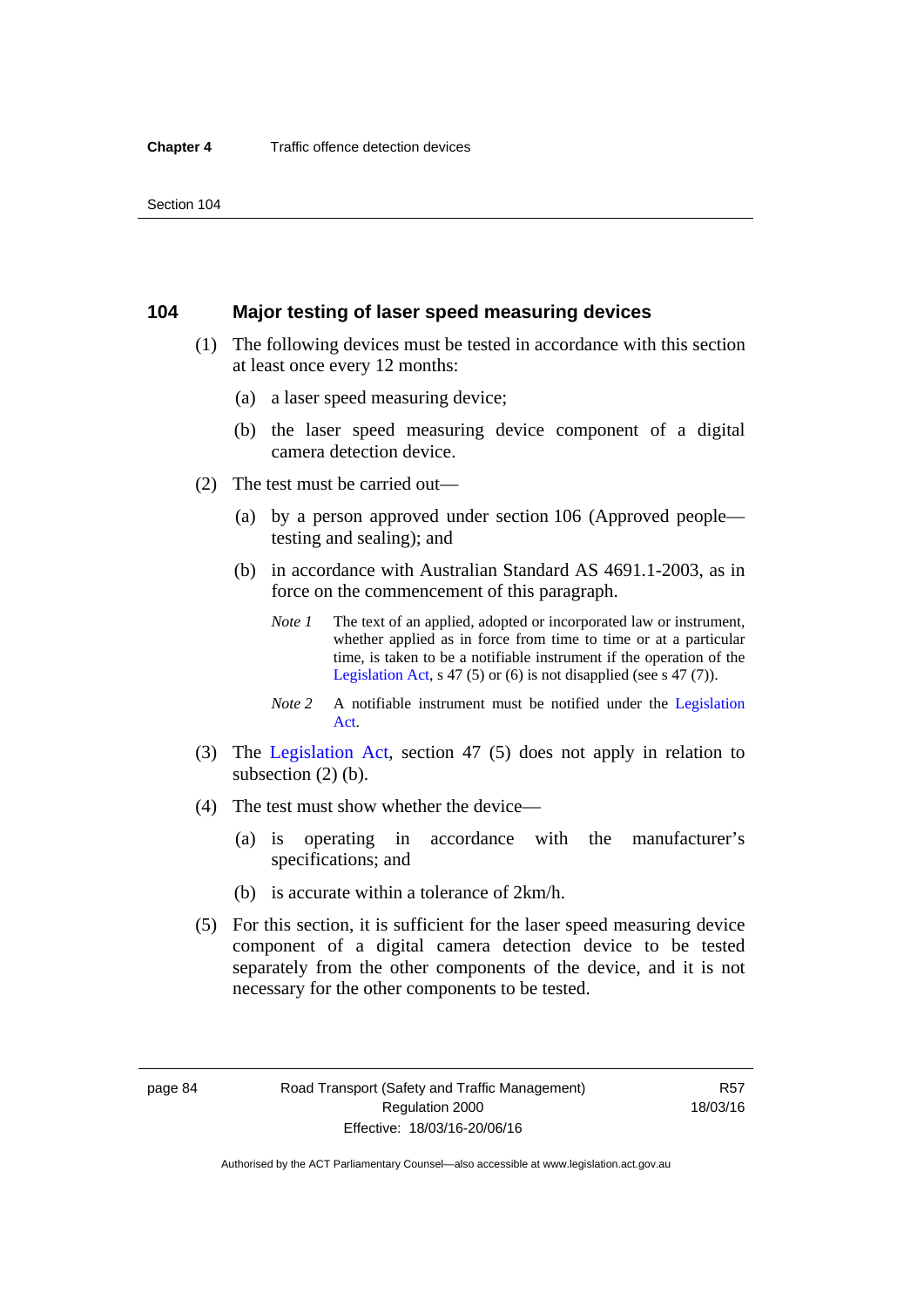## 104 Major testing of laser speed measuring devices

(1) The following devices must be tested in accordance with this section at least once every 12 months:

(a) a laser speed measuring device;

(b) the laser speed measuring device component of a digital camera detection device.

(2) The test must be carried out—

(a) by a person approved under section 106 (Approved people—testing and sealing); and

(b) in accordance with Australian Standard AS 4691.1-2003, as in force on the commencement of this paragraph.

*Note 1* The text of an applied, adopted or incorporated law or instrument, whether applied as in force from time to time or at a particular time, is taken to be a notifiable instrument if the operation of the Legislation Act, s 47 (5) or (6) is not disapplied (see s 47 (7)).

*Note 2* A notifiable instrument must be notified under the Legislation Act.

(3) The Legislation Act, section 47 (5) does not apply in relation to subsection (2) (b).

(4) The test must show whether the device—

(a) is operating in accordance with the manufacturer's specifications; and

(b) is accurate within a tolerance of 2km/h.

(5) For this section, it is sufficient for the laser speed measuring device component of a digital camera detection device to be tested separately from the other components of the device, and it is not necessary for the other components to be tested.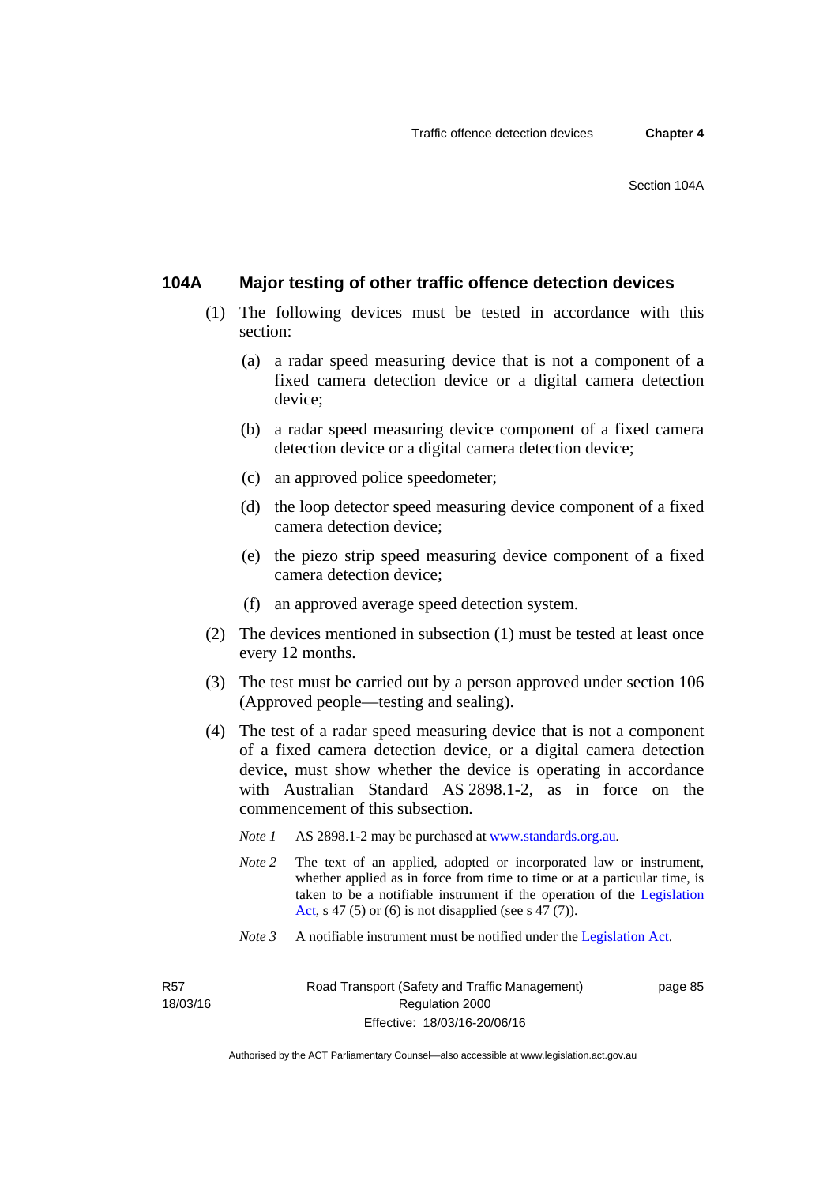### 104A Major testing of other traffic offence detection devices

(1) The following devices must be tested in accordance with this section:

(a) a radar speed measuring device that is not a component of a fixed camera detection device or a digital camera detection device;

(b) a radar speed measuring device component of a fixed camera detection device or a digital camera detection device;

(c) an approved police speedometer;

(d) the loop detector speed measuring device component of a fixed camera detection device;

(e) the piezo strip speed measuring device component of a fixed camera detection device;

(f) an approved average speed detection system.

(2) The devices mentioned in subsection (1) must be tested at least once every 12 months.

(3) The test must be carried out by a person approved under section 106 (Approved people—testing and sealing).

(4) The test of a radar speed measuring device that is not a component of a fixed camera detection device, or a digital camera detection device, must show whether the device is operating in accordance with Australian Standard AS 2898.1-2, as in force on the commencement of this subsection.

*Note 1* AS 2898.1-2 may be purchased at www.standards.org.au.

*Note 2* The text of an applied, adopted or incorporated law or instrument, whether applied as in force from time to time or at a particular time, is taken to be a notifiable instrument if the operation of the Legislation Act, s 47 (5) or (6) is not disapplied (see s 47 (7)).

*Note 3* A notifiable instrument must be notified under the Legislation Act.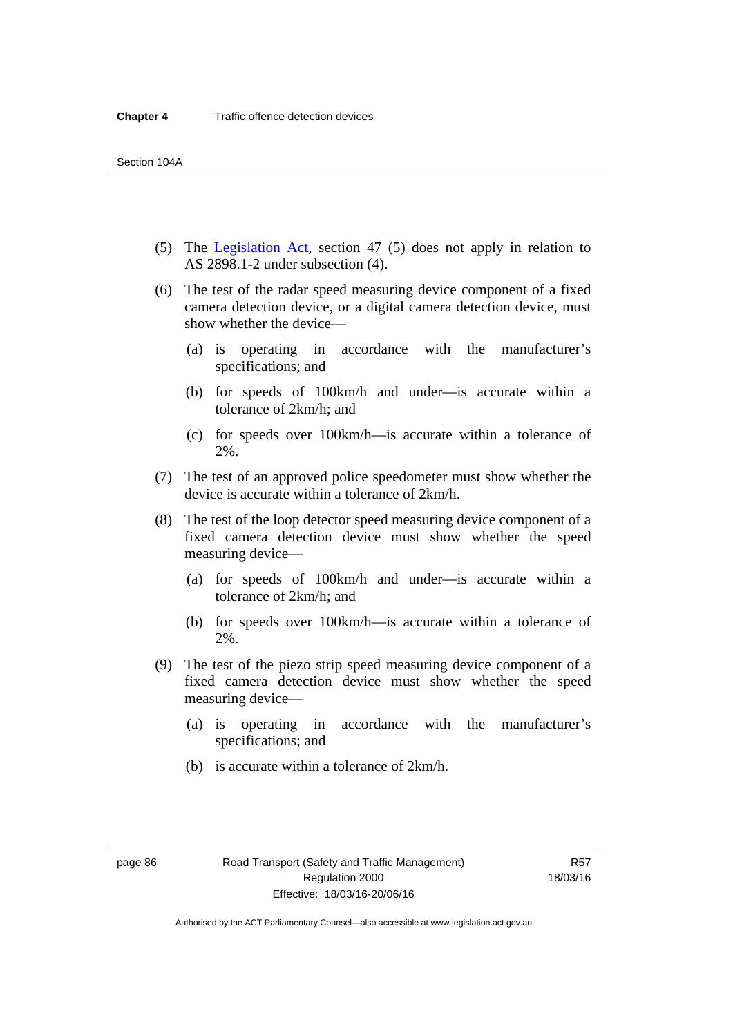(5) The Legislation Act, section 47 (5) does not apply in relation to AS 2898.1-2 under subsection (4).

(6) The test of the radar speed measuring device component of a fixed camera detection device, or a digital camera detection device, must show whether the device—

  (a) is operating in accordance with the manufacturer's specifications; and

  (b) for speeds of 100km/h and under—is accurate within a tolerance of 2km/h; and

  (c) for speeds over 100km/h—is accurate within a tolerance of 2%.

(7) The test of an approved police speedometer must show whether the device is accurate within a tolerance of 2km/h.

(8) The test of the loop detector speed measuring device component of a fixed camera detection device must show whether the speed measuring device—

  (a) for speeds of 100km/h and under—is accurate within a tolerance of 2km/h; and

  (b) for speeds over 100km/h—is accurate within a tolerance of 2%.

(9) The test of the piezo strip speed measuring device component of a fixed camera detection device must show whether the speed measuring device—

  (a) is operating in accordance with the manufacturer's specifications; and

  (b) is accurate within a tolerance of 2km/h.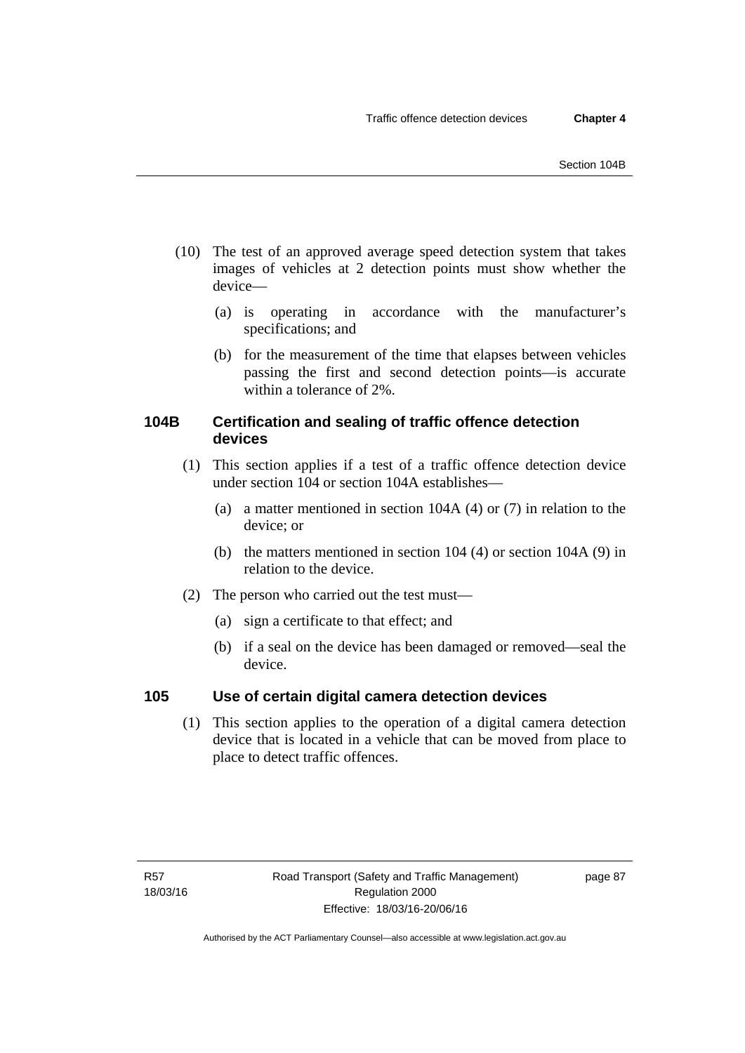(10) The test of an approved average speed detection system that takes images of vehicles at 2 detection points must show whether the device—

  (a) is operating in accordance with the manufacturer's specifications; and

  (b) for the measurement of the time that elapses between vehicles passing the first and second detection points—is accurate within a tolerance of 2%.

### 104B Certification and sealing of traffic offence detection devices

(1) This section applies if a test of a traffic offence detection device under section 104 or section 104A establishes—

  (a) a matter mentioned in section 104A (4) or (7) in relation to the device; or

  (b) the matters mentioned in section 104 (4) or section 104A (9) in relation to the device.

(2) The person who carried out the test must—

  (a) sign a certificate to that effect; and

  (b) if a seal on the device has been damaged or removed—seal the device.

### 105 Use of certain digital camera detection devices

(1) This section applies to the operation of a digital camera detection device that is located in a vehicle that can be moved from place to place to detect traffic offences.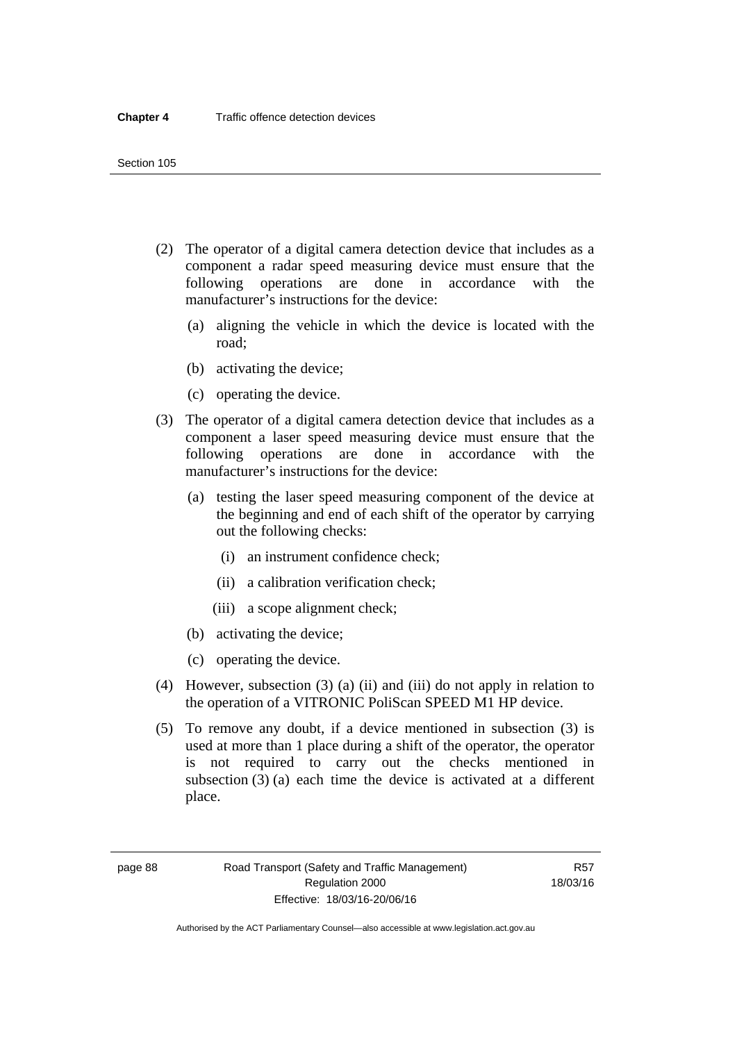(2) The operator of a digital camera detection device that includes as a component a radar speed measuring device must ensure that the following operations are done in accordance with the manufacturer's instructions for the device:

   (a) aligning the vehicle in which the device is located with the road;

   (b) activating the device;

   (c) operating the device.

(3) The operator of a digital camera detection device that includes as a component a laser speed measuring device must ensure that the following operations are done in accordance with the manufacturer's instructions for the device:

   (a) testing the laser speed measuring component of the device at the beginning and end of each shift of the operator by carrying out the following checks:

      (i) an instrument confidence check;

      (ii) a calibration verification check;

      (iii) a scope alignment check;

   (b) activating the device;

   (c) operating the device.

(4) However, subsection (3) (a) (ii) and (iii) do not apply in relation to the operation of a VITRONIC PoliScan SPEED M1 HP device.

(5) To remove any doubt, if a device mentioned in subsection (3) is used at more than 1 place during a shift of the operator, the operator is not required to carry out the checks mentioned in subsection (3) (a) each time the device is activated at a different place.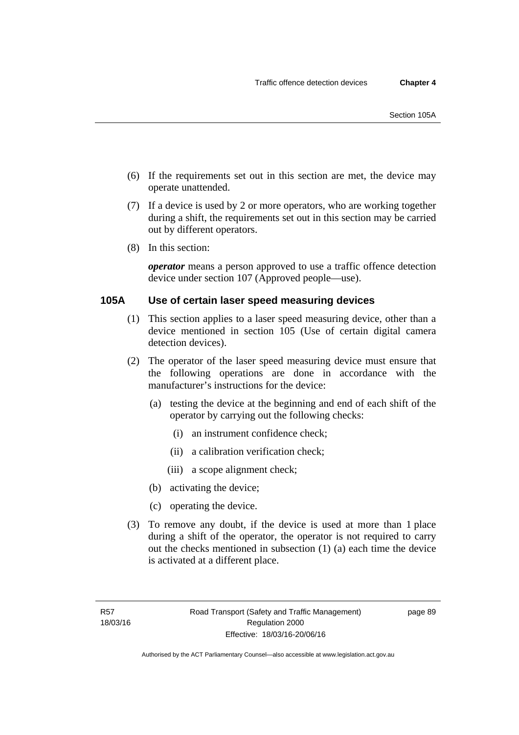(6) If the requirements set out in this section are met, the device may operate unattended.

(7) If a device is used by 2 or more operators, who are working together during a shift, the requirements set out in this section may be carried out by different operators.

(8) In this section:

***operator*** means a person approved to use a traffic offence detection device under section 107 (Approved people—use).

### 105A Use of certain laser speed measuring devices

(1) This section applies to a laser speed measuring device, other than a device mentioned in section 105 (Use of certain digital camera detection devices).

(2) The operator of the laser speed measuring device must ensure that the following operations are done in accordance with the manufacturer's instructions for the device:

(a) testing the device at the beginning and end of each shift of the operator by carrying out the following checks:

(i) an instrument confidence check;

(ii) a calibration verification check;

(iii) a scope alignment check;

(b) activating the device;

(c) operating the device.

(3) To remove any doubt, if the device is used at more than 1 place during a shift of the operator, the operator is not required to carry out the checks mentioned in subsection (1) (a) each time the device is activated at a different place.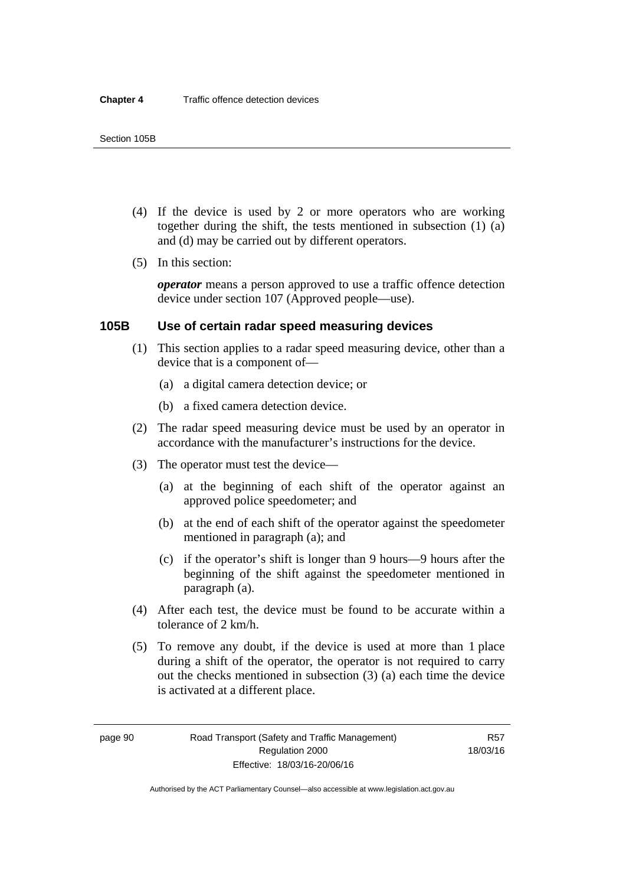(4) If the device is used by 2 or more operators who are working together during the shift, the tests mentioned in subsection (1) (a) and (d) may be carried out by different operators.

(5) In this section:

***operator*** means a person approved to use a traffic offence detection device under section 107 (Approved people—use).

### 105B Use of certain radar speed measuring devices

(1) This section applies to a radar speed measuring device, other than a device that is a component of—

(a) a digital camera detection device; or

(b) a fixed camera detection device.

(2) The radar speed measuring device must be used by an operator in accordance with the manufacturer's instructions for the device.

(3) The operator must test the device—

(a) at the beginning of each shift of the operator against an approved police speedometer; and

(b) at the end of each shift of the operator against the speedometer mentioned in paragraph (a); and

(c) if the operator's shift is longer than 9 hours—9 hours after the beginning of the shift against the speedometer mentioned in paragraph (a).

(4) After each test, the device must be found to be accurate within a tolerance of 2 km/h.

(5) To remove any doubt, if the device is used at more than 1 place during a shift of the operator, the operator is not required to carry out the checks mentioned in subsection (3) (a) each time the device is activated at a different place.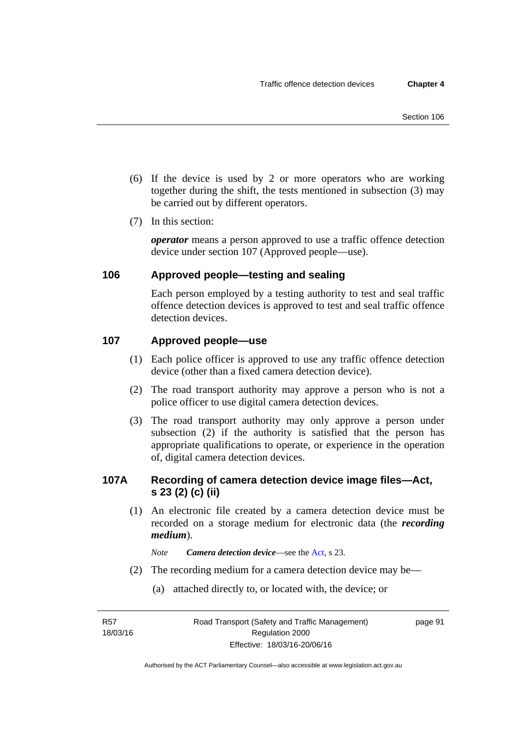(6) If the device is used by 2 or more operators who are working together during the shift, the tests mentioned in subsection (3) may be carried out by different operators.

(7) In this section:

***operator*** means a person approved to use a traffic offence detection device under section 107 (Approved people—use).

### 106 Approved people—testing and sealing

Each person employed by a testing authority to test and seal traffic offence detection devices is approved to test and seal traffic offence detection devices.

### 107 Approved people—use

(1) Each police officer is approved to use any traffic offence detection device (other than a fixed camera detection device).

(2) The road transport authority may approve a person who is not a police officer to use digital camera detection devices.

(3) The road transport authority may only approve a person under subsection (2) if the authority is satisfied that the person has appropriate qualifications to operate, or experience in the operation of, digital camera detection devices.

### 107A Recording of camera detection device image files—Act, s 23 (2) (c) (ii)

(1) An electronic file created by a camera detection device must be recorded on a storage medium for electronic data (the ***recording medium***).

*Note* ***Camera detection device***—see the Act, s 23.

(2) The recording medium for a camera detection device may be—

(a) attached directly to, or located with, the device; or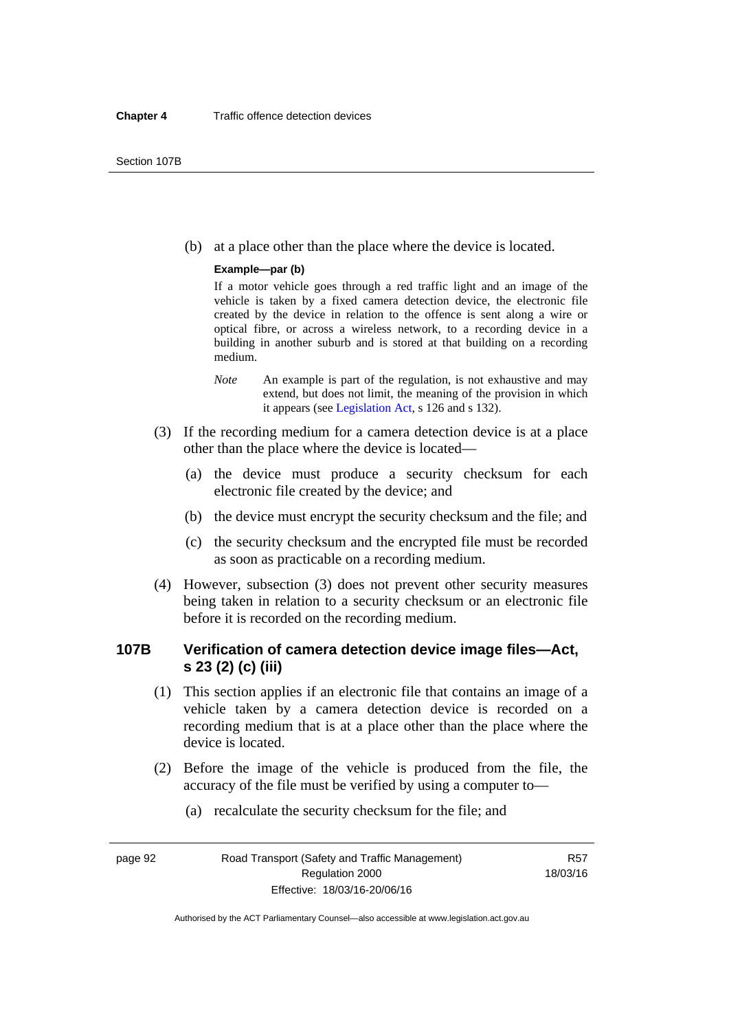(b) at a place other than the place where the device is located.

**Example—par (b)**

If a motor vehicle goes through a red traffic light and an image of the vehicle is taken by a fixed camera detection device, the electronic file created by the device in relation to the offence is sent along a wire or optical fibre, or across a wireless network, to a recording device in a building in another suburb and is stored at that building on a recording medium.

*Note* An example is part of the regulation, is not exhaustive and may extend, but does not limit, the meaning of the provision in which it appears (see Legislation Act, s 126 and s 132).

(3) If the recording medium for a camera detection device is at a place other than the place where the device is located—

(a) the device must produce a security checksum for each electronic file created by the device; and

(b) the device must encrypt the security checksum and the file; and

(c) the security checksum and the encrypted file must be recorded as soon as practicable on a recording medium.

(4) However, subsection (3) does not prevent other security measures being taken in relation to a security checksum or an electronic file before it is recorded on the recording medium.

### 107B Verification of camera detection device image files—Act, s 23 (2) (c) (iii)

(1) This section applies if an electronic file that contains an image of a vehicle taken by a camera detection device is recorded on a recording medium that is at a place other than the place where the device is located.

(2) Before the image of the vehicle is produced from the file, the accuracy of the file must be verified by using a computer to—

(a) recalculate the security checksum for the file; and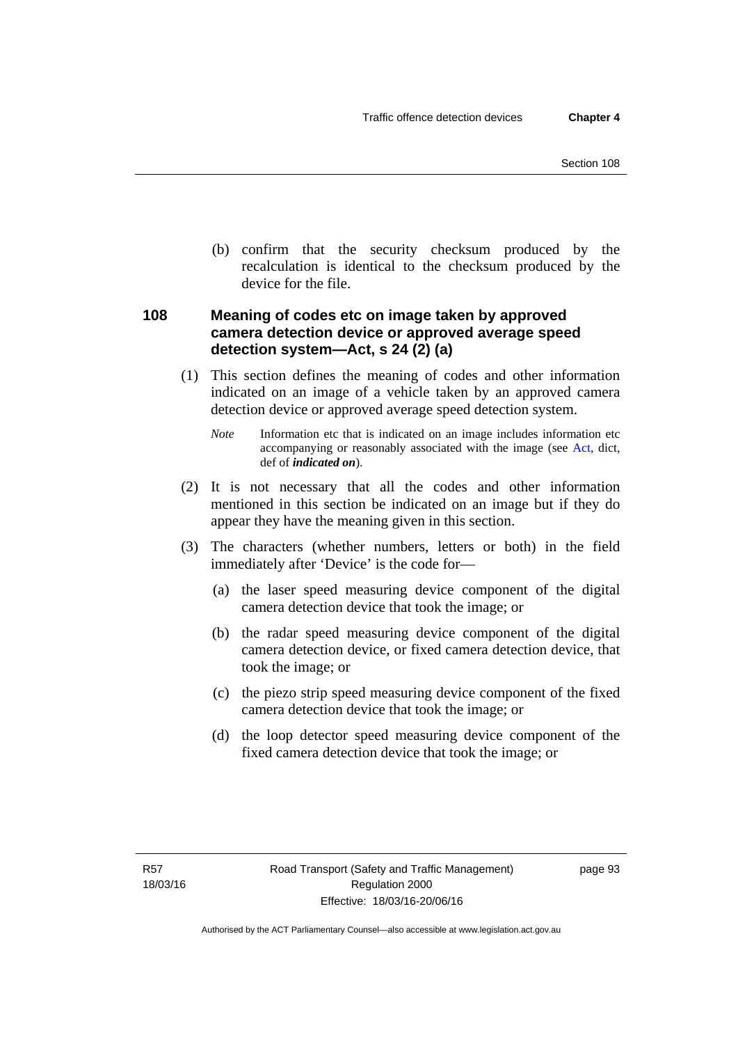(b) confirm that the security checksum produced by the recalculation is identical to the checksum produced by the device for the file.

### 108 Meaning of codes etc on image taken by approved camera detection device or approved average speed detection system—Act, s 24 (2) (a)

(1) This section defines the meaning of codes and other information indicated on an image of a vehicle taken by an approved camera detection device or approved average speed detection system.

*Note* Information etc that is indicated on an image includes information etc accompanying or reasonably associated with the image (see Act, dict, def of ***indicated on***).

(2) It is not necessary that all the codes and other information mentioned in this section be indicated on an image but if they do appear they have the meaning given in this section.

(3) The characters (whether numbers, letters or both) in the field immediately after 'Device' is the code for—

(a) the laser speed measuring device component of the digital camera detection device that took the image; or

(b) the radar speed measuring device component of the digital camera detection device, or fixed camera detection device, that took the image; or

(c) the piezo strip speed measuring device component of the fixed camera detection device that took the image; or

(d) the loop detector speed measuring device component of the fixed camera detection device that took the image; or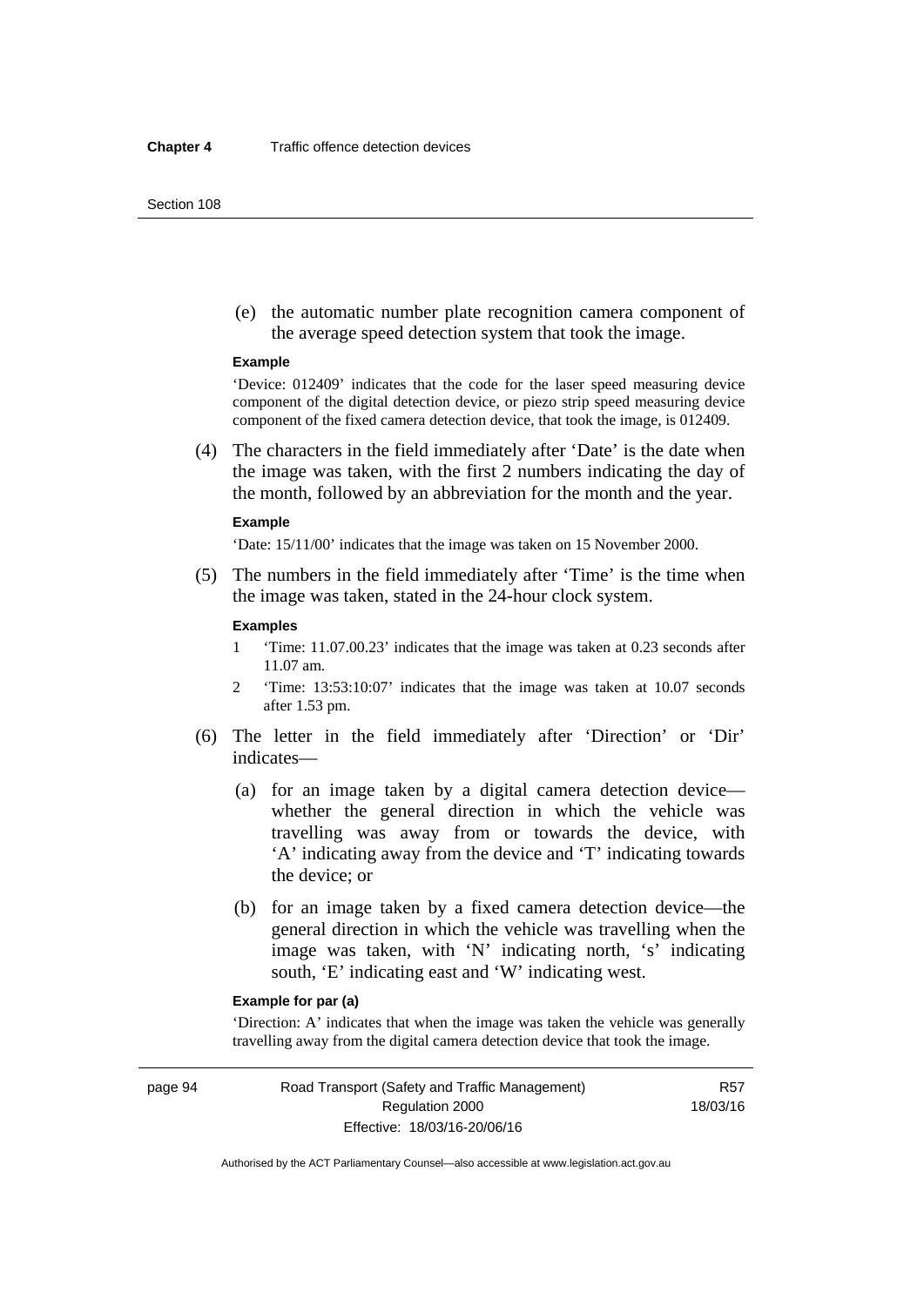(e) the automatic number plate recognition camera component of the average speed detection system that took the image.

**Example**

'Device: 012409' indicates that the code for the laser speed measuring device component of the digital detection device, or piezo strip speed measuring device component of the fixed camera detection device, that took the image, is 012409.

(4) The characters in the field immediately after 'Date' is the date when the image was taken, with the first 2 numbers indicating the day of the month, followed by an abbreviation for the month and the year.

**Example**

'Date: 15/11/00' indicates that the image was taken on 15 November 2000.

(5) The numbers in the field immediately after 'Time' is the time when the image was taken, stated in the 24-hour clock system.

**Examples**

1 'Time: 11.07.00.23' indicates that the image was taken at 0.23 seconds after 11.07 am.

2 'Time: 13:53:10:07' indicates that the image was taken at 10.07 seconds after 1.53 pm.

(6) The letter in the field immediately after 'Direction' or 'Dir' indicates—

(a) for an image taken by a digital camera detection device—whether the general direction in which the vehicle was travelling was away from or towards the device, with 'A' indicating away from the device and 'T' indicating towards the device; or

(b) for an image taken by a fixed camera detection device—the general direction in which the vehicle was travelling when the image was taken, with 'N' indicating north, 's' indicating south, 'E' indicating east and 'W' indicating west.

**Example for par (a)**

'Direction: A' indicates that when the image was taken the vehicle was generally travelling away from the digital camera detection device that took the image.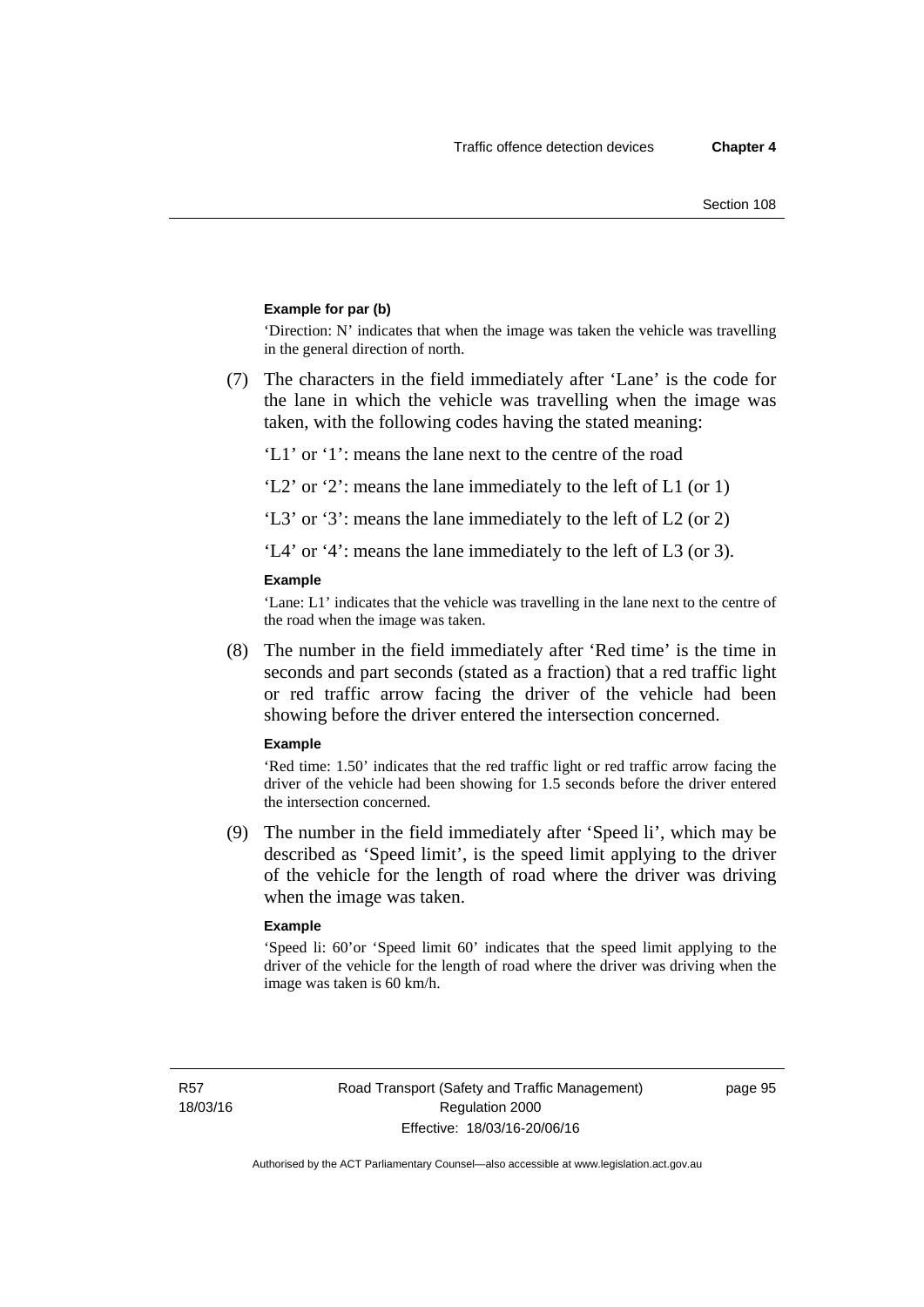**Example for par (b)**

'Direction: N' indicates that when the image was taken the vehicle was travelling in the general direction of north.

(7) The characters in the field immediately after 'Lane' is the code for the lane in which the vehicle was travelling when the image was taken, with the following codes having the stated meaning:

'L1' or '1': means the lane next to the centre of the road

'L2' or '2': means the lane immediately to the left of L1 (or 1)

'L3' or '3': means the lane immediately to the left of L2 (or 2)

'L4' or '4': means the lane immediately to the left of L3 (or 3).

**Example**

'Lane: L1' indicates that the vehicle was travelling in the lane next to the centre of the road when the image was taken.

(8) The number in the field immediately after 'Red time' is the time in seconds and part seconds (stated as a fraction) that a red traffic light or red traffic arrow facing the driver of the vehicle had been showing before the driver entered the intersection concerned.

**Example**

'Red time: 1.50' indicates that the red traffic light or red traffic arrow facing the driver of the vehicle had been showing for 1.5 seconds before the driver entered the intersection concerned.

(9) The number in the field immediately after 'Speed li', which may be described as 'Speed limit', is the speed limit applying to the driver of the vehicle for the length of road where the driver was driving when the image was taken.

**Example**

'Speed li: 60'or 'Speed limit 60' indicates that the speed limit applying to the driver of the vehicle for the length of road where the driver was driving when the image was taken is 60 km/h.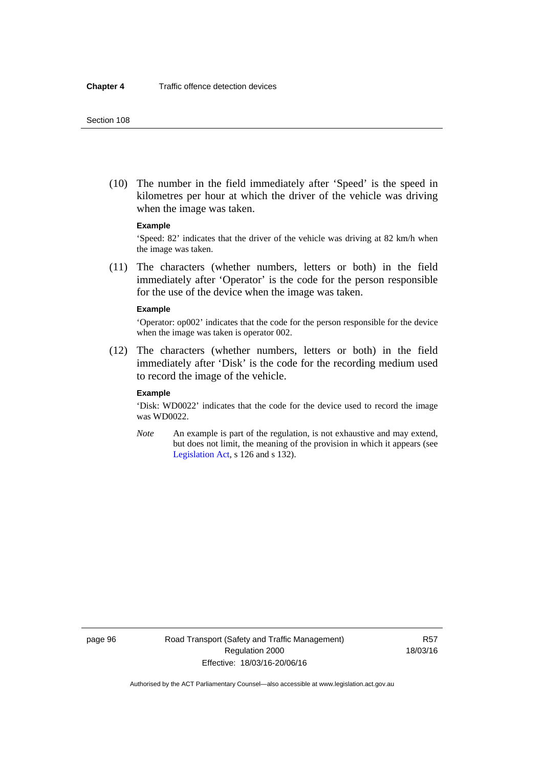(10) The number in the field immediately after 'Speed' is the speed in kilometres per hour at which the driver of the vehicle was driving when the image was taken.

**Example**

'Speed: 82' indicates that the driver of the vehicle was driving at 82 km/h when the image was taken.

(11) The characters (whether numbers, letters or both) in the field immediately after 'Operator' is the code for the person responsible for the use of the device when the image was taken.

**Example**

'Operator: op002' indicates that the code for the person responsible for the device when the image was taken is operator 002.

(12) The characters (whether numbers, letters or both) in the field immediately after 'Disk' is the code for the recording medium used to record the image of the vehicle.

**Example**

'Disk: WD0022' indicates that the code for the device used to record the image was WD0022.

*Note* An example is part of the regulation, is not exhaustive and may extend, but does not limit, the meaning of the provision in which it appears (see Legislation Act, s 126 and s 132).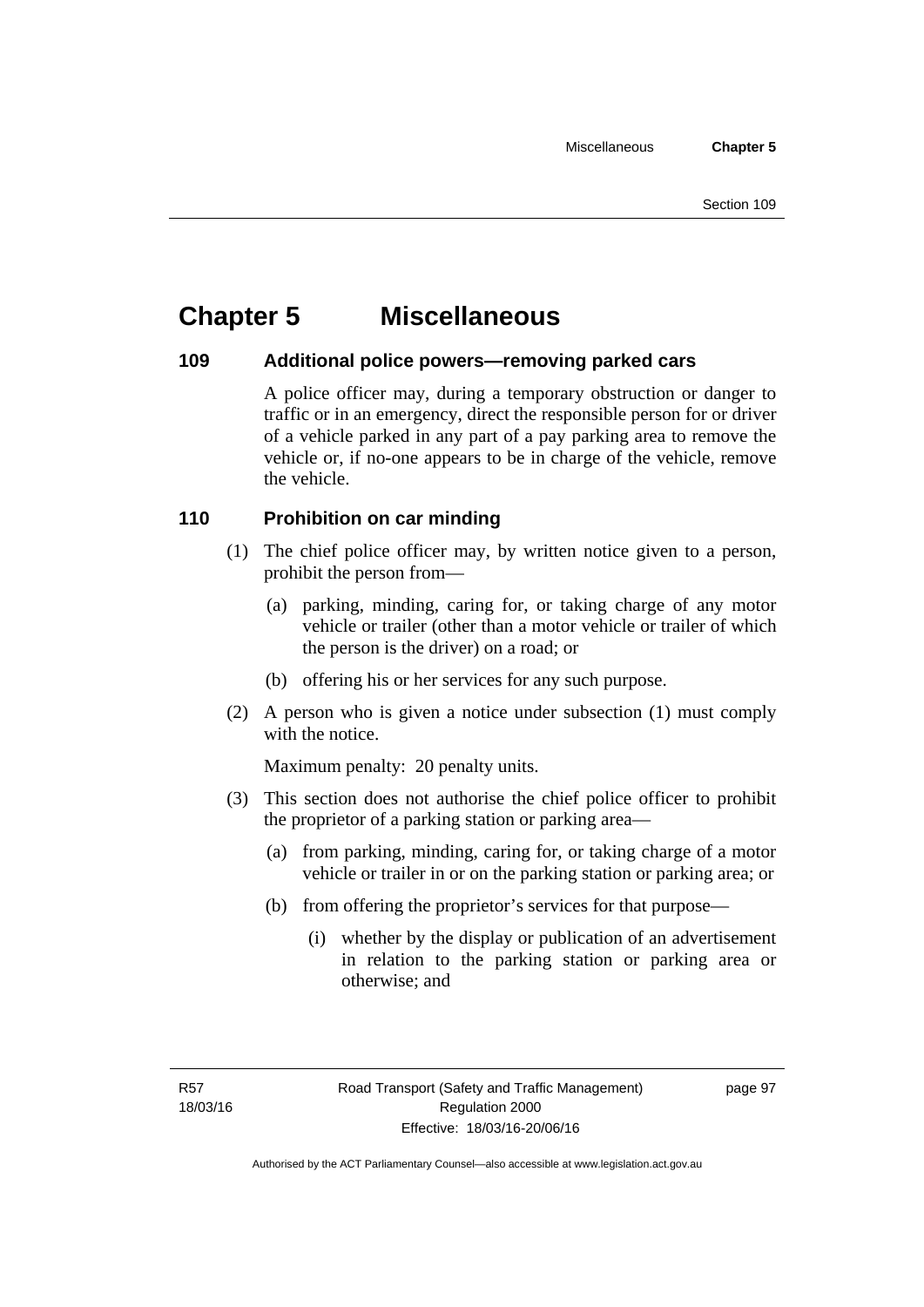# Chapter 5 Miscellaneous

## 109 Additional police powers—removing parked cars

A police officer may, during a temporary obstruction or danger to traffic or in an emergency, direct the responsible person for or driver of a vehicle parked in any part of a pay parking area to remove the vehicle or, if no-one appears to be in charge of the vehicle, remove the vehicle.

## 110 Prohibition on car minding

(1) The chief police officer may, by written notice given to a person, prohibit the person from—

(a) parking, minding, caring for, or taking charge of any motor vehicle or trailer (other than a motor vehicle or trailer of which the person is the driver) on a road; or

(b) offering his or her services for any such purpose.

(2) A person who is given a notice under subsection (1) must comply with the notice.

Maximum penalty: 20 penalty units.

(3) This section does not authorise the chief police officer to prohibit the proprietor of a parking station or parking area—

(a) from parking, minding, caring for, or taking charge of a motor vehicle or trailer in or on the parking station or parking area; or

(b) from offering the proprietor's services for that purpose—

(i) whether by the display or publication of an advertisement in relation to the parking station or parking area or otherwise; and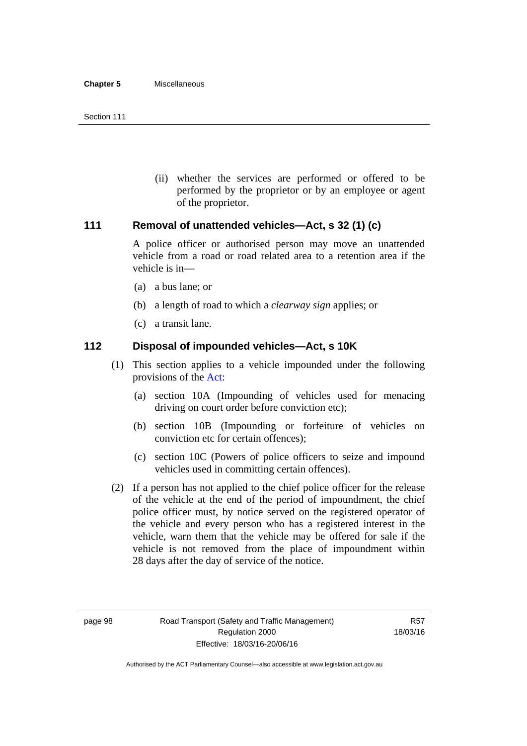(ii) whether the services are performed or offered to be performed by the proprietor or by an employee or agent of the proprietor.

## 111 Removal of unattended vehicles—Act, s 32 (1) (c)

A police officer or authorised person may move an unattended vehicle from a road or road related area to a retention area if the vehicle is in—

(a) a bus lane; or

(b) a length of road to which a *clearway sign* applies; or

(c) a transit lane.

## 112 Disposal of impounded vehicles—Act, s 10K

(1) This section applies to a vehicle impounded under the following provisions of the Act:

(a) section 10A (Impounding of vehicles used for menacing driving on court order before conviction etc);

(b) section 10B (Impounding or forfeiture of vehicles on conviction etc for certain offences);

(c) section 10C (Powers of police officers to seize and impound vehicles used in committing certain offences).

(2) If a person has not applied to the chief police officer for the release of the vehicle at the end of the period of impoundment, the chief police officer must, by notice served on the registered operator of the vehicle and every person who has a registered interest in the vehicle, warn them that the vehicle may be offered for sale if the vehicle is not removed from the place of impoundment within 28 days after the day of service of the notice.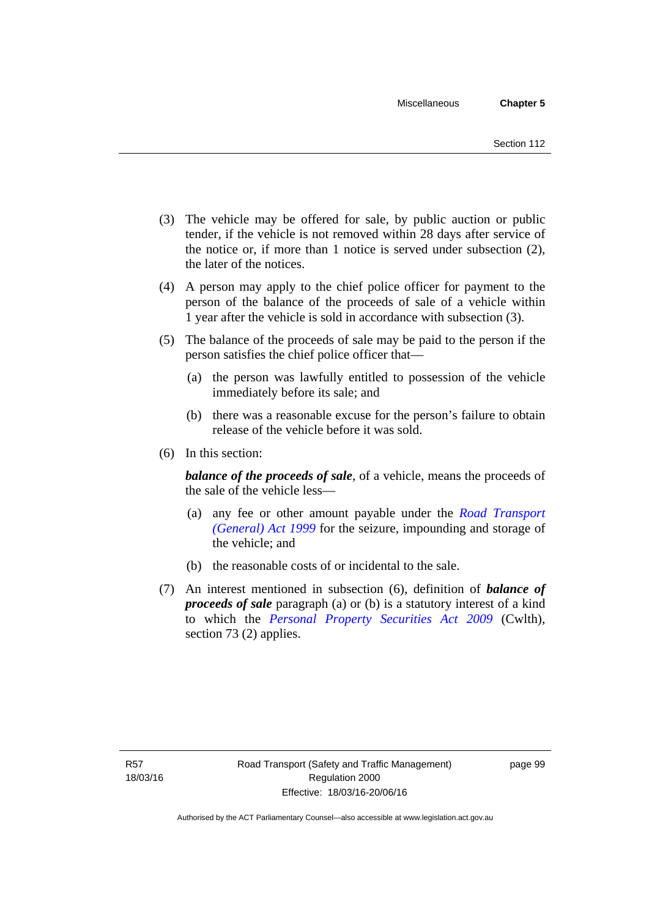(3) The vehicle may be offered for sale, by public auction or public tender, if the vehicle is not removed within 28 days after service of the notice or, if more than 1 notice is served under subsection (2), the later of the notices.

(4) A person may apply to the chief police officer for payment to the person of the balance of the proceeds of sale of a vehicle within 1 year after the vehicle is sold in accordance with subsection (3).

(5) The balance of the proceeds of sale may be paid to the person if the person satisfies the chief police officer that—

(a) the person was lawfully entitled to possession of the vehicle immediately before its sale; and

(b) there was a reasonable excuse for the person's failure to obtain release of the vehicle before it was sold.

(6) In this section:

***balance of the proceeds of sale***, of a vehicle, means the proceeds of the sale of the vehicle less—

(a) any fee or other amount payable under the *Road Transport (General) Act 1999* for the seizure, impounding and storage of the vehicle; and

(b) the reasonable costs of or incidental to the sale.

(7) An interest mentioned in subsection (6), definition of ***balance of proceeds of sale*** paragraph (a) or (b) is a statutory interest of a kind to which the *Personal Property Securities Act 2009* (Cwlth), section 73 (2) applies.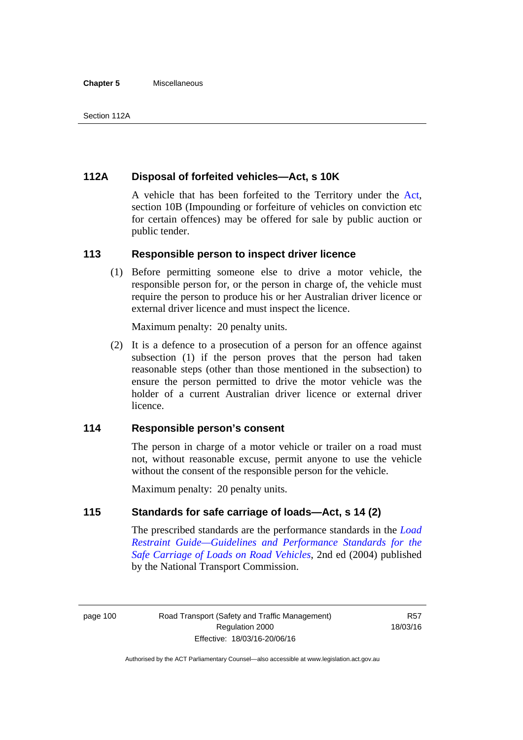### 112A Disposal of forfeited vehicles—Act, s 10K

A vehicle that has been forfeited to the Territory under the Act, section 10B (Impounding or forfeiture of vehicles on conviction etc for certain offences) may be offered for sale by public auction or public tender.

### 113 Responsible person to inspect driver licence

(1) Before permitting someone else to drive a motor vehicle, the responsible person for, or the person in charge of, the vehicle must require the person to produce his or her Australian driver licence or external driver licence and must inspect the licence.

Maximum penalty: 20 penalty units.

(2) It is a defence to a prosecution of a person for an offence against subsection (1) if the person proves that the person had taken reasonable steps (other than those mentioned in the subsection) to ensure the person permitted to drive the motor vehicle was the holder of a current Australian driver licence or external driver licence.

### 114 Responsible person's consent

The person in charge of a motor vehicle or trailer on a road must not, without reasonable excuse, permit anyone to use the vehicle without the consent of the responsible person for the vehicle.

Maximum penalty: 20 penalty units.

### 115 Standards for safe carriage of loads—Act, s 14 (2)

The prescribed standards are the performance standards in the *Load Restraint Guide—Guidelines and Performance Standards for the Safe Carriage of Loads on Road Vehicles*, 2nd ed (2004) published by the National Transport Commission.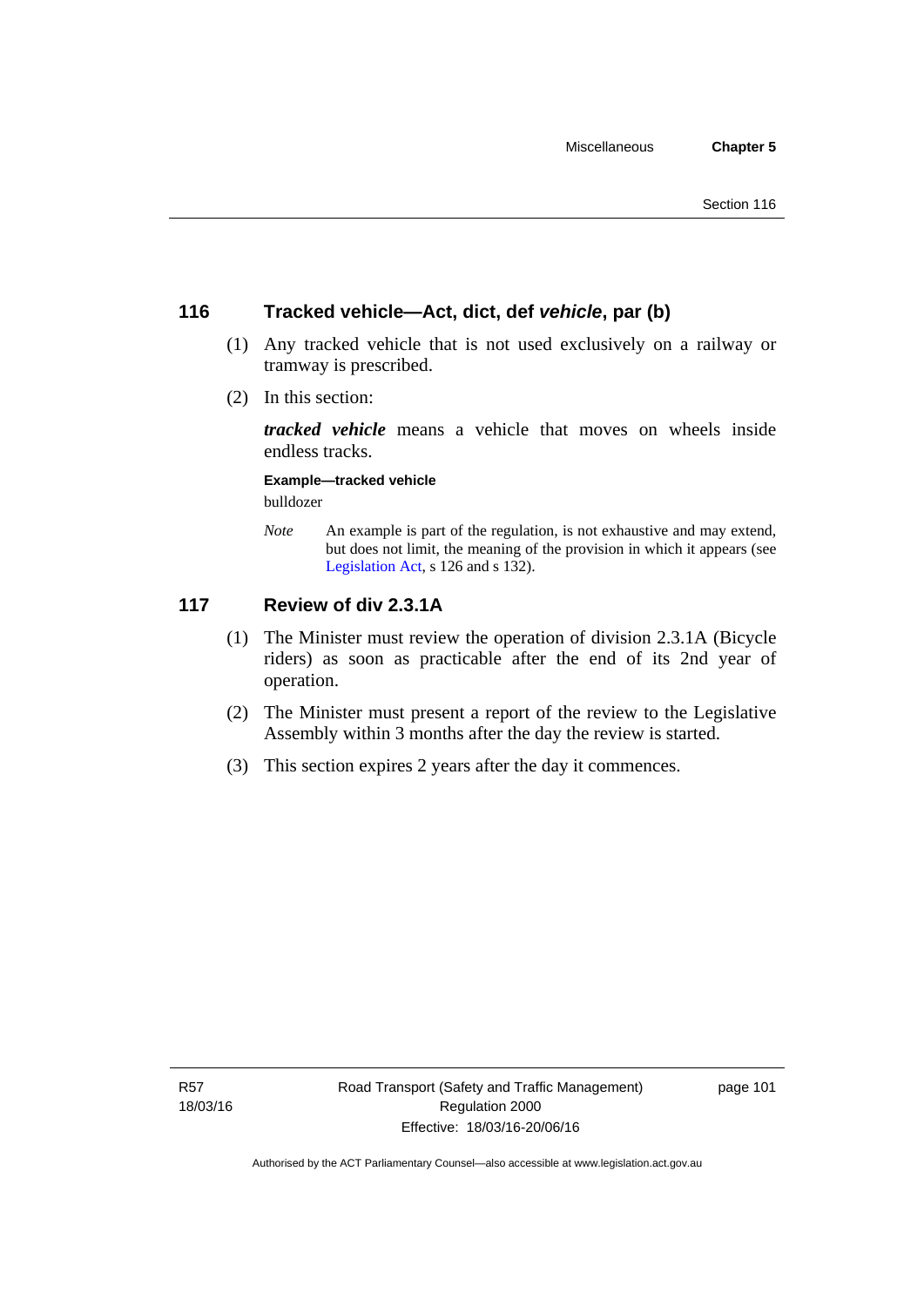## 116 Tracked vehicle—Act, dict, def *vehicle*, par (b)

(1) Any tracked vehicle that is not used exclusively on a railway or tramway is prescribed.

(2) In this section:

***tracked vehicle*** means a vehicle that moves on wheels inside endless tracks.

**Example—tracked vehicle**

bulldozer

*Note* An example is part of the regulation, is not exhaustive and may extend, but does not limit, the meaning of the provision in which it appears (see Legislation Act, s 126 and s 132).

## 117 Review of div 2.3.1A

(1) The Minister must review the operation of division 2.3.1A (Bicycle riders) as soon as practicable after the end of its 2nd year of operation.

(2) The Minister must present a report of the review to the Legislative Assembly within 3 months after the day the review is started.

(3) This section expires 2 years after the day it commences.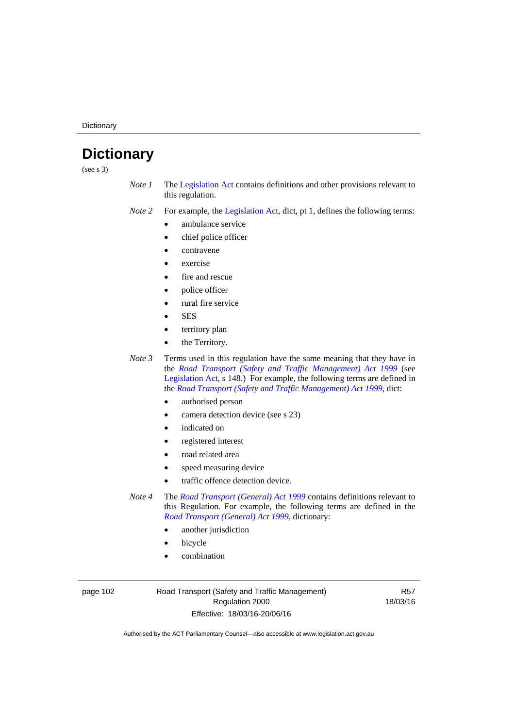# Dictionary

(see s 3)

*Note 1* The Legislation Act contains definitions and other provisions relevant to this regulation.

*Note 2* For example, the Legislation Act, dict, pt 1, defines the following terms:

- ambulance service
- chief police officer
- contravene
- exercise
- fire and rescue
- police officer
- rural fire service
- SES
- territory plan
- the Territory.

*Note 3* Terms used in this regulation have the same meaning that they have in the *Road Transport (Safety and Traffic Management) Act 1999* (see Legislation Act, s 148.) For example, the following terms are defined in the *Road Transport (Safety and Traffic Management) Act 1999*, dict:

- authorised person
- camera detection device (see s 23)
- indicated on
- registered interest
- road related area
- speed measuring device
- traffic offence detection device.

*Note 4* The *Road Transport (General) Act 1999* contains definitions relevant to this Regulation. For example, the following terms are defined in the *Road Transport (General) Act 1999*, dictionary:

- another jurisdiction
- bicycle
- combination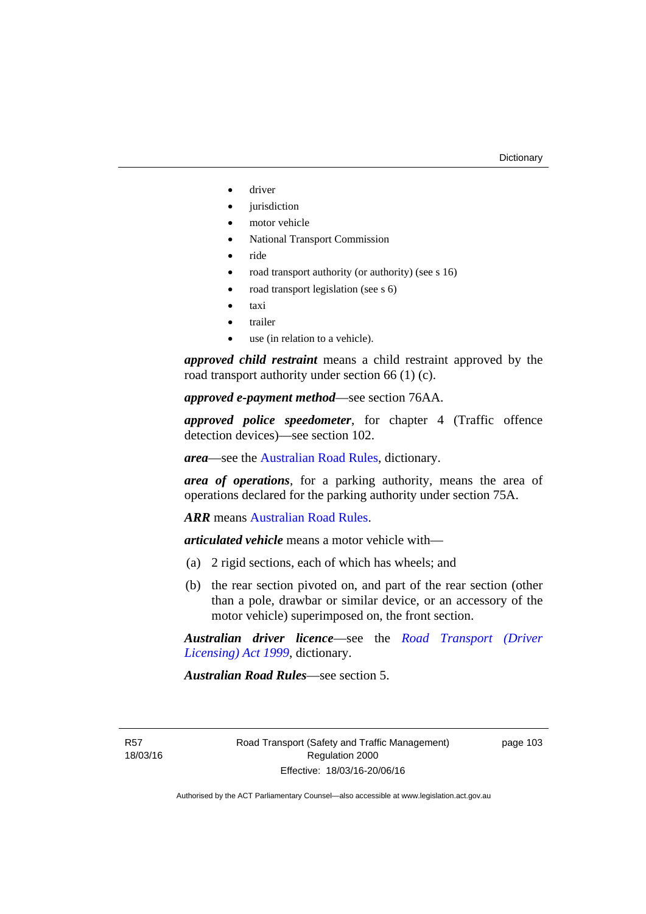- driver
- jurisdiction
- motor vehicle
- National Transport Commission
- ride
- road transport authority (or authority) (see s 16)
- road transport legislation (see s 6)
- taxi
- trailer
- use (in relation to a vehicle).

***approved child restraint*** means a child restraint approved by the road transport authority under section 66 (1) (c).

***approved e-payment method***—see section 76AA.

***approved police speedometer***, for chapter 4 (Traffic offence detection devices)—see section 102.

***area***—see the Australian Road Rules, dictionary.

***area of operations***, for a parking authority, means the area of operations declared for the parking authority under section 75A.

***ARR*** means Australian Road Rules.

***articulated vehicle*** means a motor vehicle with—

(a) 2 rigid sections, each of which has wheels; and

(b) the rear section pivoted on, and part of the rear section (other than a pole, drawbar or similar device, or an accessory of the motor vehicle) superimposed on, the front section.

***Australian driver licence***—see the *Road Transport (Driver Licensing) Act 1999*, dictionary.

***Australian Road Rules***—see section 5.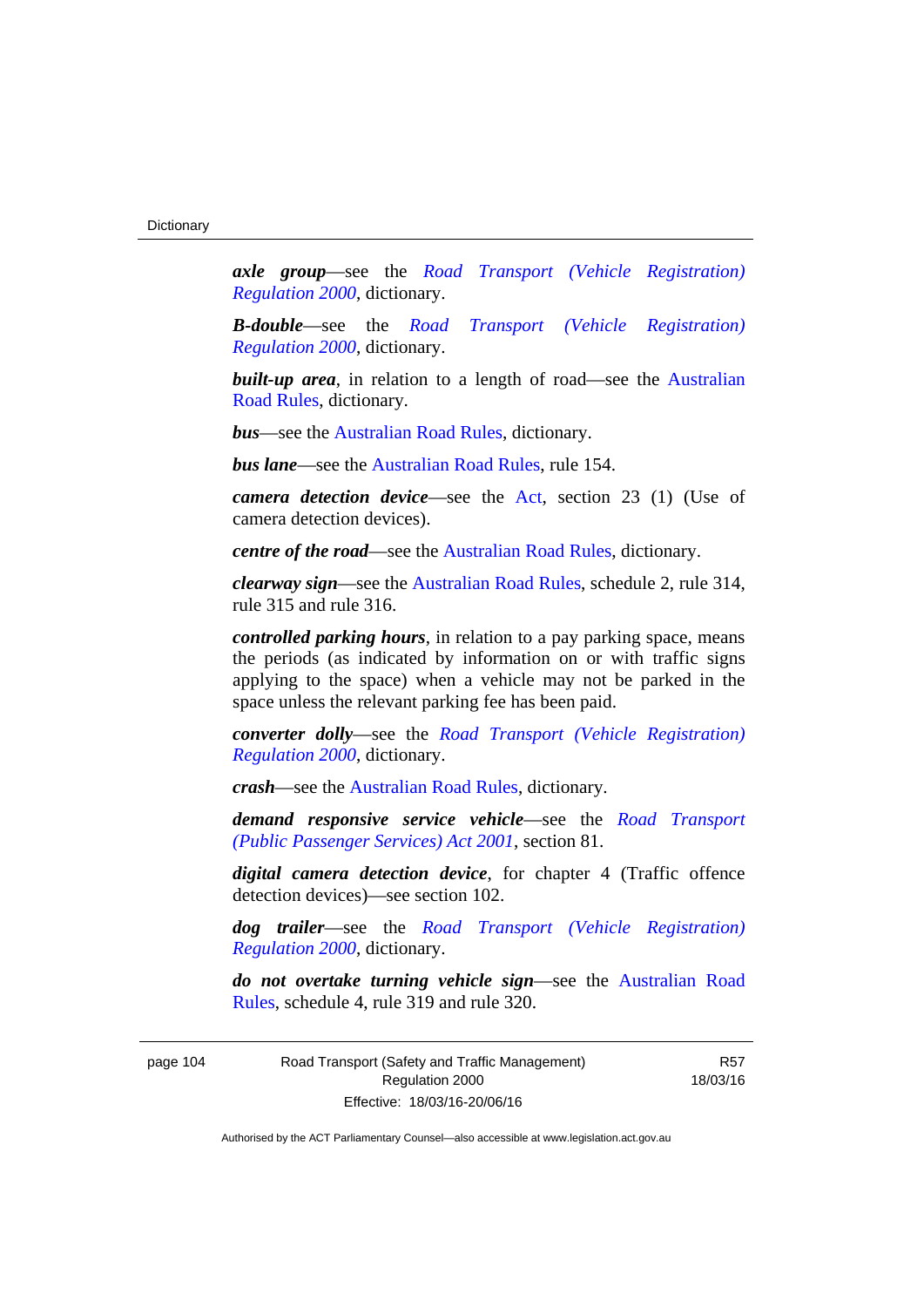***axle group***—see the *Road Transport (Vehicle Registration) Regulation 2000*, dictionary.

***B-double***—see the *Road Transport (Vehicle Registration) Regulation 2000*, dictionary.

***built-up area***, in relation to a length of road—see the Australian Road Rules, dictionary.

***bus***—see the Australian Road Rules, dictionary.

***bus lane***—see the Australian Road Rules, rule 154.

***camera detection device***—see the Act, section 23 (1) (Use of camera detection devices).

***centre of the road***—see the Australian Road Rules, dictionary.

***clearway sign***—see the Australian Road Rules, schedule 2, rule 314, rule 315 and rule 316.

***controlled parking hours***, in relation to a pay parking space, means the periods (as indicated by information on or with traffic signs applying to the space) when a vehicle may not be parked in the space unless the relevant parking fee has been paid.

***converter dolly***—see the *Road Transport (Vehicle Registration) Regulation 2000*, dictionary.

***crash***—see the Australian Road Rules, dictionary.

***demand responsive service vehicle***—see the *Road Transport (Public Passenger Services) Act 2001*, section 81.

***digital camera detection device***, for chapter 4 (Traffic offence detection devices)—see section 102.

***dog trailer***—see the *Road Transport (Vehicle Registration) Regulation 2000*, dictionary.

***do not overtake turning vehicle sign***—see the Australian Road Rules, schedule 4, rule 319 and rule 320.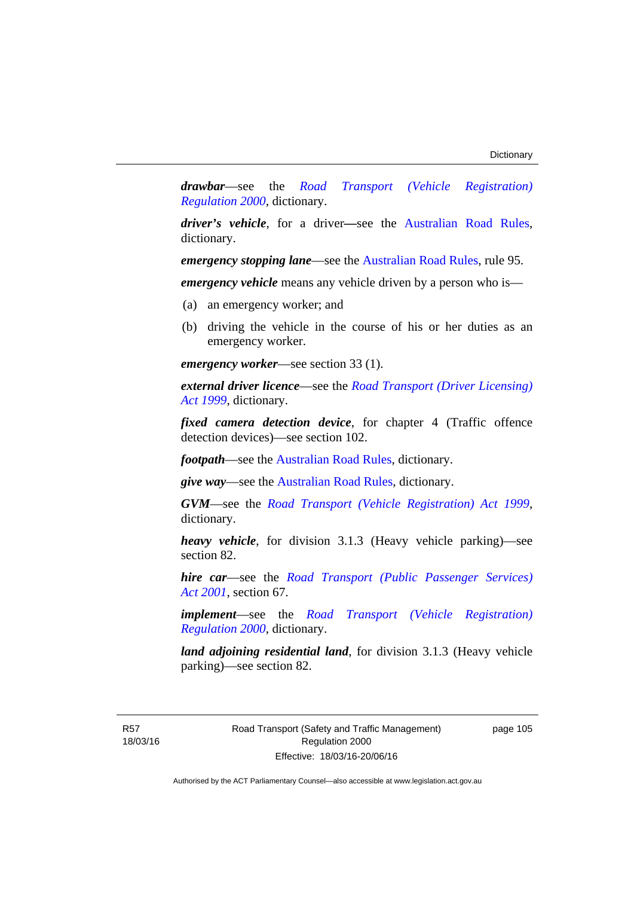***drawbar***—see the *Road Transport (Vehicle Registration) Regulation 2000*, dictionary.

***driver's vehicle***, for a driver—see the Australian Road Rules, dictionary.

***emergency stopping lane***—see the Australian Road Rules, rule 95.

***emergency vehicle*** means any vehicle driven by a person who is—

(a) an emergency worker; and

(b) driving the vehicle in the course of his or her duties as an emergency worker.

***emergency worker***—see section 33 (1).

***external driver licence***—see the *Road Transport (Driver Licensing) Act 1999*, dictionary.

***fixed camera detection device***, for chapter 4 (Traffic offence detection devices)—see section 102.

***footpath***—see the Australian Road Rules, dictionary.

***give way***—see the Australian Road Rules, dictionary.

***GVM***—see the *Road Transport (Vehicle Registration) Act 1999*, dictionary.

***heavy vehicle***, for division 3.1.3 (Heavy vehicle parking)—see section 82.

***hire car***—see the *Road Transport (Public Passenger Services) Act 2001*, section 67.

***implement***—see the *Road Transport (Vehicle Registration) Regulation 2000*, dictionary.

***land adjoining residential land***, for division 3.1.3 (Heavy vehicle parking)—see section 82.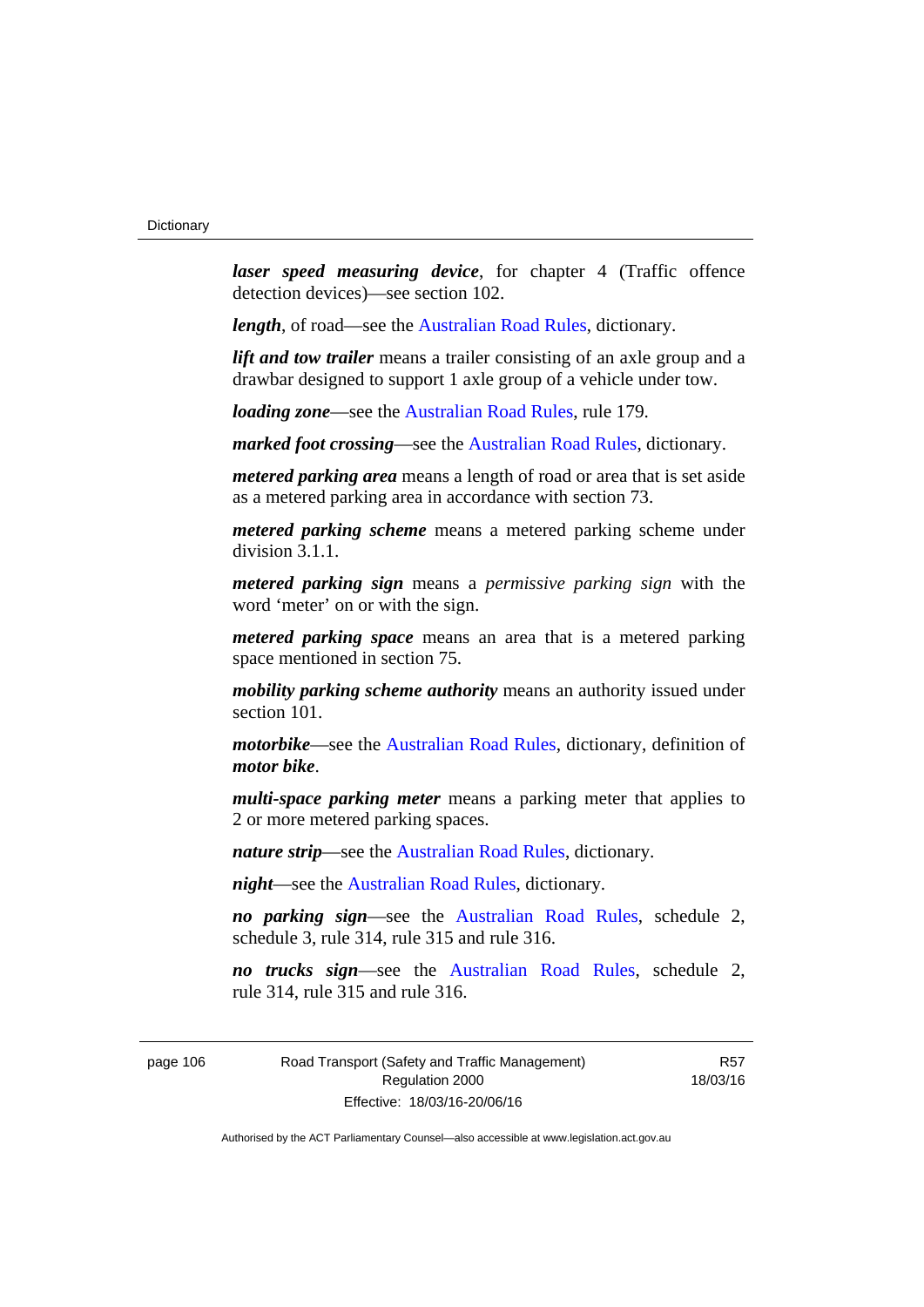***laser speed measuring device***, for chapter 4 (Traffic offence detection devices)—see section 102.

***length***, of road—see the Australian Road Rules, dictionary.

***lift and tow trailer*** means a trailer consisting of an axle group and a drawbar designed to support 1 axle group of a vehicle under tow.

***loading zone***—see the Australian Road Rules, rule 179.

***marked foot crossing***—see the Australian Road Rules, dictionary.

***metered parking area*** means a length of road or area that is set aside as a metered parking area in accordance with section 73.

***metered parking scheme*** means a metered parking scheme under division 3.1.1.

***metered parking sign*** means a *permissive parking sign* with the word 'meter' on or with the sign.

***metered parking space*** means an area that is a metered parking space mentioned in section 75.

***mobility parking scheme authority*** means an authority issued under section 101.

***motorbike***—see the Australian Road Rules, dictionary, definition of ***motor bike***.

***multi-space parking meter*** means a parking meter that applies to 2 or more metered parking spaces.

***nature strip***—see the Australian Road Rules, dictionary.

***night***—see the Australian Road Rules, dictionary.

***no parking sign***—see the Australian Road Rules, schedule 2, schedule 3, rule 314, rule 315 and rule 316.

***no trucks sign***—see the Australian Road Rules, schedule 2, rule 314, rule 315 and rule 316.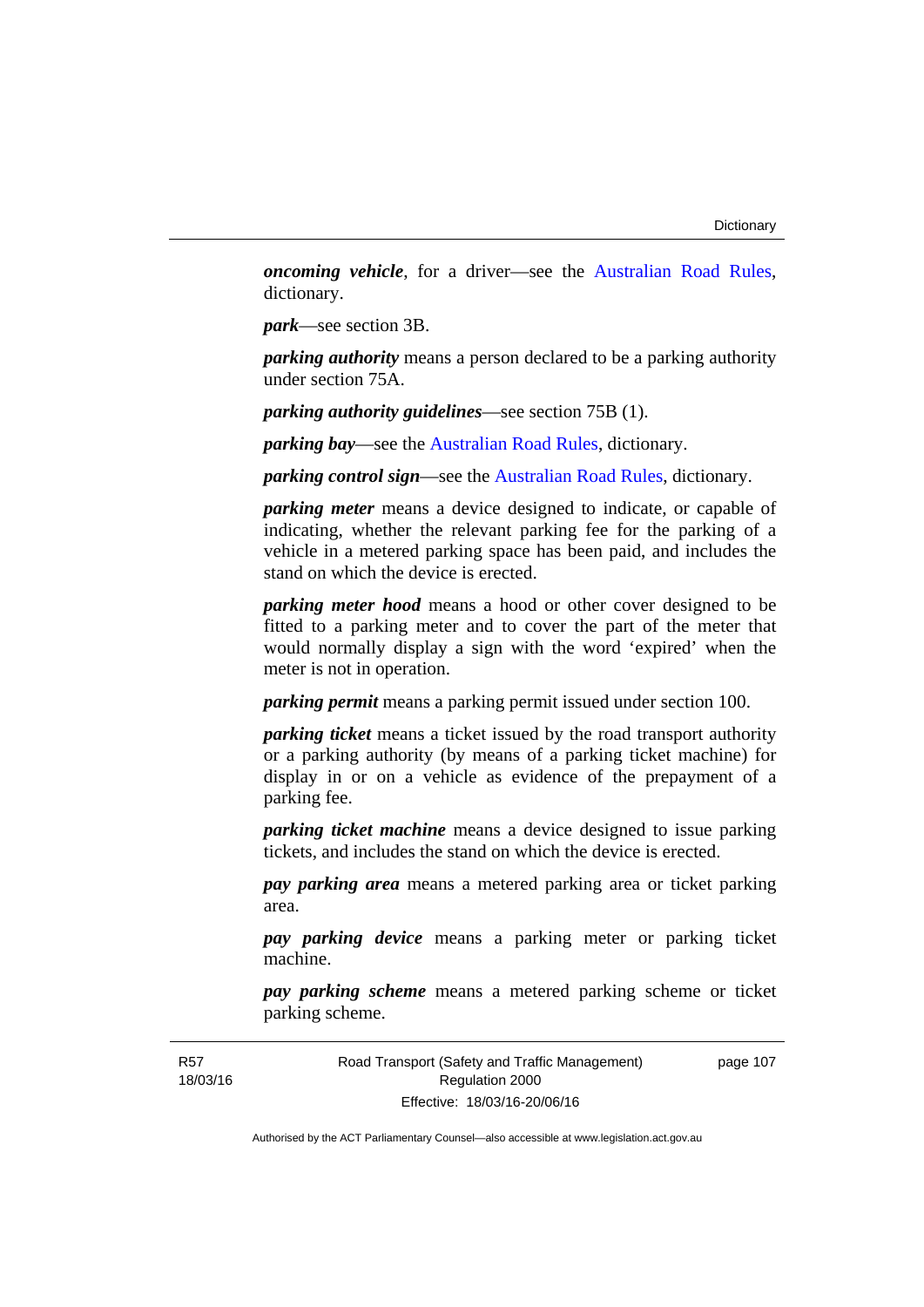***oncoming vehicle***, for a driver—see the Australian Road Rules, dictionary.

***park***—see section 3B.

***parking authority*** means a person declared to be a parking authority under section 75A.

***parking authority guidelines***—see section 75B (1).

***parking bay***—see the Australian Road Rules, dictionary.

***parking control sign***—see the Australian Road Rules, dictionary.

***parking meter*** means a device designed to indicate, or capable of indicating, whether the relevant parking fee for the parking of a vehicle in a metered parking space has been paid, and includes the stand on which the device is erected.

***parking meter hood*** means a hood or other cover designed to be fitted to a parking meter and to cover the part of the meter that would normally display a sign with the word 'expired' when the meter is not in operation.

***parking permit*** means a parking permit issued under section 100.

***parking ticket*** means a ticket issued by the road transport authority or a parking authority (by means of a parking ticket machine) for display in or on a vehicle as evidence of the prepayment of a parking fee.

***parking ticket machine*** means a device designed to issue parking tickets, and includes the stand on which the device is erected.

***pay parking area*** means a metered parking area or ticket parking area.

***pay parking device*** means a parking meter or parking ticket machine.

***pay parking scheme*** means a metered parking scheme or ticket parking scheme.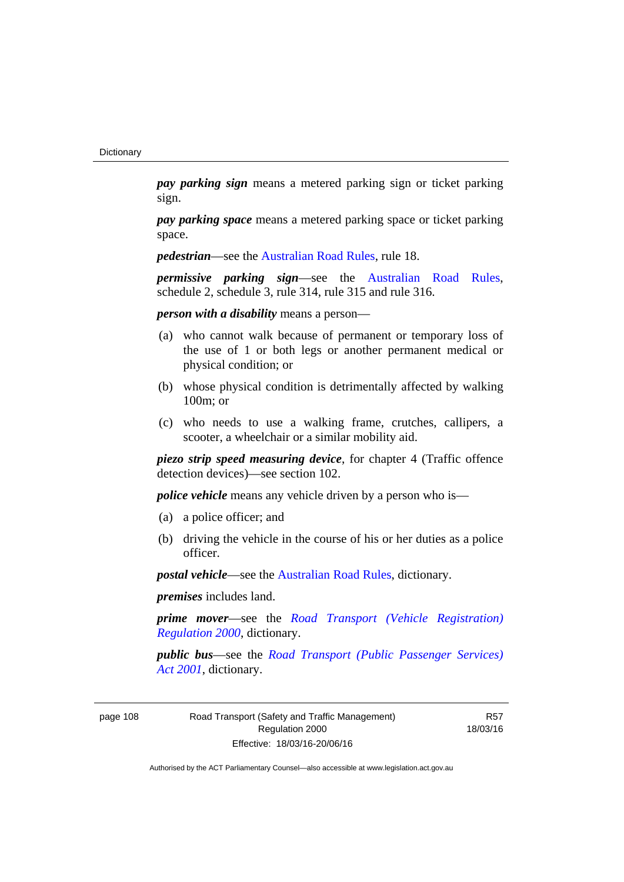***pay parking sign*** means a metered parking sign or ticket parking sign.

***pay parking space*** means a metered parking space or ticket parking space.

***pedestrian***—see the Australian Road Rules, rule 18.

***permissive parking sign***—see the Australian Road Rules, schedule 2, schedule 3, rule 314, rule 315 and rule 316.

***person with a disability*** means a person—

(a) who cannot walk because of permanent or temporary loss of the use of 1 or both legs or another permanent medical or physical condition; or

(b) whose physical condition is detrimentally affected by walking 100m; or

(c) who needs to use a walking frame, crutches, callipers, a scooter, a wheelchair or a similar mobility aid.

***piezo strip speed measuring device***, for chapter 4 (Traffic offence detection devices)—see section 102.

***police vehicle*** means any vehicle driven by a person who is—

(a) a police officer; and

(b) driving the vehicle in the course of his or her duties as a police officer.

***postal vehicle***—see the Australian Road Rules, dictionary.

***premises*** includes land.

***prime mover***—see the *Road Transport (Vehicle Registration) Regulation 2000*, dictionary.

***public bus***—see the *Road Transport (Public Passenger Services) Act 2001*, dictionary.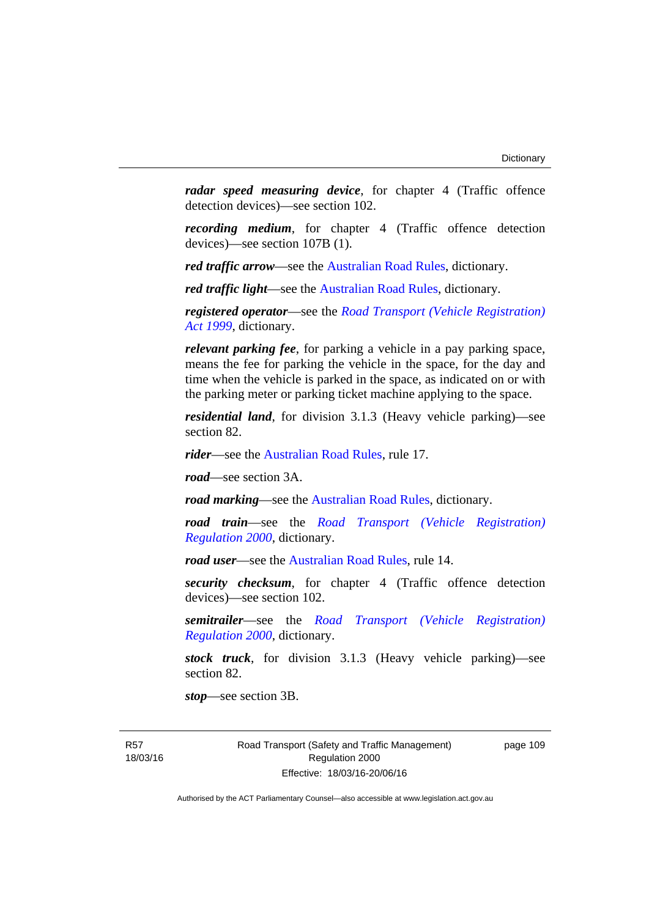***radar speed measuring device***, for chapter 4 (Traffic offence detection devices)—see section 102.

***recording medium***, for chapter 4 (Traffic offence detection devices)—see section 107B (1).

***red traffic arrow***—see the Australian Road Rules, dictionary.

***red traffic light***—see the Australian Road Rules, dictionary.

***registered operator***—see the *Road Transport (Vehicle Registration) Act 1999*, dictionary.

***relevant parking fee***, for parking a vehicle in a pay parking space, means the fee for parking the vehicle in the space, for the day and time when the vehicle is parked in the space, as indicated on or with the parking meter or parking ticket machine applying to the space.

***residential land***, for division 3.1.3 (Heavy vehicle parking)—see section 82.

***rider***—see the Australian Road Rules, rule 17.

***road***—see section 3A.

***road marking***—see the Australian Road Rules, dictionary.

***road train***—see the *Road Transport (Vehicle Registration) Regulation 2000*, dictionary.

***road user***—see the Australian Road Rules, rule 14.

***security checksum***, for chapter 4 (Traffic offence detection devices)—see section 102.

***semitrailer***—see the *Road Transport (Vehicle Registration) Regulation 2000*, dictionary.

***stock truck***, for division 3.1.3 (Heavy vehicle parking)—see section 82.

***stop***—see section 3B.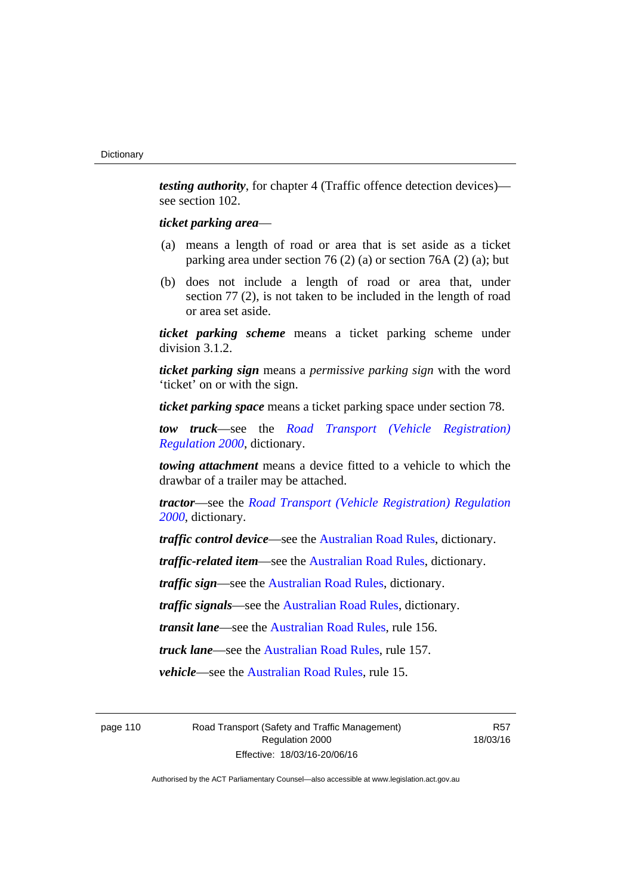***testing authority***, for chapter 4 (Traffic offence detection devices)—see section 102.

***ticket parking area***—

(a) means a length of road or area that is set aside as a ticket parking area under section 76 (2) (a) or section 76A (2) (a); but

(b) does not include a length of road or area that, under section 77 (2), is not taken to be included in the length of road or area set aside.

***ticket parking scheme*** means a ticket parking scheme under division 3.1.2.

***ticket parking sign*** means a *permissive parking sign* with the word 'ticket' on or with the sign.

***ticket parking space*** means a ticket parking space under section 78.

***tow truck***—see the *Road Transport (Vehicle Registration) Regulation 2000*, dictionary.

***towing attachment*** means a device fitted to a vehicle to which the drawbar of a trailer may be attached.

***tractor***—see the *Road Transport (Vehicle Registration) Regulation 2000*, dictionary.

***traffic control device***—see the Australian Road Rules, dictionary.

***traffic-related item***—see the Australian Road Rules, dictionary.

***traffic sign***—see the Australian Road Rules, dictionary.

***traffic signals***—see the Australian Road Rules, dictionary.

***transit lane***—see the Australian Road Rules, rule 156.

***truck lane***—see the Australian Road Rules, rule 157.

***vehicle***—see the Australian Road Rules, rule 15.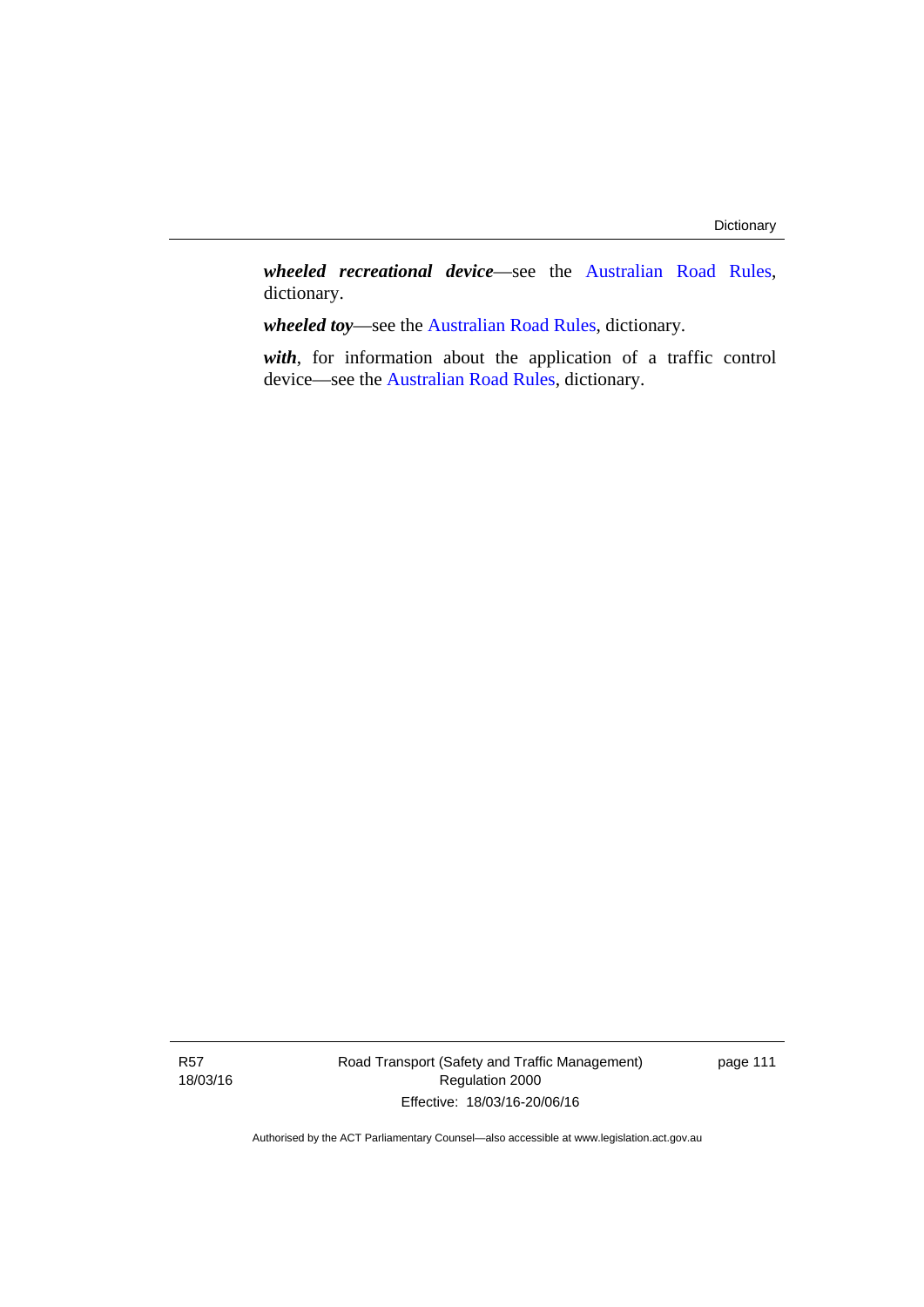***wheeled recreational device***—see the Australian Road Rules, dictionary.

***wheeled toy***—see the Australian Road Rules, dictionary.

***with***, for information about the application of a traffic control device—see the Australian Road Rules, dictionary.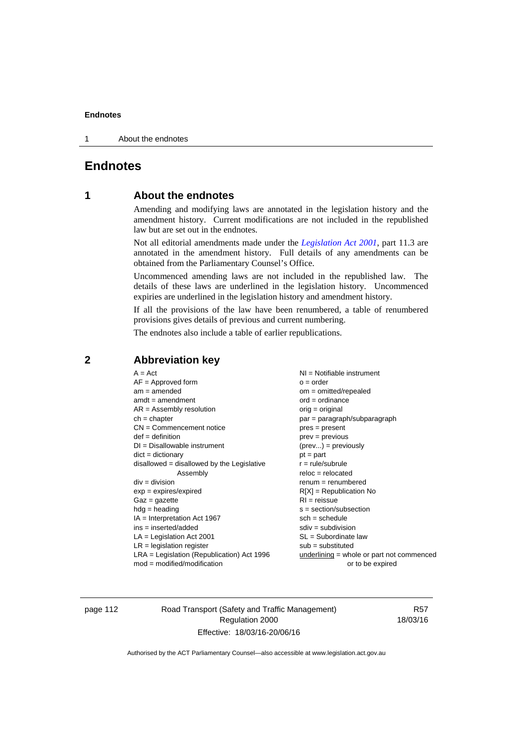# Endnotes

## 1 About the endnotes

Amending and modifying laws are annotated in the legislation history and the amendment history. Current modifications are not included in the republished law but are set out in the endnotes.

Not all editorial amendments made under the *Legislation Act 2001*, part 11.3 are annotated in the amendment history. Full details of any amendments can be obtained from the Parliamentary Counsel's Office.

Uncommenced amending laws are not included in the republished law. The details of these laws are underlined in the legislation history. Uncommenced expiries are underlined in the legislation history and amendment history.

If all the provisions of the law have been renumbered, a table of renumbered provisions gives details of previous and current numbering.

The endnotes also include a table of earlier republications.

## 2 Abbreviation key

A = Act
AF = Approved form
am = amended
amdt = amendment
AR = Assembly resolution
ch = chapter
CN = Commencement notice
def = definition
DI = Disallowable instrument
dict = dictionary
disallowed = disallowed by the Legislative Assembly
div = division
exp = expires/expired
Gaz = gazette
hdg = heading
IA = Interpretation Act 1967
ins = inserted/added
LA = Legislation Act 2001
LR = legislation register
LRA = Legislation (Republication) Act 1996
mod = modified/modification
NI = Notifiable instrument
o = order
om = omitted/repealed
ord = ordinance
orig = original
par = paragraph/subparagraph
pres = present
prev = previous
(prev...) = previously
pt = part
r = rule/subrule
reloc = relocated
renum = renumbered
R[X] = Republication No
RI = reissue
s = section/subsection
sch = schedule
sdiv = subdivision
SL = Subordinate law
sub = substituted
underlining = whole or part not commenced or to be expired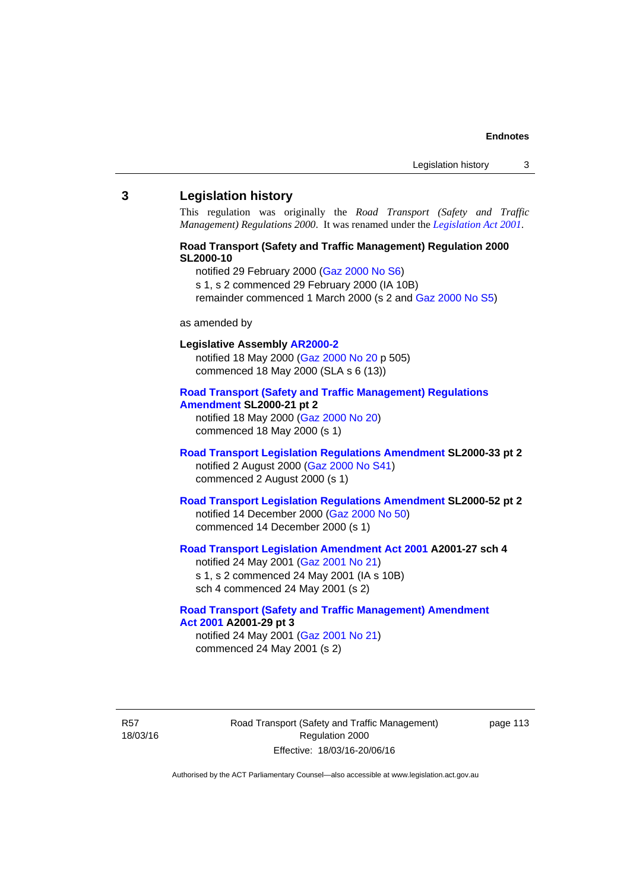## 3 Legislation history

This regulation was originally the *Road Transport (Safety and Traffic Management) Regulations 2000*. It was renamed under the *Legislation Act 2001*.

**Road Transport (Safety and Traffic Management) Regulation 2000 SL2000-10**

notified 29 February 2000 (Gaz 2000 No S6)
s 1, s 2 commenced 29 February 2000 (IA 10B)
remainder commenced 1 March 2000 (s 2 and Gaz 2000 No S5)

as amended by

**Legislative Assembly AR2000-2**

notified 18 May 2000 (Gaz 2000 No 20 p 505)
commenced 18 May 2000 (SLA s 6 (13))

**Road Transport (Safety and Traffic Management) Regulations Amendment SL2000-21 pt 2**

notified 18 May 2000 (Gaz 2000 No 20)
commenced 18 May 2000 (s 1)

**Road Transport Legislation Regulations Amendment SL2000-33 pt 2**

notified 2 August 2000 (Gaz 2000 No S41)
commenced 2 August 2000 (s 1)

**Road Transport Legislation Regulations Amendment SL2000-52 pt 2**

notified 14 December 2000 (Gaz 2000 No 50)
commenced 14 December 2000 (s 1)

**Road Transport Legislation Amendment Act 2001 A2001-27 sch 4**

notified 24 May 2001 (Gaz 2001 No 21)
s 1, s 2 commenced 24 May 2001 (IA s 10B)
sch 4 commenced 24 May 2001 (s 2)

**Road Transport (Safety and Traffic Management) Amendment Act 2001 A2001-29 pt 3**

notified 24 May 2001 (Gaz 2001 No 21)
commenced 24 May 2001 (s 2)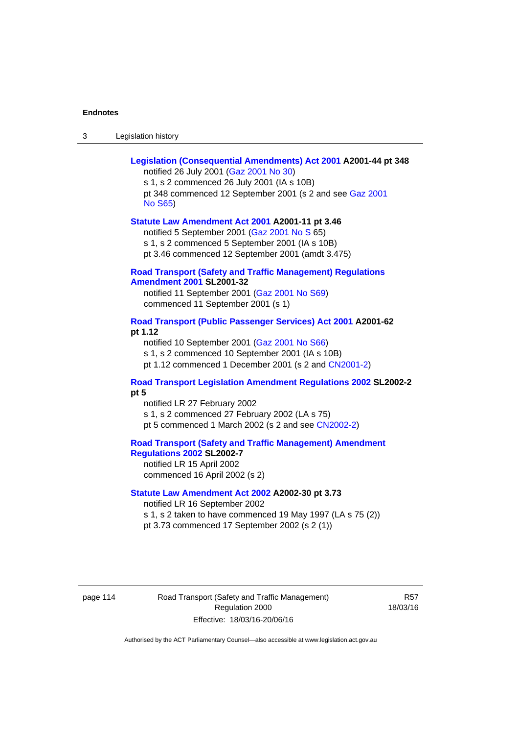**Legislation (Consequential Amendments) Act 2001 A2001-44 pt 348**

notified 26 July 2001 (Gaz 2001 No 30)

s 1, s 2 commenced 26 July 2001 (IA s 10B)

pt 348 commenced 12 September 2001 (s 2 and see Gaz 2001 No S65)

**Statute Law Amendment Act 2001 A2001-11 pt 3.46**

notified 5 September 2001 (Gaz 2001 No S 65)

s 1, s 2 commenced 5 September 2001 (IA s 10B)

pt 3.46 commenced 12 September 2001 (amdt 3.475)

**Road Transport (Safety and Traffic Management) Regulations Amendment 2001 SL2001-32**

notified 11 September 2001 (Gaz 2001 No S69)

commenced 11 September 2001 (s 1)

**Road Transport (Public Passenger Services) Act 2001 A2001-62 pt 1.12**

notified 10 September 2001 (Gaz 2001 No S66)

s 1, s 2 commenced 10 September 2001 (IA s 10B)

pt 1.12 commenced 1 December 2001 (s 2 and CN2001-2)

**Road Transport Legislation Amendment Regulations 2002 SL2002-2 pt 5**

notified LR 27 February 2002

s 1, s 2 commenced 27 February 2002 (LA s 75)

pt 5 commenced 1 March 2002 (s 2 and see CN2002-2)

**Road Transport (Safety and Traffic Management) Amendment Regulations 2002 SL2002-7**

notified LR 15 April 2002

commenced 16 April 2002 (s 2)

**Statute Law Amendment Act 2002 A2002-30 pt 3.73**

notified LR 16 September 2002

s 1, s 2 taken to have commenced 19 May 1997 (LA s 75 (2))

pt 3.73 commenced 17 September 2002 (s 2 (1))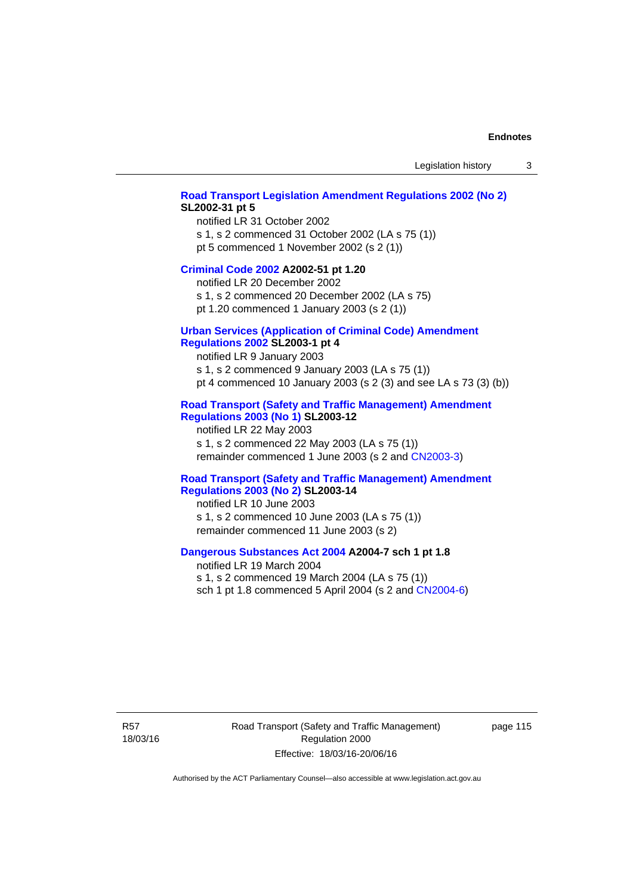**Road Transport Legislation Amendment Regulations 2002 (No 2) SL2002-31 pt 5**

notified LR 31 October 2002

s 1, s 2 commenced 31 October 2002 (LA s 75 (1))

pt 5 commenced 1 November 2002 (s 2 (1))

**Criminal Code 2002 A2002-51 pt 1.20**

notified LR 20 December 2002

s 1, s 2 commenced 20 December 2002 (LA s 75)

pt 1.20 commenced 1 January 2003 (s 2 (1))

**Urban Services (Application of Criminal Code) Amendment Regulations 2002 SL2003-1 pt 4**

notified LR 9 January 2003

s 1, s 2 commenced 9 January 2003 (LA s 75 (1))

pt 4 commenced 10 January 2003 (s 2 (3) and see LA s 73 (3) (b))

**Road Transport (Safety and Traffic Management) Amendment Regulations 2003 (No 1) SL2003-12**

notified LR 22 May 2003

s 1, s 2 commenced 22 May 2003 (LA s 75 (1))

remainder commenced 1 June 2003 (s 2 and CN2003-3)

**Road Transport (Safety and Traffic Management) Amendment Regulations 2003 (No 2) SL2003-14**

notified LR 10 June 2003

s 1, s 2 commenced 10 June 2003 (LA s 75 (1))

remainder commenced 11 June 2003 (s 2)

**Dangerous Substances Act 2004 A2004-7 sch 1 pt 1.8**

notified LR 19 March 2004

s 1, s 2 commenced 19 March 2004 (LA s 75 (1))

sch 1 pt 1.8 commenced 5 April 2004 (s 2 and CN2004-6)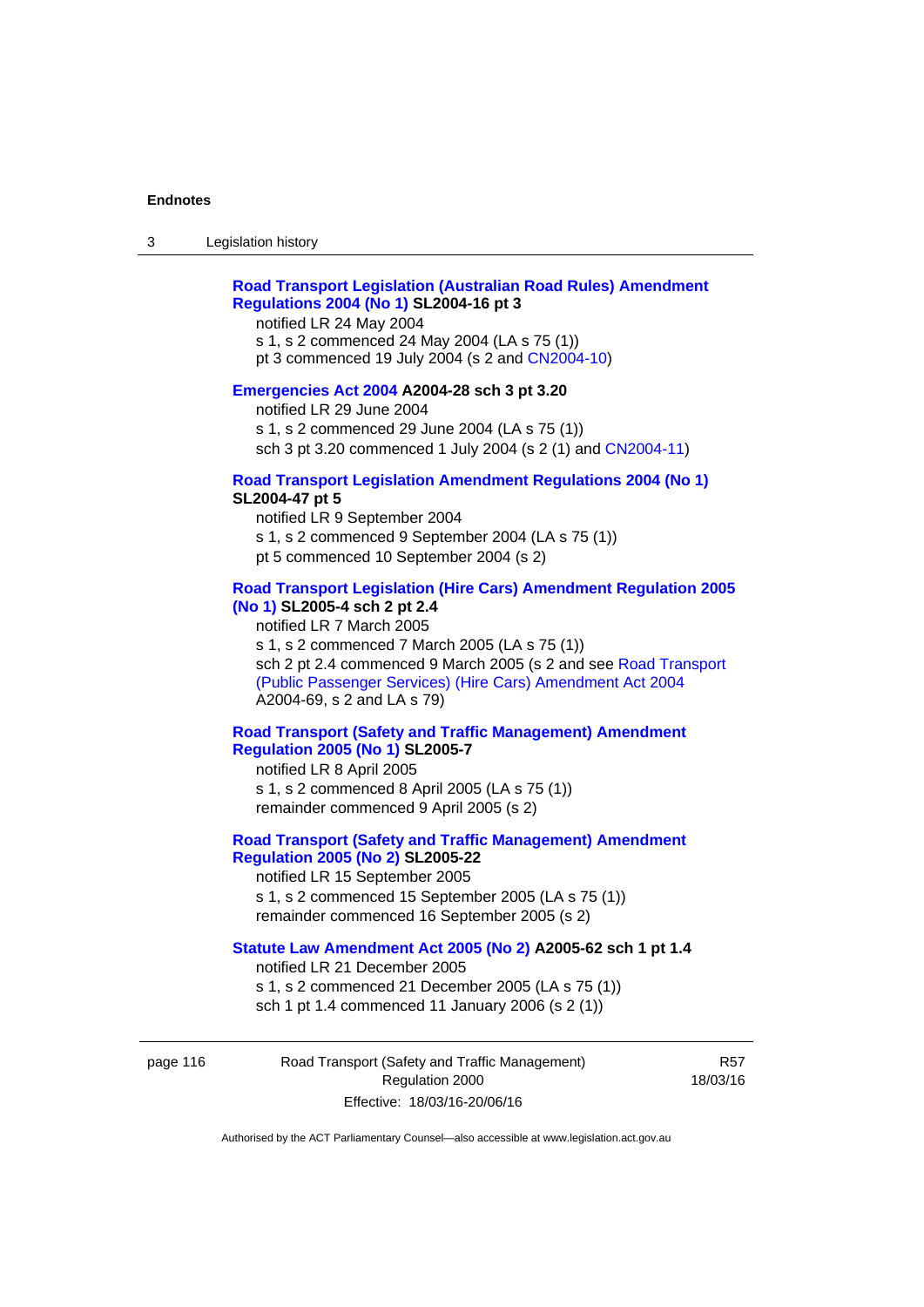**Road Transport Legislation (Australian Road Rules) Amendment Regulations 2004 (No 1) SL2004-16 pt 3**
notified LR 24 May 2004
s 1, s 2 commenced 24 May 2004 (LA s 75 (1))
pt 3 commenced 19 July 2004 (s 2 and CN2004-10)

**Emergencies Act 2004 A2004-28 sch 3 pt 3.20**
notified LR 29 June 2004
s 1, s 2 commenced 29 June 2004 (LA s 75 (1))
sch 3 pt 3.20 commenced 1 July 2004 (s 2 (1) and CN2004-11)

**Road Transport Legislation Amendment Regulations 2004 (No 1) SL2004-47 pt 5**
notified LR 9 September 2004
s 1, s 2 commenced 9 September 2004 (LA s 75 (1))
pt 5 commenced 10 September 2004 (s 2)

**Road Transport Legislation (Hire Cars) Amendment Regulation 2005 (No 1) SL2005-4 sch 2 pt 2.4**
notified LR 7 March 2005
s 1, s 2 commenced 7 March 2005 (LA s 75 (1))
sch 2 pt 2.4 commenced 9 March 2005 (s 2 and see Road Transport (Public Passenger Services) (Hire Cars) Amendment Act 2004 A2004-69, s 2 and LA s 79)

**Road Transport (Safety and Traffic Management) Amendment Regulation 2005 (No 1) SL2005-7**
notified LR 8 April 2005
s 1, s 2 commenced 8 April 2005 (LA s 75 (1))
remainder commenced 9 April 2005 (s 2)

**Road Transport (Safety and Traffic Management) Amendment Regulation 2005 (No 2) SL2005-22**
notified LR 15 September 2005
s 1, s 2 commenced 15 September 2005 (LA s 75 (1))
remainder commenced 16 September 2005 (s 2)

**Statute Law Amendment Act 2005 (No 2) A2005-62 sch 1 pt 1.4**
notified LR 21 December 2005
s 1, s 2 commenced 21 December 2005 (LA s 75 (1))
sch 1 pt 1.4 commenced 11 January 2006 (s 2 (1))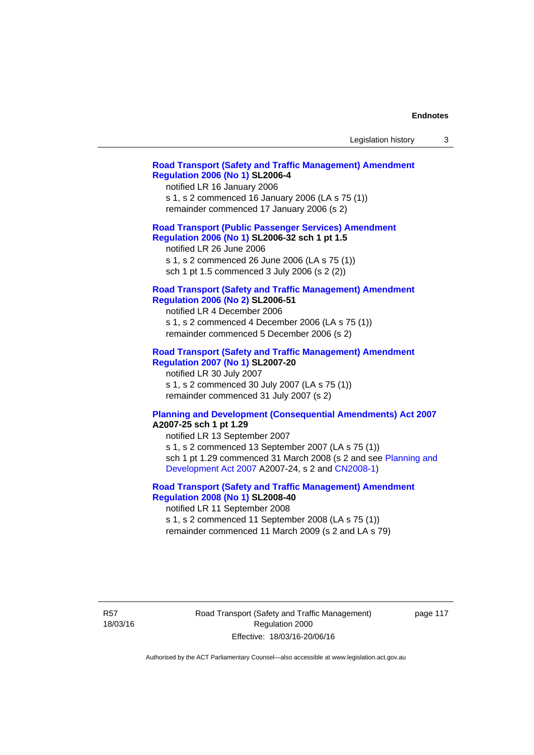**Road Transport (Safety and Traffic Management) Amendment Regulation 2006 (No 1) SL2006-4**

notified LR 16 January 2006

s 1, s 2 commenced 16 January 2006 (LA s 75 (1))

remainder commenced 17 January 2006 (s 2)

**Road Transport (Public Passenger Services) Amendment Regulation 2006 (No 1) SL2006-32 sch 1 pt 1.5**

notified LR 26 June 2006

s 1, s 2 commenced 26 June 2006 (LA s 75 (1))

sch 1 pt 1.5 commenced 3 July 2006 (s 2 (2))

**Road Transport (Safety and Traffic Management) Amendment Regulation 2006 (No 2) SL2006-51**

notified LR 4 December 2006

s 1, s 2 commenced 4 December 2006 (LA s 75 (1))

remainder commenced 5 December 2006 (s 2)

**Road Transport (Safety and Traffic Management) Amendment Regulation 2007 (No 1) SL2007-20**

notified LR 30 July 2007

s 1, s 2 commenced 30 July 2007 (LA s 75 (1))

remainder commenced 31 July 2007 (s 2)

**Planning and Development (Consequential Amendments) Act 2007 A2007-25 sch 1 pt 1.29**

notified LR 13 September 2007

s 1, s 2 commenced 13 September 2007 (LA s 75 (1))

sch 1 pt 1.29 commenced 31 March 2008 (s 2 and see Planning and Development Act 2007 A2007-24, s 2 and CN2008-1)

**Road Transport (Safety and Traffic Management) Amendment Regulation 2008 (No 1) SL2008-40**

notified LR 11 September 2008

s 1, s 2 commenced 11 September 2008 (LA s 75 (1))

remainder commenced 11 March 2009 (s 2 and LA s 79)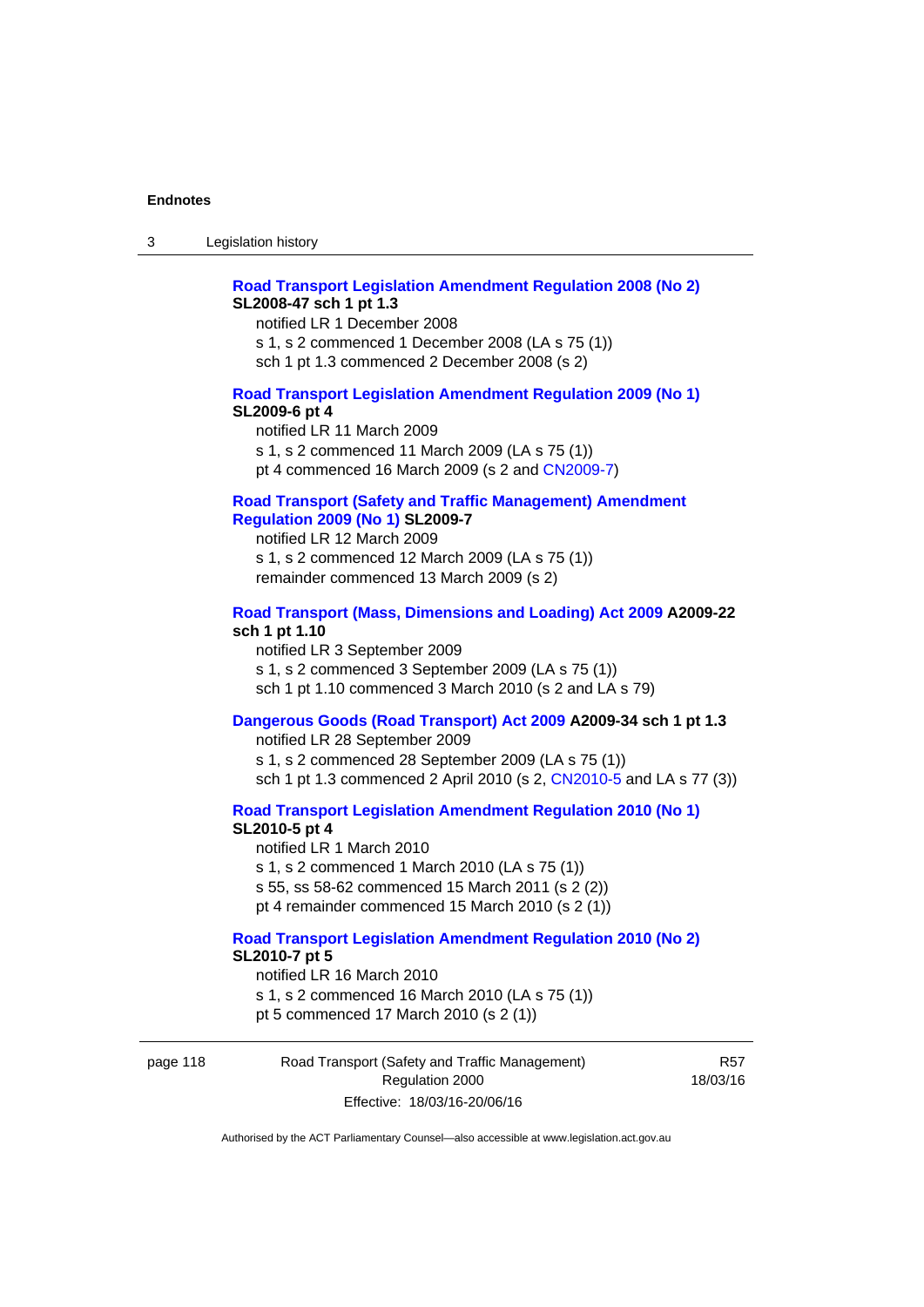**Road Transport Legislation Amendment Regulation 2008 (No 2)**
**SL2008-47 sch 1 pt 1.3**

notified LR 1 December 2008
s 1, s 2 commenced 1 December 2008 (LA s 75 (1))
sch 1 pt 1.3 commenced 2 December 2008 (s 2)

**Road Transport Legislation Amendment Regulation 2009 (No 1)**
**SL2009-6 pt 4**

notified LR 11 March 2009
s 1, s 2 commenced 11 March 2009 (LA s 75 (1))
pt 4 commenced 16 March 2009 (s 2 and CN2009-7)

**Road Transport (Safety and Traffic Management) Amendment Regulation 2009 (No 1) SL2009-7**

notified LR 12 March 2009
s 1, s 2 commenced 12 March 2009 (LA s 75 (1))
remainder commenced 13 March 2009 (s 2)

**Road Transport (Mass, Dimensions and Loading) Act 2009 A2009-22 sch 1 pt 1.10**

notified LR 3 September 2009
s 1, s 2 commenced 3 September 2009 (LA s 75 (1))
sch 1 pt 1.10 commenced 3 March 2010 (s 2 and LA s 79)

**Dangerous Goods (Road Transport) Act 2009 A2009-34 sch 1 pt 1.3**

notified LR 28 September 2009
s 1, s 2 commenced 28 September 2009 (LA s 75 (1))
sch 1 pt 1.3 commenced 2 April 2010 (s 2, CN2010-5 and LA s 77 (3))

**Road Transport Legislation Amendment Regulation 2010 (No 1)**
**SL2010-5 pt 4**

notified LR 1 March 2010
s 1, s 2 commenced 1 March 2010 (LA s 75 (1))
s 55, ss 58-62 commenced 15 March 2011 (s 2 (2))
pt 4 remainder commenced 15 March 2010 (s 2 (1))

**Road Transport Legislation Amendment Regulation 2010 (No 2)**
**SL2010-7 pt 5**

notified LR 16 March 2010
s 1, s 2 commenced 16 March 2010 (LA s 75 (1))
pt 5 commenced 17 March 2010 (s 2 (1))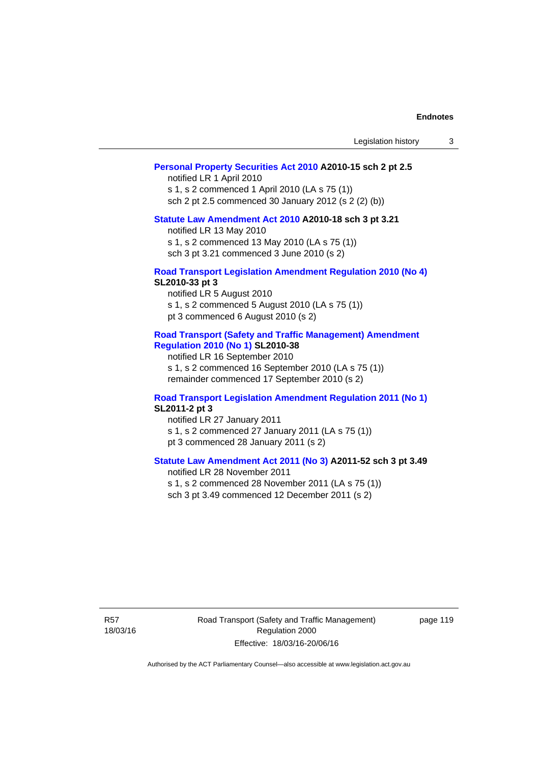**Personal Property Securities Act 2010 A2010-15 sch 2 pt 2.5**

notified LR 1 April 2010
s 1, s 2 commenced 1 April 2010 (LA s 75 (1))
sch 2 pt 2.5 commenced 30 January 2012 (s 2 (2) (b))

**Statute Law Amendment Act 2010 A2010-18 sch 3 pt 3.21**

notified LR 13 May 2010
s 1, s 2 commenced 13 May 2010 (LA s 75 (1))
sch 3 pt 3.21 commenced 3 June 2010 (s 2)

**Road Transport Legislation Amendment Regulation 2010 (No 4) SL2010-33 pt 3**

notified LR 5 August 2010
s 1, s 2 commenced 5 August 2010 (LA s 75 (1))
pt 3 commenced 6 August 2010 (s 2)

**Road Transport (Safety and Traffic Management) Amendment Regulation 2010 (No 1) SL2010-38**

notified LR 16 September 2010
s 1, s 2 commenced 16 September 2010 (LA s 75 (1))
remainder commenced 17 September 2010 (s 2)

**Road Transport Legislation Amendment Regulation 2011 (No 1) SL2011-2 pt 3**

notified LR 27 January 2011
s 1, s 2 commenced 27 January 2011 (LA s 75 (1))
pt 3 commenced 28 January 2011 (s 2)

**Statute Law Amendment Act 2011 (No 3) A2011-52 sch 3 pt 3.49**

notified LR 28 November 2011
s 1, s 2 commenced 28 November 2011 (LA s 75 (1))
sch 3 pt 3.49 commenced 12 December 2011 (s 2)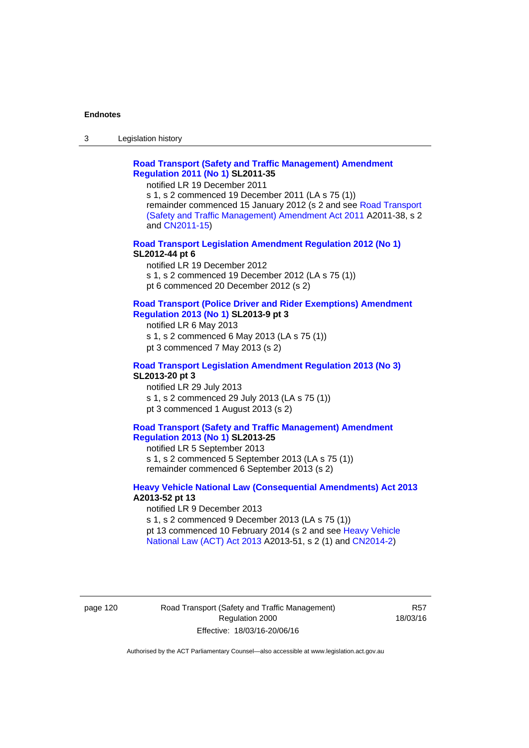**Road Transport (Safety and Traffic Management) Amendment Regulation 2011 (No 1) SL2011-35**

notified LR 19 December 2011

s 1, s 2 commenced 19 December 2011 (LA s 75 (1))

remainder commenced 15 January 2012 (s 2 and see Road Transport (Safety and Traffic Management) Amendment Act 2011 A2011-38, s 2 and CN2011-15)

**Road Transport Legislation Amendment Regulation 2012 (No 1) SL2012-44 pt 6**

notified LR 19 December 2012

s 1, s 2 commenced 19 December 2012 (LA s 75 (1))

pt 6 commenced 20 December 2012 (s 2)

**Road Transport (Police Driver and Rider Exemptions) Amendment Regulation 2013 (No 1) SL2013-9 pt 3**

notified LR 6 May 2013

s 1, s 2 commenced 6 May 2013 (LA s 75 (1))

pt 3 commenced 7 May 2013 (s 2)

**Road Transport Legislation Amendment Regulation 2013 (No 3) SL2013-20 pt 3**

notified LR 29 July 2013

s 1, s 2 commenced 29 July 2013 (LA s 75 (1))

pt 3 commenced 1 August 2013 (s 2)

**Road Transport (Safety and Traffic Management) Amendment Regulation 2013 (No 1) SL2013-25**

notified LR 5 September 2013

s 1, s 2 commenced 5 September 2013 (LA s 75 (1))

remainder commenced 6 September 2013 (s 2)

**Heavy Vehicle National Law (Consequential Amendments) Act 2013 A2013-52 pt 13**

notified LR 9 December 2013

s 1, s 2 commenced 9 December 2013 (LA s 75 (1))

pt 13 commenced 10 February 2014 (s 2 and see Heavy Vehicle National Law (ACT) Act 2013 A2013-51, s 2 (1) and CN2014-2)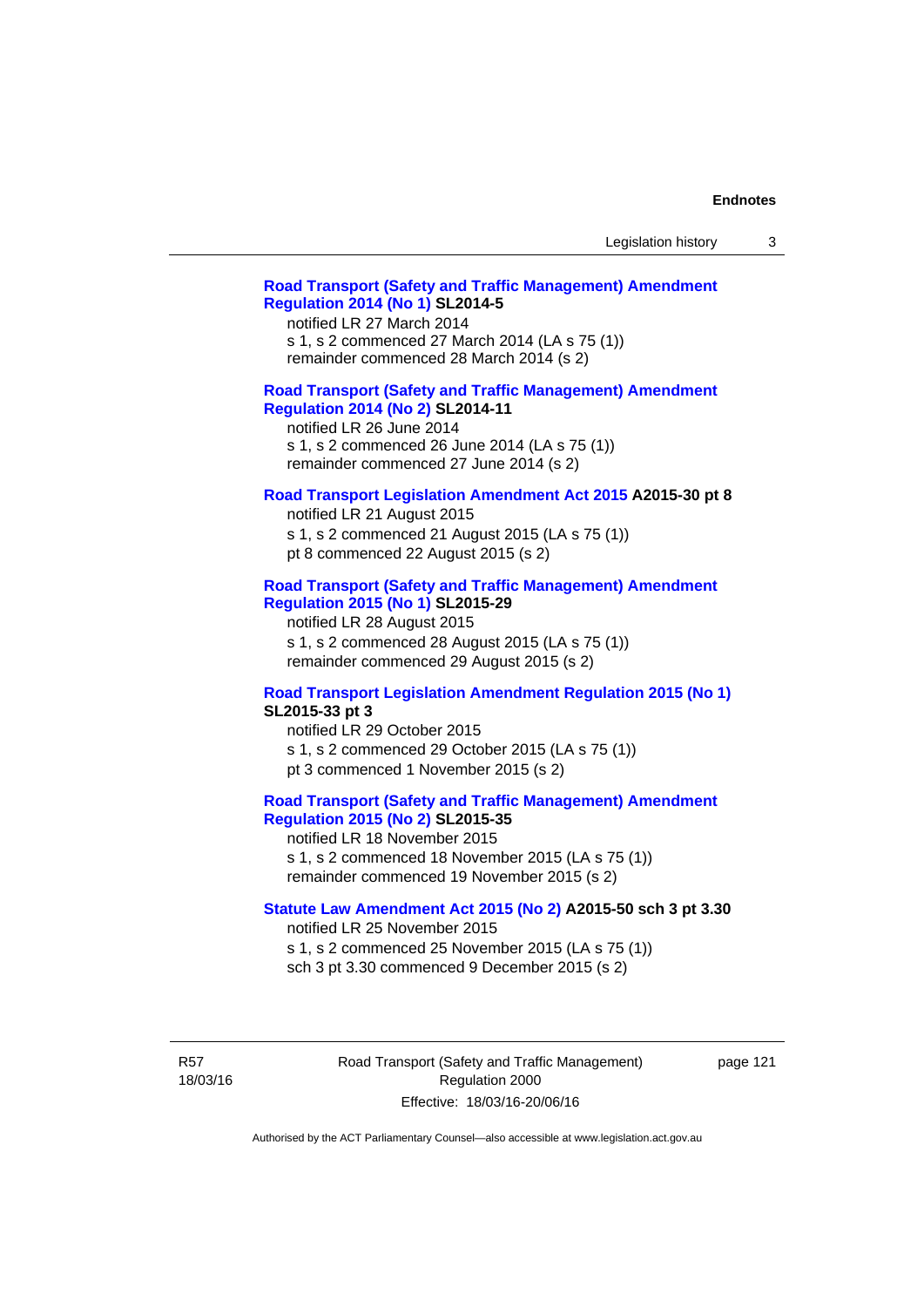**Road Transport (Safety and Traffic Management) Amendment Regulation 2014 (No 1) SL2014-5**

notified LR 27 March 2014
s 1, s 2 commenced 27 March 2014 (LA s 75 (1))
remainder commenced 28 March 2014 (s 2)

**Road Transport (Safety and Traffic Management) Amendment Regulation 2014 (No 2) SL2014-11**

notified LR 26 June 2014
s 1, s 2 commenced 26 June 2014 (LA s 75 (1))
remainder commenced 27 June 2014 (s 2)

**Road Transport Legislation Amendment Act 2015 A2015-30 pt 8**

notified LR 21 August 2015
s 1, s 2 commenced 21 August 2015 (LA s 75 (1))
pt 8 commenced 22 August 2015 (s 2)

**Road Transport (Safety and Traffic Management) Amendment Regulation 2015 (No 1) SL2015-29**

notified LR 28 August 2015
s 1, s 2 commenced 28 August 2015 (LA s 75 (1))
remainder commenced 29 August 2015 (s 2)

**Road Transport Legislation Amendment Regulation 2015 (No 1) SL2015-33 pt 3**

notified LR 29 October 2015
s 1, s 2 commenced 29 October 2015 (LA s 75 (1))
pt 3 commenced 1 November 2015 (s 2)

**Road Transport (Safety and Traffic Management) Amendment Regulation 2015 (No 2) SL2015-35**

notified LR 18 November 2015
s 1, s 2 commenced 18 November 2015 (LA s 75 (1))
remainder commenced 19 November 2015 (s 2)

**Statute Law Amendment Act 2015 (No 2) A2015-50 sch 3 pt 3.30**

notified LR 25 November 2015
s 1, s 2 commenced 25 November 2015 (LA s 75 (1))
sch 3 pt 3.30 commenced 9 December 2015 (s 2)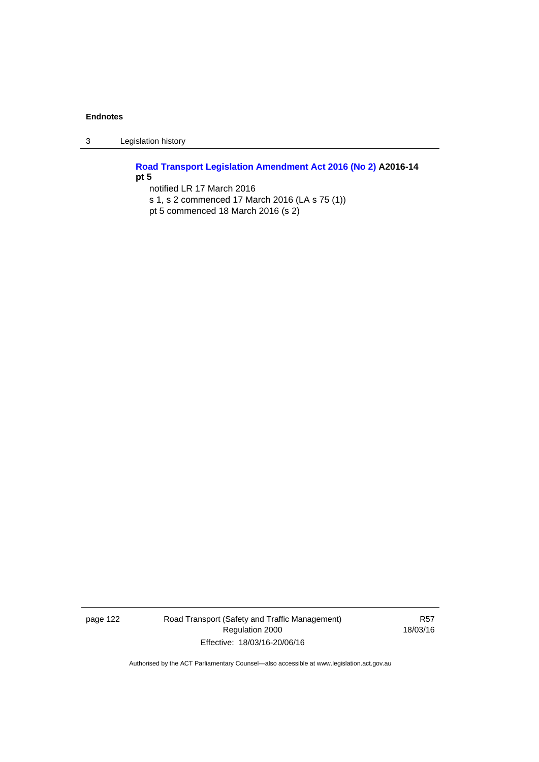**Road Transport Legislation Amendment Act 2016 (No 2) A2016-14 pt 5**

notified LR 17 March 2016

s 1, s 2 commenced 17 March 2016 (LA s 75 (1))

pt 5 commenced 18 March 2016 (s 2)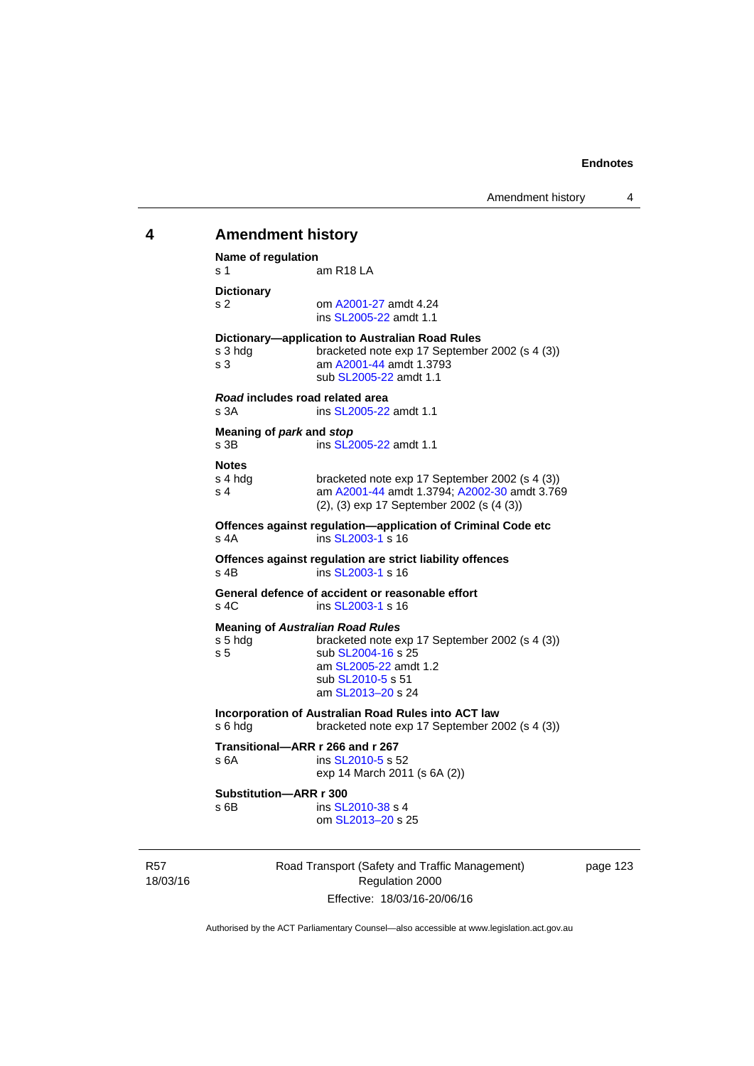## 4 Amendment history

**Name of regulation**
s 1 am R18 LA

**Dictionary**
s 2 om A2001-27 amdt 4.24
ins SL2005-22 amdt 1.1

**Dictionary—application to Australian Road Rules**
s 3 hdg bracketed note exp 17 September 2002 (s 4 (3))
s 3 am A2001-44 amdt 1.3793
sub SL2005-22 amdt 1.1

***Road* includes road related area**
s 3A ins SL2005-22 amdt 1.1

**Meaning of *park* and *stop***
s 3B ins SL2005-22 amdt 1.1

**Notes**
s 4 hdg bracketed note exp 17 September 2002 (s 4 (3))
s 4 am A2001-44 amdt 1.3794; A2002-30 amdt 3.769
(2), (3) exp 17 September 2002 (s (4 (3))

**Offences against regulation—application of Criminal Code etc**
s 4A ins SL2003-1 s 16

**Offences against regulation are strict liability offences**
s 4B ins SL2003-1 s 16

**General defence of accident or reasonable effort**
s 4C ins SL2003-1 s 16

**Meaning of *Australian Road Rules***
s 5 hdg bracketed note exp 17 September 2002 (s 4 (3))
s 5 sub SL2004-16 s 25
am SL2005-22 amdt 1.2
sub SL2010-5 s 51
am SL2013–20 s 24

**Incorporation of Australian Road Rules into ACT law**
s 6 hdg bracketed note exp 17 September 2002 (s 4 (3))

**Transitional—ARR r 266 and r 267**
s 6A ins SL2010-5 s 52
exp 14 March 2011 (s 6A (2))

**Substitution—ARR r 300**
s 6B ins SL2010-38 s 4
om SL2013–20 s 25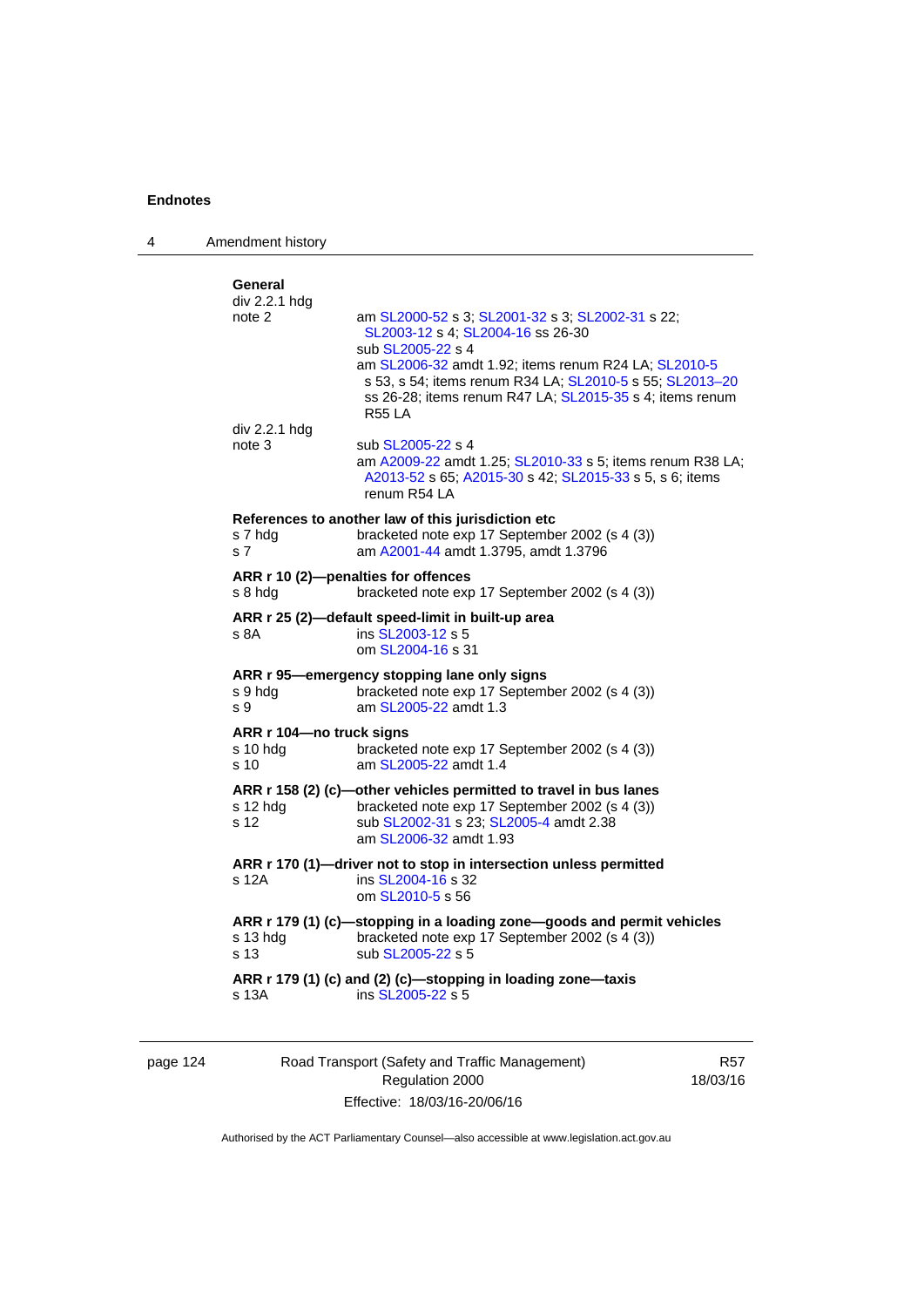**General**

div 2.2.1 hdg
note 2 — am SL2000-52 s 3; SL2001-32 s 3; SL2002-31 s 22; SL2003-12 s 4; SL2004-16 ss 26-30
sub SL2005-22 s 4
am SL2006-32 amdt 1.92; items renum R24 LA; SL2010-5 s 53, s 54; items renum R34 LA; SL2010-5 s 55; SL2013–20 ss 26-28; items renum R47 LA; SL2015-35 s 4; items renum R55 LA

div 2.2.1 hdg
note 3 — sub SL2005-22 s 4
am A2009-22 amdt 1.25; SL2010-33 s 5; items renum R38 LA; A2013-52 s 65; A2015-30 s 42; SL2015-33 s 5, s 6; items renum R54 LA

**References to another law of this jurisdiction etc**

s 7 hdg — bracketed note exp 17 September 2002 (s 4 (3))
s 7 — am A2001-44 amdt 1.3795, amdt 1.3796

**ARR r 10 (2)—penalties for offences**

s 8 hdg — bracketed note exp 17 September 2002 (s 4 (3))

**ARR r 25 (2)—default speed-limit in built-up area**

s 8A — ins SL2003-12 s 5
om SL2004-16 s 31

**ARR r 95—emergency stopping lane only signs**

s 9 hdg — bracketed note exp 17 September 2002 (s 4 (3))
s 9 — am SL2005-22 amdt 1.3

**ARR r 104—no truck signs**

s 10 hdg — bracketed note exp 17 September 2002 (s 4 (3))
s 10 — am SL2005-22 amdt 1.4

**ARR r 158 (2) (c)—other vehicles permitted to travel in bus lanes**

s 12 hdg — bracketed note exp 17 September 2002 (s 4 (3))
s 12 — sub SL2002-31 s 23; SL2005-4 amdt 2.38
am SL2006-32 amdt 1.93

**ARR r 170 (1)—driver not to stop in intersection unless permitted**

s 12A — ins SL2004-16 s 32
om SL2010-5 s 56

**ARR r 179 (1) (c)—stopping in a loading zone—goods and permit vehicles**

s 13 hdg — bracketed note exp 17 September 2002 (s 4 (3))
s 13 — sub SL2005-22 s 5

**ARR r 179 (1) (c) and (2) (c)—stopping in loading zone—taxis**

s 13A — ins SL2005-22 s 5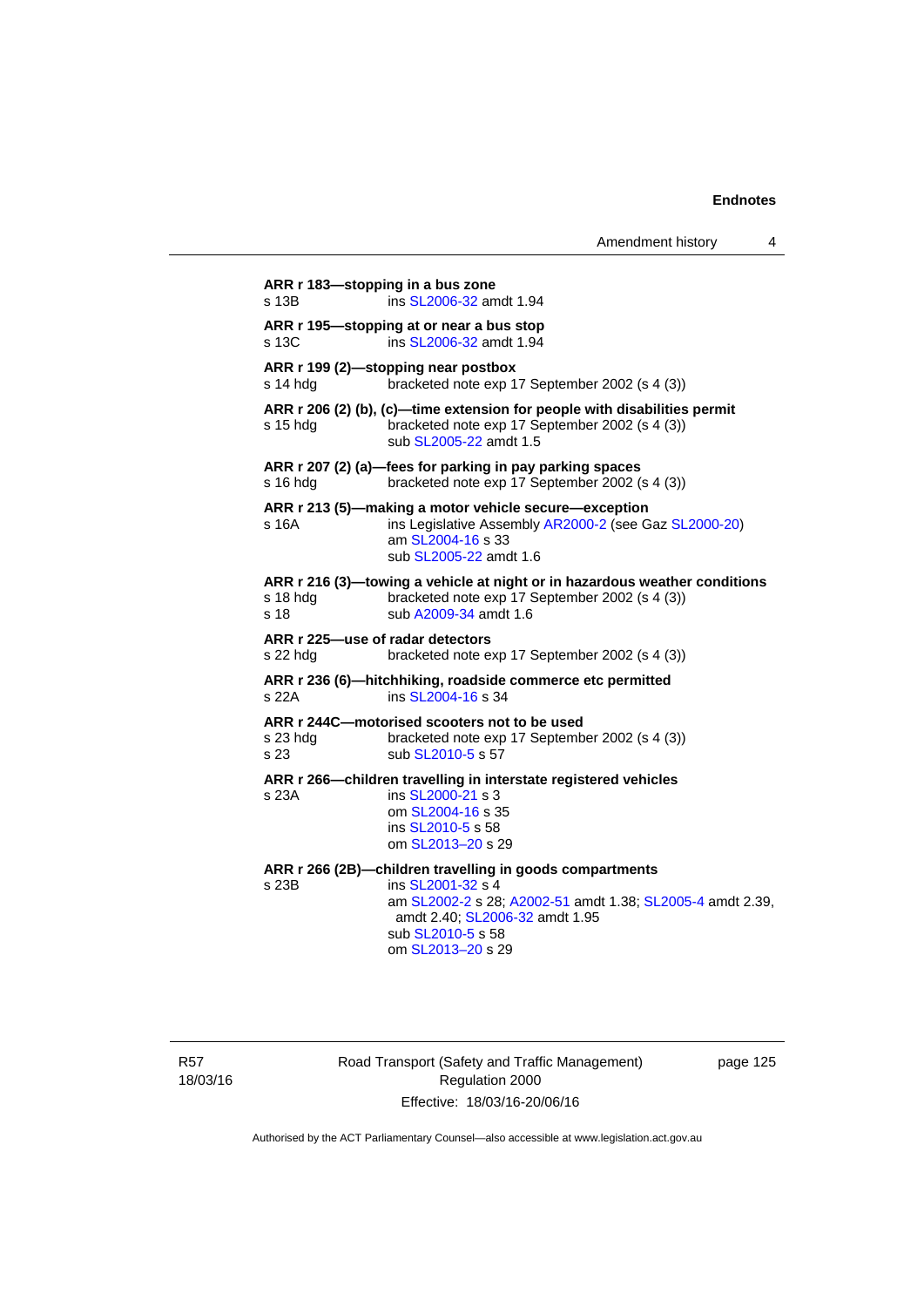**ARR r 183—stopping in a bus zone**
s 13B ins SL2006-32 amdt 1.94

**ARR r 195—stopping at or near a bus stop**
s 13C ins SL2006-32 amdt 1.94

**ARR r 199 (2)—stopping near postbox**
s 14 hdg bracketed note exp 17 September 2002 (s 4 (3))

**ARR r 206 (2) (b), (c)—time extension for people with disabilities permit**
s 15 hdg bracketed note exp 17 September 2002 (s 4 (3))
sub SL2005-22 amdt 1.5

**ARR r 207 (2) (a)—fees for parking in pay parking spaces**
s 16 hdg bracketed note exp 17 September 2002 (s 4 (3))

**ARR r 213 (5)—making a motor vehicle secure—exception**
s 16A ins Legislative Assembly AR2000-2 (see Gaz SL2000-20)
am SL2004-16 s 33
sub SL2005-22 amdt 1.6

**ARR r 216 (3)—towing a vehicle at night or in hazardous weather conditions**
s 18 hdg bracketed note exp 17 September 2002 (s 4 (3))
s 18 sub A2009-34 amdt 1.6

**ARR r 225—use of radar detectors**
s 22 hdg bracketed note exp 17 September 2002 (s 4 (3))

**ARR r 236 (6)—hitchhiking, roadside commerce etc permitted**
s 22A ins SL2004-16 s 34

**ARR r 244C—motorised scooters not to be used**
s 23 hdg bracketed note exp 17 September 2002 (s 4 (3))
s 23 sub SL2010-5 s 57

**ARR r 266—children travelling in interstate registered vehicles**
s 23A ins SL2000-21 s 3
om SL2004-16 s 35
ins SL2010-5 s 58
om SL2013–20 s 29

**ARR r 266 (2B)—children travelling in goods compartments**
s 23B ins SL2001-32 s 4
am SL2002-2 s 28; A2002-51 amdt 1.38; SL2005-4 amdt 2.39, amdt 2.40; SL2006-32 amdt 1.95
sub SL2010-5 s 58
om SL2013–20 s 29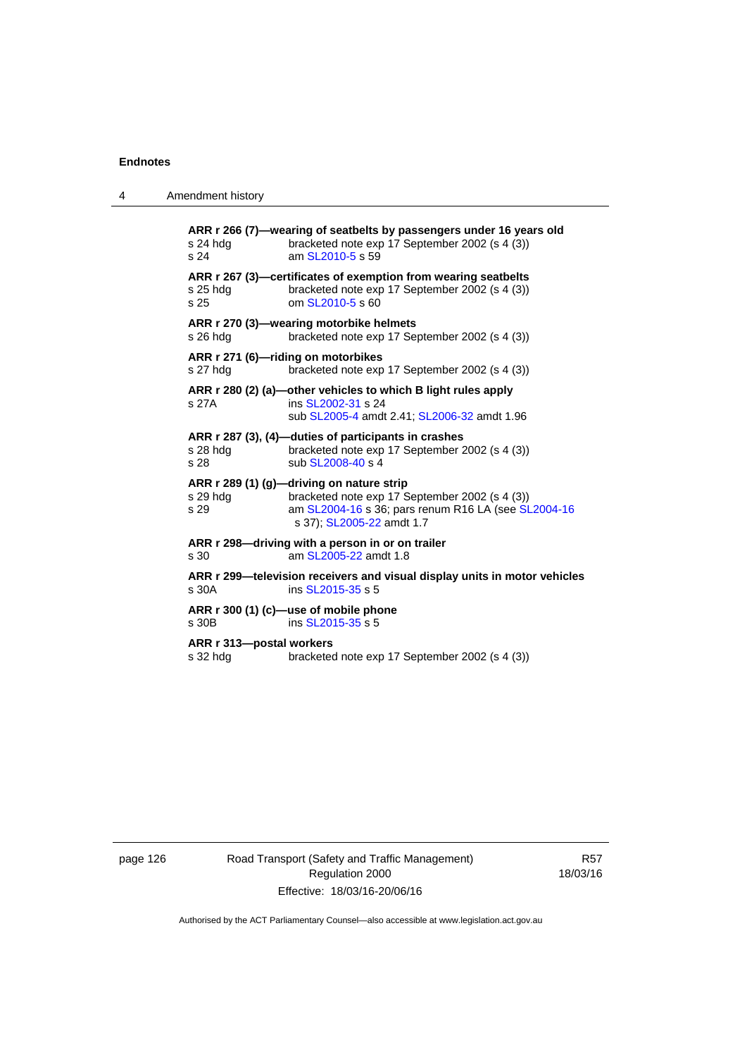**ARR r 266 (7)—wearing of seatbelts by passengers under 16 years old**

s 24 hdg bracketed note exp 17 September 2002 (s 4 (3))
s 24 am SL2010-5 s 59

**ARR r 267 (3)—certificates of exemption from wearing seatbelts**

s 25 hdg bracketed note exp 17 September 2002 (s 4 (3))
s 25 om SL2010-5 s 60

**ARR r 270 (3)—wearing motorbike helmets**

s 26 hdg bracketed note exp 17 September 2002 (s 4 (3))

**ARR r 271 (6)—riding on motorbikes**

s 27 hdg bracketed note exp 17 September 2002 (s 4 (3))

**ARR r 280 (2) (a)—other vehicles to which B light rules apply**

s 27A ins SL2002-31 s 24
sub SL2005-4 amdt 2.41; SL2006-32 amdt 1.96

**ARR r 287 (3), (4)—duties of participants in crashes**

s 28 hdg bracketed note exp 17 September 2002 (s 4 (3))
s 28 sub SL2008-40 s 4

**ARR r 289 (1) (g)—driving on nature strip**

s 29 hdg bracketed note exp 17 September 2002 (s 4 (3))
s 29 am SL2004-16 s 36; pars renum R16 LA (see SL2004-16 s 37); SL2005-22 amdt 1.7

**ARR r 298—driving with a person in or on trailer**

s 30 am SL2005-22 amdt 1.8

**ARR r 299—television receivers and visual display units in motor vehicles**

s 30A ins SL2015-35 s 5

**ARR r 300 (1) (c)—use of mobile phone**

s 30B ins SL2015-35 s 5

**ARR r 313—postal workers**

s 32 hdg bracketed note exp 17 September 2002 (s 4 (3))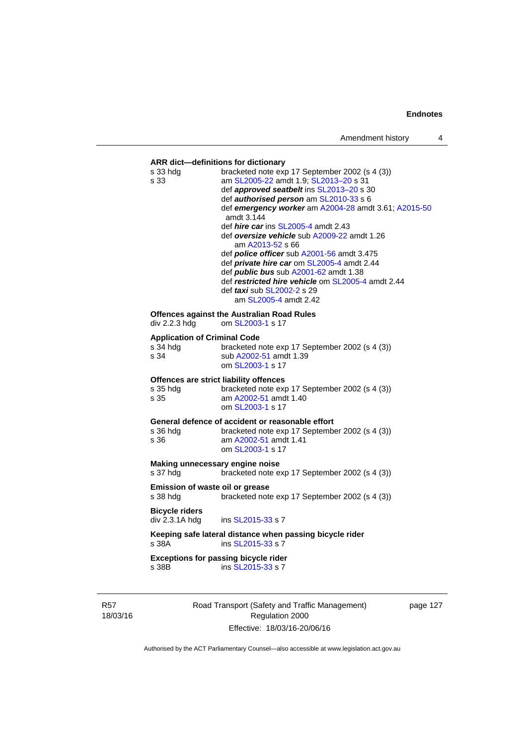**ARR dict—definitions for dictionary**

s 33 hdg bracketed note exp 17 September 2002 (s 4 (3))
s 33 am SL2005-22 amdt 1.9; SL2013–20 s 31
def ***approved seatbelt*** ins SL2013–20 s 30
def ***authorised person*** am SL2010-33 s 6
def ***emergency worker*** am A2004-28 amdt 3.61; A2015-50 amdt 3.144
def ***hire car*** ins SL2005-4 amdt 2.43
def ***oversize vehicle*** sub A2009-22 amdt 1.26
am A2013-52 s 66
def ***police officer*** sub A2001-56 amdt 3.475
def ***private hire car*** om SL2005-4 amdt 2.44
def ***public bus*** sub A2001-62 amdt 1.38
def ***restricted hire vehicle*** om SL2005-4 amdt 2.44
def ***taxi*** sub SL2002-2 s 29
am SL2005-4 amdt 2.42

**Offences against the Australian Road Rules**

div 2.2.3 hdg om SL2003-1 s 17

**Application of Criminal Code**

s 34 hdg bracketed note exp 17 September 2002 (s 4 (3))
s 34 sub A2002-51 amdt 1.39
om SL2003-1 s 17

**Offences are strict liability offences**

s 35 hdg bracketed note exp 17 September 2002 (s 4 (3))
s 35 am A2002-51 amdt 1.40
om SL2003-1 s 17

**General defence of accident or reasonable effort**

s 36 hdg bracketed note exp 17 September 2002 (s 4 (3))
s 36 am A2002-51 amdt 1.41
om SL2003-1 s 17

**Making unnecessary engine noise**

s 37 hdg bracketed note exp 17 September 2002 (s 4 (3))

**Emission of waste oil or grease**

s 38 hdg bracketed note exp 17 September 2002 (s 4 (3))

**Bicycle riders**

div 2.3.1A hdg ins SL2015-33 s 7

**Keeping safe lateral distance when passing bicycle rider**

s 38A ins SL2015-33 s 7

**Exceptions for passing bicycle rider**

s 38B ins SL2015-33 s 7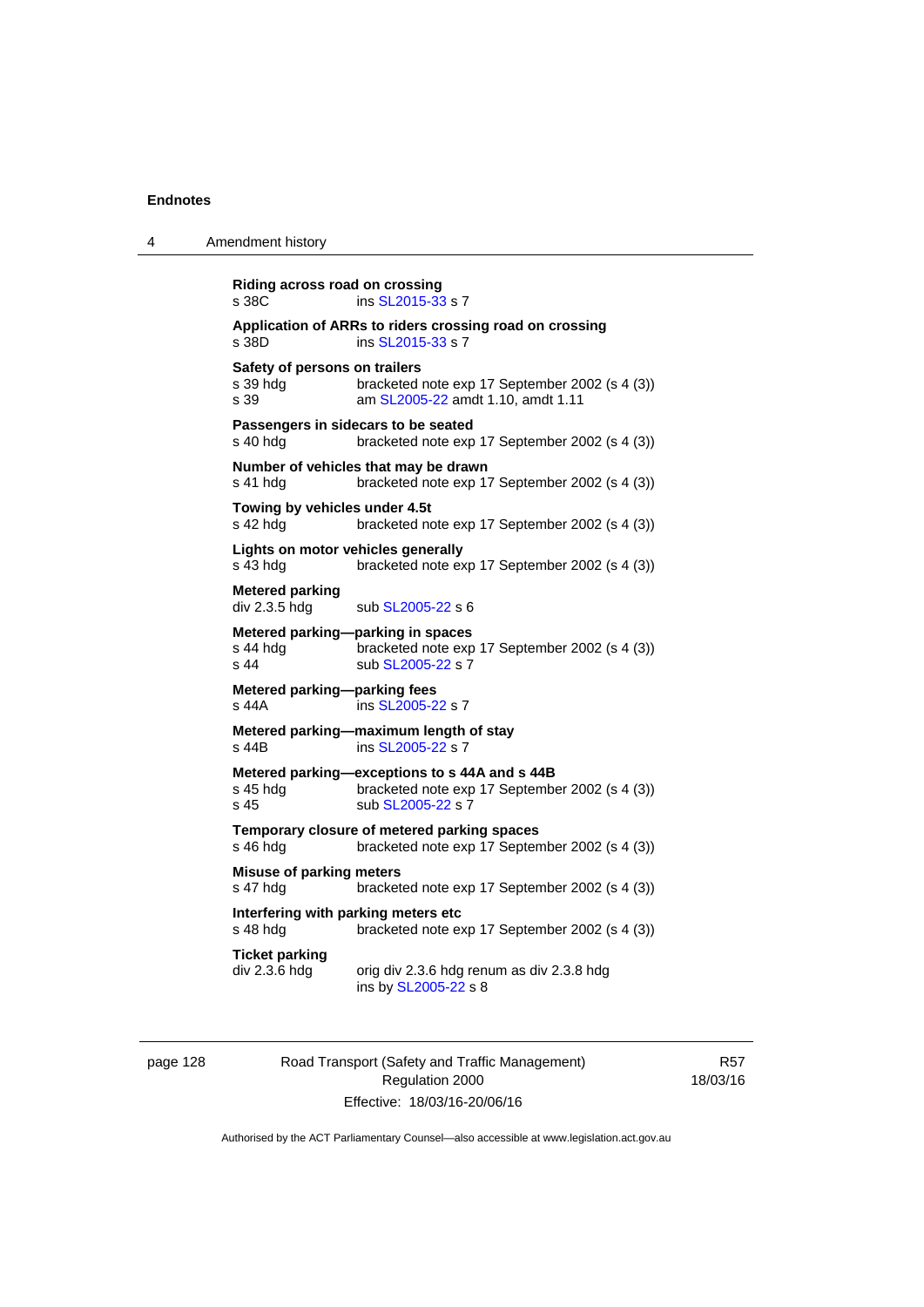**Riding across road on crossing**
s 38C ins SL2015-33 s 7

**Application of ARRs to riders crossing road on crossing**
s 38D ins SL2015-33 s 7

**Safety of persons on trailers**
s 39 hdg bracketed note exp 17 September 2002 (s 4 (3))
s 39 am SL2005-22 amdt 1.10, amdt 1.11

**Passengers in sidecars to be seated**
s 40 hdg bracketed note exp 17 September 2002 (s 4 (3))

**Number of vehicles that may be drawn**
s 41 hdg bracketed note exp 17 September 2002 (s 4 (3))

**Towing by vehicles under 4.5t**
s 42 hdg bracketed note exp 17 September 2002 (s 4 (3))

**Lights on motor vehicles generally**
s 43 hdg bracketed note exp 17 September 2002 (s 4 (3))

**Metered parking**
div 2.3.5 hdg sub SL2005-22 s 6

**Metered parking—parking in spaces**
s 44 hdg bracketed note exp 17 September 2002 (s 4 (3))
s 44 sub SL2005-22 s 7

**Metered parking—parking fees**
s 44A ins SL2005-22 s 7

**Metered parking—maximum length of stay**
s 44B ins SL2005-22 s 7

**Metered parking—exceptions to s 44A and s 44B**
s 45 hdg bracketed note exp 17 September 2002 (s 4 (3))
s 45 sub SL2005-22 s 7

**Temporary closure of metered parking spaces**
s 46 hdg bracketed note exp 17 September 2002 (s 4 (3))

**Misuse of parking meters**
s 47 hdg bracketed note exp 17 September 2002 (s 4 (3))

**Interfering with parking meters etc**
s 48 hdg bracketed note exp 17 September 2002 (s 4 (3))

**Ticket parking**
div 2.3.6 hdg orig div 2.3.6 hdg renum as div 2.3.8 hdg
ins by SL2005-22 s 8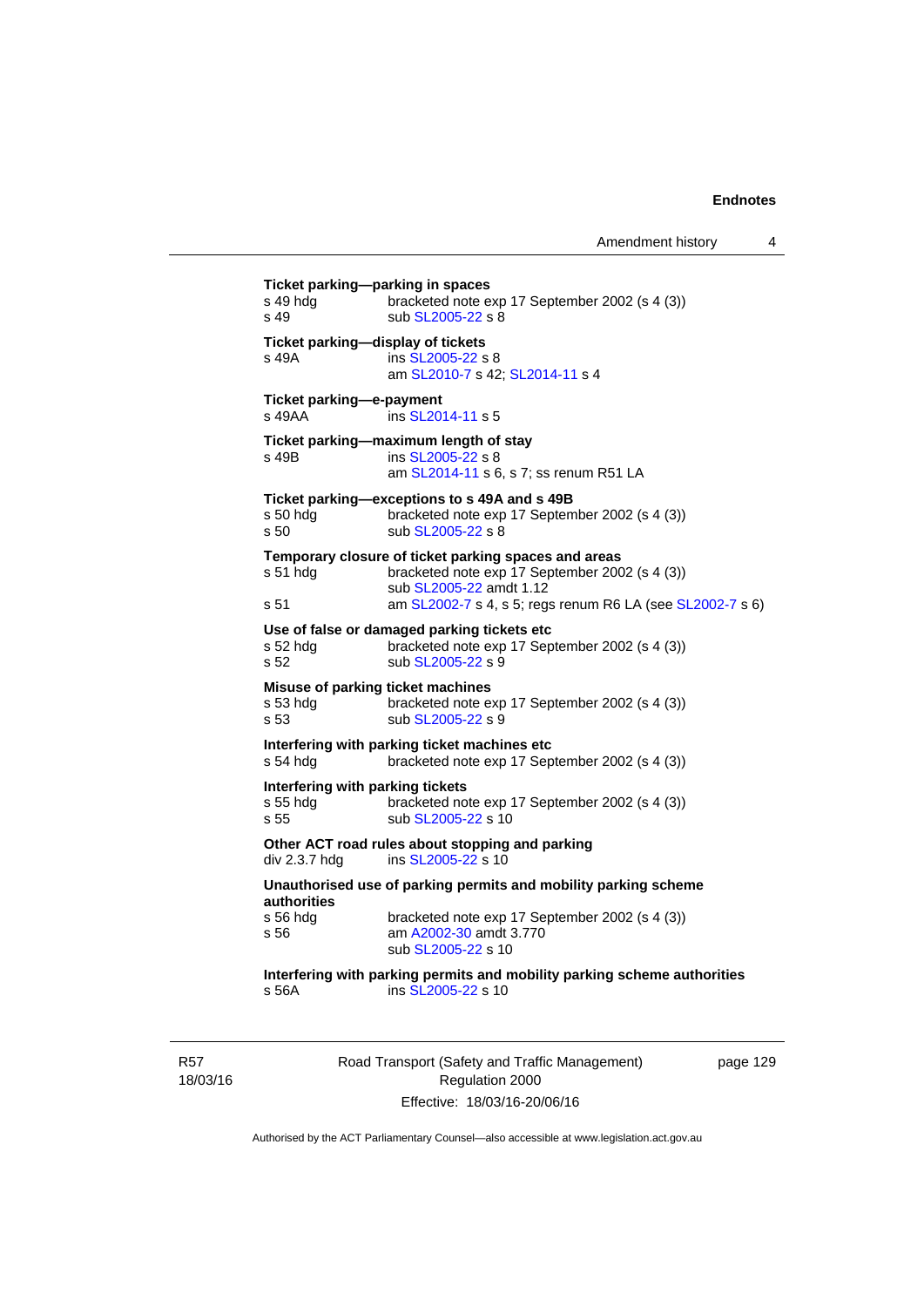**Ticket parking—parking in spaces**

s 49 hdg bracketed note exp 17 September 2002 (s 4 (3))
s 49 sub SL2005-22 s 8

**Ticket parking—display of tickets**

s 49A ins SL2005-22 s 8
am SL2010-7 s 42; SL2014-11 s 4

**Ticket parking—e-payment**

s 49AA ins SL2014-11 s 5

**Ticket parking—maximum length of stay**

s 49B ins SL2005-22 s 8
am SL2014-11 s 6, s 7; ss renum R51 LA

**Ticket parking—exceptions to s 49A and s 49B**

s 50 hdg bracketed note exp 17 September 2002 (s 4 (3))
s 50 sub SL2005-22 s 8

**Temporary closure of ticket parking spaces and areas**

s 51 hdg bracketed note exp 17 September 2002 (s 4 (3))
sub SL2005-22 amdt 1.12
s 51 am SL2002-7 s 4, s 5; regs renum R6 LA (see SL2002-7 s 6)

**Use of false or damaged parking tickets etc**

s 52 hdg bracketed note exp 17 September 2002 (s 4 (3))
s 52 sub SL2005-22 s 9

**Misuse of parking ticket machines**

s 53 hdg bracketed note exp 17 September 2002 (s 4 (3))
s 53 sub SL2005-22 s 9

**Interfering with parking ticket machines etc**

s 54 hdg bracketed note exp 17 September 2002 (s 4 (3))

**Interfering with parking tickets**

s 55 hdg bracketed note exp 17 September 2002 (s 4 (3))
s 55 sub SL2005-22 s 10

**Other ACT road rules about stopping and parking**

div 2.3.7 hdg ins SL2005-22 s 10

**Unauthorised use of parking permits and mobility parking scheme authorities**

s 56 hdg bracketed note exp 17 September 2002 (s 4 (3))
s 56 am A2002-30 amdt 3.770
sub SL2005-22 s 10

**Interfering with parking permits and mobility parking scheme authorities**

s 56A ins SL2005-22 s 10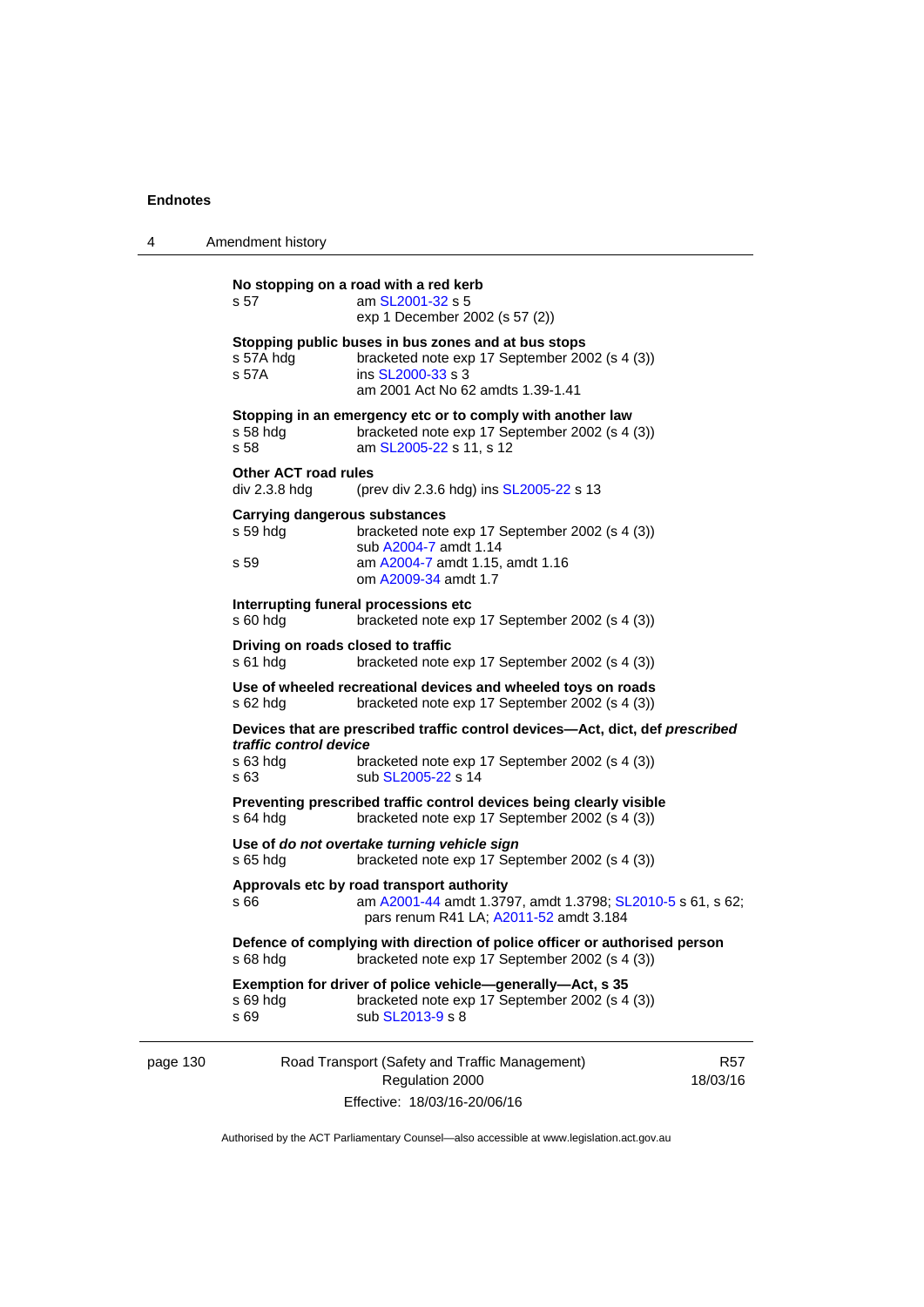**No stopping on a road with a red kerb**

| | |
|---|---|
| s 57 | am SL2001-32 s 5 |
| | exp 1 December 2002 (s 57 (2)) |

**Stopping public buses in bus zones and at bus stops**

| | |
|---|---|
| s 57A hdg | bracketed note exp 17 September 2002 (s 4 (3)) |
| s 57A | ins SL2000-33 s 3 |
| | am 2001 Act No 62 amdts 1.39-1.41 |

**Stopping in an emergency etc or to comply with another law**

| | |
|---|---|
| s 58 hdg | bracketed note exp 17 September 2002 (s 4 (3)) |
| s 58 | am SL2005-22 s 11, s 12 |

**Other ACT road rules**

| | |
|---|---|
| div 2.3.8 hdg | (prev div 2.3.6 hdg) ins SL2005-22 s 13 |

**Carrying dangerous substances**

| | |
|---|---|
| s 59 hdg | bracketed note exp 17 September 2002 (s 4 (3)) |
| | sub A2004-7 amdt 1.14 |
| s 59 | am A2004-7 amdt 1.15, amdt 1.16 |
| | om A2009-34 amdt 1.7 |

**Interrupting funeral processions etc**

| | |
|---|---|
| s 60 hdg | bracketed note exp 17 September 2002 (s 4 (3)) |

**Driving on roads closed to traffic**

| | |
|---|---|
| s 61 hdg | bracketed note exp 17 September 2002 (s 4 (3)) |

**Use of wheeled recreational devices and wheeled toys on roads**

| | |
|---|---|
| s 62 hdg | bracketed note exp 17 September 2002 (s 4 (3)) |

**Devices that are prescribed traffic control devices—Act, dict, def *prescribed traffic control device***

| | |
|---|---|
| s 63 hdg | bracketed note exp 17 September 2002 (s 4 (3)) |
| s 63 | sub SL2005-22 s 14 |

**Preventing prescribed traffic control devices being clearly visible**

| | |
|---|---|
| s 64 hdg | bracketed note exp 17 September 2002 (s 4 (3)) |

**Use of *do not overtake turning vehicle sign***

| | |
|---|---|
| s 65 hdg | bracketed note exp 17 September 2002 (s 4 (3)) |

**Approvals etc by road transport authority**

| | |
|---|---|
| s 66 | am A2001-44 amdt 1.3797, amdt 1.3798; SL2010-5 s 61, s 62; pars renum R41 LA; A2011-52 amdt 3.184 |

**Defence of complying with direction of police officer or authorised person**

| | |
|---|---|
| s 68 hdg | bracketed note exp 17 September 2002 (s 4 (3)) |

**Exemption for driver of police vehicle—generally—Act, s 35**

| | |
|---|---|
| s 69 hdg | bracketed note exp 17 September 2002 (s 4 (3)) |
| s 69 | sub SL2013-9 s 8 |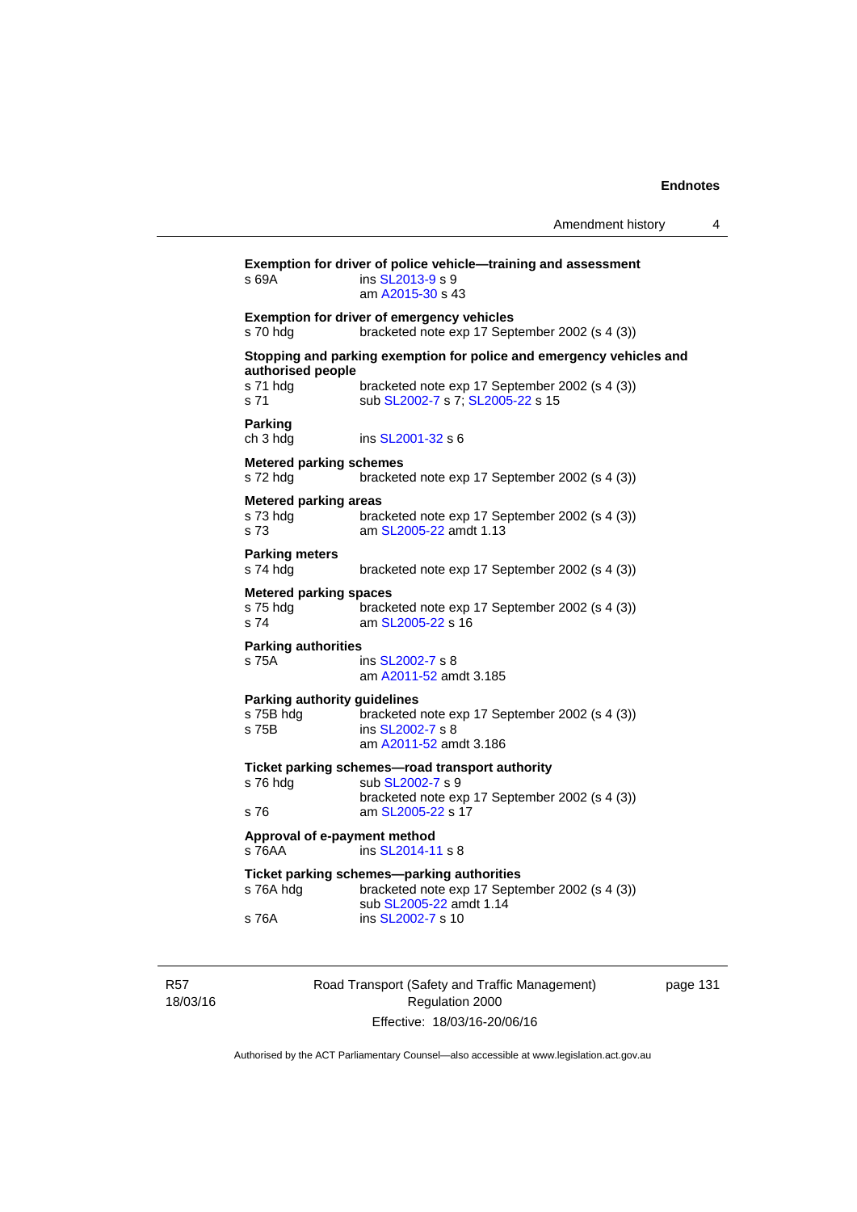**Exemption for driver of police vehicle—training and assessment**

s 69A ins SL2013-9 s 9
am A2015-30 s 43

**Exemption for driver of emergency vehicles**

s 70 hdg bracketed note exp 17 September 2002 (s 4 (3))

**Stopping and parking exemption for police and emergency vehicles and authorised people**

s 71 hdg bracketed note exp 17 September 2002 (s 4 (3))
s 71 sub SL2002-7 s 7; SL2005-22 s 15

**Parking**

ch 3 hdg ins SL2001-32 s 6

**Metered parking schemes**

s 72 hdg bracketed note exp 17 September 2002 (s 4 (3))

**Metered parking areas**

s 73 hdg bracketed note exp 17 September 2002 (s 4 (3))
s 73 am SL2005-22 amdt 1.13

**Parking meters**

s 74 hdg bracketed note exp 17 September 2002 (s 4 (3))

**Metered parking spaces**

s 75 hdg bracketed note exp 17 September 2002 (s 4 (3))
s 74 am SL2005-22 s 16

**Parking authorities**

s 75A ins SL2002-7 s 8
am A2011-52 amdt 3.185

**Parking authority guidelines**

s 75B hdg bracketed note exp 17 September 2002 (s 4 (3))
s 75B ins SL2002-7 s 8
am A2011-52 amdt 3.186

**Ticket parking schemes—road transport authority**

s 76 hdg sub SL2002-7 s 9
bracketed note exp 17 September 2002 (s 4 (3))
s 76 am SL2005-22 s 17

**Approval of e-payment method**

s 76AA ins SL2014-11 s 8

**Ticket parking schemes—parking authorities**

s 76A hdg bracketed note exp 17 September 2002 (s 4 (3))
sub SL2005-22 amdt 1.14
s 76A ins SL2002-7 s 10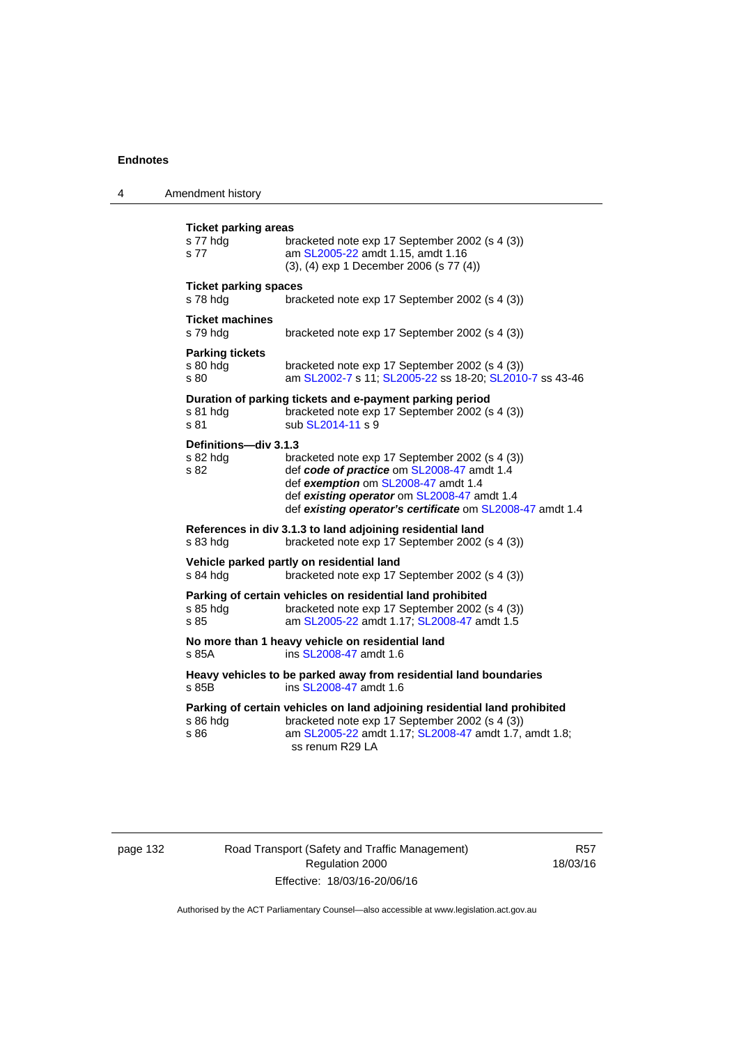**Ticket parking areas**

s 77 hdg bracketed note exp 17 September 2002 (s 4 (3))

s 77 am SL2005-22 amdt 1.15, amdt 1.16
(3), (4) exp 1 December 2006 (s 77 (4))

**Ticket parking spaces**

s 78 hdg bracketed note exp 17 September 2002 (s 4 (3))

**Ticket machines**

s 79 hdg bracketed note exp 17 September 2002 (s 4 (3))

**Parking tickets**

s 80 hdg bracketed note exp 17 September 2002 (s 4 (3))

s 80 am SL2002-7 s 11; SL2005-22 ss 18-20; SL2010-7 ss 43-46

**Duration of parking tickets and e-payment parking period**

s 81 hdg bracketed note exp 17 September 2002 (s 4 (3))

s 81 sub SL2014-11 s 9

**Definitions—div 3.1.3**

s 82 hdg bracketed note exp 17 September 2002 (s 4 (3))

s 82 def ***code of practice*** om SL2008-47 amdt 1.4
def ***exemption*** om SL2008-47 amdt 1.4
def ***existing operator*** om SL2008-47 amdt 1.4
def ***existing operator's certificate*** om SL2008-47 amdt 1.4

**References in div 3.1.3 to land adjoining residential land**

s 83 hdg bracketed note exp 17 September 2002 (s 4 (3))

**Vehicle parked partly on residential land**

s 84 hdg bracketed note exp 17 September 2002 (s 4 (3))

**Parking of certain vehicles on residential land prohibited**

s 85 hdg bracketed note exp 17 September 2002 (s 4 (3))

s 85 am SL2005-22 amdt 1.17; SL2008-47 amdt 1.5

**No more than 1 heavy vehicle on residential land**

s 85A ins SL2008-47 amdt 1.6

**Heavy vehicles to be parked away from residential land boundaries**

s 85B ins SL2008-47 amdt 1.6

**Parking of certain vehicles on land adjoining residential land prohibited**

s 86 hdg bracketed note exp 17 September 2002 (s 4 (3))

s 86 am SL2005-22 amdt 1.17; SL2008-47 amdt 1.7, amdt 1.8; ss renum R29 LA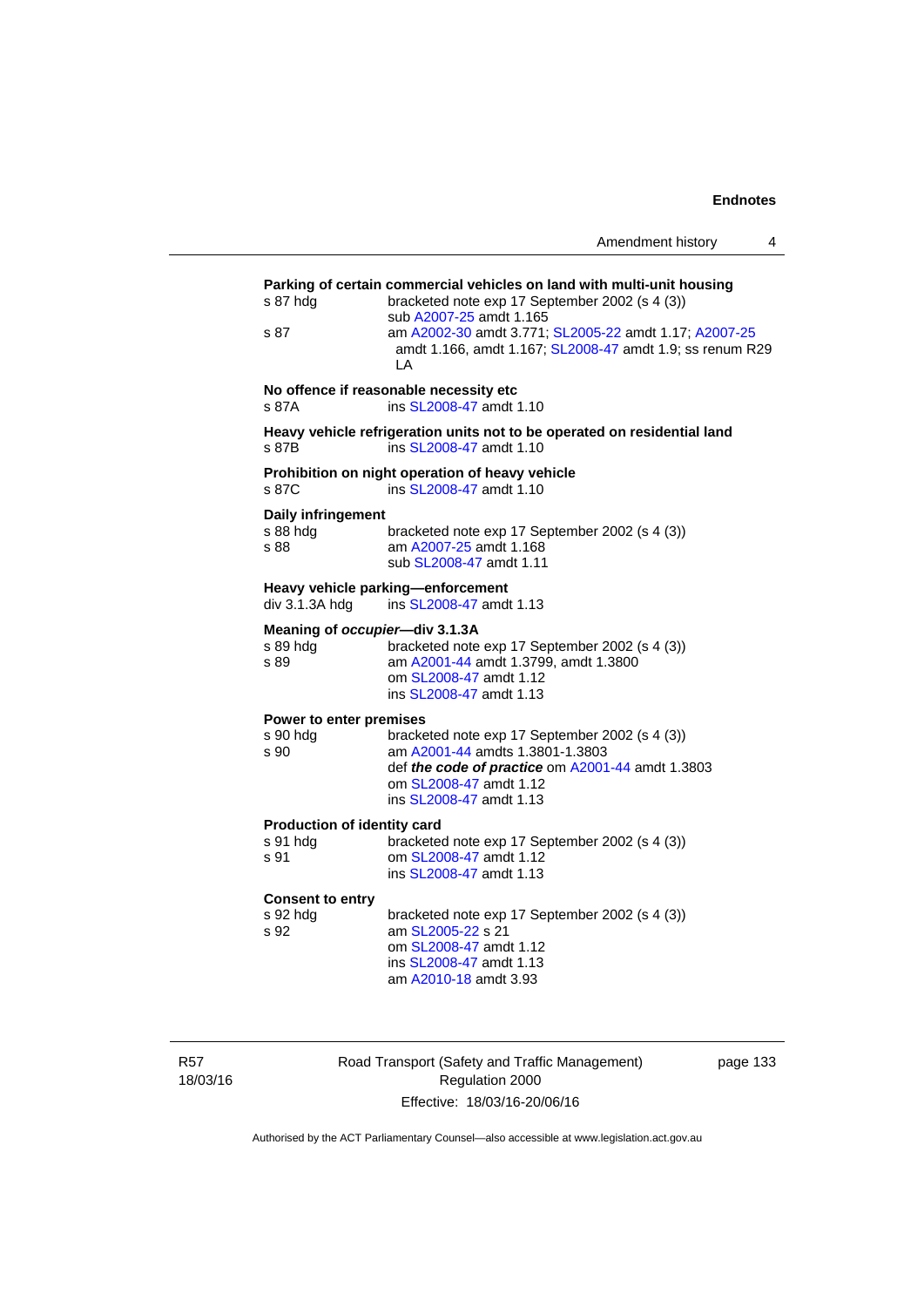**Parking of certain commercial vehicles on land with multi-unit housing**

s 87 hdg — bracketed note exp 17 September 2002 (s 4 (3))
sub A2007-25 amdt 1.165

s 87 — am A2002-30 amdt 3.771; SL2005-22 amdt 1.17; A2007-25 amdt 1.166, amdt 1.167; SL2008-47 amdt 1.9; ss renum R29 LA

**No offence if reasonable necessity etc**

s 87A — ins SL2008-47 amdt 1.10

**Heavy vehicle refrigeration units not to be operated on residential land**

s 87B — ins SL2008-47 amdt 1.10

**Prohibition on night operation of heavy vehicle**

s 87C — ins SL2008-47 amdt 1.10

**Daily infringement**

s 88 hdg — bracketed note exp 17 September 2002 (s 4 (3))

s 88 — am A2007-25 amdt 1.168
sub SL2008-47 amdt 1.11

**Heavy vehicle parking—enforcement**

div 3.1.3A hdg — ins SL2008-47 amdt 1.13

**Meaning of *occupier*—div 3.1.3A**

s 89 hdg — bracketed note exp 17 September 2002 (s 4 (3))

s 89 — am A2001-44 amdt 1.3799, amdt 1.3800
om SL2008-47 amdt 1.12
ins SL2008-47 amdt 1.13

**Power to enter premises**

s 90 hdg — bracketed note exp 17 September 2002 (s 4 (3))

s 90 — am A2001-44 amdts 1.3801-1.3803
def ***the code of practice*** om A2001-44 amdt 1.3803
om SL2008-47 amdt 1.12
ins SL2008-47 amdt 1.13

**Production of identity card**

s 91 hdg — bracketed note exp 17 September 2002 (s 4 (3))

s 91 — om SL2008-47 amdt 1.12
ins SL2008-47 amdt 1.13

**Consent to entry**

s 92 hdg — bracketed note exp 17 September 2002 (s 4 (3))

s 92 — am SL2005-22 s 21
om SL2008-47 amdt 1.12
ins SL2008-47 amdt 1.13
am A2010-18 amdt 3.93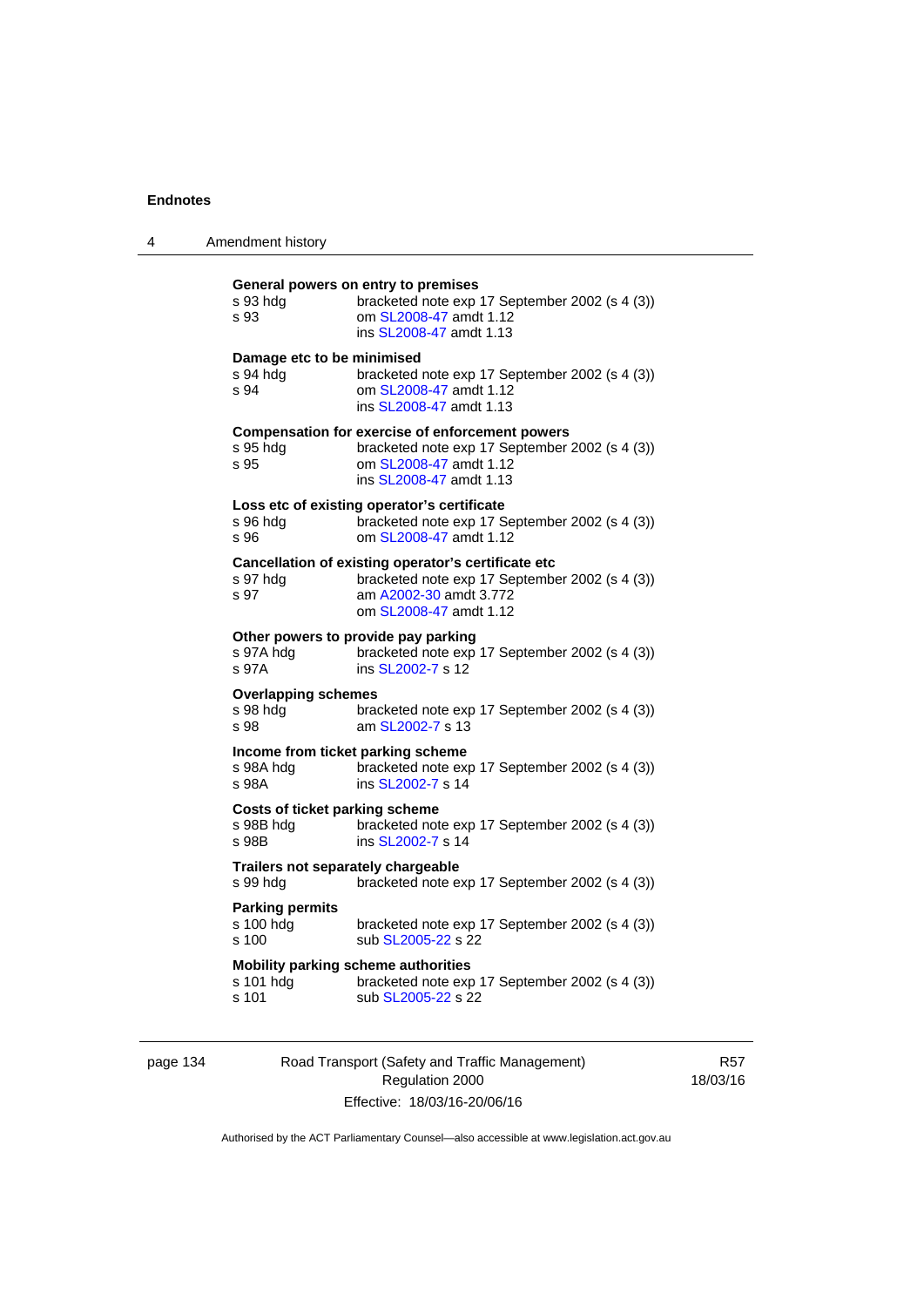**General powers on entry to premises**

s 93 hdg bracketed note exp 17 September 2002 (s 4 (3))
s 93 om SL2008-47 amdt 1.12
ins SL2008-47 amdt 1.13

**Damage etc to be minimised**

s 94 hdg bracketed note exp 17 September 2002 (s 4 (3))
s 94 om SL2008-47 amdt 1.12
ins SL2008-47 amdt 1.13

**Compensation for exercise of enforcement powers**

s 95 hdg bracketed note exp 17 September 2002 (s 4 (3))
s 95 om SL2008-47 amdt 1.12
ins SL2008-47 amdt 1.13

**Loss etc of existing operator's certificate**

s 96 hdg bracketed note exp 17 September 2002 (s 4 (3))
s 96 om SL2008-47 amdt 1.12

**Cancellation of existing operator's certificate etc**

s 97 hdg bracketed note exp 17 September 2002 (s 4 (3))
s 97 am A2002-30 amdt 3.772
om SL2008-47 amdt 1.12

**Other powers to provide pay parking**

s 97A hdg bracketed note exp 17 September 2002 (s 4 (3))
s 97A ins SL2002-7 s 12

**Overlapping schemes**

s 98 hdg bracketed note exp 17 September 2002 (s 4 (3))
s 98 am SL2002-7 s 13

**Income from ticket parking scheme**

s 98A hdg bracketed note exp 17 September 2002 (s 4 (3))
s 98A ins SL2002-7 s 14

**Costs of ticket parking scheme**

s 98B hdg bracketed note exp 17 September 2002 (s 4 (3))
s 98B ins SL2002-7 s 14

**Trailers not separately chargeable**

s 99 hdg bracketed note exp 17 September 2002 (s 4 (3))

**Parking permits**

s 100 hdg bracketed note exp 17 September 2002 (s 4 (3))
s 100 sub SL2005-22 s 22

**Mobility parking scheme authorities**

s 101 hdg bracketed note exp 17 September 2002 (s 4 (3))
s 101 sub SL2005-22 s 22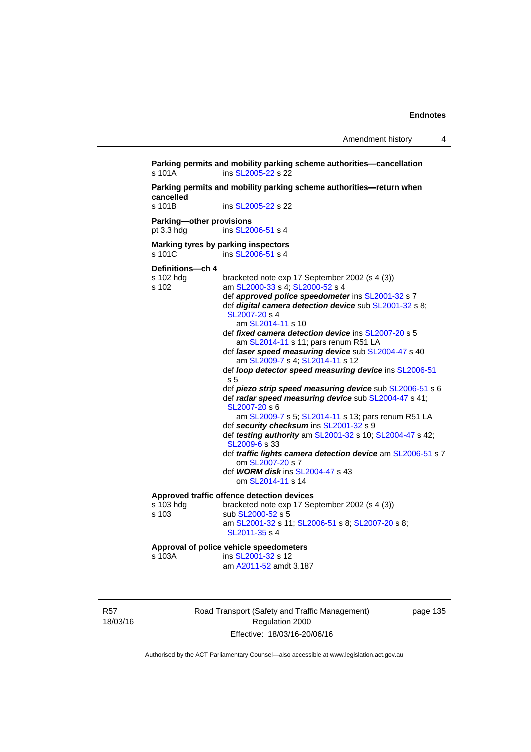**Parking permits and mobility parking scheme authorities—cancellation**
s 101A ins SL2005-22 s 22

**Parking permits and mobility parking scheme authorities—return when cancelled**
s 101B ins SL2005-22 s 22

**Parking—other provisions**
pt 3.3 hdg ins SL2006-51 s 4

**Marking tyres by parking inspectors**
s 101C ins SL2006-51 s 4

**Definitions—ch 4**
s 102 hdg bracketed note exp 17 September 2002 (s 4 (3))
s 102 am SL2000-33 s 4; SL2000-52 s 4
def ***approved police speedometer*** ins SL2001-32 s 7
def ***digital camera detection device*** sub SL2001-32 s 8; SL2007-20 s 4
am SL2014-11 s 10
def ***fixed camera detection device*** ins SL2007-20 s 5
am SL2014-11 s 11; pars renum R51 LA
def ***laser speed measuring device*** sub SL2004-47 s 40
am SL2009-7 s 4; SL2014-11 s 12
def ***loop detector speed measuring device*** ins SL2006-51 s 5
def ***piezo strip speed measuring device*** sub SL2006-51 s 6
def ***radar speed measuring device*** sub SL2004-47 s 41; SL2007-20 s 6
am SL2009-7 s 5; SL2014-11 s 13; pars renum R51 LA
def ***security checksum*** ins SL2001-32 s 9
def ***testing authority*** am SL2001-32 s 10; SL2004-47 s 42; SL2009-6 s 33
def ***traffic lights camera detection device*** am SL2006-51 s 7
om SL2007-20 s 7
def ***WORM disk*** ins SL2004-47 s 43
om SL2014-11 s 14

**Approved traffic offence detection devices**
s 103 hdg bracketed note exp 17 September 2002 (s 4 (3))
s 103 sub SL2000-52 s 5
am SL2001-32 s 11; SL2006-51 s 8; SL2007-20 s 8; SL2011-35 s 4

**Approval of police vehicle speedometers**
s 103A ins SL2001-32 s 12
am A2011-52 amdt 3.187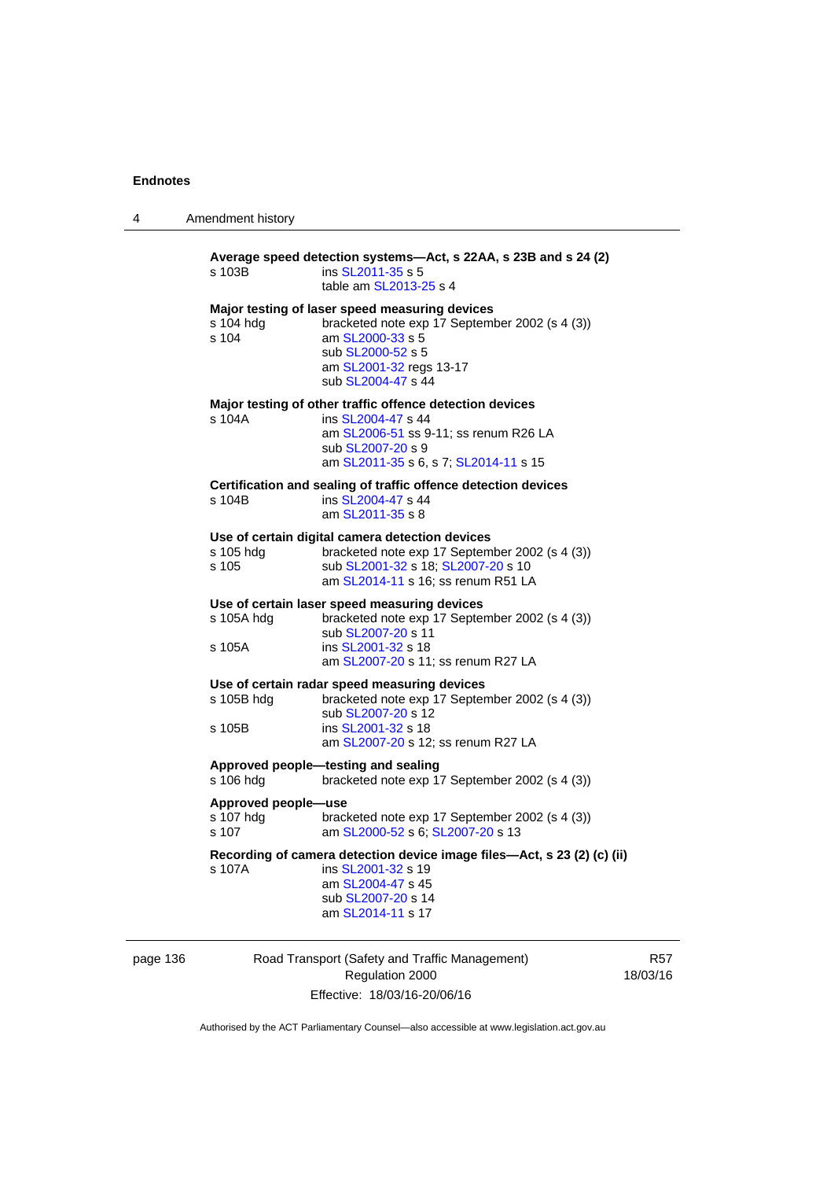**Average speed detection systems—Act, s 22AA, s 23B and s 24 (2)**

| | |
|---|---|
| s 103B | ins SL2011-35 s 5 |
| | table am SL2013-25 s 4 |

**Major testing of laser speed measuring devices**

| | |
|---|---|
| s 104 hdg | bracketed note exp 17 September 2002 (s 4 (3)) |
| s 104 | am SL2000-33 s 5 |
| | sub SL2000-52 s 5 |
| | am SL2001-32 regs 13-17 |
| | sub SL2004-47 s 44 |

**Major testing of other traffic offence detection devices**

| | |
|---|---|
| s 104A | ins SL2004-47 s 44 |
| | am SL2006-51 ss 9-11; ss renum R26 LA |
| | sub SL2007-20 s 9 |
| | am SL2011-35 s 6, s 7; SL2014-11 s 15 |

**Certification and sealing of traffic offence detection devices**

| | |
|---|---|
| s 104B | ins SL2004-47 s 44 |
| | am SL2011-35 s 8 |

**Use of certain digital camera detection devices**

| | |
|---|---|
| s 105 hdg | bracketed note exp 17 September 2002 (s 4 (3)) |
| s 105 | sub SL2001-32 s 18; SL2007-20 s 10 |
| | am SL2014-11 s 16; ss renum R51 LA |

**Use of certain laser speed measuring devices**

| | |
|---|---|
| s 105A hdg | bracketed note exp 17 September 2002 (s 4 (3)) |
| | sub SL2007-20 s 11 |
| s 105A | ins SL2001-32 s 18 |
| | am SL2007-20 s 11; ss renum R27 LA |

**Use of certain radar speed measuring devices**

| | |
|---|---|
| s 105B hdg | bracketed note exp 17 September 2002 (s 4 (3)) |
| | sub SL2007-20 s 12 |
| s 105B | ins SL2001-32 s 18 |
| | am SL2007-20 s 12; ss renum R27 LA |

**Approved people—testing and sealing**

| | |
|---|---|
| s 106 hdg | bracketed note exp 17 September 2002 (s 4 (3)) |

**Approved people—use**

| | |
|---|---|
| s 107 hdg | bracketed note exp 17 September 2002 (s 4 (3)) |
| s 107 | am SL2000-52 s 6; SL2007-20 s 13 |

**Recording of camera detection device image files—Act, s 23 (2) (c) (ii)**

| | |
|---|---|
| s 107A | ins SL2001-32 s 19 |
| | am SL2004-47 s 45 |
| | sub SL2007-20 s 14 |
| | am SL2014-11 s 17 |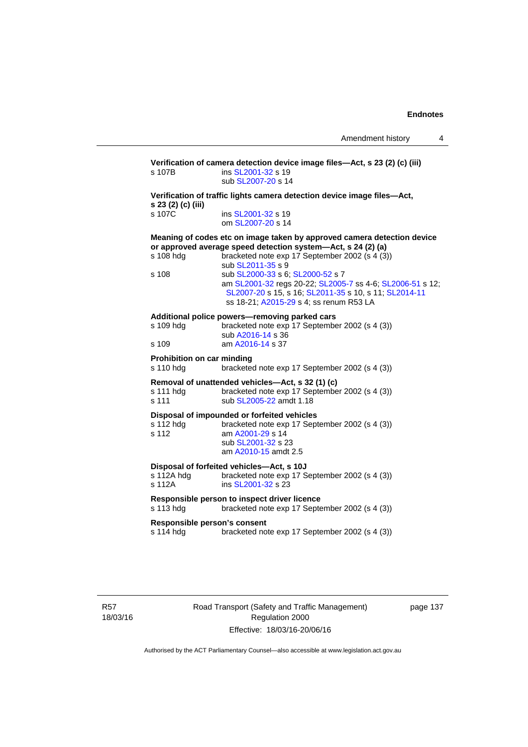**Verification of camera detection device image files—Act, s 23 (2) (c) (iii)**

s 107B ins SL2001-32 s 19
sub SL2007-20 s 14

**Verification of traffic lights camera detection device image files—Act, s 23 (2) (c) (iii)**

s 107C ins SL2001-32 s 19
om SL2007-20 s 14

**Meaning of codes etc on image taken by approved camera detection device or approved average speed detection system—Act, s 24 (2) (a)**

s 108 hdg bracketed note exp 17 September 2002 (s 4 (3))
sub SL2011-35 s 9

s 108 sub SL2000-33 s 6; SL2000-52 s 7
am SL2001-32 regs 20-22; SL2005-7 ss 4-6; SL2006-51 s 12; SL2007-20 s 15, s 16; SL2011-35 s 10, s 11; SL2014-11 ss 18-21; A2015-29 s 4; ss renum R53 LA

**Additional police powers—removing parked cars**

s 109 hdg bracketed note exp 17 September 2002 (s 4 (3))
sub A2016-14 s 36

s 109 am A2016-14 s 37

**Prohibition on car minding**

s 110 hdg bracketed note exp 17 September 2002 (s 4 (3))

**Removal of unattended vehicles—Act, s 32 (1) (c)**

s 111 hdg bracketed note exp 17 September 2002 (s 4 (3))

s 111 sub SL2005-22 amdt 1.18

**Disposal of impounded or forfeited vehicles**

s 112 hdg bracketed note exp 17 September 2002 (s 4 (3))

s 112 am A2001-29 s 14
sub SL2001-32 s 23
am A2010-15 amdt 2.5

**Disposal of forfeited vehicles—Act, s 10J**

s 112A hdg bracketed note exp 17 September 2002 (s 4 (3))

s 112A ins SL2001-32 s 23

**Responsible person to inspect driver licence**

s 113 hdg bracketed note exp 17 September 2002 (s 4 (3))

**Responsible person's consent**

s 114 hdg bracketed note exp 17 September 2002 (s 4 (3))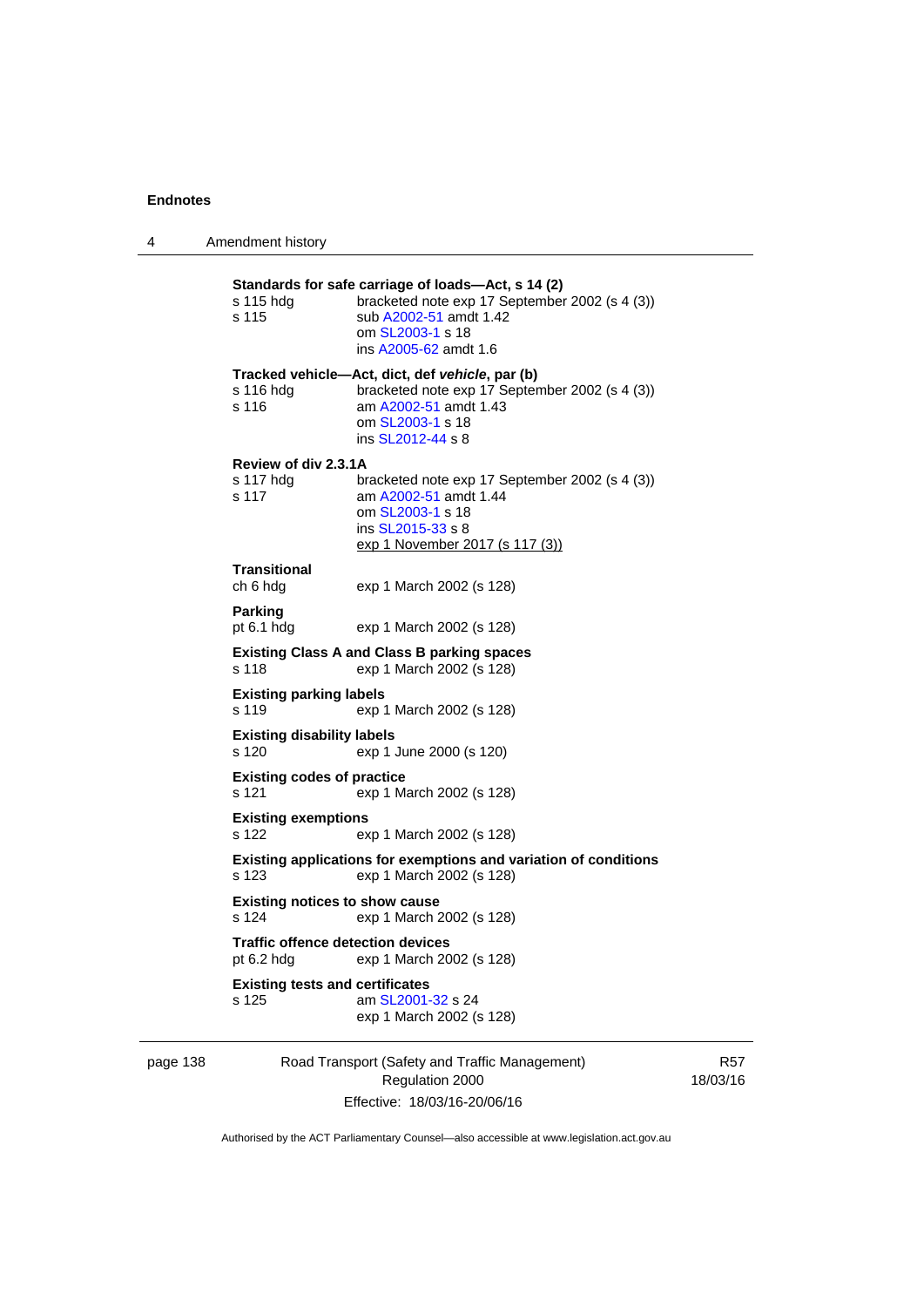**Standards for safe carriage of loads—Act, s 14 (2)**

s 115 hdg bracketed note exp 17 September 2002 (s 4 (3))
s 115 sub A2002-51 amdt 1.42
om SL2003-1 s 18
ins A2005-62 amdt 1.6

**Tracked vehicle—Act, dict, def *vehicle*, par (b)**

s 116 hdg bracketed note exp 17 September 2002 (s 4 (3))
s 116 am A2002-51 amdt 1.43
om SL2003-1 s 18
ins SL2012-44 s 8

**Review of div 2.3.1A**

s 117 hdg bracketed note exp 17 September 2002 (s 4 (3))
s 117 am A2002-51 amdt 1.44
om SL2003-1 s 18
ins SL2015-33 s 8
exp 1 November 2017 (s 117 (3))

**Transitional**

ch 6 hdg exp 1 March 2002 (s 128)

**Parking**

pt 6.1 hdg exp 1 March 2002 (s 128)

**Existing Class A and Class B parking spaces**

s 118 exp 1 March 2002 (s 128)

**Existing parking labels**

s 119 exp 1 March 2002 (s 128)

**Existing disability labels**

s 120 exp 1 June 2000 (s 120)

**Existing codes of practice**

s 121 exp 1 March 2002 (s 128)

**Existing exemptions**

s 122 exp 1 March 2002 (s 128)

**Existing applications for exemptions and variation of conditions**

s 123 exp 1 March 2002 (s 128)

**Existing notices to show cause**

s 124 exp 1 March 2002 (s 128)

**Traffic offence detection devices**

pt 6.2 hdg exp 1 March 2002 (s 128)

**Existing tests and certificates**

s 125 am SL2001-32 s 24
exp 1 March 2002 (s 128)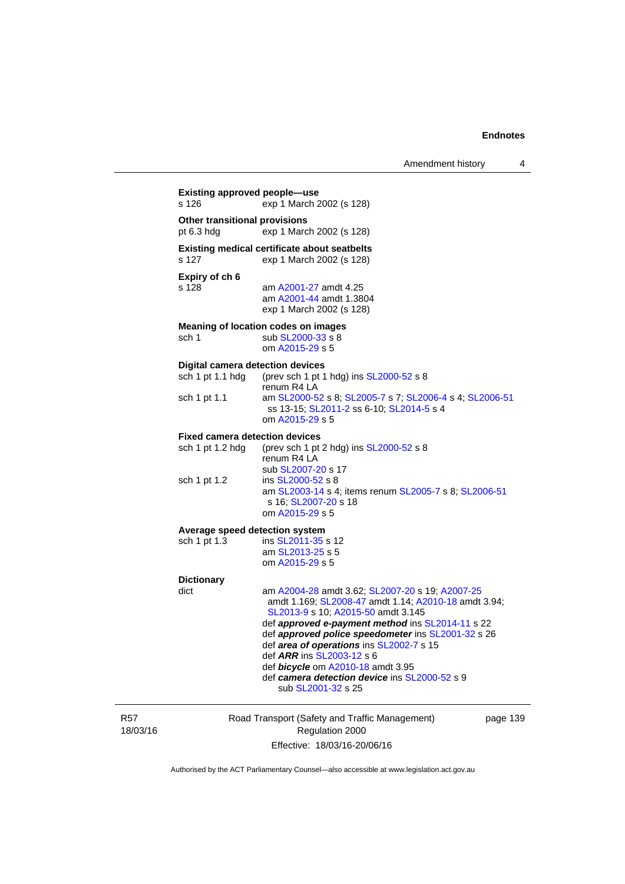**Existing approved people—use**

s 126 exp 1 March 2002 (s 128)

**Other transitional provisions**

pt 6.3 hdg exp 1 March 2002 (s 128)

**Existing medical certificate about seatbelts**

s 127 exp 1 March 2002 (s 128)

**Expiry of ch 6**

s 128 am A2001-27 amdt 4.25
am A2001-44 amdt 1.3804
exp 1 March 2002 (s 128)

**Meaning of location codes on images**

sch 1 sub SL2000-33 s 8
om A2015-29 s 5

**Digital camera detection devices**

sch 1 pt 1.1 hdg (prev sch 1 pt 1 hdg) ins SL2000-52 s 8
renum R4 LA

sch 1 pt 1.1 am SL2000-52 s 8; SL2005-7 s 7; SL2006-4 s 4; SL2006-51 ss 13-15; SL2011-2 ss 6-10; SL2014-5 s 4
om A2015-29 s 5

**Fixed camera detection devices**

sch 1 pt 1.2 hdg (prev sch 1 pt 2 hdg) ins SL2000-52 s 8
renum R4 LA
sub SL2007-20 s 17

sch 1 pt 1.2 ins SL2000-52 s 8
am SL2003-14 s 4; items renum SL2005-7 s 8; SL2006-51 s 16; SL2007-20 s 18
om A2015-29 s 5

**Average speed detection system**

sch 1 pt 1.3 ins SL2011-35 s 12
am SL2013-25 s 5
om A2015-29 s 5

**Dictionary**

dict am A2004-28 amdt 3.62; SL2007-20 s 19; A2007-25 amdt 1.169; SL2008-47 amdt 1.14; A2010-18 amdt 3.94; SL2013-9 s 10; A2015-50 amdt 3.145
def ***approved e-payment method*** ins SL2014-11 s 22
def ***approved police speedometer*** ins SL2001-32 s 26
def ***area of operations*** ins SL2002-7 s 15
def ***ARR*** ins SL2003-12 s 6
def ***bicycle*** om A2010-18 amdt 3.95
def ***camera detection device*** ins SL2000-52 s 9
sub SL2001-32 s 25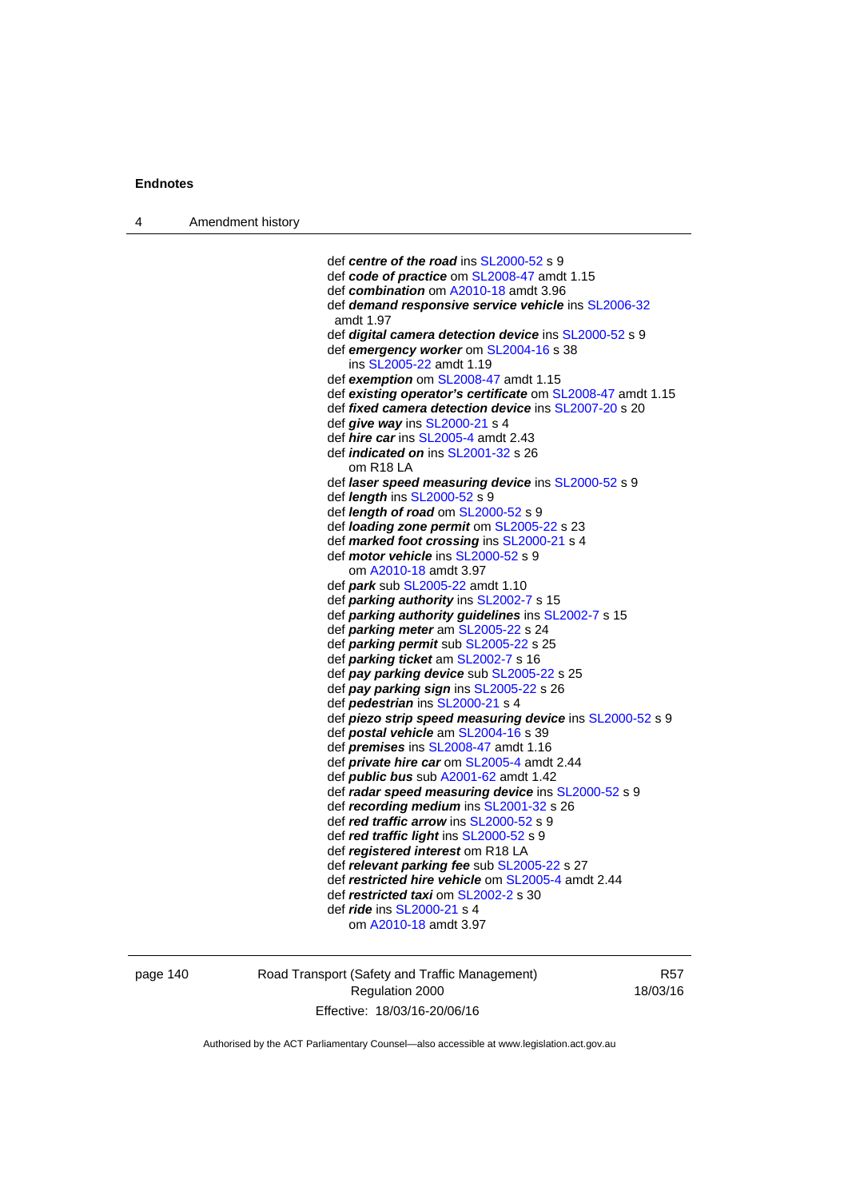def ***centre of the road*** ins SL2000-52 s 9
def ***code of practice*** om SL2008-47 amdt 1.15
def ***combination*** om A2010-18 amdt 3.96
def ***demand responsive service vehicle*** ins SL2006-32 amdt 1.97
def ***digital camera detection device*** ins SL2000-52 s 9
def ***emergency worker*** om SL2004-16 s 38
 ins SL2005-22 amdt 1.19
def ***exemption*** om SL2008-47 amdt 1.15
def ***existing operator's certificate*** om SL2008-47 amdt 1.15
def ***fixed camera detection device*** ins SL2007-20 s 20
def ***give way*** ins SL2000-21 s 4
def ***hire car*** ins SL2005-4 amdt 2.43
def ***indicated on*** ins SL2001-32 s 26
 om R18 LA
def ***laser speed measuring device*** ins SL2000-52 s 9
def ***length*** ins SL2000-52 s 9
def ***length of road*** om SL2000-52 s 9
def ***loading zone permit*** om SL2005-22 s 23
def ***marked foot crossing*** ins SL2000-21 s 4
def ***motor vehicle*** ins SL2000-52 s 9
 om A2010-18 amdt 3.97
def ***park*** sub SL2005-22 amdt 1.10
def ***parking authority*** ins SL2002-7 s 15
def ***parking authority guidelines*** ins SL2002-7 s 15
def ***parking meter*** am SL2005-22 s 24
def ***parking permit*** sub SL2005-22 s 25
def ***parking ticket*** am SL2002-7 s 16
def ***pay parking device*** sub SL2005-22 s 25
def ***pay parking sign*** ins SL2005-22 s 26
def ***pedestrian*** ins SL2000-21 s 4
def ***piezo strip speed measuring device*** ins SL2000-52 s 9
def ***postal vehicle*** am SL2004-16 s 39
def ***premises*** ins SL2008-47 amdt 1.16
def ***private hire car*** om SL2005-4 amdt 2.44
def ***public bus*** sub A2001-62 amdt 1.42
def ***radar speed measuring device*** ins SL2000-52 s 9
def ***recording medium*** ins SL2001-32 s 26
def ***red traffic arrow*** ins SL2000-52 s 9
def ***red traffic light*** ins SL2000-52 s 9
def ***registered interest*** om R18 LA
def ***relevant parking fee*** sub SL2005-22 s 27
def ***restricted hire vehicle*** om SL2005-4 amdt 2.44
def ***restricted taxi*** om SL2002-2 s 30
def ***ride*** ins SL2000-21 s 4
 om A2010-18 amdt 3.97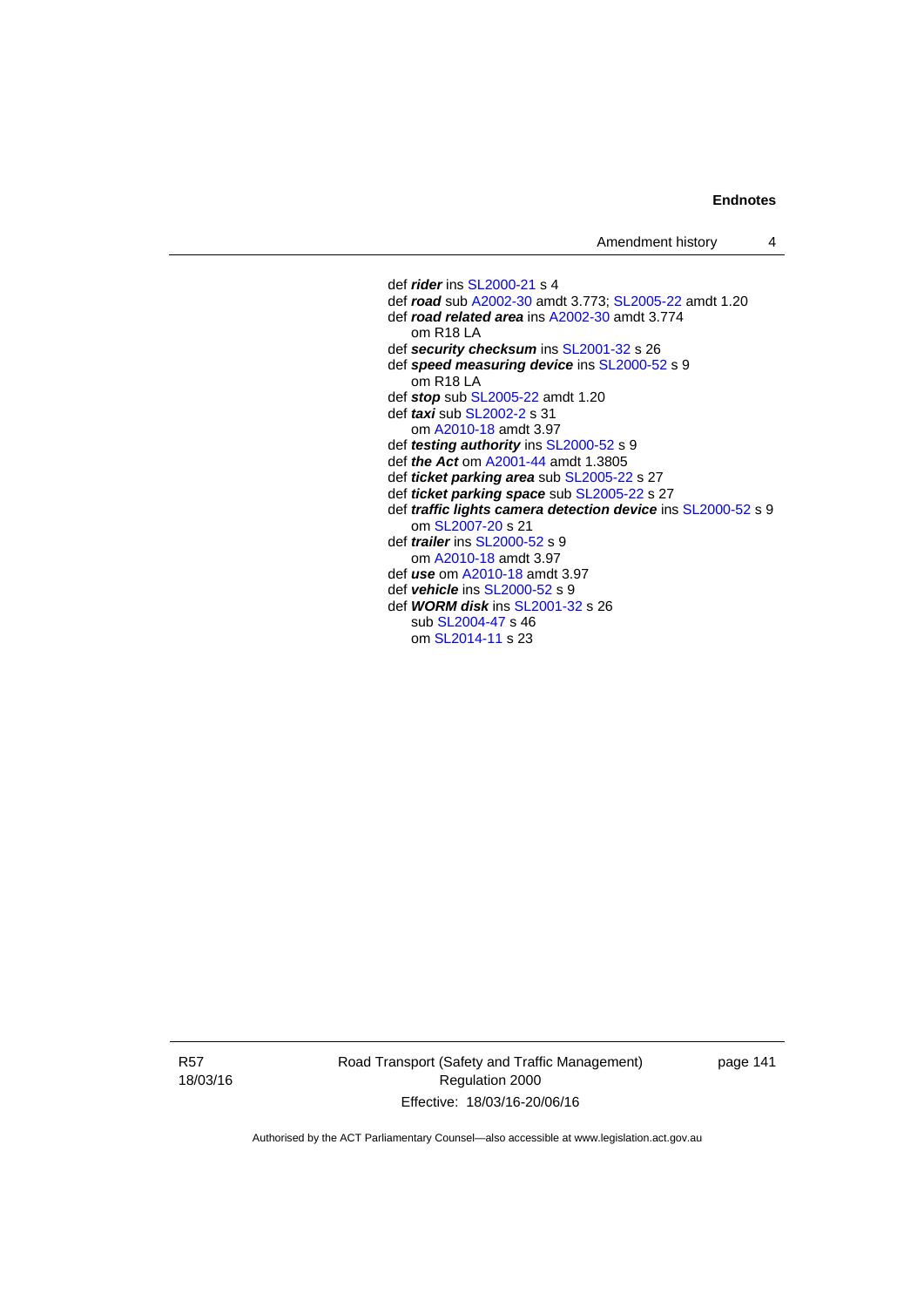def ***rider*** ins SL2000-21 s 4
def ***road*** sub A2002-30 amdt 3.773; SL2005-22 amdt 1.20
def ***road related area*** ins A2002-30 amdt 3.774
  om R18 LA
def ***security checksum*** ins SL2001-32 s 26
def ***speed measuring device*** ins SL2000-52 s 9
  om R18 LA
def ***stop*** sub SL2005-22 amdt 1.20
def ***taxi*** sub SL2002-2 s 31
  om A2010-18 amdt 3.97
def ***testing authority*** ins SL2000-52 s 9
def ***the Act*** om A2001-44 amdt 1.3805
def ***ticket parking area*** sub SL2005-22 s 27
def ***ticket parking space*** sub SL2005-22 s 27
def ***traffic lights camera detection device*** ins SL2000-52 s 9
  om SL2007-20 s 21
def ***trailer*** ins SL2000-52 s 9
  om A2010-18 amdt 3.97
def ***use*** om A2010-18 amdt 3.97
def ***vehicle*** ins SL2000-52 s 9
def ***WORM disk*** ins SL2001-32 s 26
  sub SL2004-47 s 46
  om SL2014-11 s 23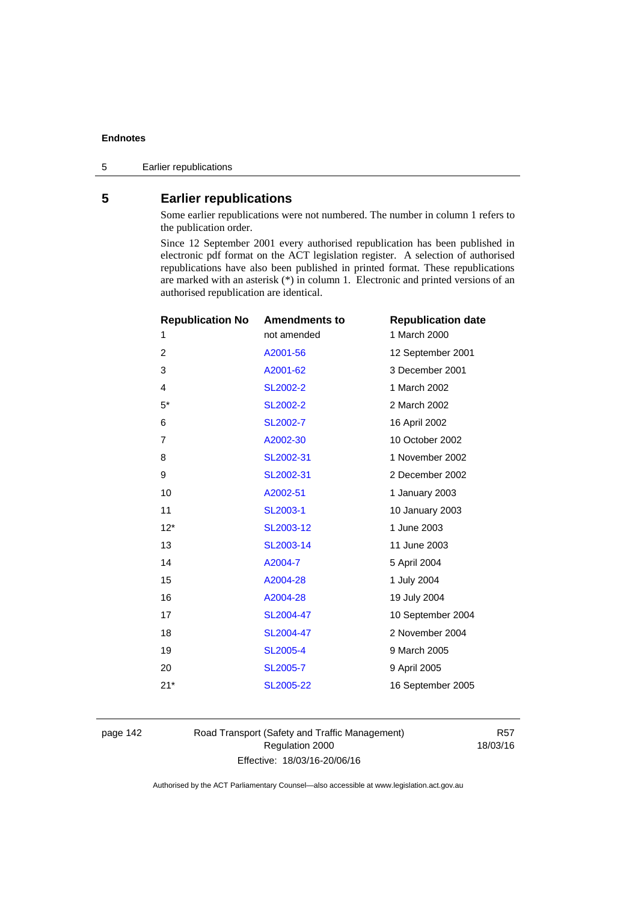## 5 Earlier republications

Some earlier republications were not numbered. The number in column 1 refers to the publication order.

Since 12 September 2001 every authorised republication has been published in electronic pdf format on the ACT legislation register. A selection of authorised republications have also been published in printed format. These republications are marked with an asterisk (*) in column 1. Electronic and printed versions of an authorised republication are identical.

| Republication No | Amendments to | Republication date |
|---|---|---|
| 1 | not amended | 1 March 2000 |
| 2 | A2001-56 | 12 September 2001 |
| 3 | A2001-62 | 3 December 2001 |
| 4 | SL2002-2 | 1 March 2002 |
| 5* | SL2002-2 | 2 March 2002 |
| 6 | SL2002-7 | 16 April 2002 |
| 7 | A2002-30 | 10 October 2002 |
| 8 | SL2002-31 | 1 November 2002 |
| 9 | SL2002-31 | 2 December 2002 |
| 10 | A2002-51 | 1 January 2003 |
| 11 | SL2003-1 | 10 January 2003 |
| 12* | SL2003-12 | 1 June 2003 |
| 13 | SL2003-14 | 11 June 2003 |
| 14 | A2004-7 | 5 April 2004 |
| 15 | A2004-28 | 1 July 2004 |
| 16 | A2004-28 | 19 July 2004 |
| 17 | SL2004-47 | 10 September 2004 |
| 18 | SL2004-47 | 2 November 2004 |
| 19 | SL2005-4 | 9 March 2005 |
| 20 | SL2005-7 | 9 April 2005 |
| 21* | SL2005-22 | 16 September 2005 |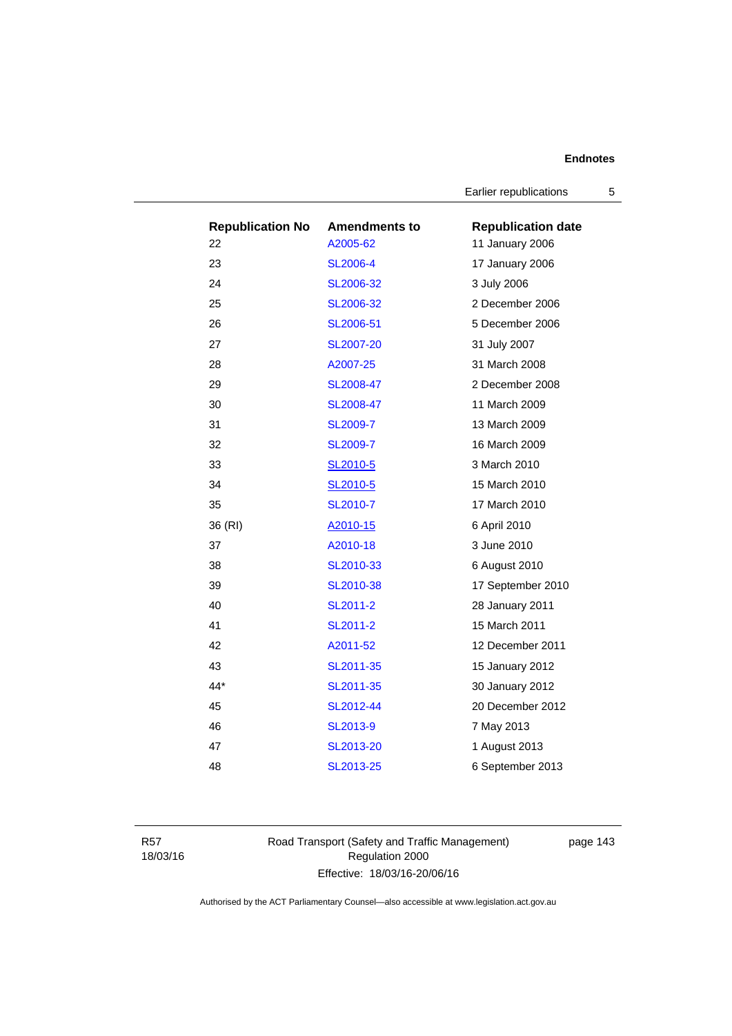| Republication No | Amendments to | Republication date |
| --- | --- | --- |
| 22 | A2005-62 | 11 January 2006 |
| 23 | SL2006-4 | 17 January 2006 |
| 24 | SL2006-32 | 3 July 2006 |
| 25 | SL2006-32 | 2 December 2006 |
| 26 | SL2006-51 | 5 December 2006 |
| 27 | SL2007-20 | 31 July 2007 |
| 28 | A2007-25 | 31 March 2008 |
| 29 | SL2008-47 | 2 December 2008 |
| 30 | SL2008-47 | 11 March 2009 |
| 31 | SL2009-7 | 13 March 2009 |
| 32 | SL2009-7 | 16 March 2009 |
| 33 | SL2010-5 | 3 March 2010 |
| 34 | SL2010-5 | 15 March 2010 |
| 35 | SL2010-7 | 17 March 2010 |
| 36 (RI) | A2010-15 | 6 April 2010 |
| 37 | A2010-18 | 3 June 2010 |
| 38 | SL2010-33 | 6 August 2010 |
| 39 | SL2010-38 | 17 September 2010 |
| 40 | SL2011-2 | 28 January 2011 |
| 41 | SL2011-2 | 15 March 2011 |
| 42 | A2011-52 | 12 December 2011 |
| 43 | SL2011-35 | 15 January 2012 |
| 44* | SL2011-35 | 30 January 2012 |
| 45 | SL2012-44 | 20 December 2012 |
| 46 | SL2013-9 | 7 May 2013 |
| 47 | SL2013-20 | 1 August 2013 |
| 48 | SL2013-25 | 6 September 2013 |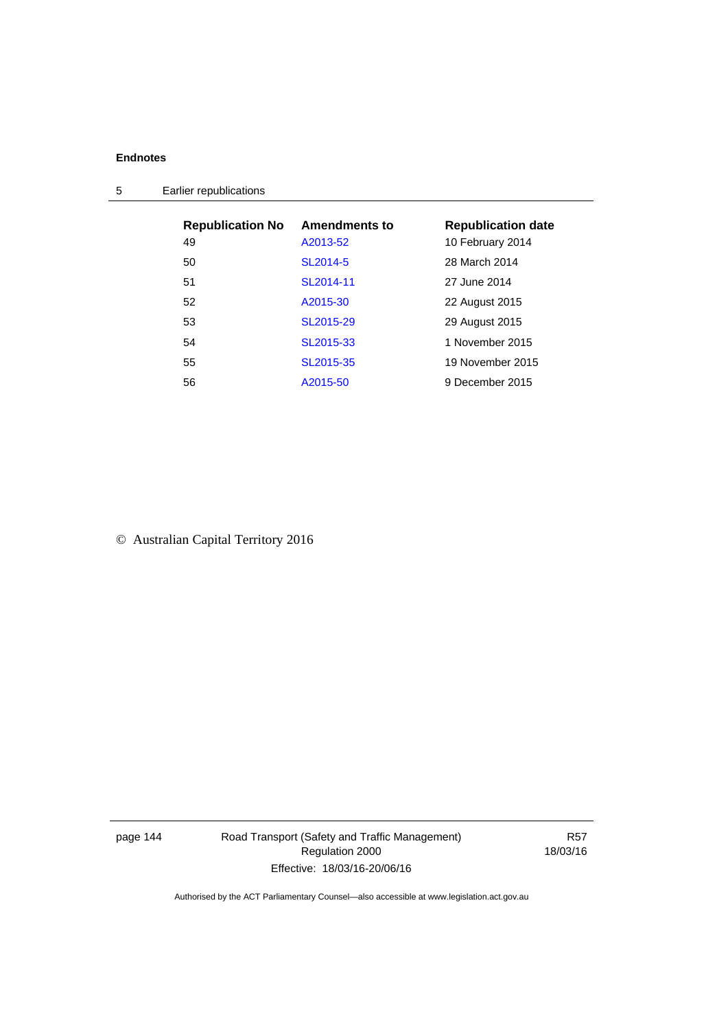## 5 Earlier republications

| Republication No | Amendments to | Republication date |
|---|---|---|
| 49 | A2013-52 | 10 February 2014 |
| 50 | SL2014-5 | 28 March 2014 |
| 51 | SL2014-11 | 27 June 2014 |
| 52 | A2015-30 | 22 August 2015 |
| 53 | SL2015-29 | 29 August 2015 |
| 54 | SL2015-33 | 1 November 2015 |
| 55 | SL2015-35 | 19 November 2015 |
| 56 | A2015-50 | 9 December 2015 |

© Australian Capital Territory 2016